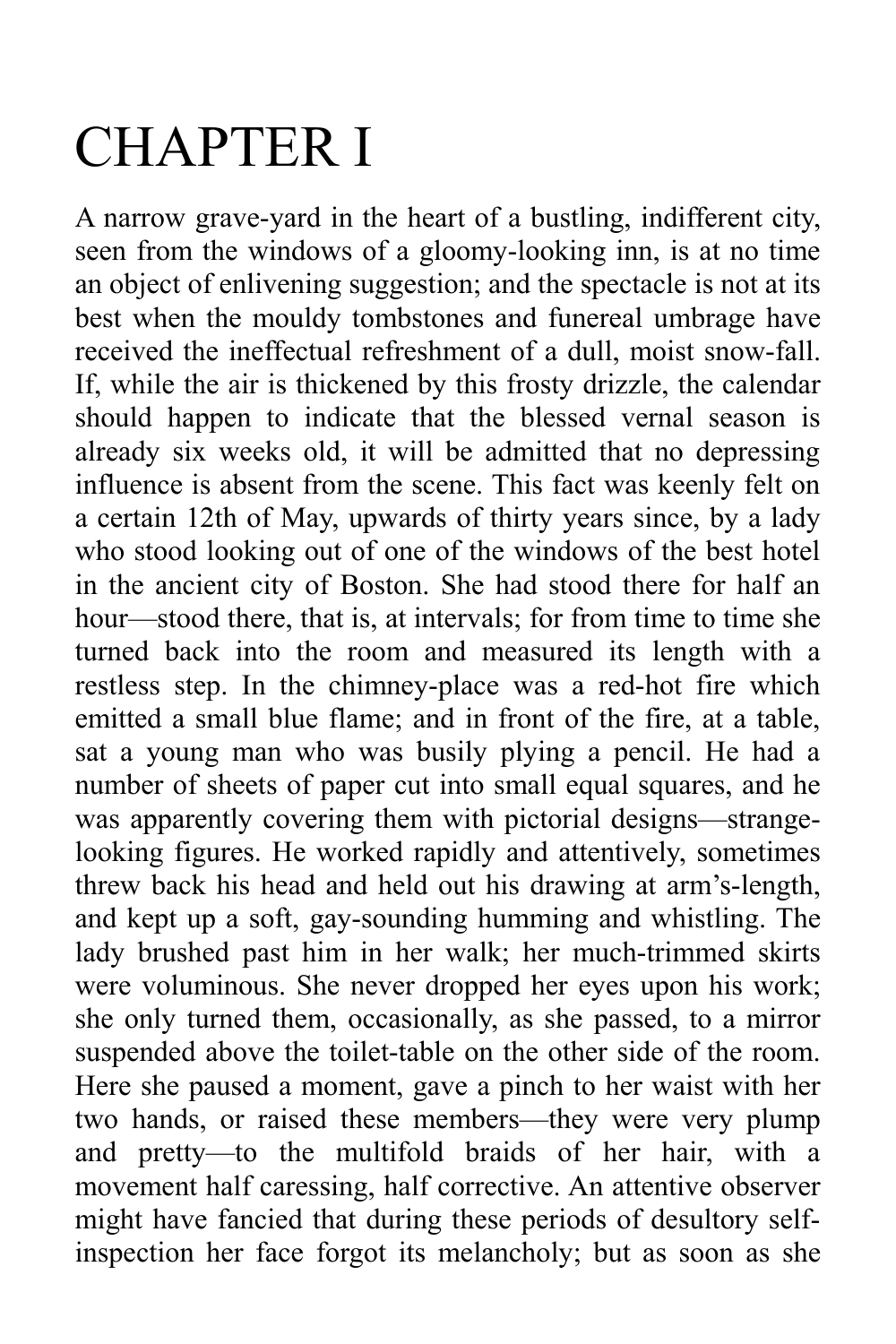# CHAPTER I

A narrow grave-yard in the heart of a bustling, indifferent city, seen from the windows of a gloomy-looking inn, is at no time an object of enlivening suggestion; and the spectacle is not at its best when the mouldy tombstones and funereal umbrage have received the ineffectual refreshment of a dull, moist snow-fall. If, while the air is thickened by this frosty drizzle, the calendar should happen to indicate that the blessed vernal season is already six weeks old, it will be admitted that no depressing influence is absent from the scene. This fact was keenly felt on a certain 12th of May, upwards of thirty years since, by a lady who stood looking out of one of the windows of the best hotel in the ancient city of Boston. She had stood there for half an hour—stood there, that is, at intervals; for from time to time she turned back into the room and measured its length with a restless step. In the chimney-place was a red-hot fire which emitted a small blue flame; and in front of the fire, at a table, sat a young man who was busily plying a pencil. He had a number of sheets of paper cut into small equal squares, and he was apparently covering them with pictorial designs—strange-looking figures. He worked rapidly and attentively, sometimes threw back his head and held out his drawing at arm's-length, and kept up a soft, gay-sounding humming and whistling. The lady brushed past him in her walk; her much-trimmed skirts were voluminous. She never dropped her eyes upon his work; she only turned them, occasionally, as she passed, to a mirror suspended above the toilet-table on the other side of the room. Here she paused a moment, gave a pinch to her waist with her two hands, or raised these members—they were very plump and pretty—to the multifold braids of her hair, with a movement half caressing, half corrective. An attentive observer might have fancied that during these periods of desultory self-inspection her face forgot its melancholy; but as soon as she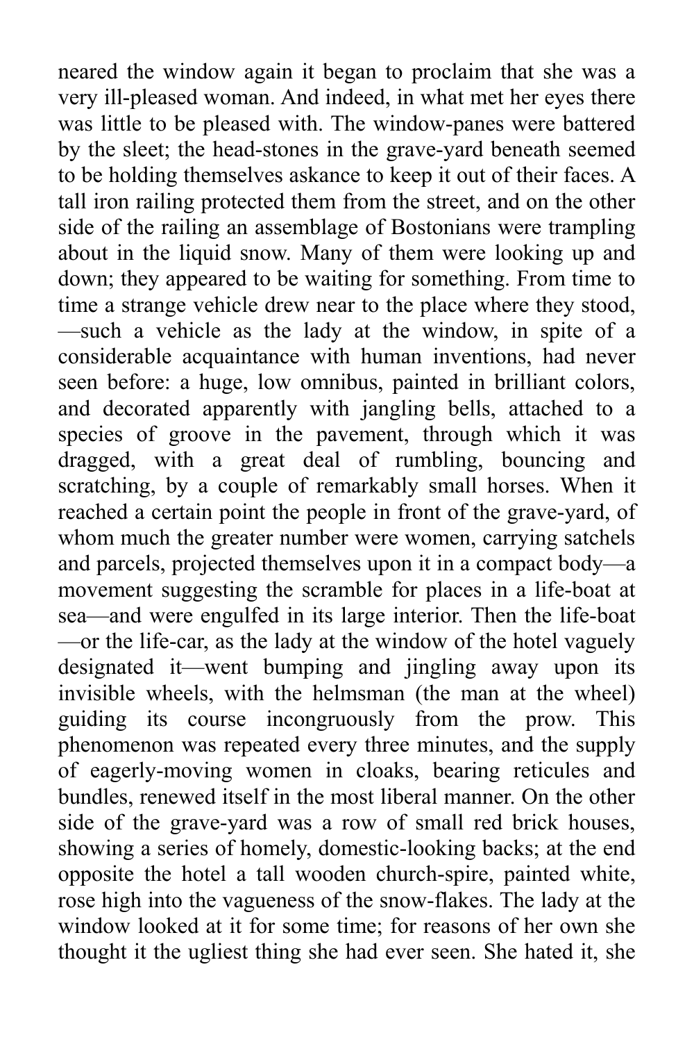neared the window again it began to proclaim that she was a very ill-pleased woman. And indeed, in what met her eyes there was little to be pleased with. The window-panes were battered by the sleet; the head-stones in the grave-yard beneath seemed to be holding themselves askance to keep it out of their faces. A tall iron railing protected them from the street, and on the other side of the railing an assemblage of Bostonians were trampling about in the liquid snow. Many of them were looking up and down; they appeared to be waiting for something. From time to time a strange vehicle drew near to the place where they stood,—such a vehicle as the lady at the window, in spite of a considerable acquaintance with human inventions, had never seen before: a huge, low omnibus, painted in brilliant colors, and decorated apparently with jangling bells, attached to a species of groove in the pavement, through which it was dragged, with a great deal of rumbling, bouncing and scratching, by a couple of remarkably small horses. When it reached a certain point the people in front of the grave-yard, of whom much the greater number were women, carrying satchels and parcels, projected themselves upon it in a compact body—a movement suggesting the scramble for places in a life-boat at sea—and were engulfed in its large interior. Then the life-boat—or the life-car, as the lady at the window of the hotel vaguely designated it—went bumping and jingling away upon its invisible wheels, with the helmsman (the man at the wheel) guiding its course incongruously from the prow. This phenomenon was repeated every three minutes, and the supply of eagerly-moving women in cloaks, bearing reticules and bundles, renewed itself in the most liberal manner. On the other side of the grave-yard was a row of small red brick houses, showing a series of homely, domestic-looking backs; at the end opposite the hotel a tall wooden church-spire, painted white, rose high into the vagueness of the snow-flakes. The lady at the window looked at it for some time; for reasons of her own she thought it the ugliest thing she had ever seen. She hated it, she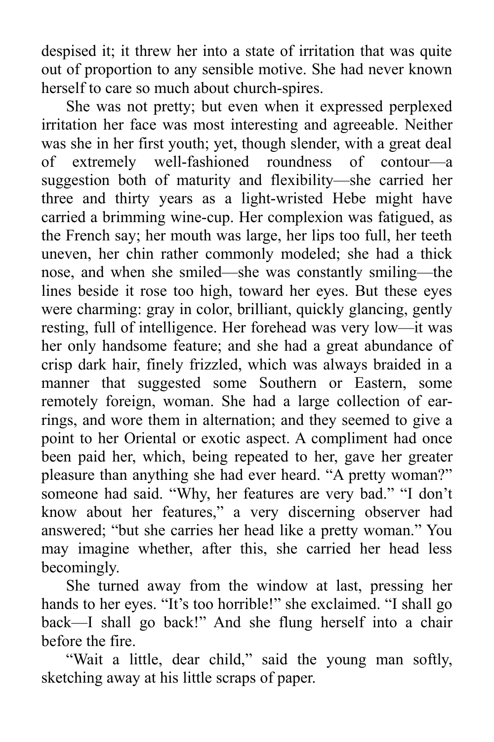despised it; it threw her into a state of irritation that was quite out of proportion to any sensible motive. She had never known herself to care so much about church-spires.

She was not pretty; but even when it expressed perplexed irritation her face was most interesting and agreeable. Neither was she in her first youth; yet, though slender, with a great deal of extremely well-fashioned roundness of contour—a suggestion both of maturity and flexibility—she carried her three and thirty years as a light-wristed Hebe might have carried a brimming wine-cup. Her complexion was fatigued, as the French say; her mouth was large, her lips too full, her teeth uneven, her chin rather commonly modeled; she had a thick nose, and when she smiled—she was constantly smiling—the lines beside it rose too high, toward her eyes. But these eyes were charming: gray in color, brilliant, quickly glancing, gently resting, full of intelligence. Her forehead was very low—it was her only handsome feature; and she had a great abundance of crisp dark hair, finely frizzled, which was always braided in a manner that suggested some Southern or Eastern, some remotely foreign, woman. She had a large collection of ear-rings, and wore them in alternation; and they seemed to give a point to her Oriental or exotic aspect. A compliment had once been paid her, which, being repeated to her, gave her greater pleasure than anything she had ever heard. "A pretty woman?" someone had said. "Why, her features are very bad." "I don't know about her features," a very discerning observer had answered; "but she carries her head like a pretty woman." You may imagine whether, after this, she carried her head less becomingly.

She turned away from the window at last, pressing her hands to her eyes. "It's too horrible!" she exclaimed. "I shall go back—I shall go back!" And she flung herself into a chair before the fire.

"Wait a little, dear child," said the young man softly, sketching away at his little scraps of paper.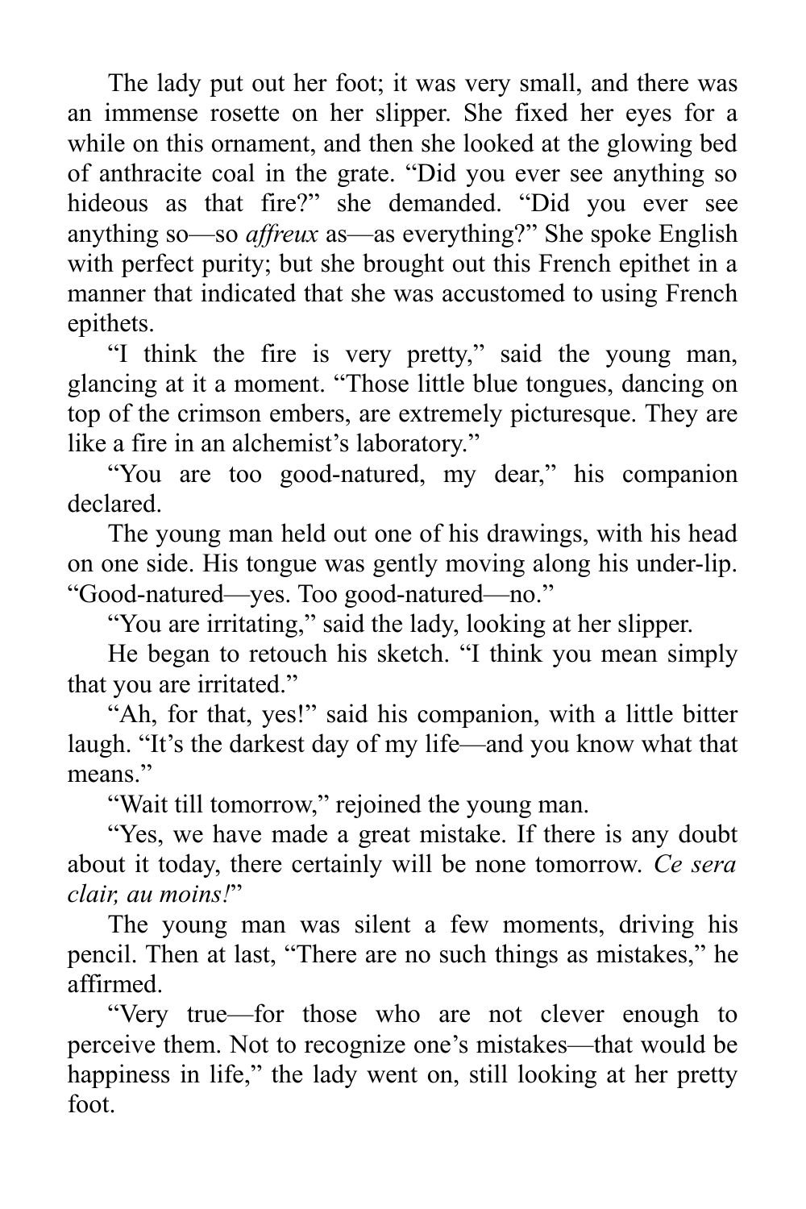The lady put out her foot; it was very small, and there was an immense rosette on her slipper. She fixed her eyes for a while on this ornament, and then she looked at the glowing bed of anthracite coal in the grate. “Did you ever see anything so hideous as that fire?” she demanded. “Did you ever see anything so—so *affreux* as—as everything?” She spoke English with perfect purity; but she brought out this French epithet in a manner that indicated that she was accustomed to using French epithets.

“I think the fire is very pretty,” said the young man, glancing at it a moment. “Those little blue tongues, dancing on top of the crimson embers, are extremely picturesque. They are like a fire in an alchemist’s laboratory.”

“You are too good-natured, my dear,” his companion declared.

The young man held out one of his drawings, with his head on one side. His tongue was gently moving along his under-lip. “Good-natured—yes. Too good-natured—no.”

“You are irritating,” said the lady, looking at her slipper.

He began to retouch his sketch. “I think you mean simply that you are irritated.”

“Ah, for that, yes!” said his companion, with a little bitter laugh. “It’s the darkest day of my life—and you know what that means.”

“Wait till tomorrow,” rejoined the young man.

“Yes, we have made a great mistake. If there is any doubt about it today, there certainly will be none tomorrow. *Ce sera clair, au moins!*”

The young man was silent a few moments, driving his pencil. Then at last, “There are no such things as mistakes,” he affirmed.

“Very true—for those who are not clever enough to perceive them. Not to recognize one’s mistakes—that would be happiness in life,” the lady went on, still looking at her pretty foot.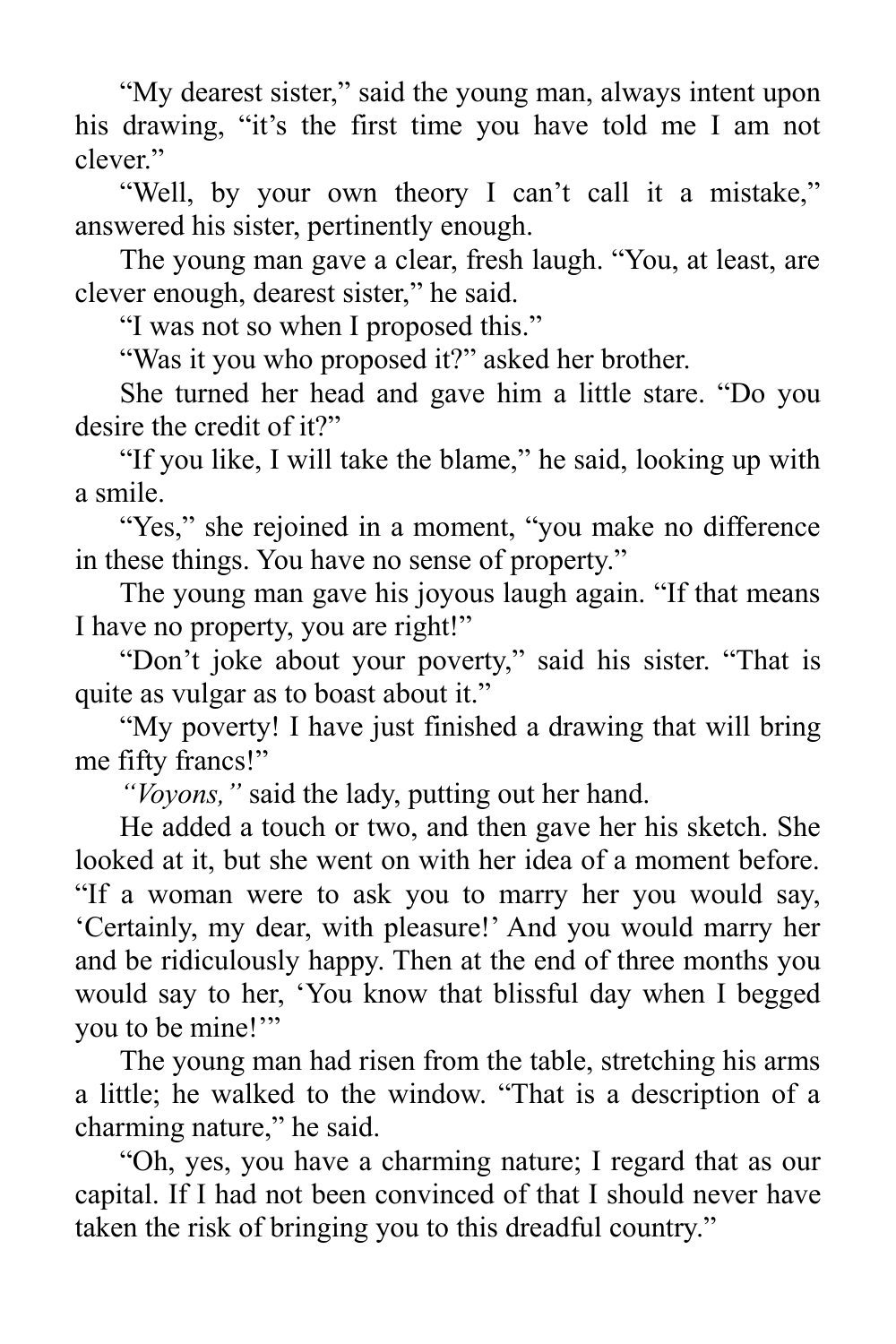"My dearest sister," said the young man, always intent upon his drawing, "it's the first time you have told me I am not clever."

"Well, by your own theory I can't call it a mistake," answered his sister, pertinently enough.

The young man gave a clear, fresh laugh. "You, at least, are clever enough, dearest sister," he said.

"I was not so when I proposed this."

"Was it you who proposed it?" asked her brother.

She turned her head and gave him a little stare. "Do you desire the credit of it?"

"If you like, I will take the blame," he said, looking up with a smile.

"Yes," she rejoined in a moment, "you make no difference in these things. You have no sense of property."

The young man gave his joyous laugh again. "If that means I have no property, you are right!"

"Don't joke about your poverty," said his sister. "That is quite as vulgar as to boast about it."

"My poverty! I have just finished a drawing that will bring me fifty francs!"

*"Voyons,"* said the lady, putting out her hand.

He added a touch or two, and then gave her his sketch. She looked at it, but she went on with her idea of a moment before. "If a woman were to ask you to marry her you would say, 'Certainly, my dear, with pleasure!' And you would marry her and be ridiculously happy. Then at the end of three months you would say to her, 'You know that blissful day when I begged you to be mine!'"

The young man had risen from the table, stretching his arms a little; he walked to the window. "That is a description of a charming nature," he said.

"Oh, yes, you have a charming nature; I regard that as our capital. If I had not been convinced of that I should never have taken the risk of bringing you to this dreadful country."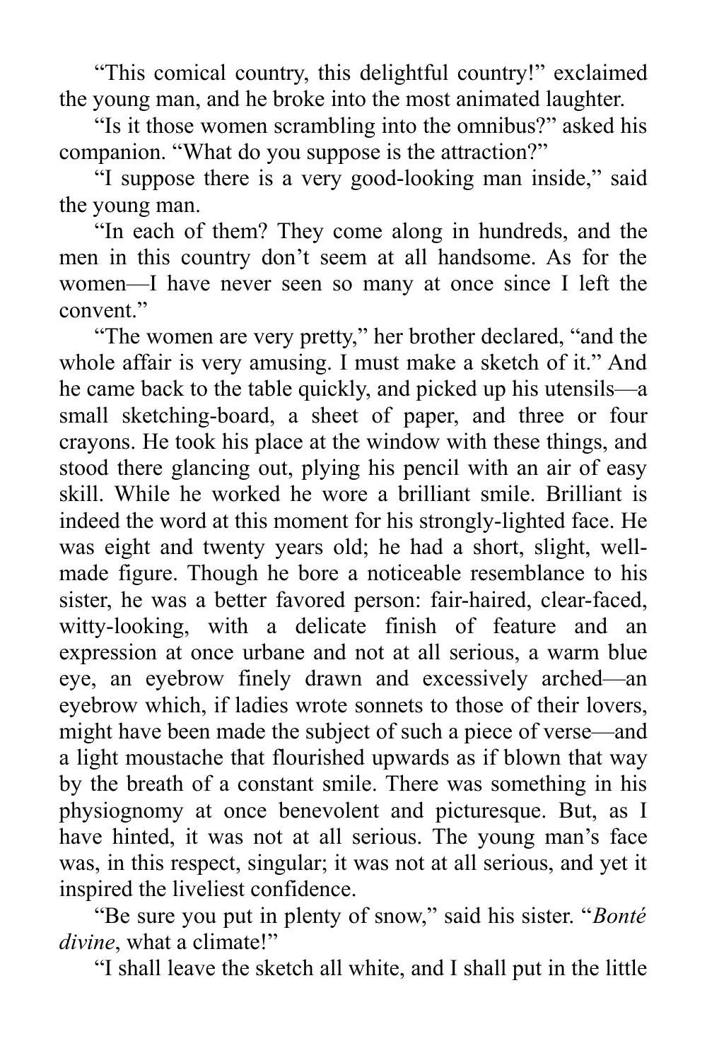"This comical country, this delightful country!" exclaimed the young man, and he broke into the most animated laughter.

"Is it those women scrambling into the omnibus?" asked his companion. "What do you suppose is the attraction?"

"I suppose there is a very good-looking man inside," said the young man.

"In each of them? They come along in hundreds, and the men in this country don't seem at all handsome. As for the women—I have never seen so many at once since I left the convent."

"The women are very pretty," her brother declared, "and the whole affair is very amusing. I must make a sketch of it." And he came back to the table quickly, and picked up his utensils—a small sketching-board, a sheet of paper, and three or four crayons. He took his place at the window with these things, and stood there glancing out, plying his pencil with an air of easy skill. While he worked he wore a brilliant smile. Brilliant is indeed the word at this moment for his strongly-lighted face. He was eight and twenty years old; he had a short, slight, well-made figure. Though he bore a noticeable resemblance to his sister, he was a better favored person: fair-haired, clear-faced, witty-looking, with a delicate finish of feature and an expression at once urbane and not at all serious, a warm blue eye, an eyebrow finely drawn and excessively arched—an eyebrow which, if ladies wrote sonnets to those of their lovers, might have been made the subject of such a piece of verse—and a light moustache that flourished upwards as if blown that way by the breath of a constant smile. There was something in his physiognomy at once benevolent and picturesque. But, as I have hinted, it was not at all serious. The young man's face was, in this respect, singular; it was not at all serious, and yet it inspired the liveliest confidence.

"Be sure you put in plenty of snow," said his sister. "*Bonté divine*, what a climate!"

"I shall leave the sketch all white, and I shall put in the little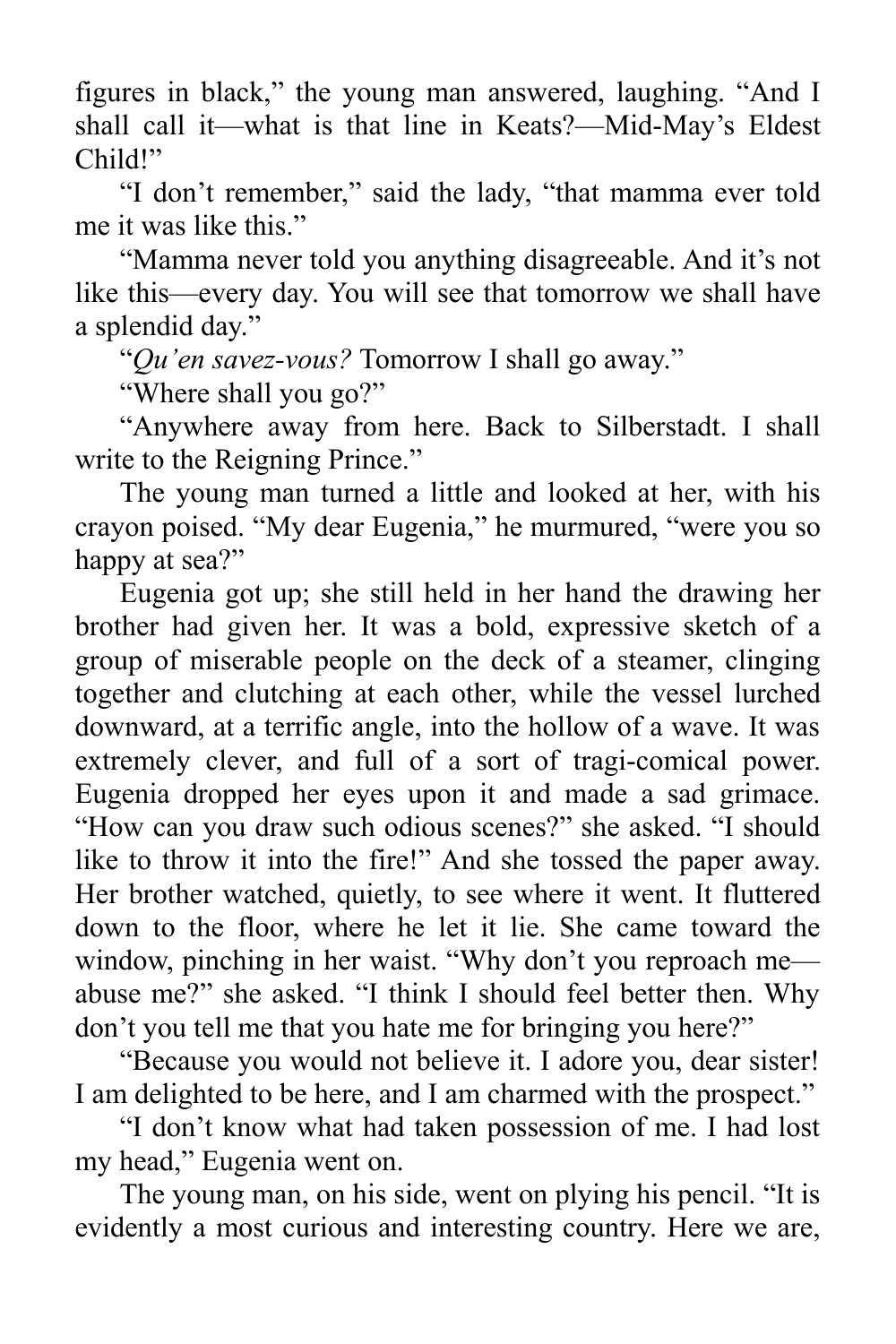figures in black," the young man answered, laughing. "And I shall call it—what is that line in Keats?—Mid-May's Eldest Child!"

"I don't remember," said the lady, "that mamma ever told me it was like this."

"Mamma never told you anything disagreeable. And it's not like this—every day. You will see that tomorrow we shall have a splendid day."

"*Qu'en savez-vous?* Tomorrow I shall go away."

"Where shall you go?"

"Anywhere away from here. Back to Silberstadt. I shall write to the Reigning Prince."

The young man turned a little and looked at her, with his crayon poised. "My dear Eugenia," he murmured, "were you so happy at sea?"

Eugenia got up; she still held in her hand the drawing her brother had given her. It was a bold, expressive sketch of a group of miserable people on the deck of a steamer, clinging together and clutching at each other, while the vessel lurched downward, at a terrific angle, into the hollow of a wave. It was extremely clever, and full of a sort of tragi-comical power. Eugenia dropped her eyes upon it and made a sad grimace. "How can you draw such odious scenes?" she asked. "I should like to throw it into the fire!" And she tossed the paper away. Her brother watched, quietly, to see where it went. It fluttered down to the floor, where he let it lie. She came toward the window, pinching in her waist. "Why don't you reproach me—abuse me?" she asked. "I think I should feel better then. Why don't you tell me that you hate me for bringing you here?"

"Because you would not believe it. I adore you, dear sister! I am delighted to be here, and I am charmed with the prospect."

"I don't know what had taken possession of me. I had lost my head," Eugenia went on.

The young man, on his side, went on plying his pencil. "It is evidently a most curious and interesting country. Here we are,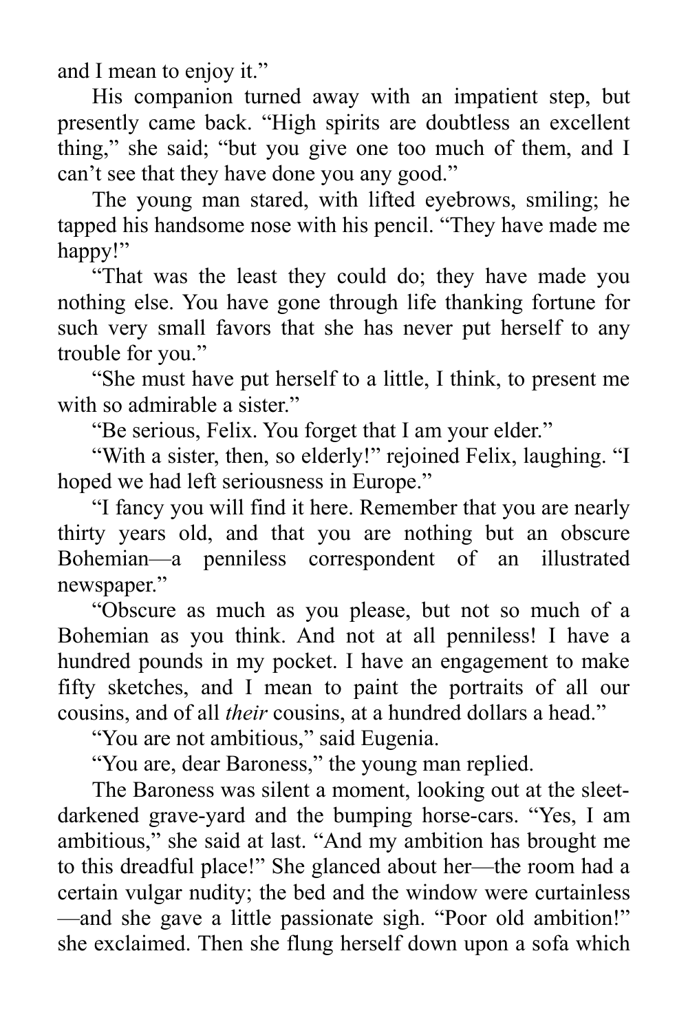and I mean to enjoy it."

His companion turned away with an impatient step, but presently came back. "High spirits are doubtless an excellent thing," she said; "but you give one too much of them, and I can't see that they have done you any good."

The young man stared, with lifted eyebrows, smiling; he tapped his handsome nose with his pencil. "They have made me happy!"

"That was the least they could do; they have made you nothing else. You have gone through life thanking fortune for such very small favors that she has never put herself to any trouble for you."

"She must have put herself to a little, I think, to present me with so admirable a sister."

"Be serious, Felix. You forget that I am your elder."

"With a sister, then, so elderly!" rejoined Felix, laughing. "I hoped we had left seriousness in Europe."

"I fancy you will find it here. Remember that you are nearly thirty years old, and that you are nothing but an obscure Bohemian—a penniless correspondent of an illustrated newspaper."

"Obscure as much as you please, but not so much of a Bohemian as you think. And not at all penniless! I have a hundred pounds in my pocket. I have an engagement to make fifty sketches, and I mean to paint the portraits of all our cousins, and of all *their* cousins, at a hundred dollars a head."

"You are not ambitious," said Eugenia.

"You are, dear Baroness," the young man replied.

The Baroness was silent a moment, looking out at the sleet-darkened grave-yard and the bumping horse-cars. "Yes, I am ambitious," she said at last. "And my ambition has brought me to this dreadful place!" She glanced about her—the room had a certain vulgar nudity; the bed and the window were curtainless—and she gave a little passionate sigh. "Poor old ambition!" she exclaimed. Then she flung herself down upon a sofa which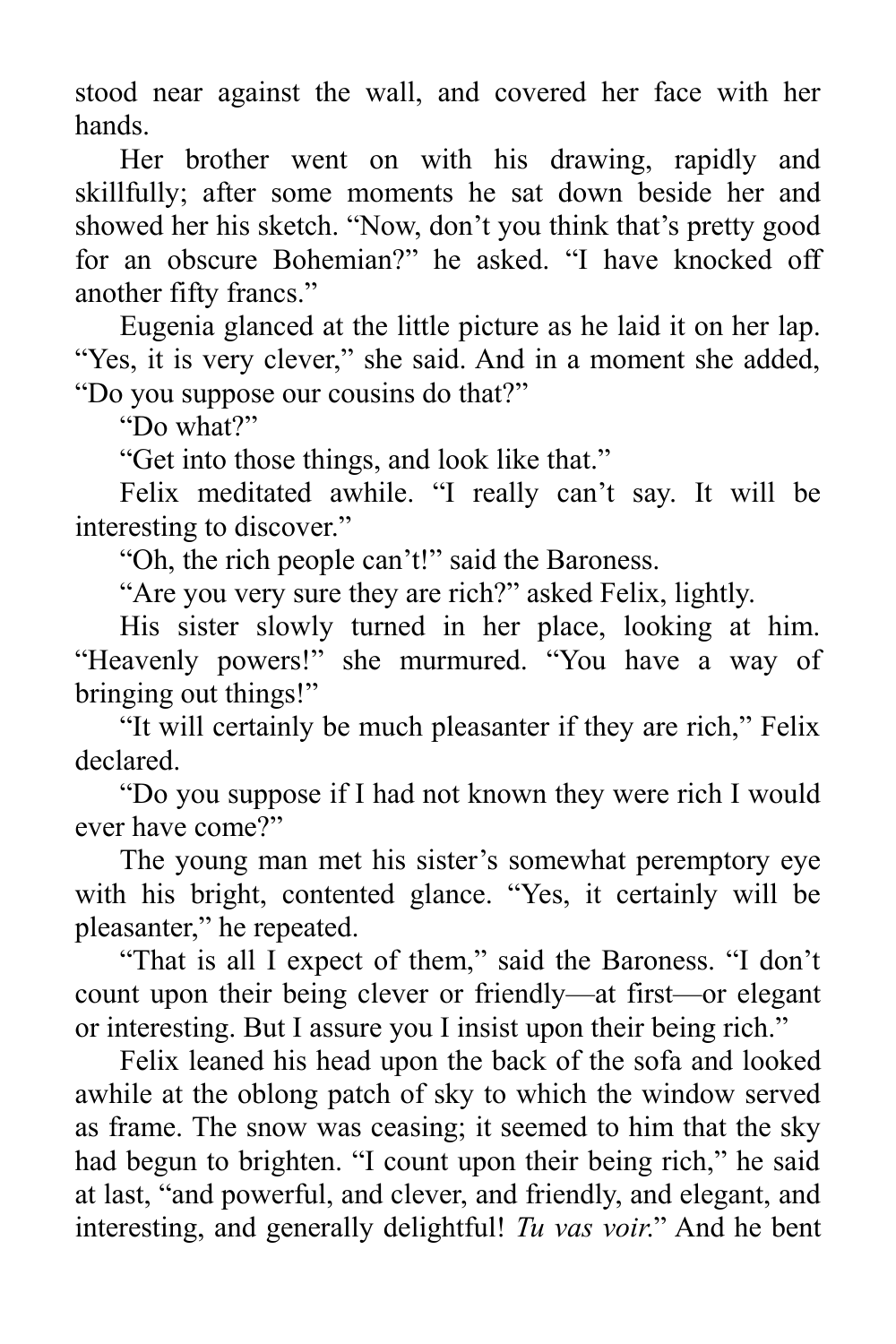stood near against the wall, and covered her face with her hands.

Her brother went on with his drawing, rapidly and skillfully; after some moments he sat down beside her and showed her his sketch. "Now, don't you think that's pretty good for an obscure Bohemian?" he asked. "I have knocked off another fifty francs."

Eugenia glanced at the little picture as he laid it on her lap. "Yes, it is very clever," she said. And in a moment she added, "Do you suppose our cousins do that?"

"Do what?"

"Get into those things, and look like that."

Felix meditated awhile. "I really can't say. It will be interesting to discover."

"Oh, the rich people can't!" said the Baroness.

"Are you very sure they are rich?" asked Felix, lightly.

His sister slowly turned in her place, looking at him. "Heavenly powers!" she murmured. "You have a way of bringing out things!"

"It will certainly be much pleasanter if they are rich," Felix declared.

"Do you suppose if I had not known they were rich I would ever have come?"

The young man met his sister's somewhat peremptory eye with his bright, contented glance. "Yes, it certainly will be pleasanter," he repeated.

"That is all I expect of them," said the Baroness. "I don't count upon their being clever or friendly—at first—or elegant or interesting. But I assure you I insist upon their being rich."

Felix leaned his head upon the back of the sofa and looked awhile at the oblong patch of sky to which the window served as frame. The snow was ceasing; it seemed to him that the sky had begun to brighten. "I count upon their being rich," he said at last, "and powerful, and clever, and friendly, and elegant, and interesting, and generally delightful! *Tu vas voir*." And he bent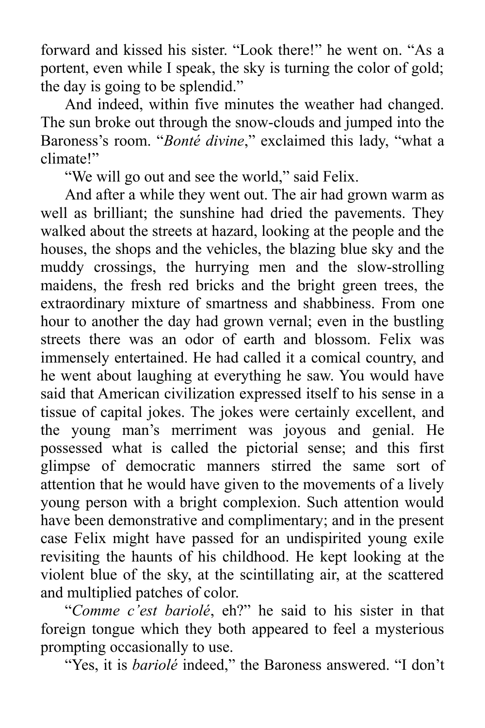forward and kissed his sister. "Look there!" he went on. "As a portent, even while I speak, the sky is turning the color of gold; the day is going to be splendid."

And indeed, within five minutes the weather had changed. The sun broke out through the snow-clouds and jumped into the Baroness's room. "*Bonté divine*," exclaimed this lady, "what a climate!"

"We will go out and see the world," said Felix.

And after a while they went out. The air had grown warm as well as brilliant; the sunshine had dried the pavements. They walked about the streets at hazard, looking at the people and the houses, the shops and the vehicles, the blazing blue sky and the muddy crossings, the hurrying men and the slow-strolling maidens, the fresh red bricks and the bright green trees, the extraordinary mixture of smartness and shabbiness. From one hour to another the day had grown vernal; even in the bustling streets there was an odor of earth and blossom. Felix was immensely entertained. He had called it a comical country, and he went about laughing at everything he saw. You would have said that American civilization expressed itself to his sense in a tissue of capital jokes. The jokes were certainly excellent, and the young man's merriment was joyous and genial. He possessed what is called the pictorial sense; and this first glimpse of democratic manners stirred the same sort of attention that he would have given to the movements of a lively young person with a bright complexion. Such attention would have been demonstrative and complimentary; and in the present case Felix might have passed for an undispirited young exile revisiting the haunts of his childhood. He kept looking at the violent blue of the sky, at the scintillating air, at the scattered and multiplied patches of color.

"*Comme c'est bariolé*, eh?" he said to his sister in that foreign tongue which they both appeared to feel a mysterious prompting occasionally to use.

"Yes, it is *bariolé* indeed," the Baroness answered. "I don't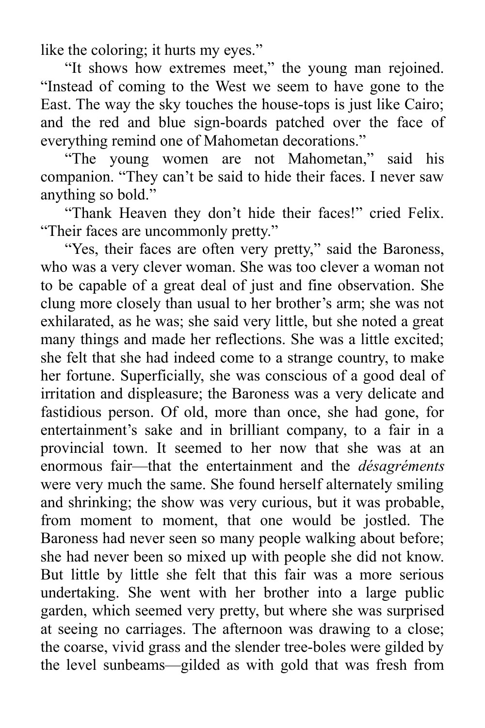like the coloring; it hurts my eyes."

"It shows how extremes meet," the young man rejoined. "Instead of coming to the West we seem to have gone to the East. The way the sky touches the house-tops is just like Cairo; and the red and blue sign-boards patched over the face of everything remind one of Mahometan decorations."

"The young women are not Mahometan," said his companion. "They can't be said to hide their faces. I never saw anything so bold."

"Thank Heaven they don't hide their faces!" cried Felix. "Their faces are uncommonly pretty."

"Yes, their faces are often very pretty," said the Baroness, who was a very clever woman. She was too clever a woman not to be capable of a great deal of just and fine observation. She clung more closely than usual to her brother's arm; she was not exhilarated, as he was; she said very little, but she noted a great many things and made her reflections. She was a little excited; she felt that she had indeed come to a strange country, to make her fortune. Superficially, she was conscious of a good deal of irritation and displeasure; the Baroness was a very delicate and fastidious person. Of old, more than once, she had gone, for entertainment's sake and in brilliant company, to a fair in a provincial town. It seemed to her now that she was at an enormous fair—that the entertainment and the *désagréments* were very much the same. She found herself alternately smiling and shrinking; the show was very curious, but it was probable, from moment to moment, that one would be jostled. The Baroness had never seen so many people walking about before; she had never been so mixed up with people she did not know. But little by little she felt that this fair was a more serious undertaking. She went with her brother into a large public garden, which seemed very pretty, but where she was surprised at seeing no carriages. The afternoon was drawing to a close; the coarse, vivid grass and the slender tree-boles were gilded by the level sunbeams—gilded as with gold that was fresh from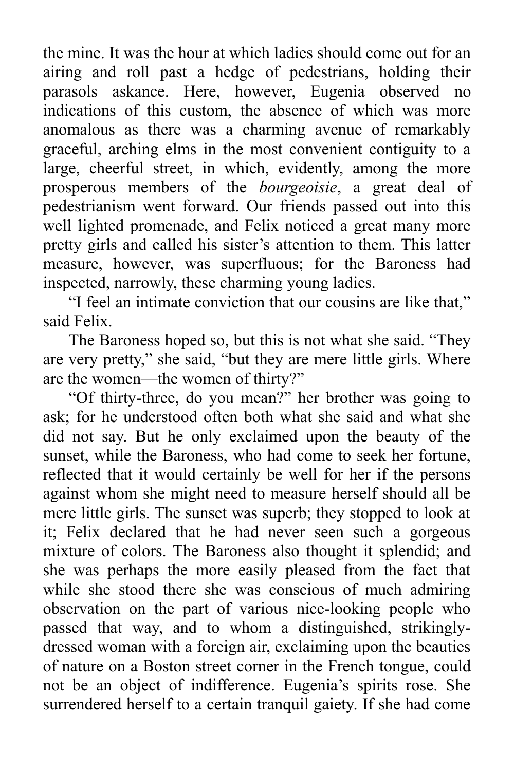the mine. It was the hour at which ladies should come out for an airing and roll past a hedge of pedestrians, holding their parasols askance. Here, however, Eugenia observed no indications of this custom, the absence of which was more anomalous as there was a charming avenue of remarkably graceful, arching elms in the most convenient contiguity to a large, cheerful street, in which, evidently, among the more prosperous members of the *bourgeoisie*, a great deal of pedestrianism went forward. Our friends passed out into this well lighted promenade, and Felix noticed a great many more pretty girls and called his sister's attention to them. This latter measure, however, was superfluous; for the Baroness had inspected, narrowly, these charming young ladies.

"I feel an intimate conviction that our cousins are like that," said Felix.

The Baroness hoped so, but this is not what she said. "They are very pretty," she said, "but they are mere little girls. Where are the women—the women of thirty?"

"Of thirty-three, do you mean?" her brother was going to ask; for he understood often both what she said and what she did not say. But he only exclaimed upon the beauty of the sunset, while the Baroness, who had come to seek her fortune, reflected that it would certainly be well for her if the persons against whom she might need to measure herself should all be mere little girls. The sunset was superb; they stopped to look at it; Felix declared that he had never seen such a gorgeous mixture of colors. The Baroness also thought it splendid; and she was perhaps the more easily pleased from the fact that while she stood there she was conscious of much admiring observation on the part of various nice-looking people who passed that way, and to whom a distinguished, strikingly-dressed woman with a foreign air, exclaiming upon the beauties of nature on a Boston street corner in the French tongue, could not be an object of indifference. Eugenia's spirits rose. She surrendered herself to a certain tranquil gaiety. If she had come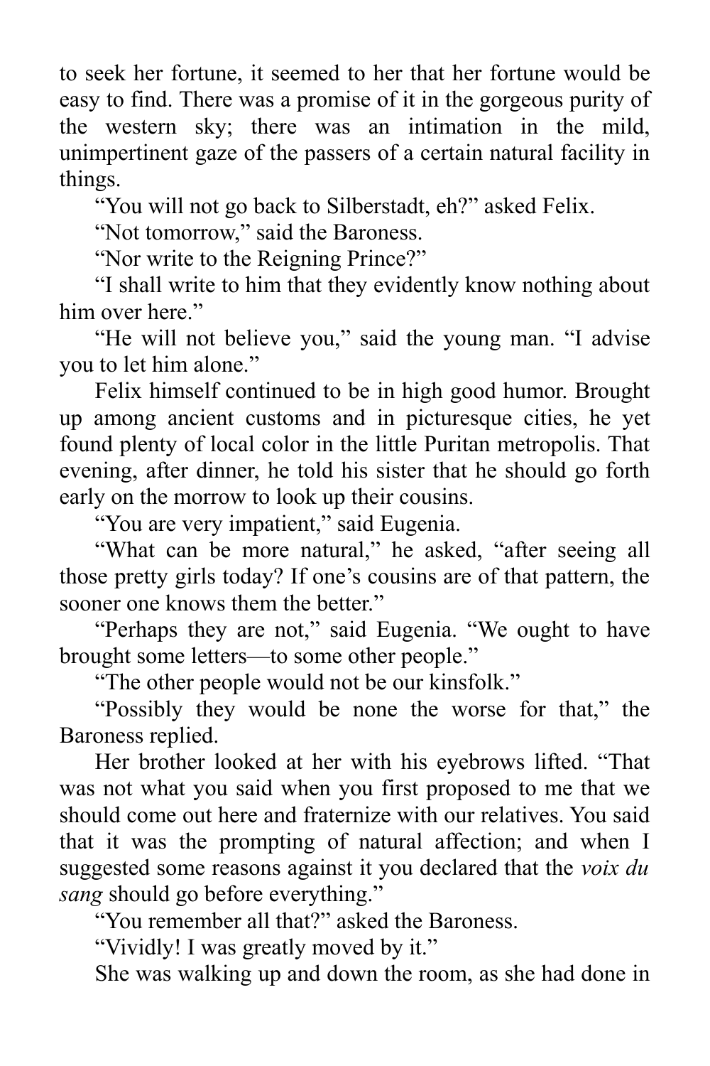to seek her fortune, it seemed to her that her fortune would be easy to find. There was a promise of it in the gorgeous purity of the western sky; there was an intimation in the mild, unimpertinent gaze of the passers of a certain natural facility in things.

"You will not go back to Silberstadt, eh?" asked Felix.

"Not tomorrow," said the Baroness.

"Nor write to the Reigning Prince?"

"I shall write to him that they evidently know nothing about him over here."

"He will not believe you," said the young man. "I advise you to let him alone."

Felix himself continued to be in high good humor. Brought up among ancient customs and in picturesque cities, he yet found plenty of local color in the little Puritan metropolis. That evening, after dinner, he told his sister that he should go forth early on the morrow to look up their cousins.

"You are very impatient," said Eugenia.

"What can be more natural," he asked, "after seeing all those pretty girls today? If one's cousins are of that pattern, the sooner one knows them the better."

"Perhaps they are not," said Eugenia. "We ought to have brought some letters—to some other people."

"The other people would not be our kinsfolk."

"Possibly they would be none the worse for that," the Baroness replied.

Her brother looked at her with his eyebrows lifted. "That was not what you said when you first proposed to me that we should come out here and fraternize with our relatives. You said that it was the prompting of natural affection; and when I suggested some reasons against it you declared that the *voix du sang* should go before everything."

"You remember all that?" asked the Baroness.

"Vividly! I was greatly moved by it."

She was walking up and down the room, as she had done in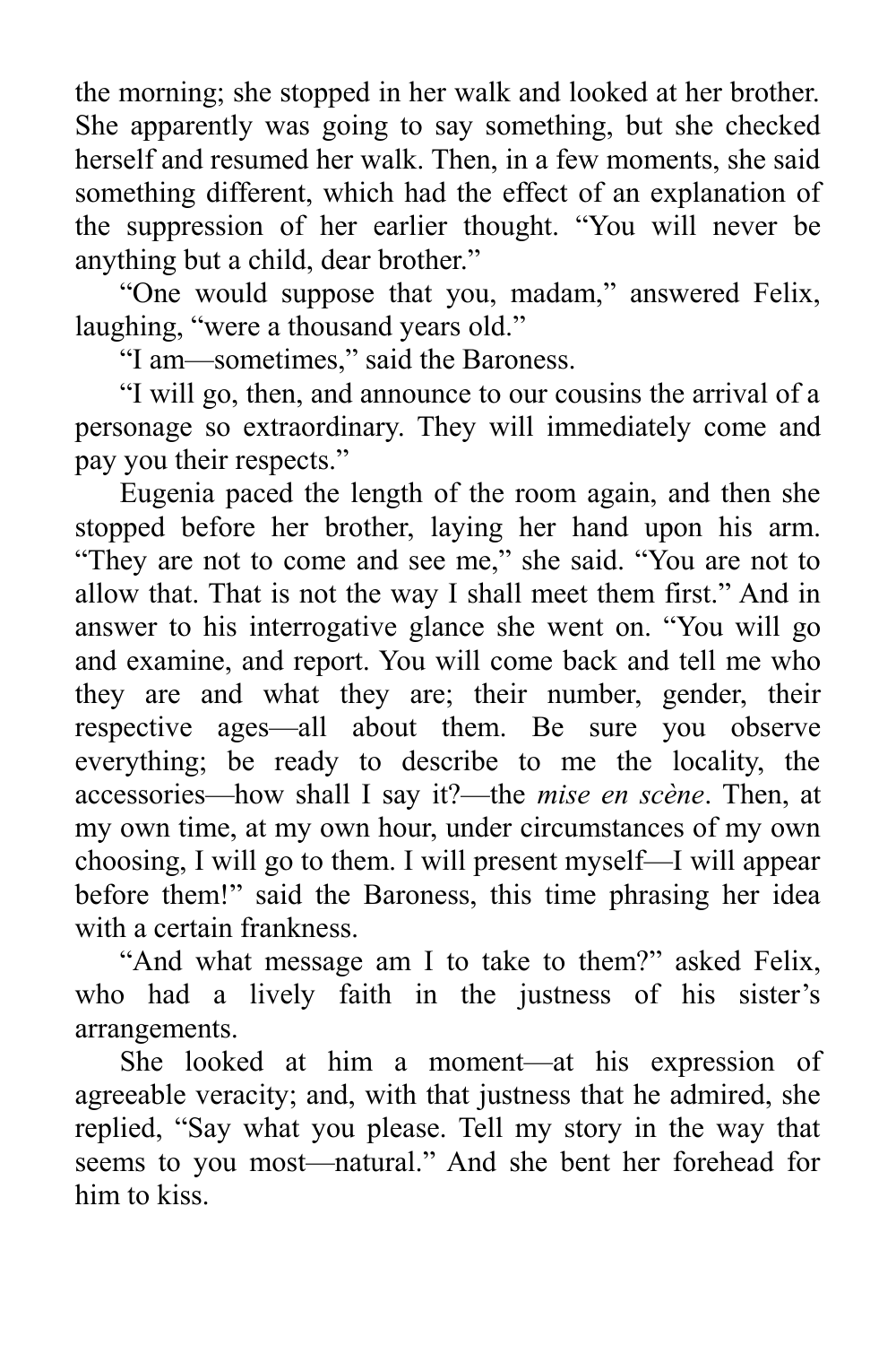the morning; she stopped in her walk and looked at her brother. She apparently was going to say something, but she checked herself and resumed her walk. Then, in a few moments, she said something different, which had the effect of an explanation of the suppression of her earlier thought. "You will never be anything but a child, dear brother."

"One would suppose that you, madam," answered Felix, laughing, "were a thousand years old."

"I am—sometimes," said the Baroness.

"I will go, then, and announce to our cousins the arrival of a personage so extraordinary. They will immediately come and pay you their respects."

Eugenia paced the length of the room again, and then she stopped before her brother, laying her hand upon his arm. "They are not to come and see me," she said. "You are not to allow that. That is not the way I shall meet them first." And in answer to his interrogative glance she went on. "You will go and examine, and report. You will come back and tell me who they are and what they are; their number, gender, their respective ages—all about them. Be sure you observe everything; be ready to describe to me the locality, the accessories—how shall I say it?—the *mise en scène*. Then, at my own time, at my own hour, under circumstances of my own choosing, I will go to them. I will present myself—I will appear before them!" said the Baroness, this time phrasing her idea with a certain frankness.

"And what message am I to take to them?" asked Felix, who had a lively faith in the justness of his sister's arrangements.

She looked at him a moment—at his expression of agreeable veracity; and, with that justness that he admired, she replied, "Say what you please. Tell my story in the way that seems to you most—natural." And she bent her forehead for him to kiss.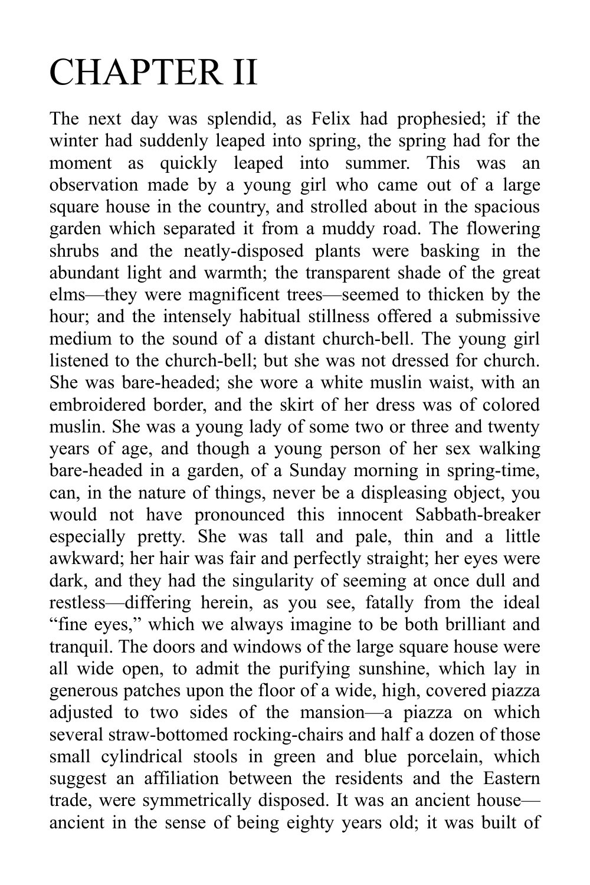# CHAPTER II

The next day was splendid, as Felix had prophesied; if the winter had suddenly leaped into spring, the spring had for the moment as quickly leaped into summer. This was an observation made by a young girl who came out of a large square house in the country, and strolled about in the spacious garden which separated it from a muddy road. The flowering shrubs and the neatly-disposed plants were basking in the abundant light and warmth; the transparent shade of the great elms—they were magnificent trees—seemed to thicken by the hour; and the intensely habitual stillness offered a submissive medium to the sound of a distant church-bell. The young girl listened to the church-bell; but she was not dressed for church. She was bare-headed; she wore a white muslin waist, with an embroidered border, and the skirt of her dress was of colored muslin. She was a young lady of some two or three and twenty years of age, and though a young person of her sex walking bare-headed in a garden, of a Sunday morning in spring-time, can, in the nature of things, never be a displeasing object, you would not have pronounced this innocent Sabbath-breaker especially pretty. She was tall and pale, thin and a little awkward; her hair was fair and perfectly straight; her eyes were dark, and they had the singularity of seeming at once dull and restless—differing herein, as you see, fatally from the ideal "fine eyes," which we always imagine to be both brilliant and tranquil. The doors and windows of the large square house were all wide open, to admit the purifying sunshine, which lay in generous patches upon the floor of a wide, high, covered piazza adjusted to two sides of the mansion—a piazza on which several straw-bottomed rocking-chairs and half a dozen of those small cylindrical stools in green and blue porcelain, which suggest an affiliation between the residents and the Eastern trade, were symmetrically disposed. It was an ancient house—ancient in the sense of being eighty years old; it was built of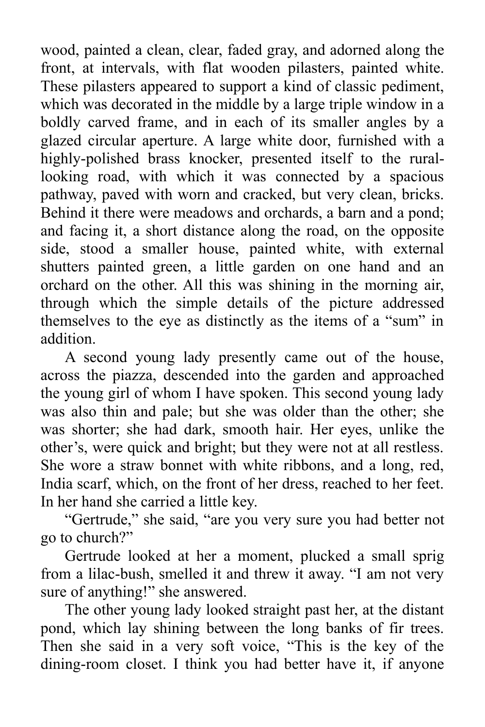wood, painted a clean, clear, faded gray, and adorned along the front, at intervals, with flat wooden pilasters, painted white. These pilasters appeared to support a kind of classic pediment, which was decorated in the middle by a large triple window in a boldly carved frame, and in each of its smaller angles by a glazed circular aperture. A large white door, furnished with a highly-polished brass knocker, presented itself to the rural-looking road, with which it was connected by a spacious pathway, paved with worn and cracked, but very clean, bricks. Behind it there were meadows and orchards, a barn and a pond; and facing it, a short distance along the road, on the opposite side, stood a smaller house, painted white, with external shutters painted green, a little garden on one hand and an orchard on the other. All this was shining in the morning air, through which the simple details of the picture addressed themselves to the eye as distinctly as the items of a "sum" in addition.

A second young lady presently came out of the house, across the piazza, descended into the garden and approached the young girl of whom I have spoken. This second young lady was also thin and pale; but she was older than the other; she was shorter; she had dark, smooth hair. Her eyes, unlike the other's, were quick and bright; but they were not at all restless. She wore a straw bonnet with white ribbons, and a long, red, India scarf, which, on the front of her dress, reached to her feet. In her hand she carried a little key.

"Gertrude," she said, "are you very sure you had better not go to church?"

Gertrude looked at her a moment, plucked a small sprig from a lilac-bush, smelled it and threw it away. "I am not very sure of anything!" she answered.

The other young lady looked straight past her, at the distant pond, which lay shining between the long banks of fir trees. Then she said in a very soft voice, "This is the key of the dining-room closet. I think you had better have it, if anyone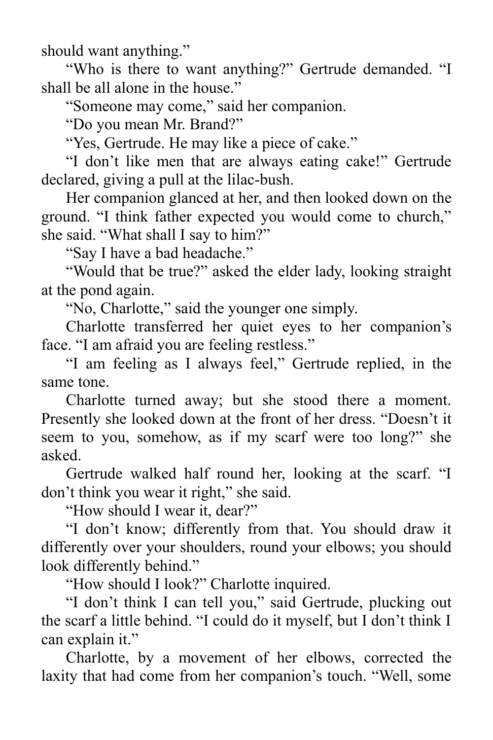should want anything."

"Who is there to want anything?" Gertrude demanded. "I shall be all alone in the house."

"Someone may come," said her companion.

"Do you mean Mr. Brand?"

"Yes, Gertrude. He may like a piece of cake."

"I don't like men that are always eating cake!" Gertrude declared, giving a pull at the lilac-bush.

Her companion glanced at her, and then looked down on the ground. "I think father expected you would come to church," she said. "What shall I say to him?"

"Say I have a bad headache."

"Would that be true?" asked the elder lady, looking straight at the pond again.

"No, Charlotte," said the younger one simply.

Charlotte transferred her quiet eyes to her companion's face. "I am afraid you are feeling restless."

"I am feeling as I always feel," Gertrude replied, in the same tone.

Charlotte turned away; but she stood there a moment. Presently she looked down at the front of her dress. "Doesn't it seem to you, somehow, as if my scarf were too long?" she asked.

Gertrude walked half round her, looking at the scarf. "I don't think you wear it right," she said.

"How should I wear it, dear?"

"I don't know; differently from that. You should draw it differently over your shoulders, round your elbows; you should look differently behind."

"How should I look?" Charlotte inquired.

"I don't think I can tell you," said Gertrude, plucking out the scarf a little behind. "I could do it myself, but I don't think I can explain it."

Charlotte, by a movement of her elbows, corrected the laxity that had come from her companion's touch. "Well, some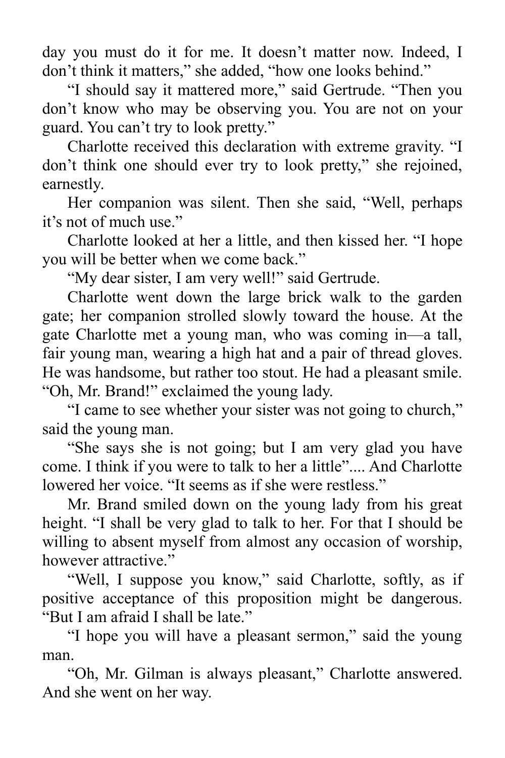day you must do it for me. It doesn't matter now. Indeed, I don't think it matters," she added, "how one looks behind."

"I should say it mattered more," said Gertrude. "Then you don't know who may be observing you. You are not on your guard. You can't try to look pretty."

Charlotte received this declaration with extreme gravity. "I don't think one should ever try to look pretty," she rejoined, earnestly.

Her companion was silent. Then she said, "Well, perhaps it's not of much use."

Charlotte looked at her a little, and then kissed her. "I hope you will be better when we come back."

"My dear sister, I am very well!" said Gertrude.

Charlotte went down the large brick walk to the garden gate; her companion strolled slowly toward the house. At the gate Charlotte met a young man, who was coming in—a tall, fair young man, wearing a high hat and a pair of thread gloves. He was handsome, but rather too stout. He had a pleasant smile. "Oh, Mr. Brand!" exclaimed the young lady.

"I came to see whether your sister was not going to church," said the young man.

"She says she is not going; but I am very glad you have come. I think if you were to talk to her a little".... And Charlotte lowered her voice. "It seems as if she were restless."

Mr. Brand smiled down on the young lady from his great height. "I shall be very glad to talk to her. For that I should be willing to absent myself from almost any occasion of worship, however attractive."

"Well, I suppose you know," said Charlotte, softly, as if positive acceptance of this proposition might be dangerous. "But I am afraid I shall be late."

"I hope you will have a pleasant sermon," said the young man.

"Oh, Mr. Gilman is always pleasant," Charlotte answered. And she went on her way.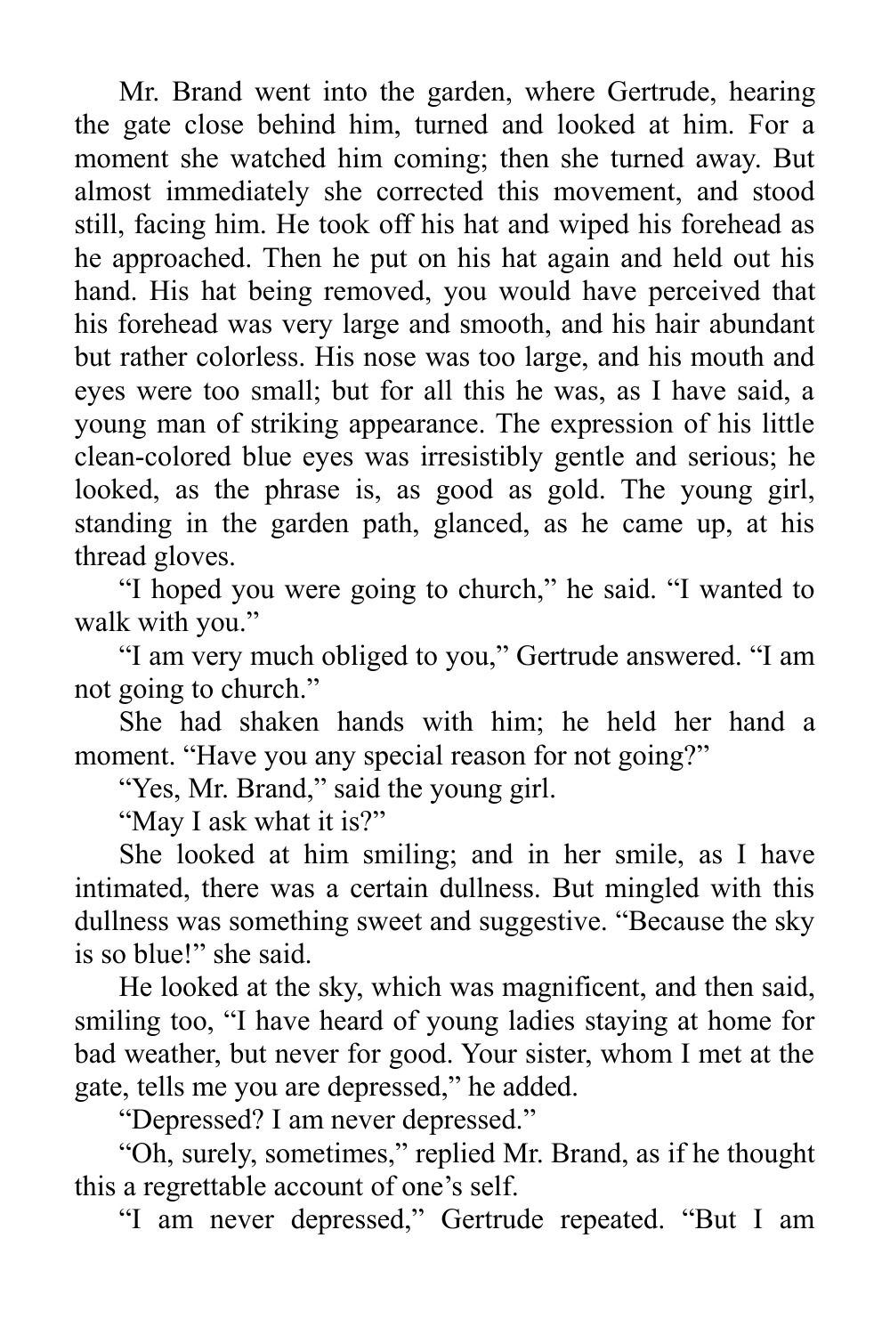Mr. Brand went into the garden, where Gertrude, hearing the gate close behind him, turned and looked at him. For a moment she watched him coming; then she turned away. But almost immediately she corrected this movement, and stood still, facing him. He took off his hat and wiped his forehead as he approached. Then he put on his hat again and held out his hand. His hat being removed, you would have perceived that his forehead was very large and smooth, and his hair abundant but rather colorless. His nose was too large, and his mouth and eyes were too small; but for all this he was, as I have said, a young man of striking appearance. The expression of his little clean-colored blue eyes was irresistibly gentle and serious; he looked, as the phrase is, as good as gold. The young girl, standing in the garden path, glanced, as he came up, at his thread gloves.

"I hoped you were going to church," he said. "I wanted to walk with you."

"I am very much obliged to you," Gertrude answered. "I am not going to church."

She had shaken hands with him; he held her hand a moment. "Have you any special reason for not going?"

"Yes, Mr. Brand," said the young girl.

"May I ask what it is?"

She looked at him smiling; and in her smile, as I have intimated, there was a certain dullness. But mingled with this dullness was something sweet and suggestive. "Because the sky is so blue!" she said.

He looked at the sky, which was magnificent, and then said, smiling too, "I have heard of young ladies staying at home for bad weather, but never for good. Your sister, whom I met at the gate, tells me you are depressed," he added.

"Depressed? I am never depressed."

"Oh, surely, sometimes," replied Mr. Brand, as if he thought this a regrettable account of one's self.

"I am never depressed," Gertrude repeated. "But I am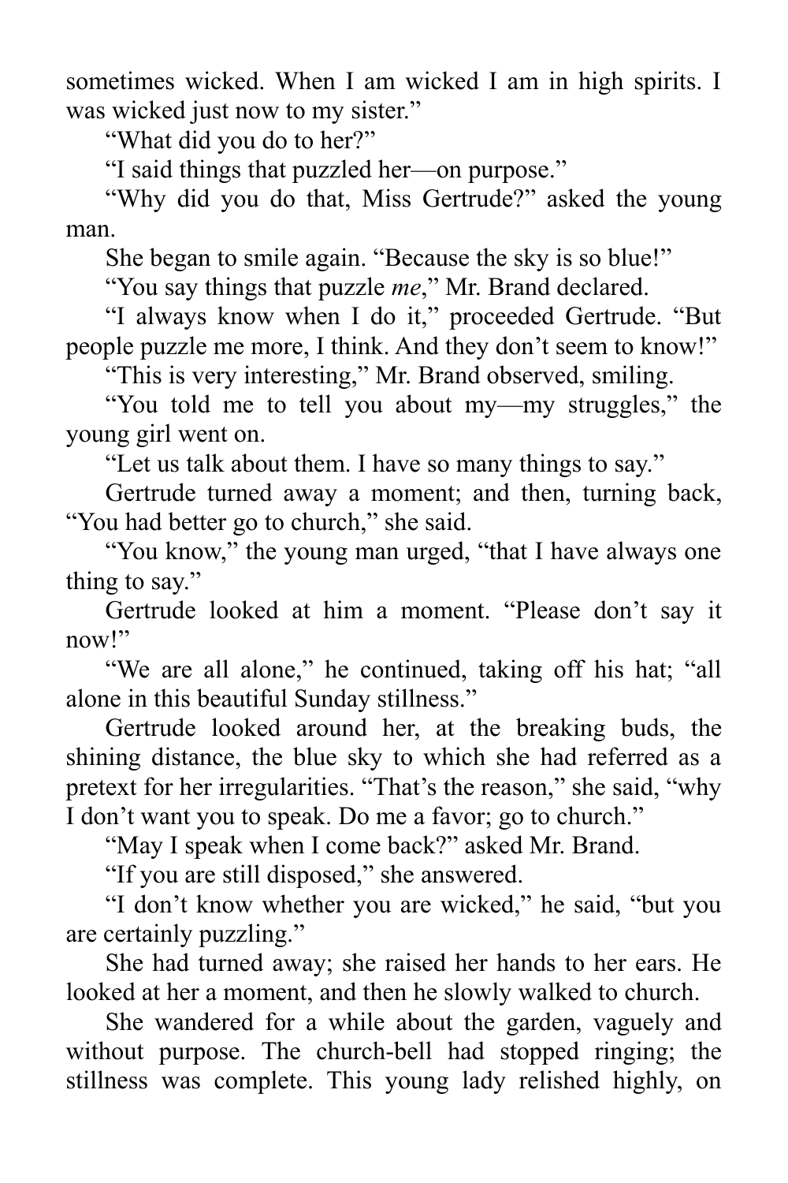sometimes wicked. When I am wicked I am in high spirits. I was wicked just now to my sister."

"What did you do to her?"

"I said things that puzzled her—on purpose."

"Why did you do that, Miss Gertrude?" asked the young man.

She began to smile again. "Because the sky is so blue!"

"You say things that puzzle *me*," Mr. Brand declared.

"I always know when I do it," proceeded Gertrude. "But people puzzle me more, I think. And they don't seem to know!"

"This is very interesting," Mr. Brand observed, smiling.

"You told me to tell you about my—my struggles," the young girl went on.

"Let us talk about them. I have so many things to say."

Gertrude turned away a moment; and then, turning back, "You had better go to church," she said.

"You know," the young man urged, "that I have always one thing to say."

Gertrude looked at him a moment. "Please don't say it now!"

"We are all alone," he continued, taking off his hat; "all alone in this beautiful Sunday stillness."

Gertrude looked around her, at the breaking buds, the shining distance, the blue sky to which she had referred as a pretext for her irregularities. "That's the reason," she said, "why I don't want you to speak. Do me a favor; go to church."

"May I speak when I come back?" asked Mr. Brand.

"If you are still disposed," she answered.

"I don't know whether you are wicked," he said, "but you are certainly puzzling."

She had turned away; she raised her hands to her ears. He looked at her a moment, and then he slowly walked to church.

She wandered for a while about the garden, vaguely and without purpose. The church-bell had stopped ringing; the stillness was complete. This young lady relished highly, on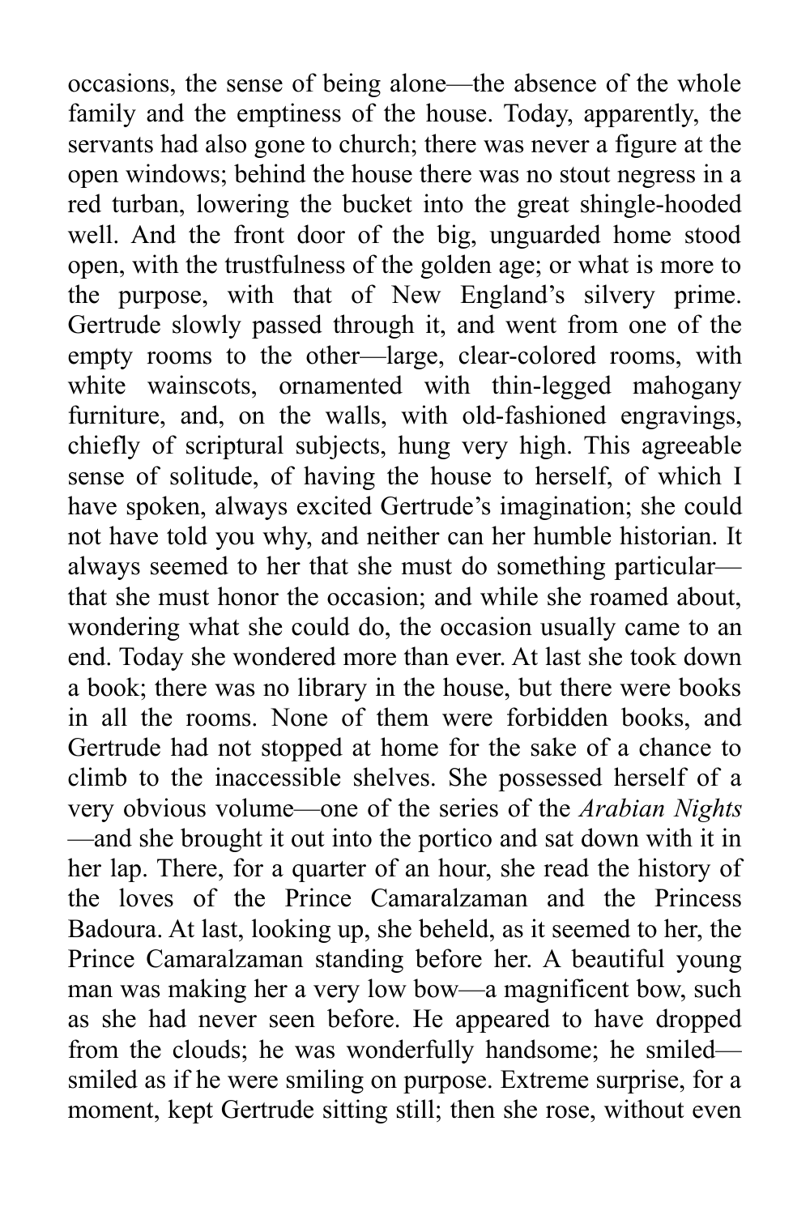occasions, the sense of being alone—the absence of the whole family and the emptiness of the house. Today, apparently, the servants had also gone to church; there was never a figure at the open windows; behind the house there was no stout negress in a red turban, lowering the bucket into the great shingle-hooded well. And the front door of the big, unguarded home stood open, with the trustfulness of the golden age; or what is more to the purpose, with that of New England's silvery prime. Gertrude slowly passed through it, and went from one of the empty rooms to the other—large, clear-colored rooms, with white wainscots, ornamented with thin-legged mahogany furniture, and, on the walls, with old-fashioned engravings, chiefly of scriptural subjects, hung very high. This agreeable sense of solitude, of having the house to herself, of which I have spoken, always excited Gertrude's imagination; she could not have told you why, and neither can her humble historian. It always seemed to her that she must do something particular—that she must honor the occasion; and while she roamed about, wondering what she could do, the occasion usually came to an end. Today she wondered more than ever. At last she took down a book; there was no library in the house, but there were books in all the rooms. None of them were forbidden books, and Gertrude had not stopped at home for the sake of a chance to climb to the inaccessible shelves. She possessed herself of a very obvious volume—one of the series of the *Arabian Nights*—and she brought it out into the portico and sat down with it in her lap. There, for a quarter of an hour, she read the history of the loves of the Prince Camaralzaman and the Princess Badoura. At last, looking up, she beheld, as it seemed to her, the Prince Camaralzaman standing before her. A beautiful young man was making her a very low bow—a magnificent bow, such as she had never seen before. He appeared to have dropped from the clouds; he was wonderfully handsome; he smiled—smiled as if he were smiling on purpose. Extreme surprise, for a moment, kept Gertrude sitting still; then she rose, without even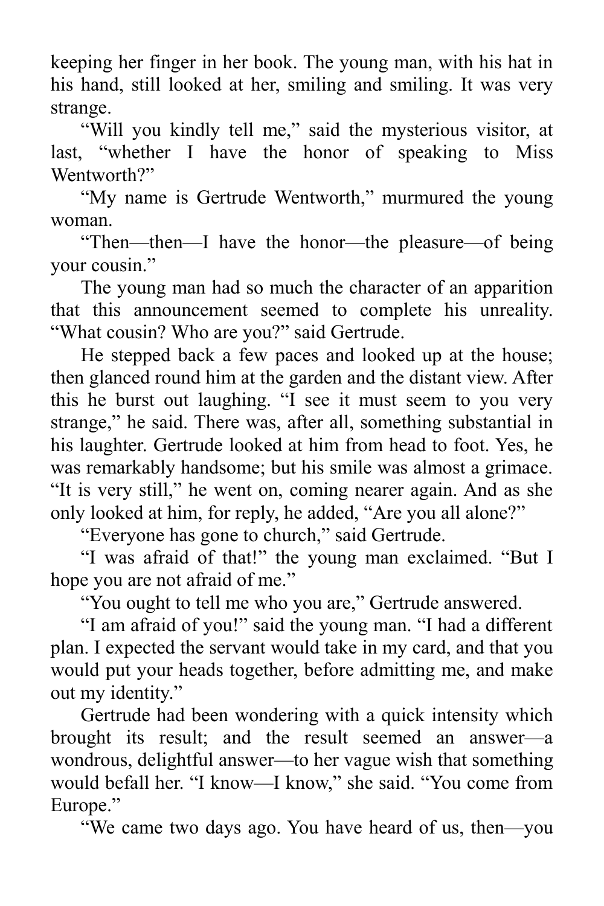keeping her finger in her book. The young man, with his hat in his hand, still looked at her, smiling and smiling. It was very strange.

"Will you kindly tell me," said the mysterious visitor, at last, "whether I have the honor of speaking to Miss Wentworth?"

"My name is Gertrude Wentworth," murmured the young woman.

"Then—then—I have the honor—the pleasure—of being your cousin."

The young man had so much the character of an apparition that this announcement seemed to complete his unreality. "What cousin? Who are you?" said Gertrude.

He stepped back a few paces and looked up at the house; then glanced round him at the garden and the distant view. After this he burst out laughing. "I see it must seem to you very strange," he said. There was, after all, something substantial in his laughter. Gertrude looked at him from head to foot. Yes, he was remarkably handsome; but his smile was almost a grimace. "It is very still," he went on, coming nearer again. And as she only looked at him, for reply, he added, "Are you all alone?"

"Everyone has gone to church," said Gertrude.

"I was afraid of that!" the young man exclaimed. "But I hope you are not afraid of me."

"You ought to tell me who you are," Gertrude answered.

"I am afraid of you!" said the young man. "I had a different plan. I expected the servant would take in my card, and that you would put your heads together, before admitting me, and make out my identity."

Gertrude had been wondering with a quick intensity which brought its result; and the result seemed an answer—a wondrous, delightful answer—to her vague wish that something would befall her. "I know—I know," she said. "You come from Europe."

"We came two days ago. You have heard of us, then—you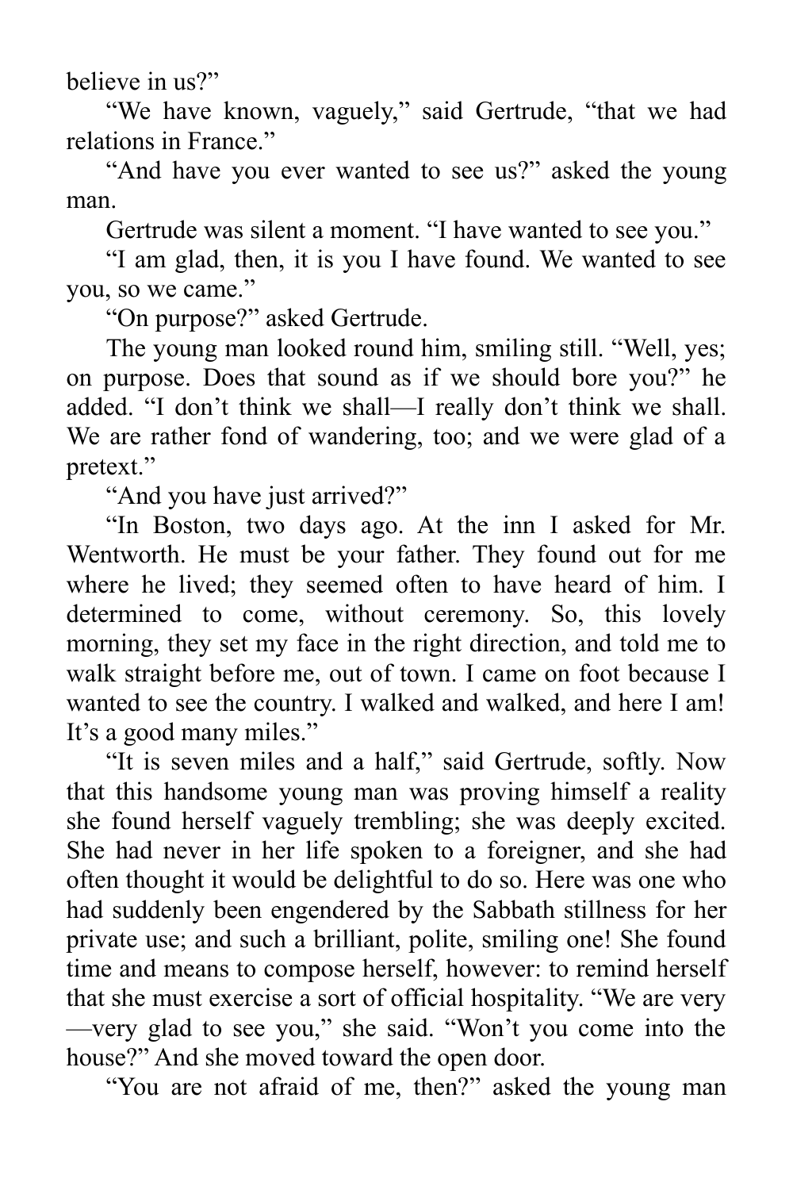believe in us?"

"We have known, vaguely," said Gertrude, "that we had relations in France."

"And have you ever wanted to see us?" asked the young man.

Gertrude was silent a moment. "I have wanted to see you."

"I am glad, then, it is you I have found. We wanted to see you, so we came."

"On purpose?" asked Gertrude.

The young man looked round him, smiling still. "Well, yes; on purpose. Does that sound as if we should bore you?" he added. "I don't think we shall—I really don't think we shall. We are rather fond of wandering, too; and we were glad of a pretext."

"And you have just arrived?"

"In Boston, two days ago. At the inn I asked for Mr. Wentworth. He must be your father. They found out for me where he lived; they seemed often to have heard of him. I determined to come, without ceremony. So, this lovely morning, they set my face in the right direction, and told me to walk straight before me, out of town. I came on foot because I wanted to see the country. I walked and walked, and here I am! It's a good many miles."

"It is seven miles and a half," said Gertrude, softly. Now that this handsome young man was proving himself a reality she found herself vaguely trembling; she was deeply excited. She had never in her life spoken to a foreigner, and she had often thought it would be delightful to do so. Here was one who had suddenly been engendered by the Sabbath stillness for her private use; and such a brilliant, polite, smiling one! She found time and means to compose herself, however: to remind herself that she must exercise a sort of official hospitality. "We are very—very glad to see you," she said. "Won't you come into the house?" And she moved toward the open door.

"You are not afraid of me, then?" asked the young man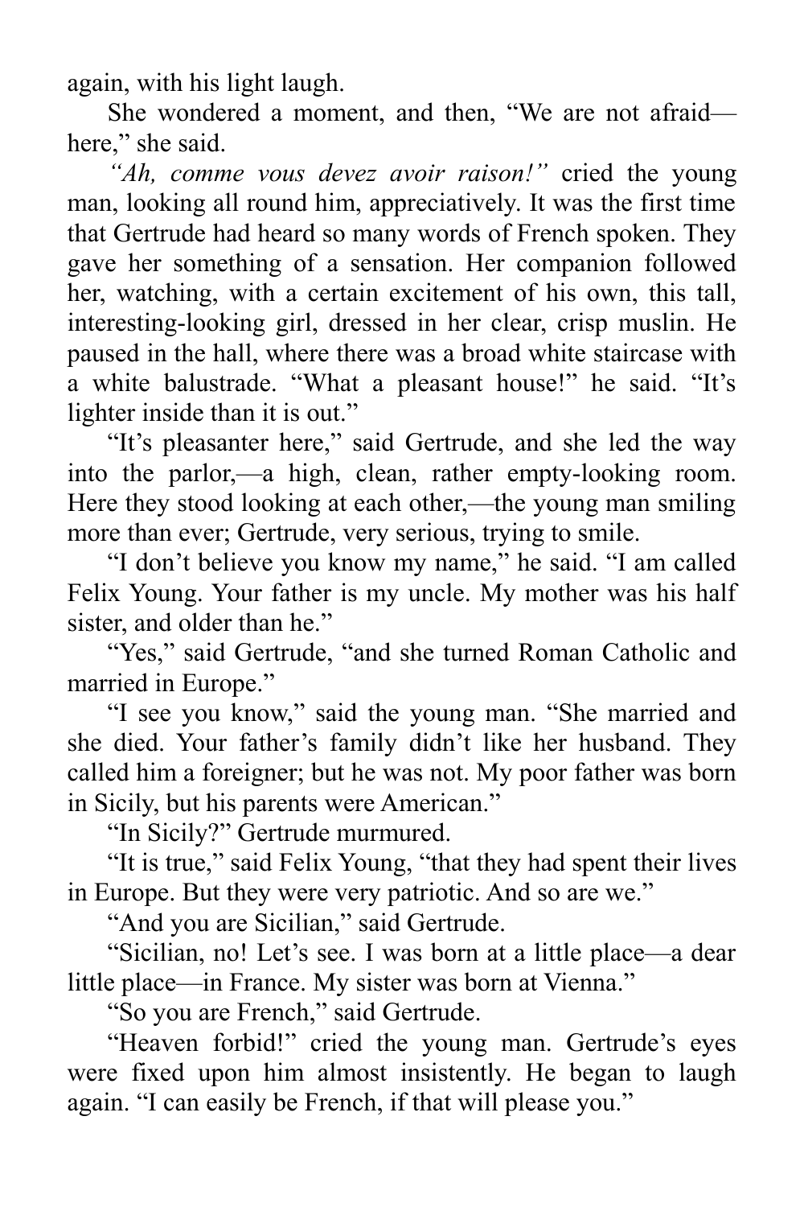again, with his light laugh.

She wondered a moment, and then, “We are not afraid—here,” she said.

*“Ah, comme vous devez avoir raison!”* cried the young man, looking all round him, appreciatively. It was the first time that Gertrude had heard so many words of French spoken. They gave her something of a sensation. Her companion followed her, watching, with a certain excitement of his own, this tall, interesting-looking girl, dressed in her clear, crisp muslin. He paused in the hall, where there was a broad white staircase with a white balustrade. “What a pleasant house!” he said. “It’s lighter inside than it is out.”

“It’s pleasanter here,” said Gertrude, and she led the way into the parlor,—a high, clean, rather empty-looking room. Here they stood looking at each other,—the young man smiling more than ever; Gertrude, very serious, trying to smile.

“I don’t believe you know my name,” he said. “I am called Felix Young. Your father is my uncle. My mother was his half sister, and older than he.”

“Yes,” said Gertrude, “and she turned Roman Catholic and married in Europe.”

“I see you know,” said the young man. “She married and she died. Your father’s family didn’t like her husband. They called him a foreigner; but he was not. My poor father was born in Sicily, but his parents were American.”

“In Sicily?” Gertrude murmured.

“It is true,” said Felix Young, “that they had spent their lives in Europe. But they were very patriotic. And so are we.”

“And you are Sicilian,” said Gertrude.

“Sicilian, no! Let’s see. I was born at a little place—a dear little place—in France. My sister was born at Vienna.”

“So you are French,” said Gertrude.

“Heaven forbid!” cried the young man. Gertrude’s eyes were fixed upon him almost insistently. He began to laugh again. “I can easily be French, if that will please you.”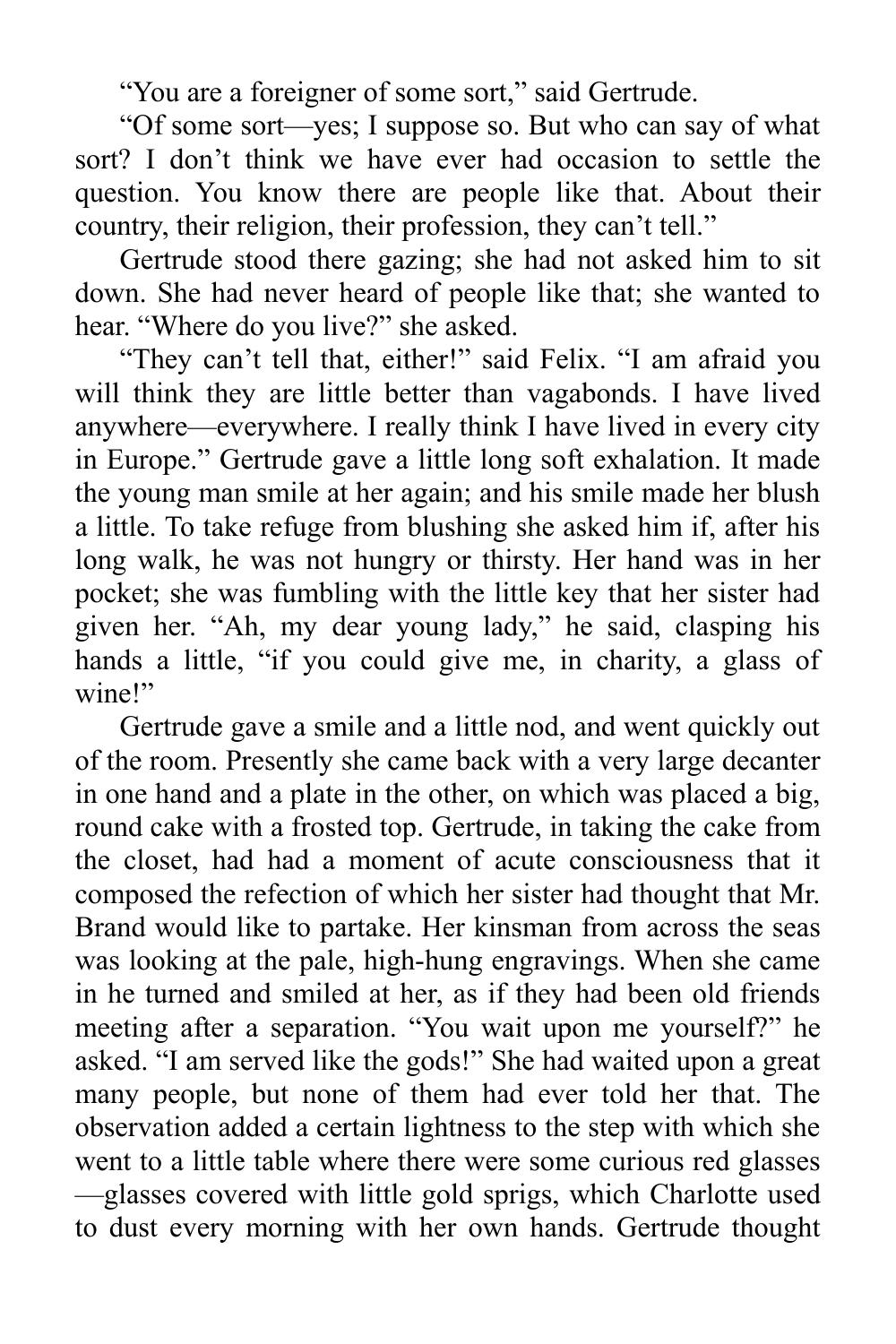"You are a foreigner of some sort," said Gertrude.

"Of some sort—yes; I suppose so. But who can say of what sort? I don't think we have ever had occasion to settle the question. You know there are people like that. About their country, their religion, their profession, they can't tell."

Gertrude stood there gazing; she had not asked him to sit down. She had never heard of people like that; she wanted to hear. "Where do you live?" she asked.

"They can't tell that, either!" said Felix. "I am afraid you will think they are little better than vagabonds. I have lived anywhere—everywhere. I really think I have lived in every city in Europe." Gertrude gave a little long soft exhalation. It made the young man smile at her again; and his smile made her blush a little. To take refuge from blushing she asked him if, after his long walk, he was not hungry or thirsty. Her hand was in her pocket; she was fumbling with the little key that her sister had given her. "Ah, my dear young lady," he said, clasping his hands a little, "if you could give me, in charity, a glass of wine!"

Gertrude gave a smile and a little nod, and went quickly out of the room. Presently she came back with a very large decanter in one hand and a plate in the other, on which was placed a big, round cake with a frosted top. Gertrude, in taking the cake from the closet, had had a moment of acute consciousness that it composed the refection of which her sister had thought that Mr. Brand would like to partake. Her kinsman from across the seas was looking at the pale, high-hung engravings. When she came in he turned and smiled at her, as if they had been old friends meeting after a separation. "You wait upon me yourself?" he asked. "I am served like the gods!" She had waited upon a great many people, but none of them had ever told her that. The observation added a certain lightness to the step with which she went to a little table where there were some curious red glasses—glasses covered with little gold sprigs, which Charlotte used to dust every morning with her own hands. Gertrude thought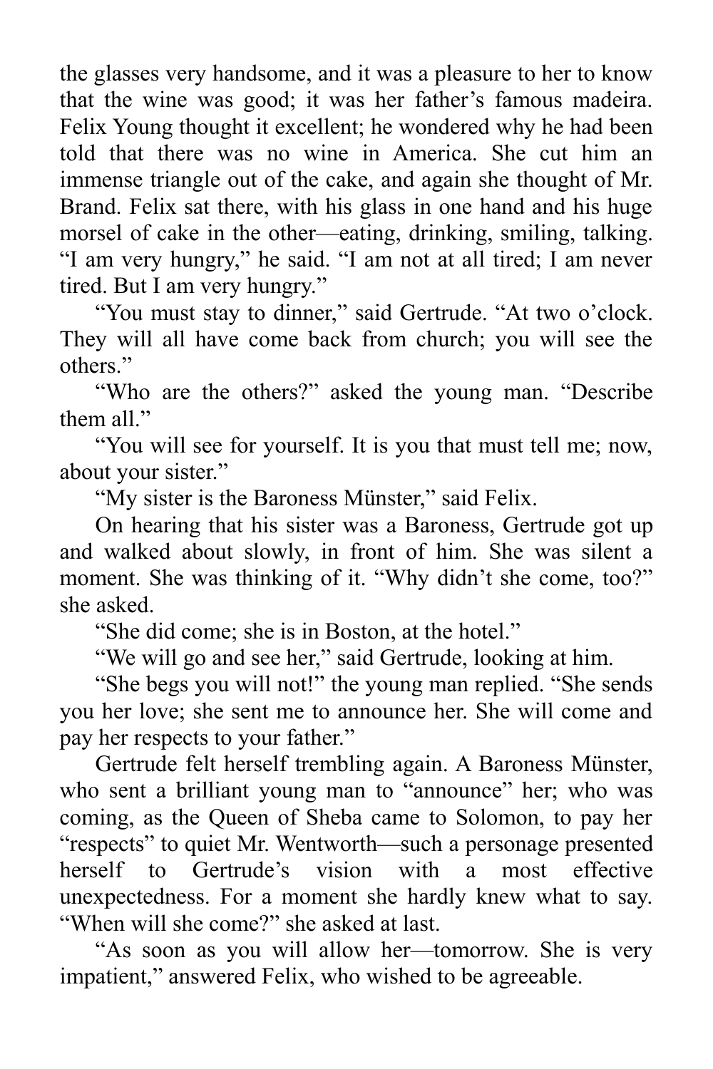the glasses very handsome, and it was a pleasure to her to know that the wine was good; it was her father's famous madeira. Felix Young thought it excellent; he wondered why he had been told that there was no wine in America. She cut him an immense triangle out of the cake, and again she thought of Mr. Brand. Felix sat there, with his glass in one hand and his huge morsel of cake in the other—eating, drinking, smiling, talking. "I am very hungry," he said. "I am not at all tired; I am never tired. But I am very hungry."

"You must stay to dinner," said Gertrude. "At two o'clock. They will all have come back from church; you will see the others."

"Who are the others?" asked the young man. "Describe them all."

"You will see for yourself. It is you that must tell me; now, about your sister."

"My sister is the Baroness Münster," said Felix.

On hearing that his sister was a Baroness, Gertrude got up and walked about slowly, in front of him. She was silent a moment. She was thinking of it. "Why didn't she come, too?" she asked.

"She did come; she is in Boston, at the hotel."

"We will go and see her," said Gertrude, looking at him.

"She begs you will not!" the young man replied. "She sends you her love; she sent me to announce her. She will come and pay her respects to your father."

Gertrude felt herself trembling again. A Baroness Münster, who sent a brilliant young man to "announce" her; who was coming, as the Queen of Sheba came to Solomon, to pay her "respects" to quiet Mr. Wentworth—such a personage presented herself to Gertrude's vision with a most effective unexpectedness. For a moment she hardly knew what to say. "When will she come?" she asked at last.

"As soon as you will allow her—tomorrow. She is very impatient," answered Felix, who wished to be agreeable.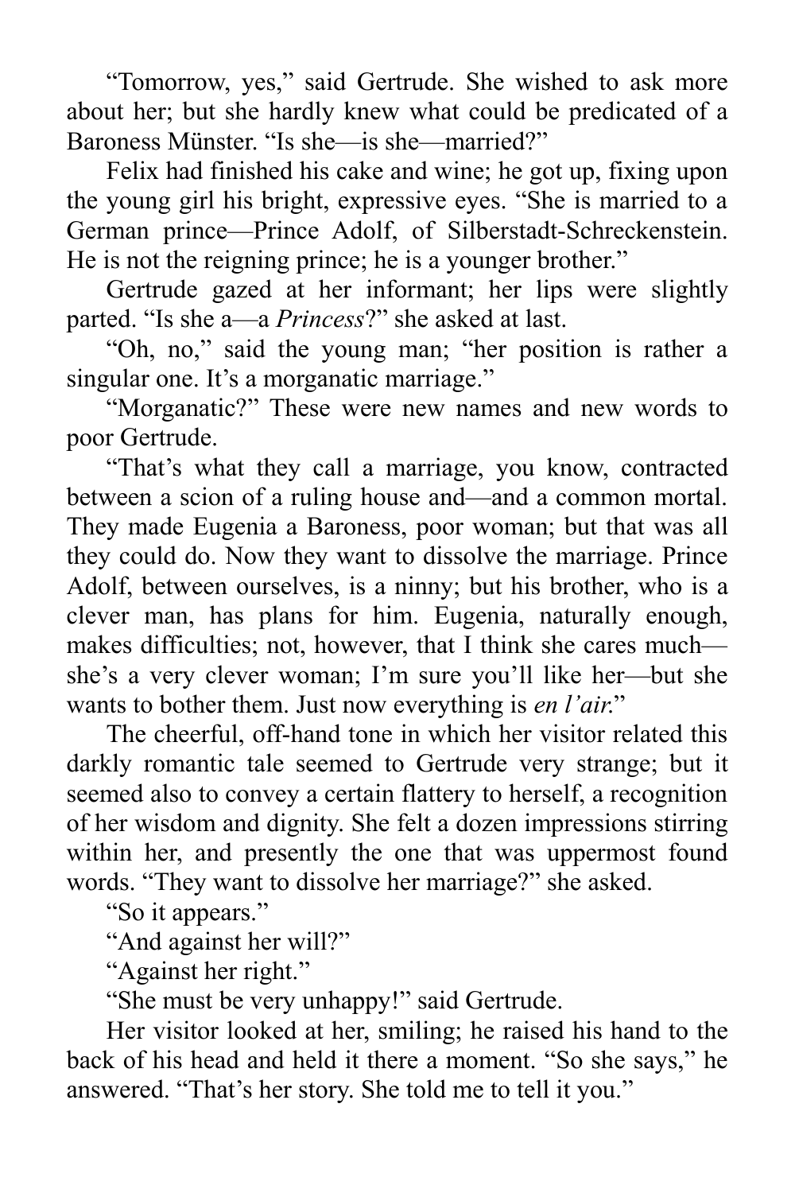"Tomorrow, yes," said Gertrude. She wished to ask more about her; but she hardly knew what could be predicated of a Baroness Münster. "Is she—is she—married?"

Felix had finished his cake and wine; he got up, fixing upon the young girl his bright, expressive eyes. "She is married to a German prince—Prince Adolf, of Silberstadt-Schreckenstein. He is not the reigning prince; he is a younger brother."

Gertrude gazed at her informant; her lips were slightly parted. "Is she a—a *Princess*?" she asked at last.

"Oh, no," said the young man; "her position is rather a singular one. It's a morganatic marriage."

"Morganatic?" These were new names and new words to poor Gertrude.

"That's what they call a marriage, you know, contracted between a scion of a ruling house and—and a common mortal. They made Eugenia a Baroness, poor woman; but that was all they could do. Now they want to dissolve the marriage. Prince Adolf, between ourselves, is a ninny; but his brother, who is a clever man, has plans for him. Eugenia, naturally enough, makes difficulties; not, however, that I think she cares much—she's a very clever woman; I'm sure you'll like her—but she wants to bother them. Just now everything is *en l'air*."

The cheerful, off-hand tone in which her visitor related this darkly romantic tale seemed to Gertrude very strange; but it seemed also to convey a certain flattery to herself, a recognition of her wisdom and dignity. She felt a dozen impressions stirring within her, and presently the one that was uppermost found words. "They want to dissolve her marriage?" she asked.

"So it appears."

"And against her will?"

"Against her right."

"She must be very unhappy!" said Gertrude.

Her visitor looked at her, smiling; he raised his hand to the back of his head and held it there a moment. "So she says," he answered. "That's her story. She told me to tell it you."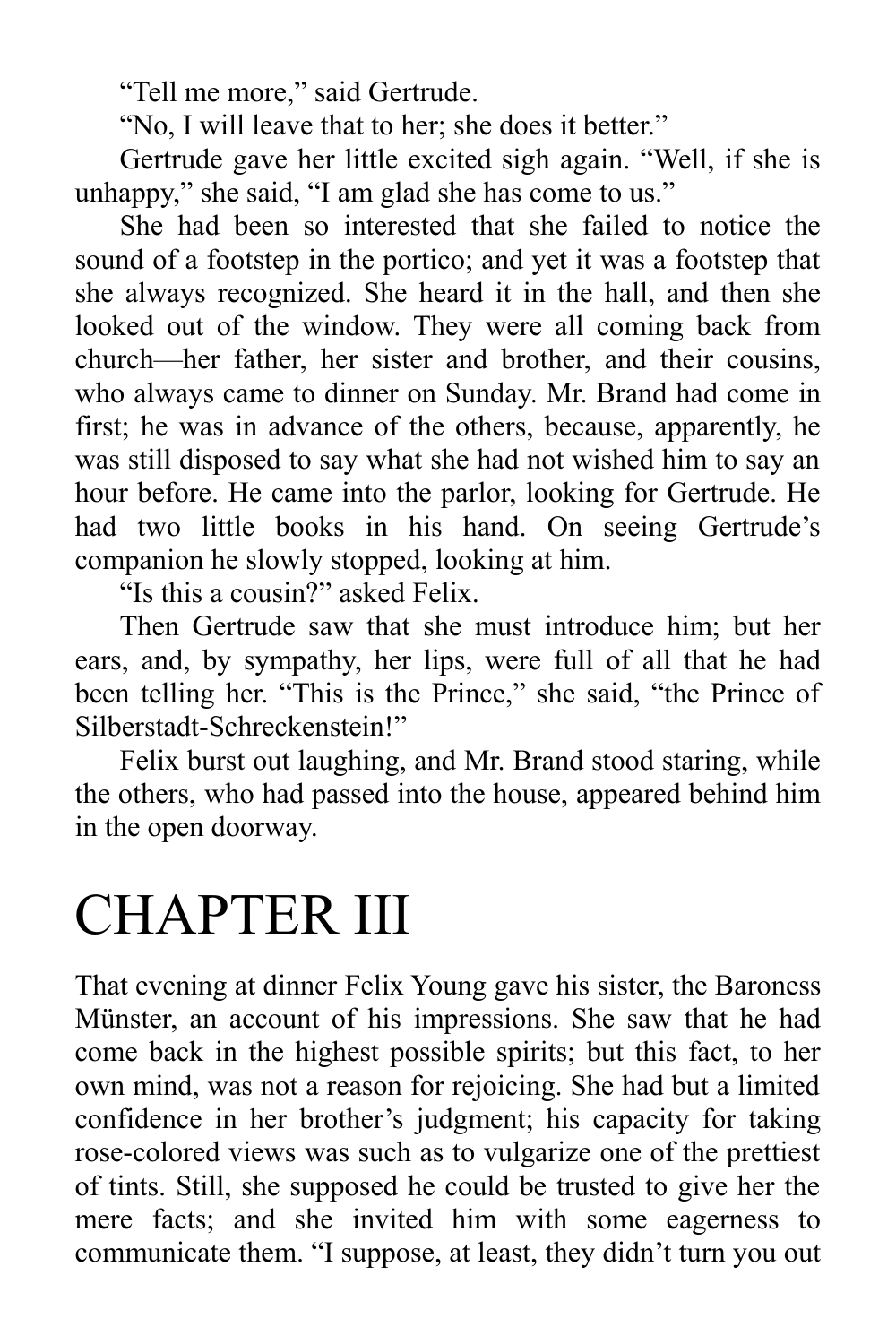"Tell me more," said Gertrude.

"No, I will leave that to her; she does it better."

Gertrude gave her little excited sigh again. "Well, if she is unhappy," she said, "I am glad she has come to us."

She had been so interested that she failed to notice the sound of a footstep in the portico; and yet it was a footstep that she always recognized. She heard it in the hall, and then she looked out of the window. They were all coming back from church—her father, her sister and brother, and their cousins, who always came to dinner on Sunday. Mr. Brand had come in first; he was in advance of the others, because, apparently, he was still disposed to say what she had not wished him to say an hour before. He came into the parlor, looking for Gertrude. He had two little books in his hand. On seeing Gertrude's companion he slowly stopped, looking at him.

"Is this a cousin?" asked Felix.

Then Gertrude saw that she must introduce him; but her ears, and, by sympathy, her lips, were full of all that he had been telling her. "This is the Prince," she said, "the Prince of Silberstadt-Schreckenstein!"

Felix burst out laughing, and Mr. Brand stood staring, while the others, who had passed into the house, appeared behind him in the open doorway.

# CHAPTER III

That evening at dinner Felix Young gave his sister, the Baroness Münster, an account of his impressions. She saw that he had come back in the highest possible spirits; but this fact, to her own mind, was not a reason for rejoicing. She had but a limited confidence in her brother's judgment; his capacity for taking rose-colored views was such as to vulgarize one of the prettiest of tints. Still, she supposed he could be trusted to give her the mere facts; and she invited him with some eagerness to communicate them. "I suppose, at least, they didn't turn you out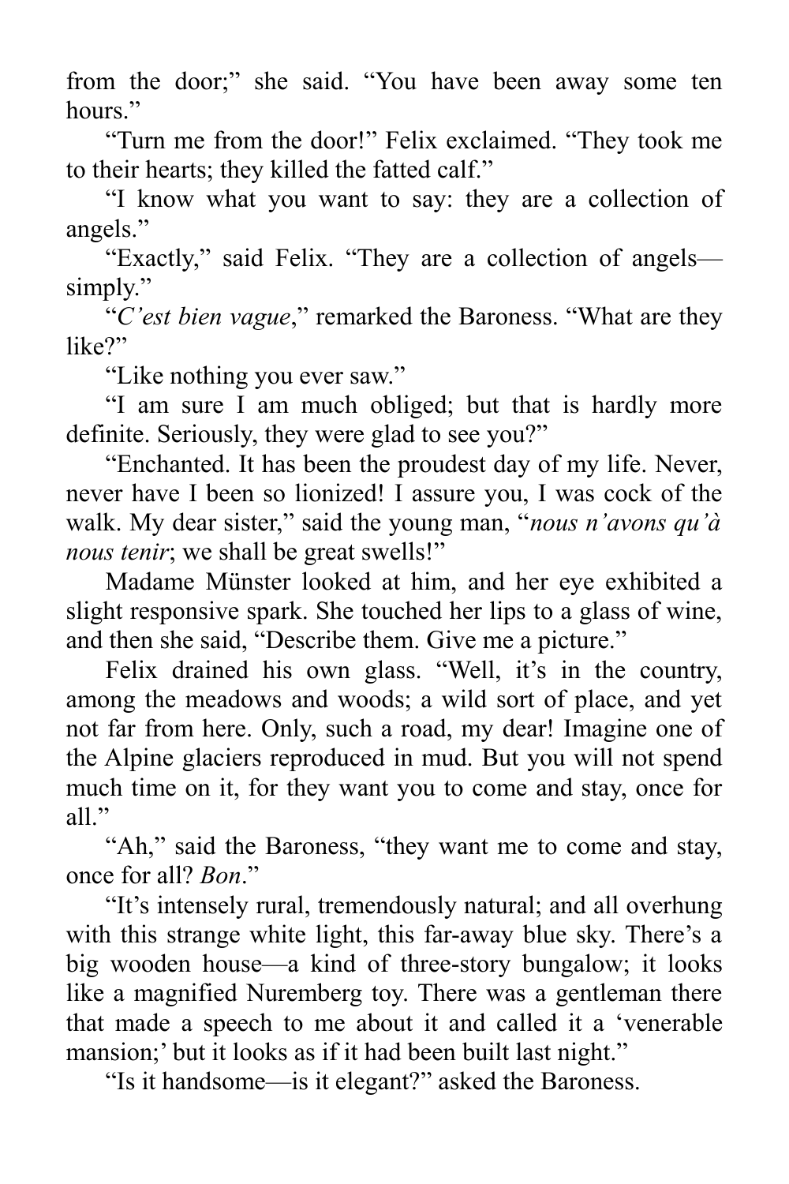from the door;" she said. "You have been away some ten hours."

"Turn me from the door!" Felix exclaimed. "They took me to their hearts; they killed the fatted calf."

"I know what you want to say: they are a collection of angels."

"Exactly," said Felix. "They are a collection of angels—simply."

"*C'est bien vague*," remarked the Baroness. "What are they like?"

"Like nothing you ever saw."

"I am sure I am much obliged; but that is hardly more definite. Seriously, they were glad to see you?"

"Enchanted. It has been the proudest day of my life. Never, never have I been so lionized! I assure you, I was cock of the walk. My dear sister," said the young man, "*nous n'avons qu'à nous tenir*; we shall be great swells!"

Madame Münster looked at him, and her eye exhibited a slight responsive spark. She touched her lips to a glass of wine, and then she said, "Describe them. Give me a picture."

Felix drained his own glass. "Well, it's in the country, among the meadows and woods; a wild sort of place, and yet not far from here. Only, such a road, my dear! Imagine one of the Alpine glaciers reproduced in mud. But you will not spend much time on it, for they want you to come and stay, once for all."

"Ah," said the Baroness, "they want me to come and stay, once for all? *Bon*."

"It's intensely rural, tremendously natural; and all overhung with this strange white light, this far-away blue sky. There's a big wooden house—a kind of three-story bungalow; it looks like a magnified Nuremberg toy. There was a gentleman there that made a speech to me about it and called it a 'venerable mansion;' but it looks as if it had been built last night."

"Is it handsome—is it elegant?" asked the Baroness.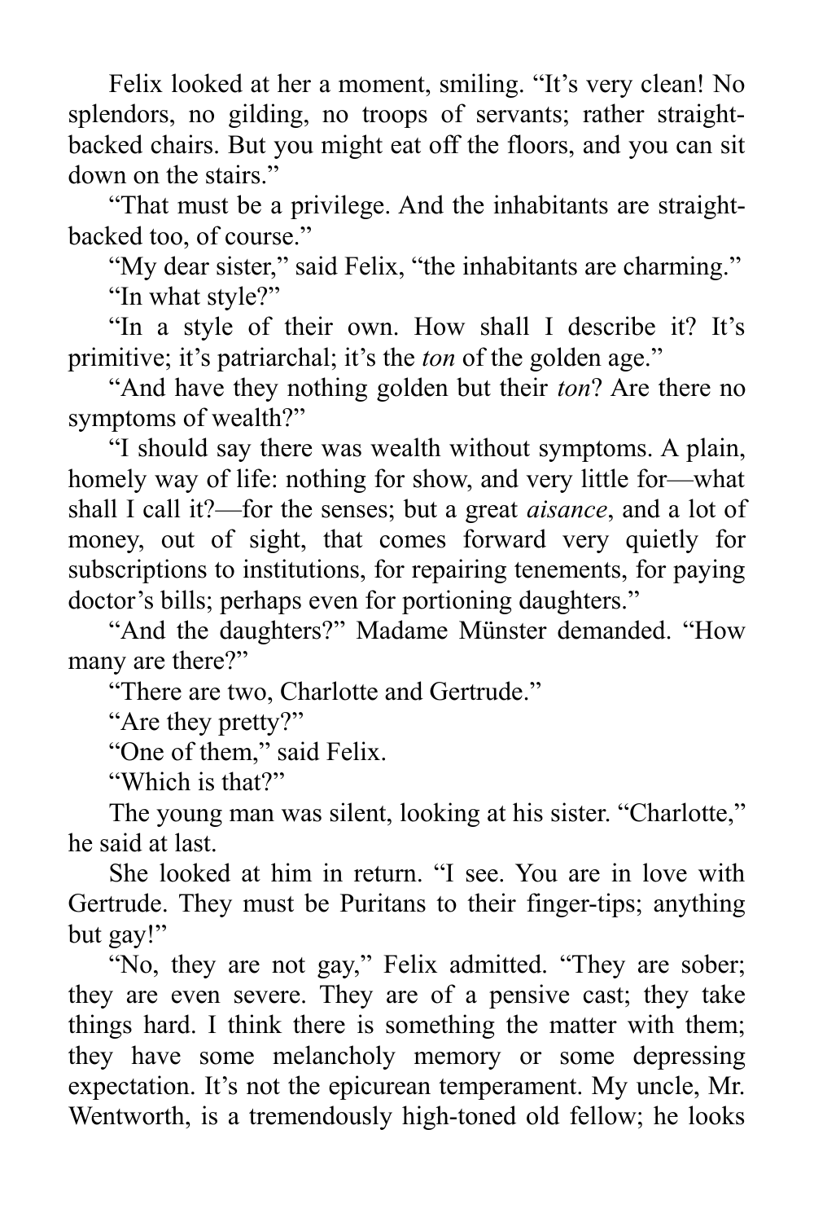Felix looked at her a moment, smiling. "It's very clean! No splendors, no gilding, no troops of servants; rather straight-backed chairs. But you might eat off the floors, and you can sit down on the stairs."

"That must be a privilege. And the inhabitants are straight-backed too, of course."

"My dear sister," said Felix, "the inhabitants are charming."

"In what style?"

"In a style of their own. How shall I describe it? It's primitive; it's patriarchal; it's the *ton* of the golden age."

"And have they nothing golden but their *ton*? Are there no symptoms of wealth?"

"I should say there was wealth without symptoms. A plain, homely way of life: nothing for show, and very little for—what shall I call it?—for the senses; but a great *aisance*, and a lot of money, out of sight, that comes forward very quietly for subscriptions to institutions, for repairing tenements, for paying doctor's bills; perhaps even for portioning daughters."

"And the daughters?" Madame Münster demanded. "How many are there?"

"There are two, Charlotte and Gertrude."

"Are they pretty?"

"One of them," said Felix.

"Which is that?"

The young man was silent, looking at his sister. "Charlotte," he said at last.

She looked at him in return. "I see. You are in love with Gertrude. They must be Puritans to their finger-tips; anything but gay!"

"No, they are not gay," Felix admitted. "They are sober; they are even severe. They are of a pensive cast; they take things hard. I think there is something the matter with them; they have some melancholy memory or some depressing expectation. It's not the epicurean temperament. My uncle, Mr. Wentworth, is a tremendously high-toned old fellow; he looks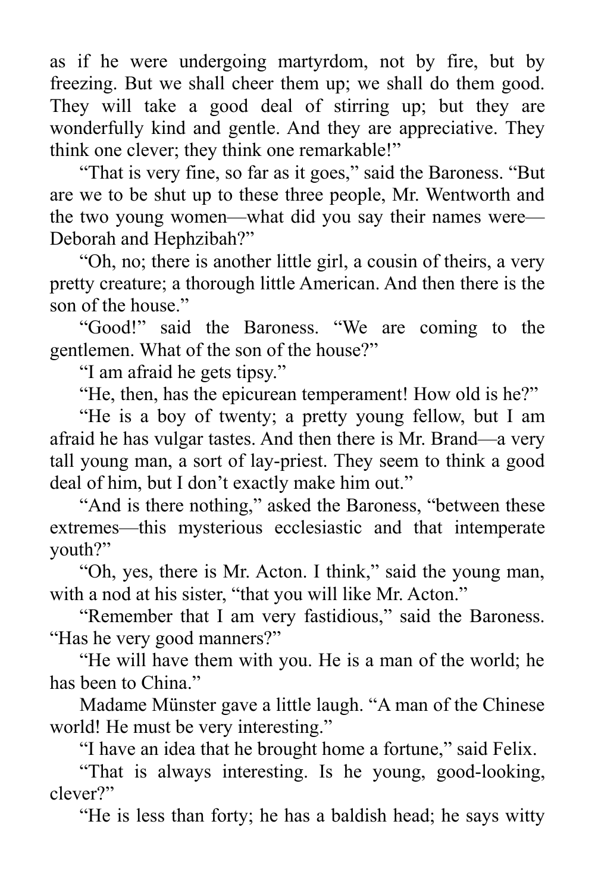as if he were undergoing martyrdom, not by fire, but by freezing. But we shall cheer them up; we shall do them good. They will take a good deal of stirring up; but they are wonderfully kind and gentle. And they are appreciative. They think one clever; they think one remarkable!"

"That is very fine, so far as it goes," said the Baroness. "But are we to be shut up to these three people, Mr. Wentworth and the two young women—what did you say their names were—Deborah and Hephzibah?"

"Oh, no; there is another little girl, a cousin of theirs, a very pretty creature; a thorough little American. And then there is the son of the house."

"Good!" said the Baroness. "We are coming to the gentlemen. What of the son of the house?"

"I am afraid he gets tipsy."

"He, then, has the epicurean temperament! How old is he?"

"He is a boy of twenty; a pretty young fellow, but I am afraid he has vulgar tastes. And then there is Mr. Brand—a very tall young man, a sort of lay-priest. They seem to think a good deal of him, but I don't exactly make him out."

"And is there nothing," asked the Baroness, "between these extremes—this mysterious ecclesiastic and that intemperate youth?"

"Oh, yes, there is Mr. Acton. I think," said the young man, with a nod at his sister, "that you will like Mr. Acton."

"Remember that I am very fastidious," said the Baroness. "Has he very good manners?"

"He will have them with you. He is a man of the world; he has been to China."

Madame Münster gave a little laugh. "A man of the Chinese world! He must be very interesting."

"I have an idea that he brought home a fortune," said Felix.

"That is always interesting. Is he young, good-looking, clever?"

"He is less than forty; he has a baldish head; he says witty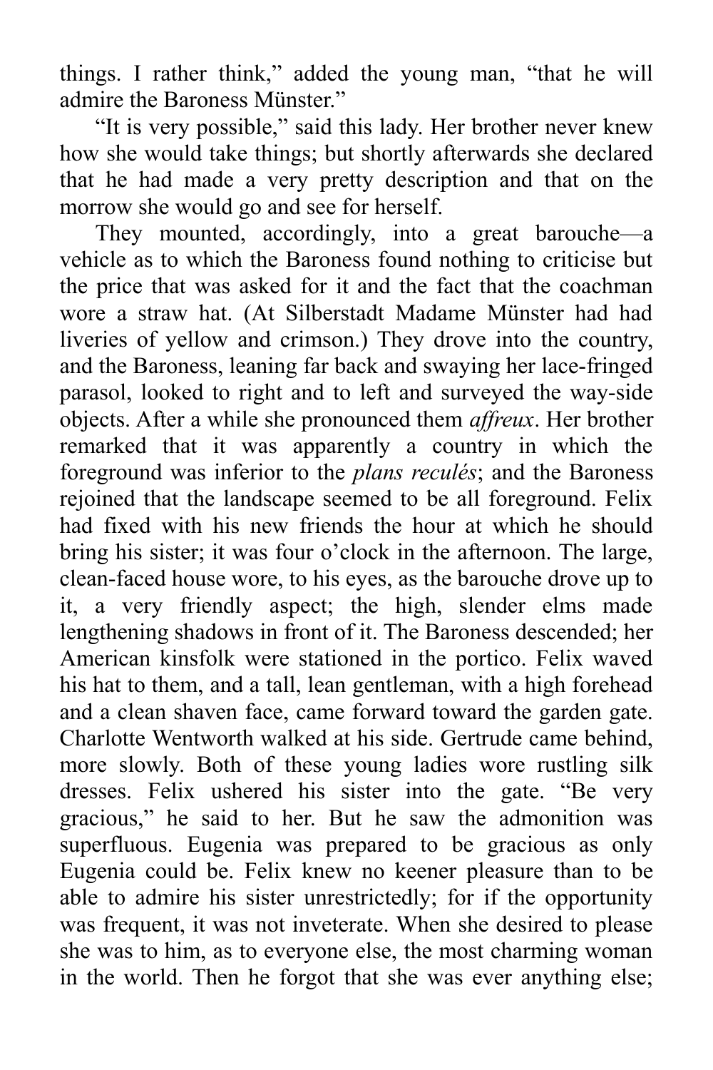things. I rather think," added the young man, "that he will admire the Baroness Münster."

"It is very possible," said this lady. Her brother never knew how she would take things; but shortly afterwards she declared that he had made a very pretty description and that on the morrow she would go and see for herself.

They mounted, accordingly, into a great barouche—a vehicle as to which the Baroness found nothing to criticise but the price that was asked for it and the fact that the coachman wore a straw hat. (At Silberstadt Madame Münster had had liveries of yellow and crimson.) They drove into the country, and the Baroness, leaning far back and swaying her lace-fringed parasol, looked to right and to left and surveyed the way-side objects. After a while she pronounced them *affreux*. Her brother remarked that it was apparently a country in which the foreground was inferior to the *plans reculés*; and the Baroness rejoined that the landscape seemed to be all foreground. Felix had fixed with his new friends the hour at which he should bring his sister; it was four o'clock in the afternoon. The large, clean-faced house wore, to his eyes, as the barouche drove up to it, a very friendly aspect; the high, slender elms made lengthening shadows in front of it. The Baroness descended; her American kinsfolk were stationed in the portico. Felix waved his hat to them, and a tall, lean gentleman, with a high forehead and a clean shaven face, came forward toward the garden gate. Charlotte Wentworth walked at his side. Gertrude came behind, more slowly. Both of these young ladies wore rustling silk dresses. Felix ushered his sister into the gate. "Be very gracious," he said to her. But he saw the admonition was superfluous. Eugenia was prepared to be gracious as only Eugenia could be. Felix knew no keener pleasure than to be able to admire his sister unrestrictedly; for if the opportunity was frequent, it was not inveterate. When she desired to please she was to him, as to everyone else, the most charming woman in the world. Then he forgot that she was ever anything else;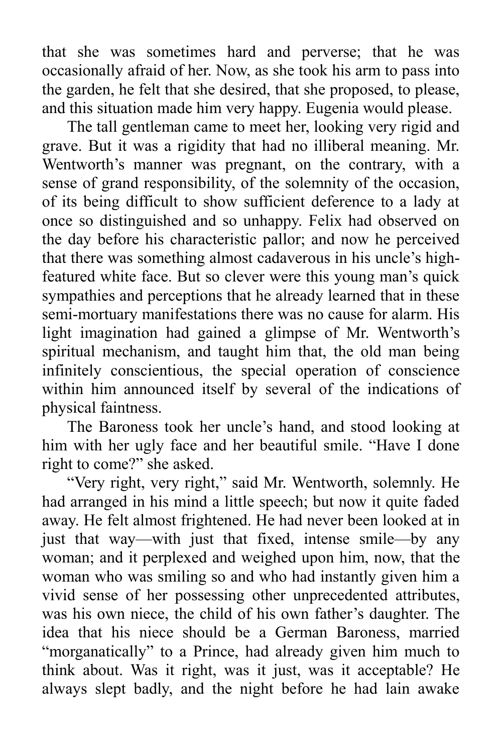that she was sometimes hard and perverse; that he was occasionally afraid of her. Now, as she took his arm to pass into the garden, he felt that she desired, that she proposed, to please, and this situation made him very happy. Eugenia would please.

The tall gentleman came to meet her, looking very rigid and grave. But it was a rigidity that had no illiberal meaning. Mr. Wentworth's manner was pregnant, on the contrary, with a sense of grand responsibility, of the solemnity of the occasion, of its being difficult to show sufficient deference to a lady at once so distinguished and so unhappy. Felix had observed on the day before his characteristic pallor; and now he perceived that there was something almost cadaverous in his uncle's high-featured white face. But so clever were this young man's quick sympathies and perceptions that he already learned that in these semi-mortuary manifestations there was no cause for alarm. His light imagination had gained a glimpse of Mr. Wentworth's spiritual mechanism, and taught him that, the old man being infinitely conscientious, the special operation of conscience within him announced itself by several of the indications of physical faintness.

The Baroness took her uncle's hand, and stood looking at him with her ugly face and her beautiful smile. "Have I done right to come?" she asked.

"Very right, very right," said Mr. Wentworth, solemnly. He had arranged in his mind a little speech; but now it quite faded away. He felt almost frightened. He had never been looked at in just that way—with just that fixed, intense smile—by any woman; and it perplexed and weighed upon him, now, that the woman who was smiling so and who had instantly given him a vivid sense of her possessing other unprecedented attributes, was his own niece, the child of his own father's daughter. The idea that his niece should be a German Baroness, married "morganatically" to a Prince, had already given him much to think about. Was it right, was it just, was it acceptable? He always slept badly, and the night before he had lain awake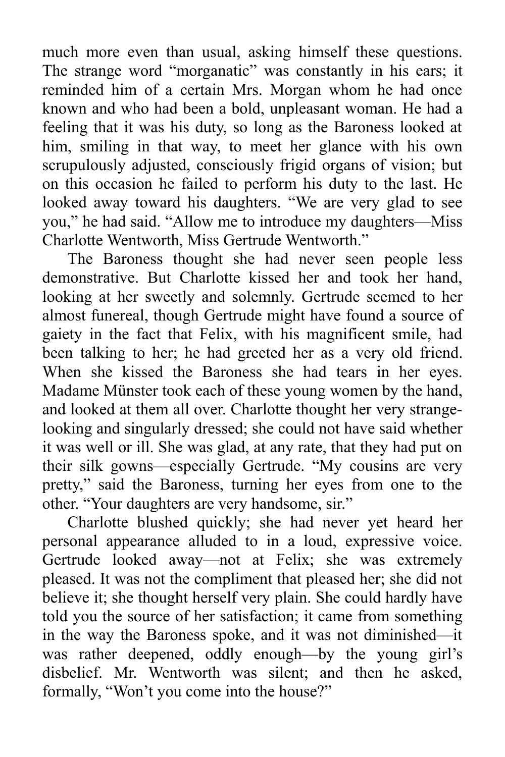much more even than usual, asking himself these questions. The strange word "morganatic" was constantly in his ears; it reminded him of a certain Mrs. Morgan whom he had once known and who had been a bold, unpleasant woman. He had a feeling that it was his duty, so long as the Baroness looked at him, smiling in that way, to meet her glance with his own scrupulously adjusted, consciously frigid organs of vision; but on this occasion he failed to perform his duty to the last. He looked away toward his daughters. "We are very glad to see you," he had said. "Allow me to introduce my daughters—Miss Charlotte Wentworth, Miss Gertrude Wentworth."

The Baroness thought she had never seen people less demonstrative. But Charlotte kissed her and took her hand, looking at her sweetly and solemnly. Gertrude seemed to her almost funereal, though Gertrude might have found a source of gaiety in the fact that Felix, with his magnificent smile, had been talking to her; he had greeted her as a very old friend. When she kissed the Baroness she had tears in her eyes. Madame Münster took each of these young women by the hand, and looked at them all over. Charlotte thought her very strange-looking and singularly dressed; she could not have said whether it was well or ill. She was glad, at any rate, that they had put on their silk gowns—especially Gertrude. "My cousins are very pretty," said the Baroness, turning her eyes from one to the other. "Your daughters are very handsome, sir."

Charlotte blushed quickly; she had never yet heard her personal appearance alluded to in a loud, expressive voice. Gertrude looked away—not at Felix; she was extremely pleased. It was not the compliment that pleased her; she did not believe it; she thought herself very plain. She could hardly have told you the source of her satisfaction; it came from something in the way the Baroness spoke, and it was not diminished—it was rather deepened, oddly enough—by the young girl's disbelief. Mr. Wentworth was silent; and then he asked, formally, "Won't you come into the house?"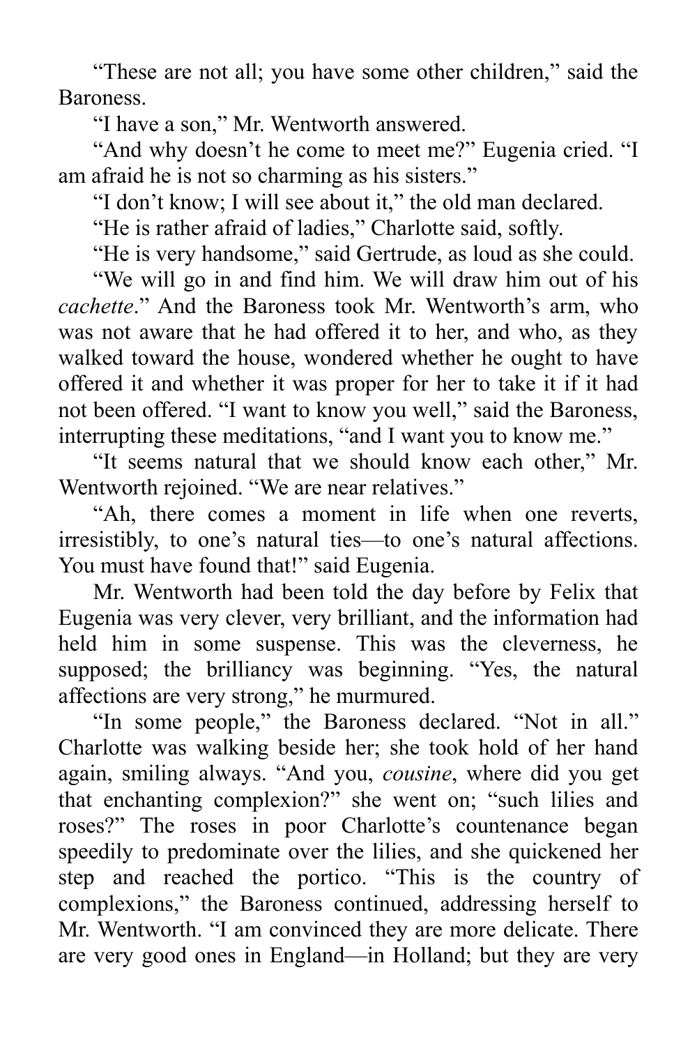"These are not all; you have some other children," said the Baroness.

"I have a son," Mr. Wentworth answered.

"And why doesn't he come to meet me?" Eugenia cried. "I am afraid he is not so charming as his sisters."

"I don't know; I will see about it," the old man declared.

"He is rather afraid of ladies," Charlotte said, softly.

"He is very handsome," said Gertrude, as loud as she could.

"We will go in and find him. We will draw him out of his *cachette*." And the Baroness took Mr. Wentworth's arm, who was not aware that he had offered it to her, and who, as they walked toward the house, wondered whether he ought to have offered it and whether it was proper for her to take it if it had not been offered. "I want to know you well," said the Baroness, interrupting these meditations, "and I want you to know me."

"It seems natural that we should know each other," Mr. Wentworth rejoined. "We are near relatives."

"Ah, there comes a moment in life when one reverts, irresistibly, to one's natural ties—to one's natural affections. You must have found that!" said Eugenia.

Mr. Wentworth had been told the day before by Felix that Eugenia was very clever, very brilliant, and the information had held him in some suspense. This was the cleverness, he supposed; the brilliancy was beginning. "Yes, the natural affections are very strong," he murmured.

"In some people," the Baroness declared. "Not in all." Charlotte was walking beside her; she took hold of her hand again, smiling always. "And you, *cousine*, where did you get that enchanting complexion?" she went on; "such lilies and roses?" The roses in poor Charlotte's countenance began speedily to predominate over the lilies, and she quickened her step and reached the portico. "This is the country of complexions," the Baroness continued, addressing herself to Mr. Wentworth. "I am convinced they are more delicate. There are very good ones in England—in Holland; but they are very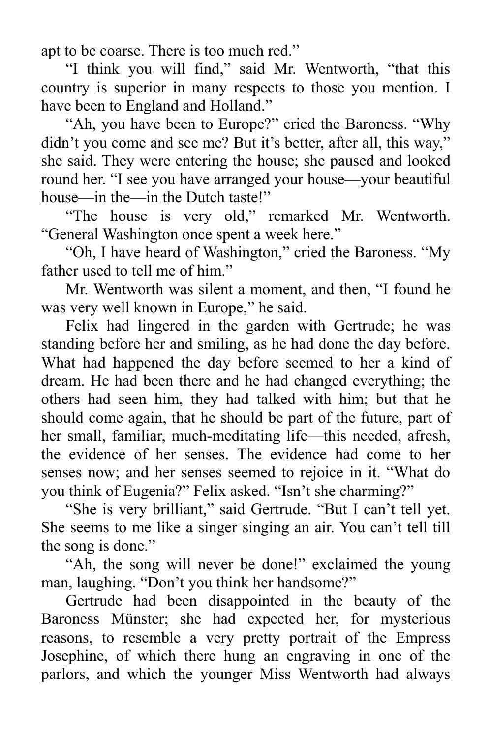apt to be coarse. There is too much red."

"I think you will find," said Mr. Wentworth, "that this country is superior in many respects to those you mention. I have been to England and Holland."

"Ah, you have been to Europe?" cried the Baroness. "Why didn't you come and see me? But it's better, after all, this way," she said. They were entering the house; she paused and looked round her. "I see you have arranged your house—your beautiful house—in the—in the Dutch taste!"

"The house is very old," remarked Mr. Wentworth. "General Washington once spent a week here."

"Oh, I have heard of Washington," cried the Baroness. "My father used to tell me of him."

Mr. Wentworth was silent a moment, and then, "I found he was very well known in Europe," he said.

Felix had lingered in the garden with Gertrude; he was standing before her and smiling, as he had done the day before. What had happened the day before seemed to her a kind of dream. He had been there and he had changed everything; the others had seen him, they had talked with him; but that he should come again, that he should be part of the future, part of her small, familiar, much-meditating life—this needed, afresh, the evidence of her senses. The evidence had come to her senses now; and her senses seemed to rejoice in it. "What do you think of Eugenia?" Felix asked. "Isn't she charming?"

"She is very brilliant," said Gertrude. "But I can't tell yet. She seems to me like a singer singing an air. You can't tell till the song is done."

"Ah, the song will never be done!" exclaimed the young man, laughing. "Don't you think her handsome?"

Gertrude had been disappointed in the beauty of the Baroness Münster; she had expected her, for mysterious reasons, to resemble a very pretty portrait of the Empress Josephine, of which there hung an engraving in one of the parlors, and which the younger Miss Wentworth had always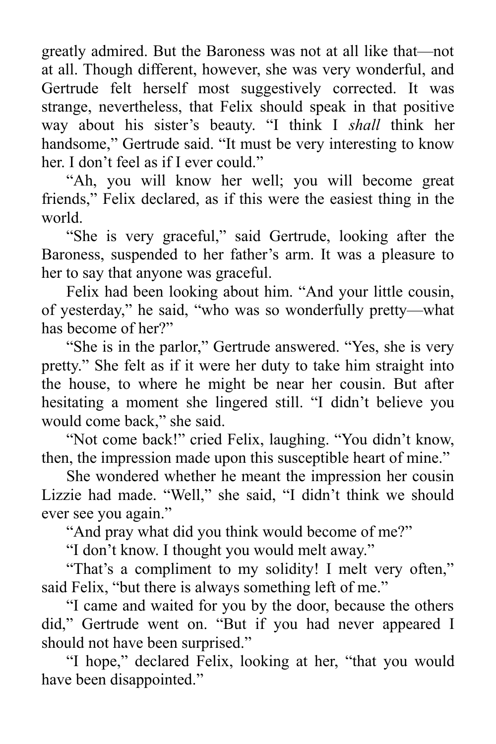greatly admired. But the Baroness was not at all like that—not at all. Though different, however, she was very wonderful, and Gertrude felt herself most suggestively corrected. It was strange, nevertheless, that Felix should speak in that positive way about his sister's beauty. "I think I *shall* think her handsome," Gertrude said. "It must be very interesting to know her. I don't feel as if I ever could."

"Ah, you will know her well; you will become great friends," Felix declared, as if this were the easiest thing in the world.

"She is very graceful," said Gertrude, looking after the Baroness, suspended to her father's arm. It was a pleasure to her to say that anyone was graceful.

Felix had been looking about him. "And your little cousin, of yesterday," he said, "who was so wonderfully pretty—what has become of her?"

"She is in the parlor," Gertrude answered. "Yes, she is very pretty." She felt as if it were her duty to take him straight into the house, to where he might be near her cousin. But after hesitating a moment she lingered still. "I didn't believe you would come back," she said.

"Not come back!" cried Felix, laughing. "You didn't know, then, the impression made upon this susceptible heart of mine."

She wondered whether he meant the impression her cousin Lizzie had made. "Well," she said, "I didn't think we should ever see you again."

"And pray what did you think would become of me?"

"I don't know. I thought you would melt away."

"That's a compliment to my solidity! I melt very often," said Felix, "but there is always something left of me."

"I came and waited for you by the door, because the others did," Gertrude went on. "But if you had never appeared I should not have been surprised."

"I hope," declared Felix, looking at her, "that you would have been disappointed."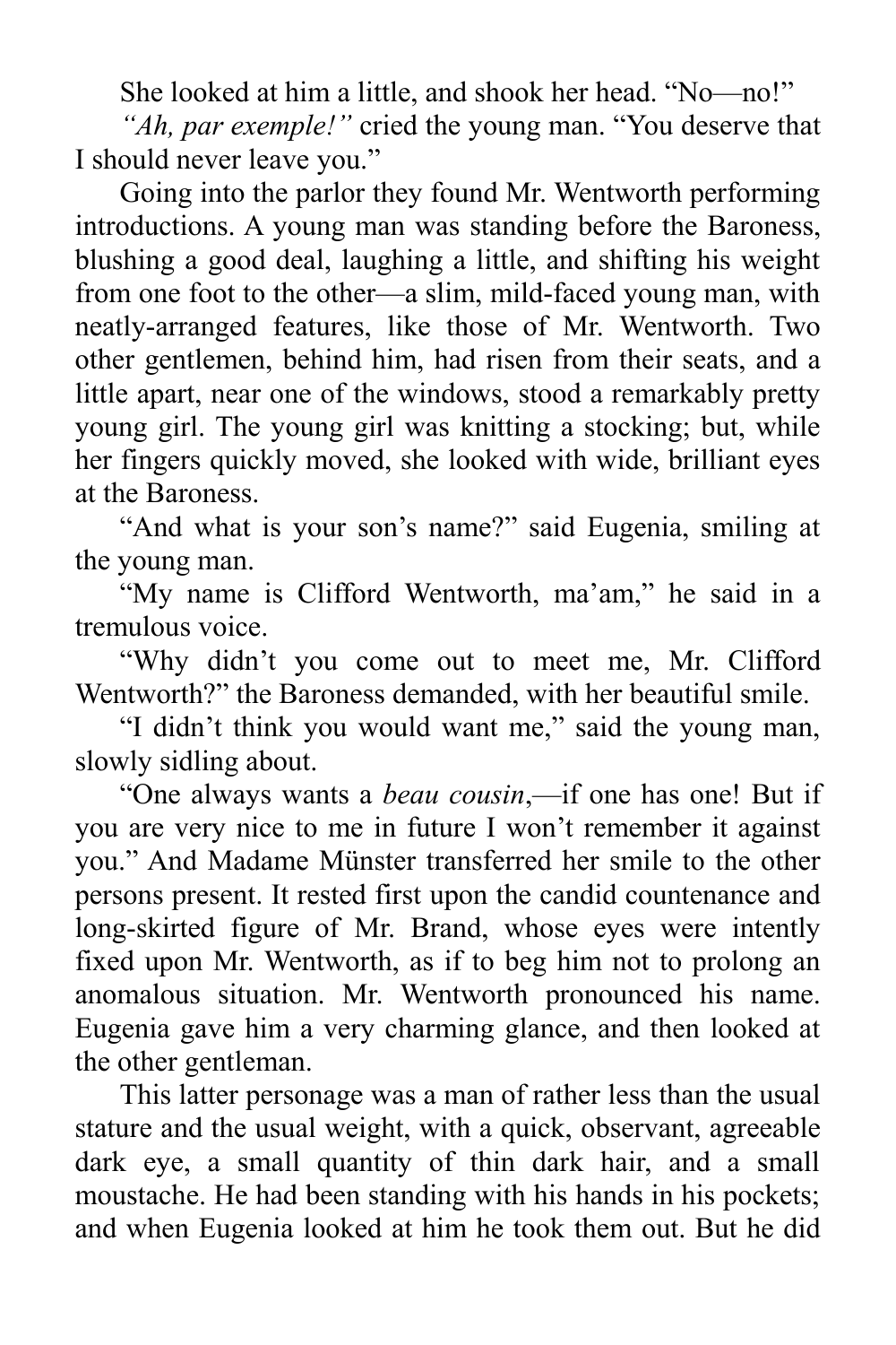She looked at him a little, and shook her head. "No—no!"

*"Ah, par exemple!"* cried the young man. "You deserve that I should never leave you."

Going into the parlor they found Mr. Wentworth performing introductions. A young man was standing before the Baroness, blushing a good deal, laughing a little, and shifting his weight from one foot to the other—a slim, mild-faced young man, with neatly-arranged features, like those of Mr. Wentworth. Two other gentlemen, behind him, had risen from their seats, and a little apart, near one of the windows, stood a remarkably pretty young girl. The young girl was knitting a stocking; but, while her fingers quickly moved, she looked with wide, brilliant eyes at the Baroness.

"And what is your son's name?" said Eugenia, smiling at the young man.

"My name is Clifford Wentworth, ma'am," he said in a tremulous voice.

"Why didn't you come out to meet me, Mr. Clifford Wentworth?" the Baroness demanded, with her beautiful smile.

"I didn't think you would want me," said the young man, slowly sidling about.

"One always wants a *beau cousin*,—if one has one! But if you are very nice to me in future I won't remember it against you." And Madame Münster transferred her smile to the other persons present. It rested first upon the candid countenance and long-skirted figure of Mr. Brand, whose eyes were intently fixed upon Mr. Wentworth, as if to beg him not to prolong an anomalous situation. Mr. Wentworth pronounced his name. Eugenia gave him a very charming glance, and then looked at the other gentleman.

This latter personage was a man of rather less than the usual stature and the usual weight, with a quick, observant, agreeable dark eye, a small quantity of thin dark hair, and a small moustache. He had been standing with his hands in his pockets; and when Eugenia looked at him he took them out. But he did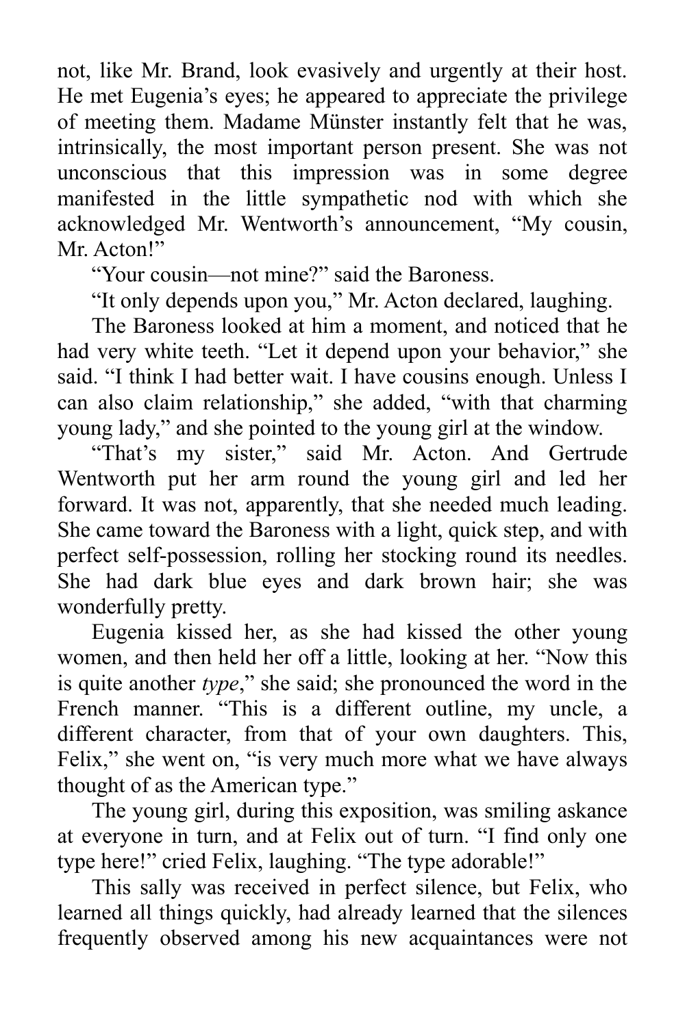not, like Mr. Brand, look evasively and urgently at their host. He met Eugenia's eyes; he appeared to appreciate the privilege of meeting them. Madame Münster instantly felt that he was, intrinsically, the most important person present. She was not unconscious that this impression was in some degree manifested in the little sympathetic nod with which she acknowledged Mr. Wentworth's announcement, "My cousin, Mr. Acton!"

"Your cousin—not mine?" said the Baroness.

"It only depends upon you," Mr. Acton declared, laughing.

The Baroness looked at him a moment, and noticed that he had very white teeth. "Let it depend upon your behavior," she said. "I think I had better wait. I have cousins enough. Unless I can also claim relationship," she added, "with that charming young lady," and she pointed to the young girl at the window.

"That's my sister," said Mr. Acton. And Gertrude Wentworth put her arm round the young girl and led her forward. It was not, apparently, that she needed much leading. She came toward the Baroness with a light, quick step, and with perfect self-possession, rolling her stocking round its needles. She had dark blue eyes and dark brown hair; she was wonderfully pretty.

Eugenia kissed her, as she had kissed the other young women, and then held her off a little, looking at her. "Now this is quite another *type*," she said; she pronounced the word in the French manner. "This is a different outline, my uncle, a different character, from that of your own daughters. This, Felix," she went on, "is very much more what we have always thought of as the American type."

The young girl, during this exposition, was smiling askance at everyone in turn, and at Felix out of turn. "I find only one type here!" cried Felix, laughing. "The type adorable!"

This sally was received in perfect silence, but Felix, who learned all things quickly, had already learned that the silences frequently observed among his new acquaintances were not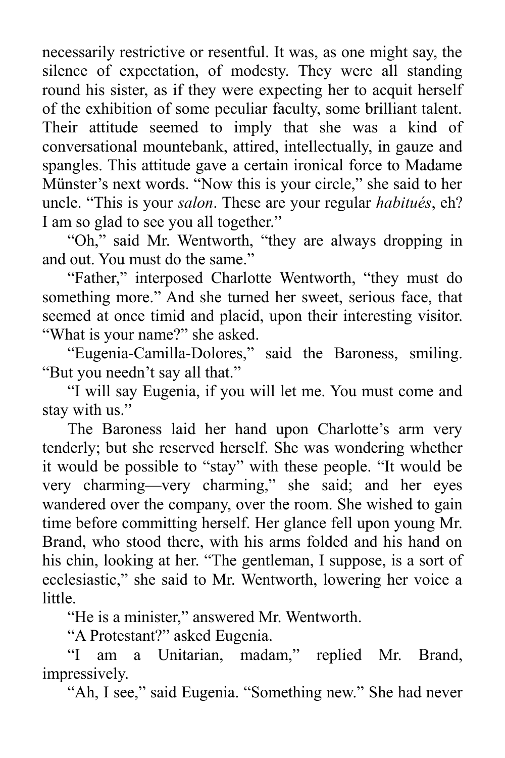necessarily restrictive or resentful. It was, as one might say, the silence of expectation, of modesty. They were all standing round his sister, as if they were expecting her to acquit herself of the exhibition of some peculiar faculty, some brilliant talent. Their attitude seemed to imply that she was a kind of conversational mountebank, attired, intellectually, in gauze and spangles. This attitude gave a certain ironical force to Madame Münster's next words. "Now this is your circle," she said to her uncle. "This is your *salon*. These are your regular *habitués*, eh? I am so glad to see you all together."

"Oh," said Mr. Wentworth, "they are always dropping in and out. You must do the same."

"Father," interposed Charlotte Wentworth, "they must do something more." And she turned her sweet, serious face, that seemed at once timid and placid, upon their interesting visitor. "What is your name?" she asked.

"Eugenia-Camilla-Dolores," said the Baroness, smiling. "But you needn't say all that."

"I will say Eugenia, if you will let me. You must come and stay with us."

The Baroness laid her hand upon Charlotte's arm very tenderly; but she reserved herself. She was wondering whether it would be possible to "stay" with these people. "It would be very charming—very charming," she said; and her eyes wandered over the company, over the room. She wished to gain time before committing herself. Her glance fell upon young Mr. Brand, who stood there, with his arms folded and his hand on his chin, looking at her. "The gentleman, I suppose, is a sort of ecclesiastic," she said to Mr. Wentworth, lowering her voice a little.

"He is a minister," answered Mr. Wentworth.

"A Protestant?" asked Eugenia.

"I am a Unitarian, madam," replied Mr. Brand, impressively.

"Ah, I see," said Eugenia. "Something new." She had never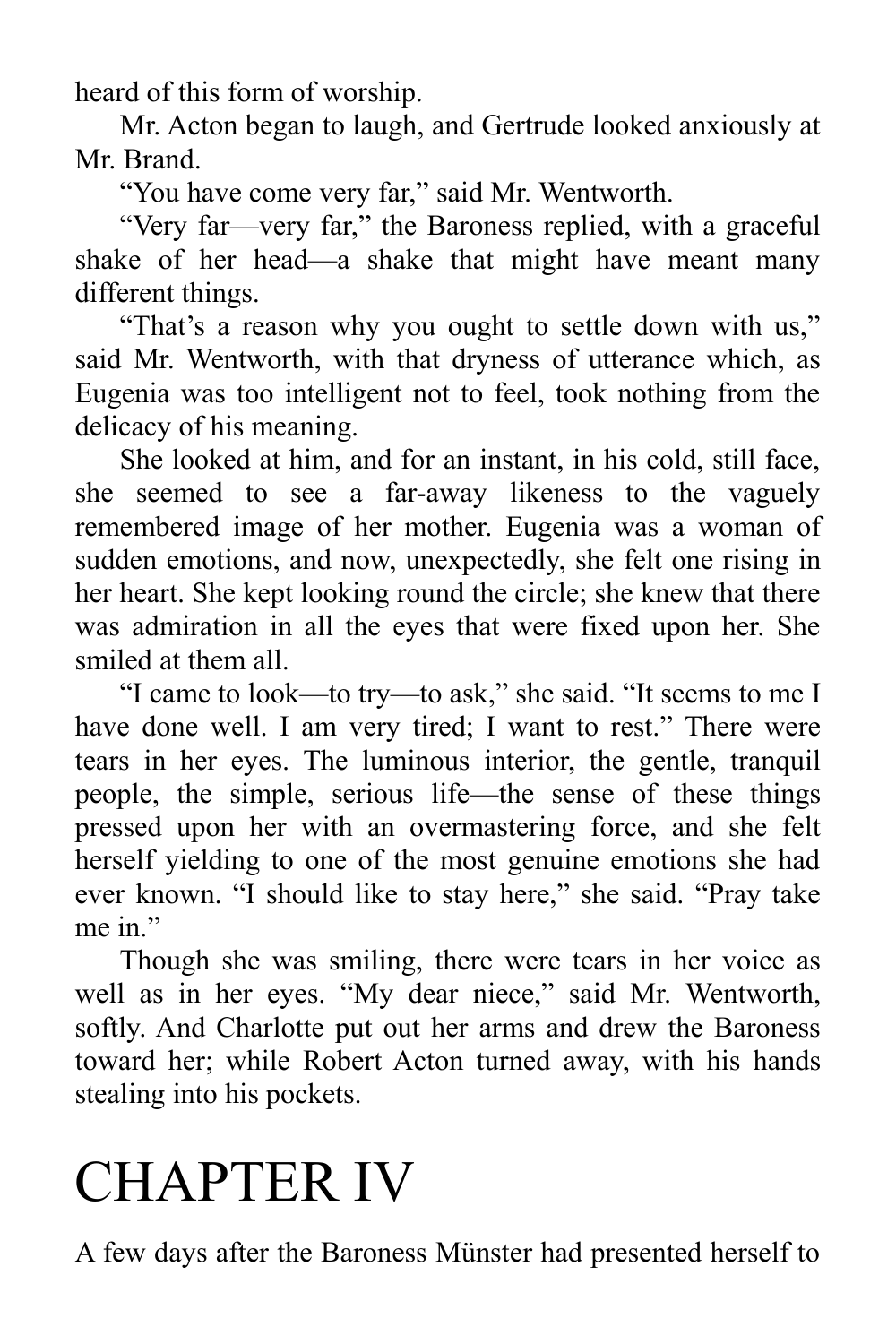heard of this form of worship.

Mr. Acton began to laugh, and Gertrude looked anxiously at Mr. Brand.

"You have come very far," said Mr. Wentworth.

"Very far—very far," the Baroness replied, with a graceful shake of her head—a shake that might have meant many different things.

"That's a reason why you ought to settle down with us," said Mr. Wentworth, with that dryness of utterance which, as Eugenia was too intelligent not to feel, took nothing from the delicacy of his meaning.

She looked at him, and for an instant, in his cold, still face, she seemed to see a far-away likeness to the vaguely remembered image of her mother. Eugenia was a woman of sudden emotions, and now, unexpectedly, she felt one rising in her heart. She kept looking round the circle; she knew that there was admiration in all the eyes that were fixed upon her. She smiled at them all.

"I came to look—to try—to ask," she said. "It seems to me I have done well. I am very tired; I want to rest." There were tears in her eyes. The luminous interior, the gentle, tranquil people, the simple, serious life—the sense of these things pressed upon her with an overmastering force, and she felt herself yielding to one of the most genuine emotions she had ever known. "I should like to stay here," she said. "Pray take me in."

Though she was smiling, there were tears in her voice as well as in her eyes. "My dear niece," said Mr. Wentworth, softly. And Charlotte put out her arms and drew the Baroness toward her; while Robert Acton turned away, with his hands stealing into his pockets.

# CHAPTER IV

A few days after the Baroness Münster had presented herself to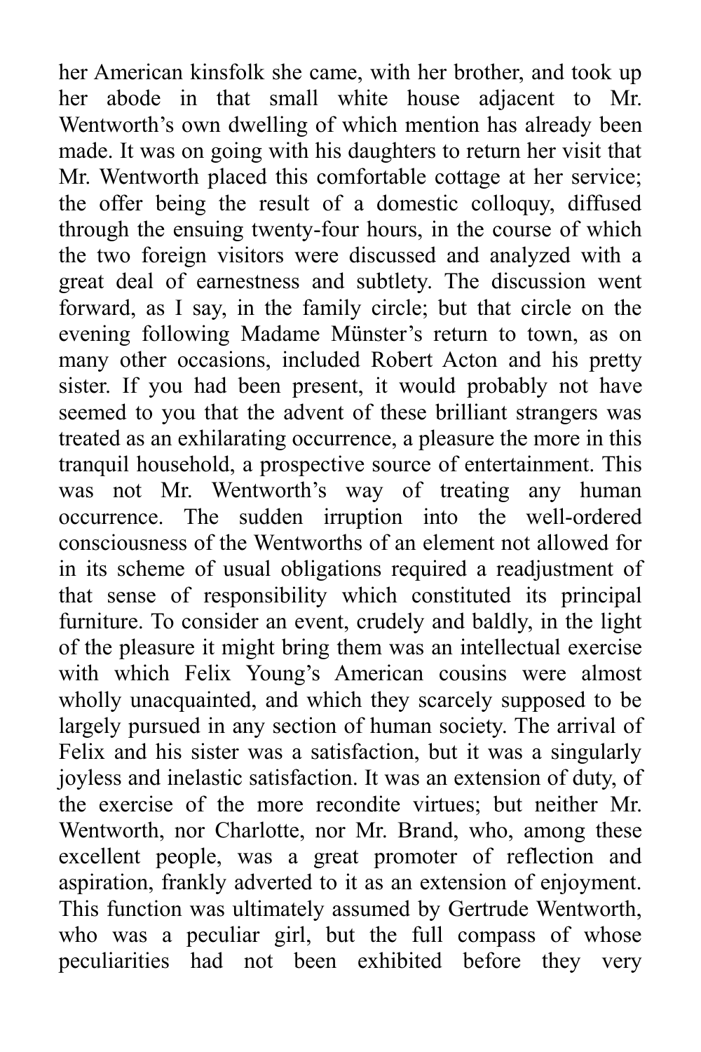her American kinsfolk she came, with her brother, and took up her abode in that small white house adjacent to Mr. Wentworth's own dwelling of which mention has already been made. It was on going with his daughters to return her visit that Mr. Wentworth placed this comfortable cottage at her service; the offer being the result of a domestic colloquy, diffused through the ensuing twenty-four hours, in the course of which the two foreign visitors were discussed and analyzed with a great deal of earnestness and subtlety. The discussion went forward, as I say, in the family circle; but that circle on the evening following Madame Münster's return to town, as on many other occasions, included Robert Acton and his pretty sister. If you had been present, it would probably not have seemed to you that the advent of these brilliant strangers was treated as an exhilarating occurrence, a pleasure the more in this tranquil household, a prospective source of entertainment. This was not Mr. Wentworth's way of treating any human occurrence. The sudden irruption into the well-ordered consciousness of the Wentworths of an element not allowed for in its scheme of usual obligations required a readjustment of that sense of responsibility which constituted its principal furniture. To consider an event, crudely and baldly, in the light of the pleasure it might bring them was an intellectual exercise with which Felix Young's American cousins were almost wholly unacquainted, and which they scarcely supposed to be largely pursued in any section of human society. The arrival of Felix and his sister was a satisfaction, but it was a singularly joyless and inelastic satisfaction. It was an extension of duty, of the exercise of the more recondite virtues; but neither Mr. Wentworth, nor Charlotte, nor Mr. Brand, who, among these excellent people, was a great promoter of reflection and aspiration, frankly adverted to it as an extension of enjoyment. This function was ultimately assumed by Gertrude Wentworth, who was a peculiar girl, but the full compass of whose peculiarities had not been exhibited before they very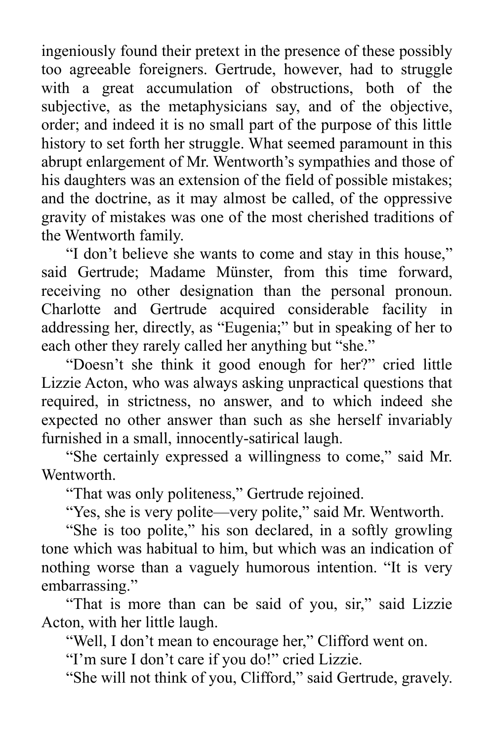ingeniously found their pretext in the presence of these possibly too agreeable foreigners. Gertrude, however, had to struggle with a great accumulation of obstructions, both of the subjective, as the metaphysicians say, and of the objective, order; and indeed it is no small part of the purpose of this little history to set forth her struggle. What seemed paramount in this abrupt enlargement of Mr. Wentworth's sympathies and those of his daughters was an extension of the field of possible mistakes; and the doctrine, as it may almost be called, of the oppressive gravity of mistakes was one of the most cherished traditions of the Wentworth family.

"I don't believe she wants to come and stay in this house," said Gertrude; Madame Münster, from this time forward, receiving no other designation than the personal pronoun. Charlotte and Gertrude acquired considerable facility in addressing her, directly, as "Eugenia;" but in speaking of her to each other they rarely called her anything but "she."

"Doesn't she think it good enough for her?" cried little Lizzie Acton, who was always asking unpractical questions that required, in strictness, no answer, and to which indeed she expected no other answer than such as she herself invariably furnished in a small, innocently-satirical laugh.

"She certainly expressed a willingness to come," said Mr. Wentworth.

"That was only politeness," Gertrude rejoined.

"Yes, she is very polite—very polite," said Mr. Wentworth.

"She is too polite," his son declared, in a softly growling tone which was habitual to him, but which was an indication of nothing worse than a vaguely humorous intention. "It is very embarrassing."

"That is more than can be said of you, sir," said Lizzie Acton, with her little laugh.

"Well, I don't mean to encourage her," Clifford went on.

"I'm sure I don't care if you do!" cried Lizzie.

"She will not think of you, Clifford," said Gertrude, gravely.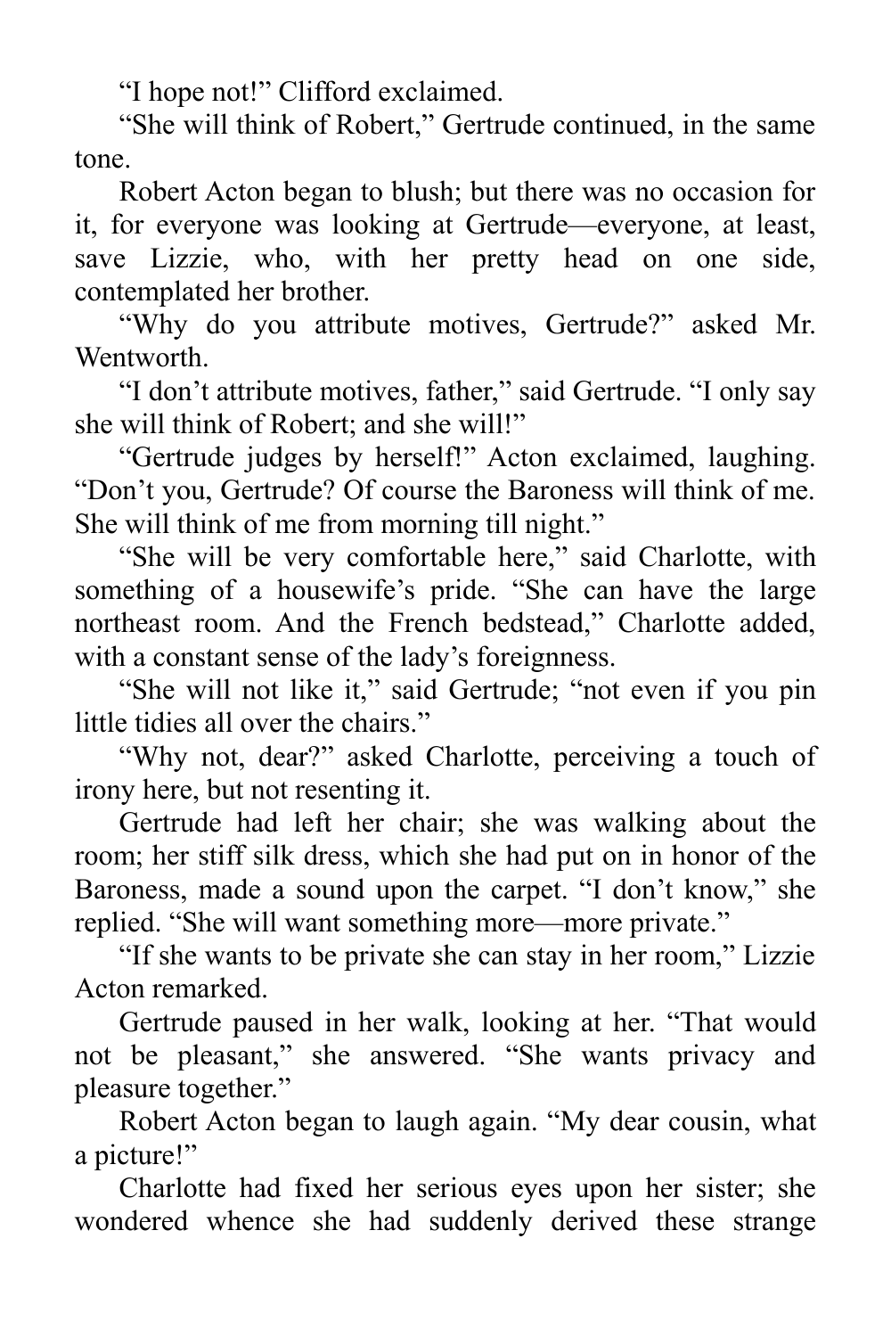"I hope not!" Clifford exclaimed.

"She will think of Robert," Gertrude continued, in the same tone.

Robert Acton began to blush; but there was no occasion for it, for everyone was looking at Gertrude—everyone, at least, save Lizzie, who, with her pretty head on one side, contemplated her brother.

"Why do you attribute motives, Gertrude?" asked Mr. Wentworth.

"I don't attribute motives, father," said Gertrude. "I only say she will think of Robert; and she will!"

"Gertrude judges by herself!" Acton exclaimed, laughing. "Don't you, Gertrude? Of course the Baroness will think of me. She will think of me from morning till night."

"She will be very comfortable here," said Charlotte, with something of a housewife's pride. "She can have the large northeast room. And the French bedstead," Charlotte added, with a constant sense of the lady's foreignness.

"She will not like it," said Gertrude; "not even if you pin little tidies all over the chairs."

"Why not, dear?" asked Charlotte, perceiving a touch of irony here, but not resenting it.

Gertrude had left her chair; she was walking about the room; her stiff silk dress, which she had put on in honor of the Baroness, made a sound upon the carpet. "I don't know," she replied. "She will want something more—more private."

"If she wants to be private she can stay in her room," Lizzie Acton remarked.

Gertrude paused in her walk, looking at her. "That would not be pleasant," she answered. "She wants privacy and pleasure together."

Robert Acton began to laugh again. "My dear cousin, what a picture!"

Charlotte had fixed her serious eyes upon her sister; she wondered whence she had suddenly derived these strange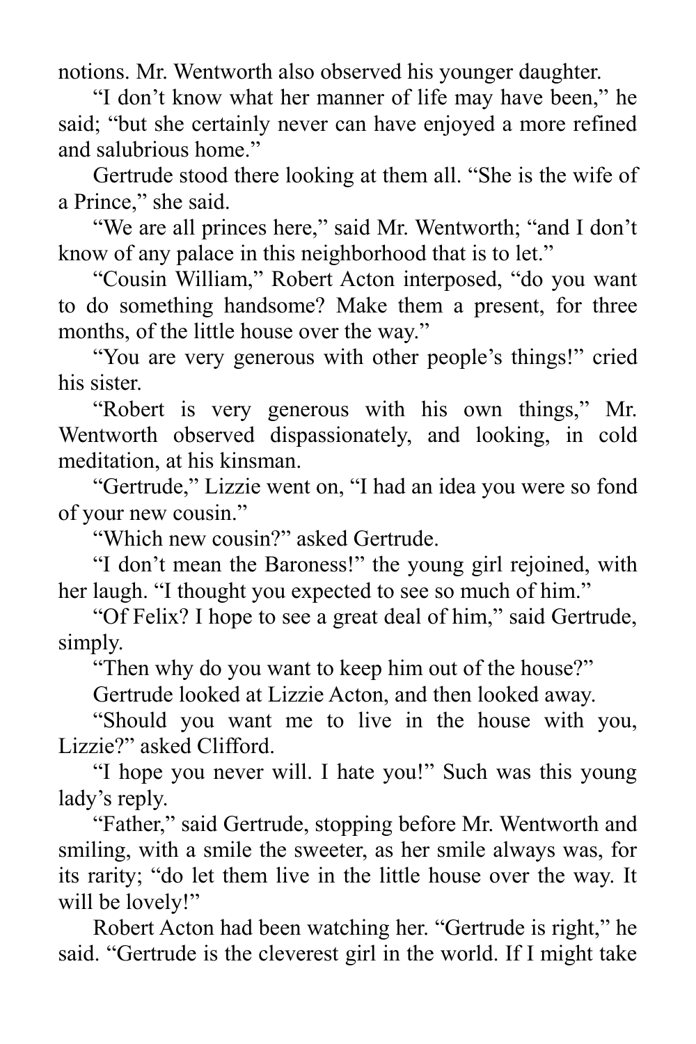notions. Mr. Wentworth also observed his younger daughter.

"I don't know what her manner of life may have been," he said; "but she certainly never can have enjoyed a more refined and salubrious home."

Gertrude stood there looking at them all. "She is the wife of a Prince," she said.

"We are all princes here," said Mr. Wentworth; "and I don't know of any palace in this neighborhood that is to let."

"Cousin William," Robert Acton interposed, "do you want to do something handsome? Make them a present, for three months, of the little house over the way."

"You are very generous with other people's things!" cried his sister.

"Robert is very generous with his own things," Mr. Wentworth observed dispassionately, and looking, in cold meditation, at his kinsman.

"Gertrude," Lizzie went on, "I had an idea you were so fond of your new cousin."

"Which new cousin?" asked Gertrude.

"I don't mean the Baroness!" the young girl rejoined, with her laugh. "I thought you expected to see so much of him."

"Of Felix? I hope to see a great deal of him," said Gertrude, simply.

"Then why do you want to keep him out of the house?"

Gertrude looked at Lizzie Acton, and then looked away.

"Should you want me to live in the house with you, Lizzie?" asked Clifford.

"I hope you never will. I hate you!" Such was this young lady's reply.

"Father," said Gertrude, stopping before Mr. Wentworth and smiling, with a smile the sweeter, as her smile always was, for its rarity; "do let them live in the little house over the way. It will be lovely!"

Robert Acton had been watching her. "Gertrude is right," he said. "Gertrude is the cleverest girl in the world. If I might take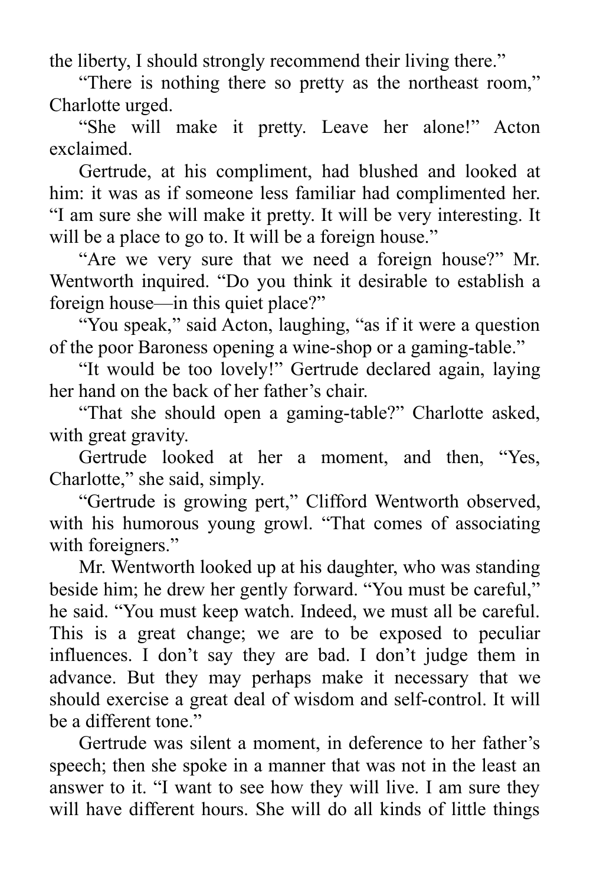the liberty, I should strongly recommend their living there."

"There is nothing there so pretty as the northeast room," Charlotte urged.

"She will make it pretty. Leave her alone!" Acton exclaimed.

Gertrude, at his compliment, had blushed and looked at him: it was as if someone less familiar had complimented her. "I am sure she will make it pretty. It will be very interesting. It will be a place to go to. It will be a foreign house."

"Are we very sure that we need a foreign house?" Mr. Wentworth inquired. "Do you think it desirable to establish a foreign house—in this quiet place?"

"You speak," said Acton, laughing, "as if it were a question of the poor Baroness opening a wine-shop or a gaming-table."

"It would be too lovely!" Gertrude declared again, laying her hand on the back of her father's chair.

"That she should open a gaming-table?" Charlotte asked, with great gravity.

Gertrude looked at her a moment, and then, "Yes, Charlotte," she said, simply.

"Gertrude is growing pert," Clifford Wentworth observed, with his humorous young growl. "That comes of associating with foreigners."

Mr. Wentworth looked up at his daughter, who was standing beside him; he drew her gently forward. "You must be careful," he said. "You must keep watch. Indeed, we must all be careful. This is a great change; we are to be exposed to peculiar influences. I don't say they are bad. I don't judge them in advance. But they may perhaps make it necessary that we should exercise a great deal of wisdom and self-control. It will be a different tone."

Gertrude was silent a moment, in deference to her father's speech; then she spoke in a manner that was not in the least an answer to it. "I want to see how they will live. I am sure they will have different hours. She will do all kinds of little things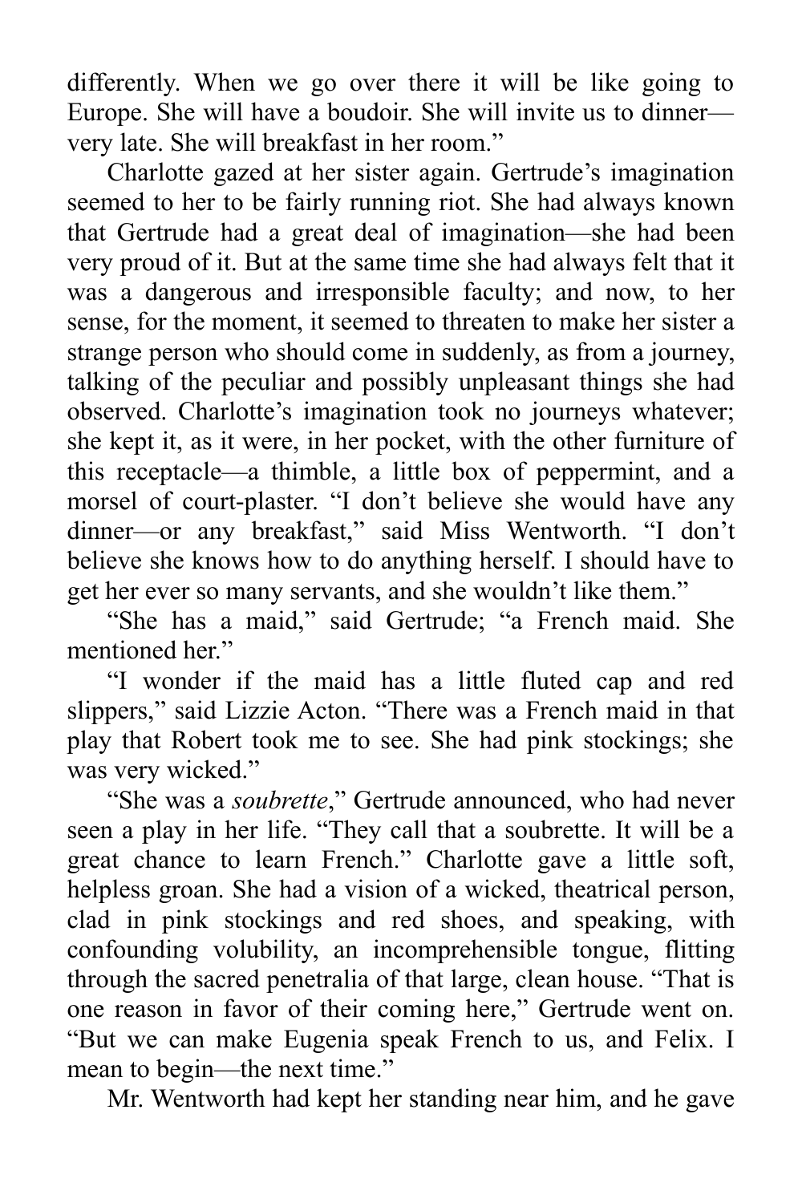differently. When we go over there it will be like going to Europe. She will have a boudoir. She will invite us to dinner—very late. She will breakfast in her room."

Charlotte gazed at her sister again. Gertrude's imagination seemed to her to be fairly running riot. She had always known that Gertrude had a great deal of imagination—she had been very proud of it. But at the same time she had always felt that it was a dangerous and irresponsible faculty; and now, to her sense, for the moment, it seemed to threaten to make her sister a strange person who should come in suddenly, as from a journey, talking of the peculiar and possibly unpleasant things she had observed. Charlotte's imagination took no journeys whatever; she kept it, as it were, in her pocket, with the other furniture of this receptacle—a thimble, a little box of peppermint, and a morsel of court-plaster. "I don't believe she would have any dinner—or any breakfast," said Miss Wentworth. "I don't believe she knows how to do anything herself. I should have to get her ever so many servants, and she wouldn't like them."

"She has a maid," said Gertrude; "a French maid. She mentioned her."

"I wonder if the maid has a little fluted cap and red slippers," said Lizzie Acton. "There was a French maid in that play that Robert took me to see. She had pink stockings; she was very wicked."

"She was a *soubrette*," Gertrude announced, who had never seen a play in her life. "They call that a soubrette. It will be a great chance to learn French." Charlotte gave a little soft, helpless groan. She had a vision of a wicked, theatrical person, clad in pink stockings and red shoes, and speaking, with confounding volubility, an incomprehensible tongue, flitting through the sacred penetralia of that large, clean house. "That is one reason in favor of their coming here," Gertrude went on. "But we can make Eugenia speak French to us, and Felix. I mean to begin—the next time."

Mr. Wentworth had kept her standing near him, and he gave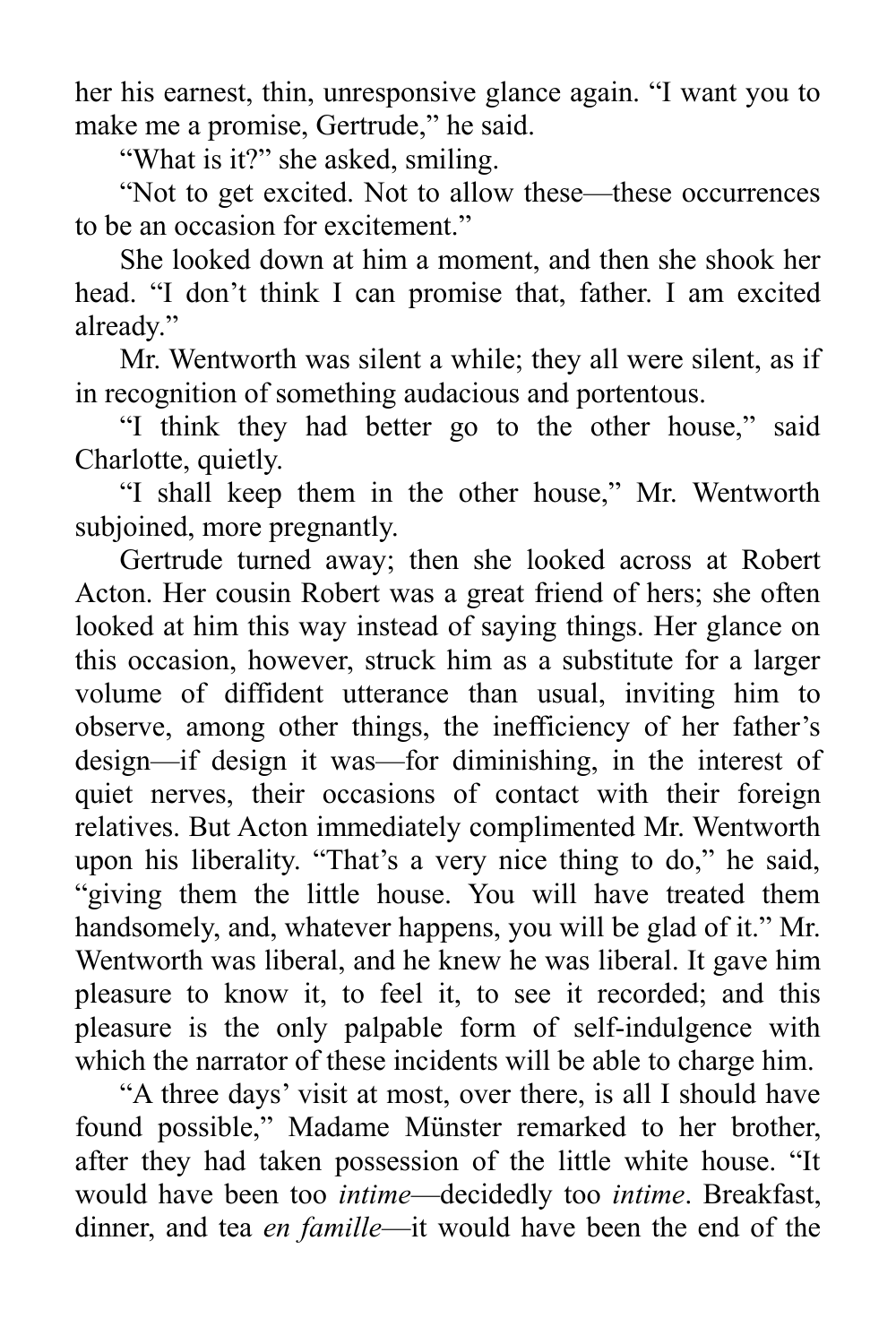her his earnest, thin, unresponsive glance again. “I want you to make me a promise, Gertrude,” he said.

“What is it?” she asked, smiling.

“Not to get excited. Not to allow these—these occurrences to be an occasion for excitement.”

She looked down at him a moment, and then she shook her head. “I don’t think I can promise that, father. I am excited already.”

Mr. Wentworth was silent a while; they all were silent, as if in recognition of something audacious and portentous.

“I think they had better go to the other house,” said Charlotte, quietly.

“I shall keep them in the other house,” Mr. Wentworth subjoined, more pregnantly.

Gertrude turned away; then she looked across at Robert Acton. Her cousin Robert was a great friend of hers; she often looked at him this way instead of saying things. Her glance on this occasion, however, struck him as a substitute for a larger volume of diffident utterance than usual, inviting him to observe, among other things, the inefficiency of her father’s design—if design it was—for diminishing, in the interest of quiet nerves, their occasions of contact with their foreign relatives. But Acton immediately complimented Mr. Wentworth upon his liberality. “That’s a very nice thing to do,” he said, “giving them the little house. You will have treated them handsomely, and, whatever happens, you will be glad of it.” Mr. Wentworth was liberal, and he knew he was liberal. It gave him pleasure to know it, to feel it, to see it recorded; and this pleasure is the only palpable form of self-indulgence with which the narrator of these incidents will be able to charge him.

“A three days’ visit at most, over there, is all I should have found possible,” Madame Münster remarked to her brother, after they had taken possession of the little white house. “It would have been too *intime*—decidedly too *intime*. Breakfast, dinner, and tea *en famille*—it would have been the end of the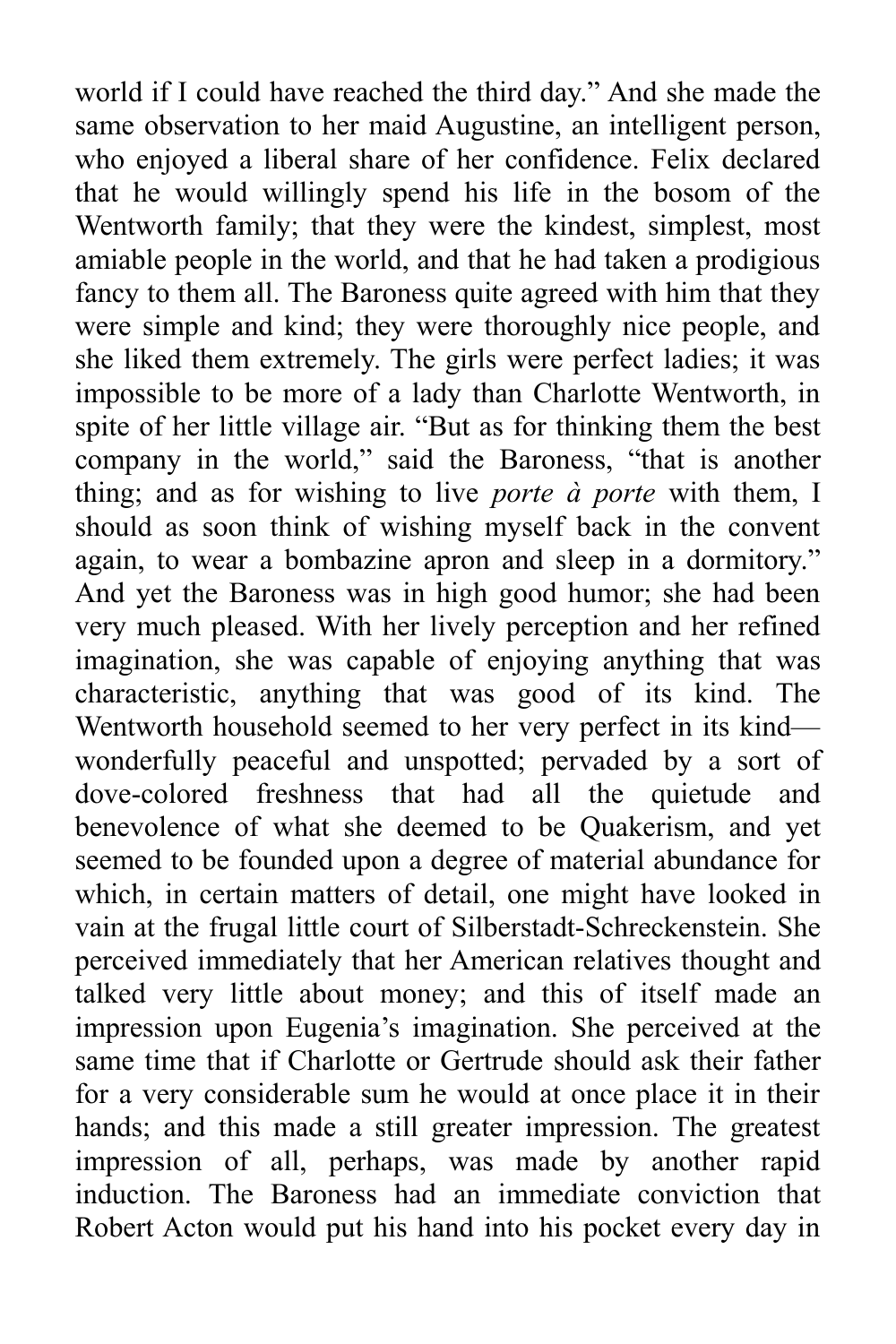world if I could have reached the third day." And she made the same observation to her maid Augustine, an intelligent person, who enjoyed a liberal share of her confidence. Felix declared that he would willingly spend his life in the bosom of the Wentworth family; that they were the kindest, simplest, most amiable people in the world, and that he had taken a prodigious fancy to them all. The Baroness quite agreed with him that they were simple and kind; they were thoroughly nice people, and she liked them extremely. The girls were perfect ladies; it was impossible to be more of a lady than Charlotte Wentworth, in spite of her little village air. "But as for thinking them the best company in the world," said the Baroness, "that is another thing; and as for wishing to live *porte à porte* with them, I should as soon think of wishing myself back in the convent again, to wear a bombazine apron and sleep in a dormitory." And yet the Baroness was in high good humor; she had been very much pleased. With her lively perception and her refined imagination, she was capable of enjoying anything that was characteristic, anything that was good of its kind. The Wentworth household seemed to her very perfect in its kind—wonderfully peaceful and unspotted; pervaded by a sort of dove-colored freshness that had all the quietude and benevolence of what she deemed to be Quakerism, and yet seemed to be founded upon a degree of material abundance for which, in certain matters of detail, one might have looked in vain at the frugal little court of Silberstadt-Schreckenstein. She perceived immediately that her American relatives thought and talked very little about money; and this of itself made an impression upon Eugenia's imagination. She perceived at the same time that if Charlotte or Gertrude should ask their father for a very considerable sum he would at once place it in their hands; and this made a still greater impression. The greatest impression of all, perhaps, was made by another rapid induction. The Baroness had an immediate conviction that Robert Acton would put his hand into his pocket every day in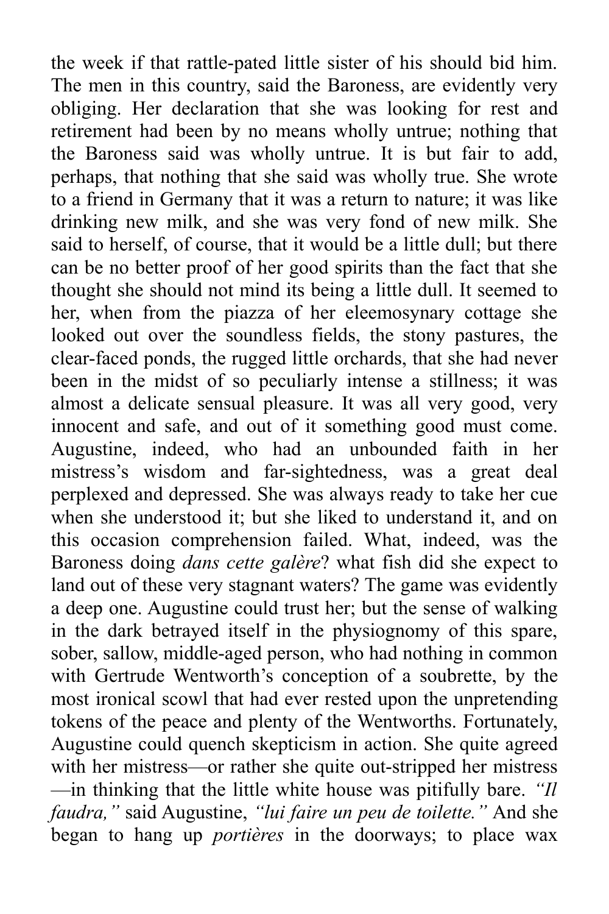the week if that rattle-pated little sister of his should bid him. The men in this country, said the Baroness, are evidently very obliging. Her declaration that she was looking for rest and retirement had been by no means wholly untrue; nothing that the Baroness said was wholly untrue. It is but fair to add, perhaps, that nothing that she said was wholly true. She wrote to a friend in Germany that it was a return to nature; it was like drinking new milk, and she was very fond of new milk. She said to herself, of course, that it would be a little dull; but there can be no better proof of her good spirits than the fact that she thought she should not mind its being a little dull. It seemed to her, when from the piazza of her eleemosynary cottage she looked out over the soundless fields, the stony pastures, the clear-faced ponds, the rugged little orchards, that she had never been in the midst of so peculiarly intense a stillness; it was almost a delicate sensual pleasure. It was all very good, very innocent and safe, and out of it something good must come. Augustine, indeed, who had an unbounded faith in her mistress's wisdom and far-sightedness, was a great deal perplexed and depressed. She was always ready to take her cue when she understood it; but she liked to understand it, and on this occasion comprehension failed. What, indeed, was the Baroness doing *dans cette galère*? what fish did she expect to land out of these very stagnant waters? The game was evidently a deep one. Augustine could trust her; but the sense of walking in the dark betrayed itself in the physiognomy of this spare, sober, sallow, middle-aged person, who had nothing in common with Gertrude Wentworth's conception of a soubrette, by the most ironical scowl that had ever rested upon the unpretending tokens of the peace and plenty of the Wentworths. Fortunately, Augustine could quench skepticism in action. She quite agreed with her mistress—or rather she quite out-stripped her mistress—in thinking that the little white house was pitifully bare. *"Il faudra,"* said Augustine, *"lui faire un peu de toilette."* And she began to hang up *portières* in the doorways; to place wax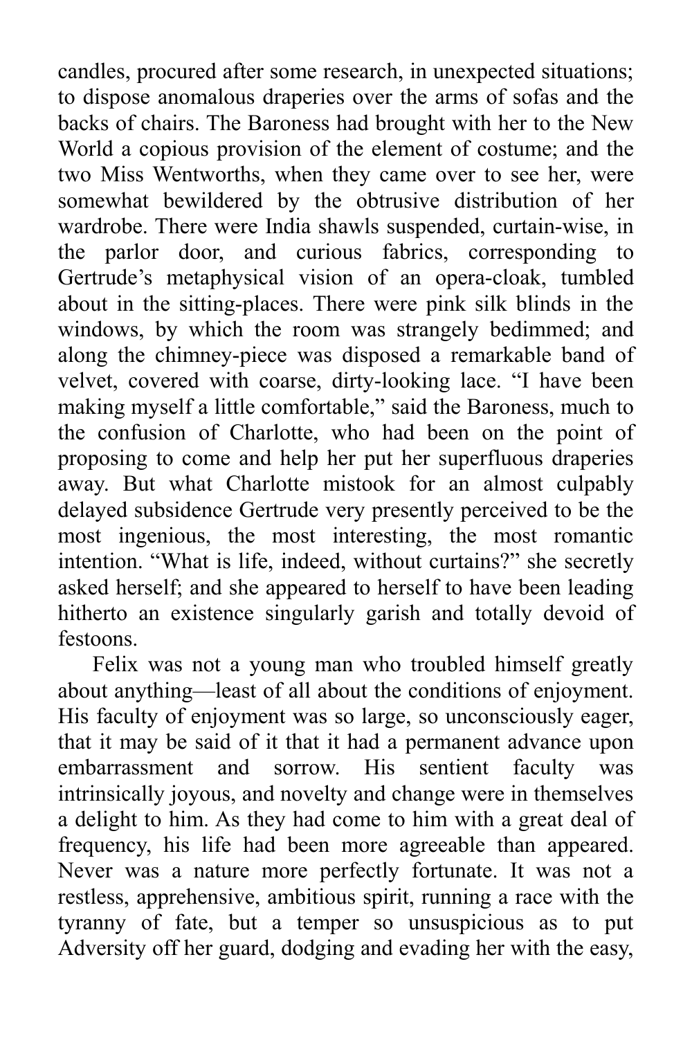candles, procured after some research, in unexpected situations; to dispose anomalous draperies over the arms of sofas and the backs of chairs. The Baroness had brought with her to the New World a copious provision of the element of costume; and the two Miss Wentworths, when they came over to see her, were somewhat bewildered by the obtrusive distribution of her wardrobe. There were India shawls suspended, curtain-wise, in the parlor door, and curious fabrics, corresponding to Gertrude's metaphysical vision of an opera-cloak, tumbled about in the sitting-places. There were pink silk blinds in the windows, by which the room was strangely bedimmed; and along the chimney-piece was disposed a remarkable band of velvet, covered with coarse, dirty-looking lace. "I have been making myself a little comfortable," said the Baroness, much to the confusion of Charlotte, who had been on the point of proposing to come and help her put her superfluous draperies away. But what Charlotte mistook for an almost culpably delayed subsidence Gertrude very presently perceived to be the most ingenious, the most interesting, the most romantic intention. "What is life, indeed, without curtains?" she secretly asked herself; and she appeared to herself to have been leading hitherto an existence singularly garish and totally devoid of festoons.

Felix was not a young man who troubled himself greatly about anything—least of all about the conditions of enjoyment. His faculty of enjoyment was so large, so unconsciously eager, that it may be said of it that it had a permanent advance upon embarrassment and sorrow. His sentient faculty was intrinsically joyous, and novelty and change were in themselves a delight to him. As they had come to him with a great deal of frequency, his life had been more agreeable than appeared. Never was a nature more perfectly fortunate. It was not a restless, apprehensive, ambitious spirit, running a race with the tyranny of fate, but a temper so unsuspicious as to put Adversity off her guard, dodging and evading her with the easy,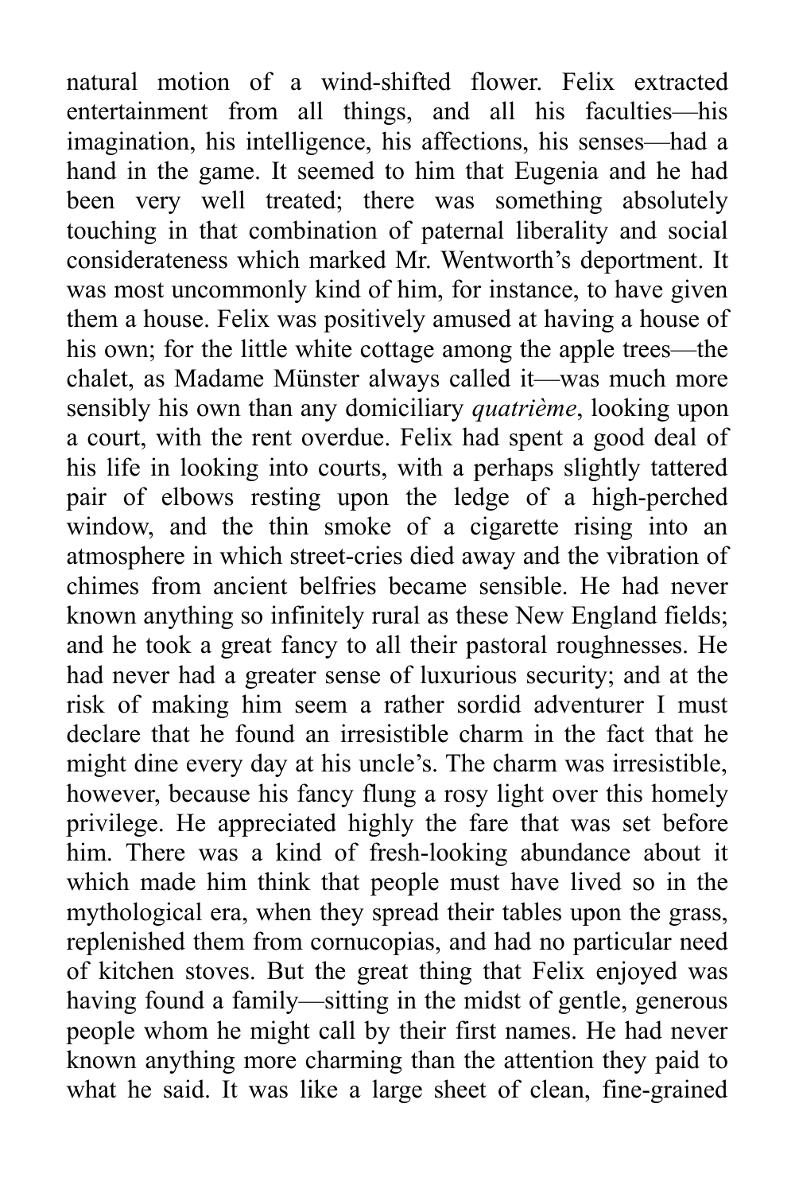natural motion of a wind-shifted flower. Felix extracted entertainment from all things, and all his faculties—his imagination, his intelligence, his affections, his senses—had a hand in the game. It seemed to him that Eugenia and he had been very well treated; there was something absolutely touching in that combination of paternal liberality and social considerateness which marked Mr. Wentworth's deportment. It was most uncommonly kind of him, for instance, to have given them a house. Felix was positively amused at having a house of his own; for the little white cottage among the apple trees—the chalet, as Madame Münster always called it—was much more sensibly his own than any domiciliary *quatrième*, looking upon a court, with the rent overdue. Felix had spent a good deal of his life in looking into courts, with a perhaps slightly tattered pair of elbows resting upon the ledge of a high-perched window, and the thin smoke of a cigarette rising into an atmosphere in which street-cries died away and the vibration of chimes from ancient belfries became sensible. He had never known anything so infinitely rural as these New England fields; and he took a great fancy to all their pastoral roughnesses. He had never had a greater sense of luxurious security; and at the risk of making him seem a rather sordid adventurer I must declare that he found an irresistible charm in the fact that he might dine every day at his uncle's. The charm was irresistible, however, because his fancy flung a rosy light over this homely privilege. He appreciated highly the fare that was set before him. There was a kind of fresh-looking abundance about it which made him think that people must have lived so in the mythological era, when they spread their tables upon the grass, replenished them from cornucopias, and had no particular need of kitchen stoves. But the great thing that Felix enjoyed was having found a family—sitting in the midst of gentle, generous people whom he might call by their first names. He had never known anything more charming than the attention they paid to what he said. It was like a large sheet of clean, fine-grained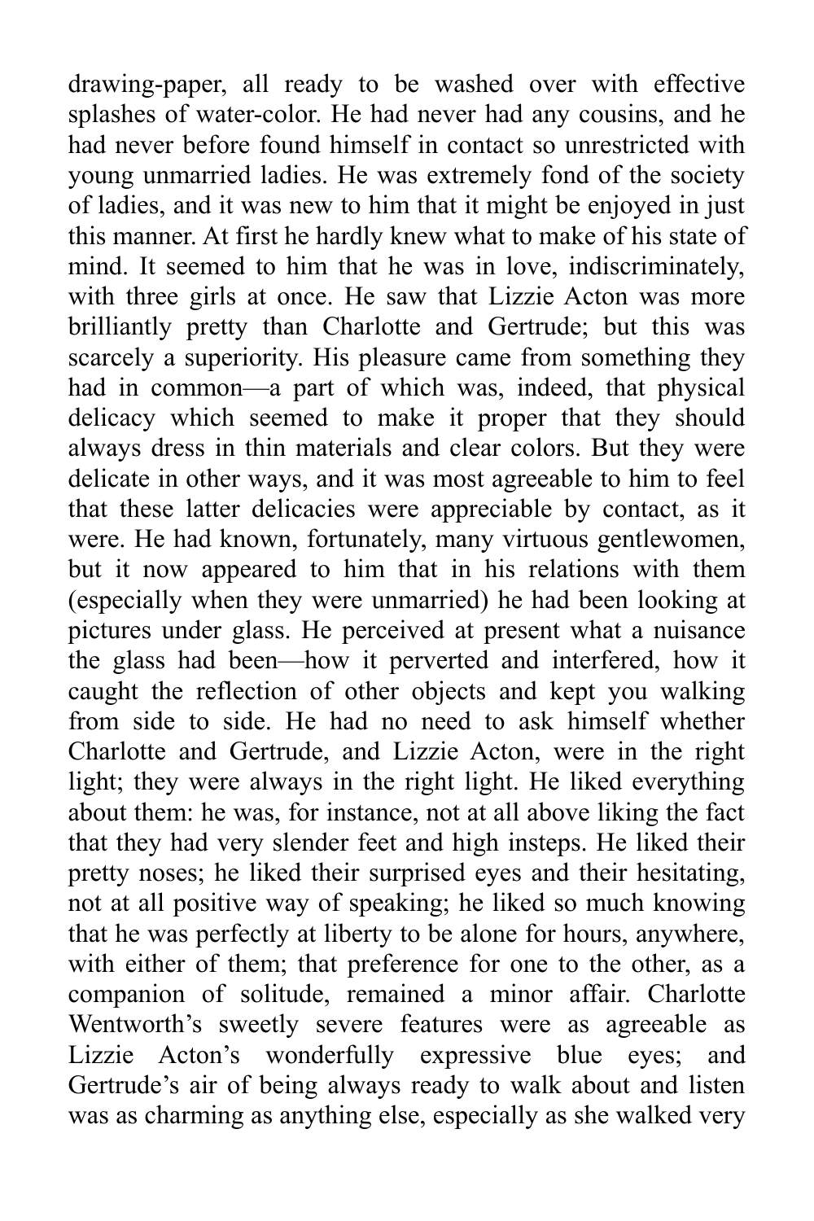drawing-paper, all ready to be washed over with effective splashes of water-color. He had never had any cousins, and he had never before found himself in contact so unrestricted with young unmarried ladies. He was extremely fond of the society of ladies, and it was new to him that it might be enjoyed in just this manner. At first he hardly knew what to make of his state of mind. It seemed to him that he was in love, indiscriminately, with three girls at once. He saw that Lizzie Acton was more brilliantly pretty than Charlotte and Gertrude; but this was scarcely a superiority. His pleasure came from something they had in common—a part of which was, indeed, that physical delicacy which seemed to make it proper that they should always dress in thin materials and clear colors. But they were delicate in other ways, and it was most agreeable to him to feel that these latter delicacies were appreciable by contact, as it were. He had known, fortunately, many virtuous gentlewomen, but it now appeared to him that in his relations with them (especially when they were unmarried) he had been looking at pictures under glass. He perceived at present what a nuisance the glass had been—how it perverted and interfered, how it caught the reflection of other objects and kept you walking from side to side. He had no need to ask himself whether Charlotte and Gertrude, and Lizzie Acton, were in the right light; they were always in the right light. He liked everything about them: he was, for instance, not at all above liking the fact that they had very slender feet and high insteps. He liked their pretty noses; he liked their surprised eyes and their hesitating, not at all positive way of speaking; he liked so much knowing that he was perfectly at liberty to be alone for hours, anywhere, with either of them; that preference for one to the other, as a companion of solitude, remained a minor affair. Charlotte Wentworth's sweetly severe features were as agreeable as Lizzie Acton's wonderfully expressive blue eyes; and Gertrude's air of being always ready to walk about and listen was as charming as anything else, especially as she walked very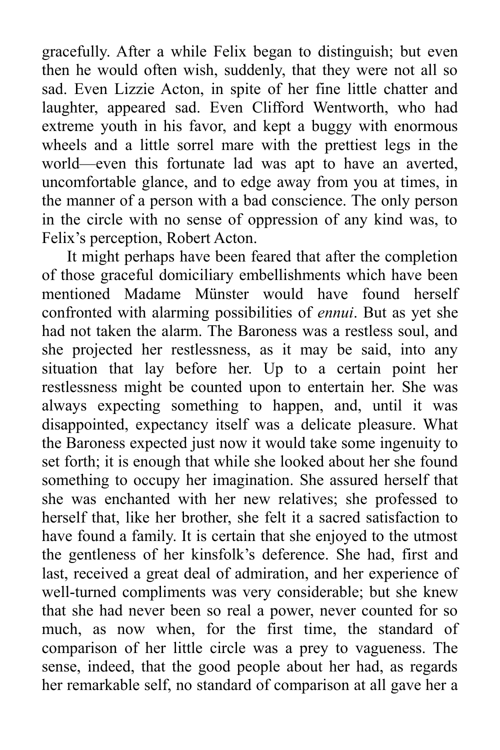gracefully. After a while Felix began to distinguish; but even then he would often wish, suddenly, that they were not all so sad. Even Lizzie Acton, in spite of her fine little chatter and laughter, appeared sad. Even Clifford Wentworth, who had extreme youth in his favor, and kept a buggy with enormous wheels and a little sorrel mare with the prettiest legs in the world—even this fortunate lad was apt to have an averted, uncomfortable glance, and to edge away from you at times, in the manner of a person with a bad conscience. The only person in the circle with no sense of oppression of any kind was, to Felix's perception, Robert Acton.

It might perhaps have been feared that after the completion of those graceful domiciliary embellishments which have been mentioned Madame Münster would have found herself confronted with alarming possibilities of *ennui*. But as yet she had not taken the alarm. The Baroness was a restless soul, and she projected her restlessness, as it may be said, into any situation that lay before her. Up to a certain point her restlessness might be counted upon to entertain her. She was always expecting something to happen, and, until it was disappointed, expectancy itself was a delicate pleasure. What the Baroness expected just now it would take some ingenuity to set forth; it is enough that while she looked about her she found something to occupy her imagination. She assured herself that she was enchanted with her new relatives; she professed to herself that, like her brother, she felt it a sacred satisfaction to have found a family. It is certain that she enjoyed to the utmost the gentleness of her kinsfolk's deference. She had, first and last, received a great deal of admiration, and her experience of well-turned compliments was very considerable; but she knew that she had never been so real a power, never counted for so much, as now when, for the first time, the standard of comparison of her little circle was a prey to vagueness. The sense, indeed, that the good people about her had, as regards her remarkable self, no standard of comparison at all gave her a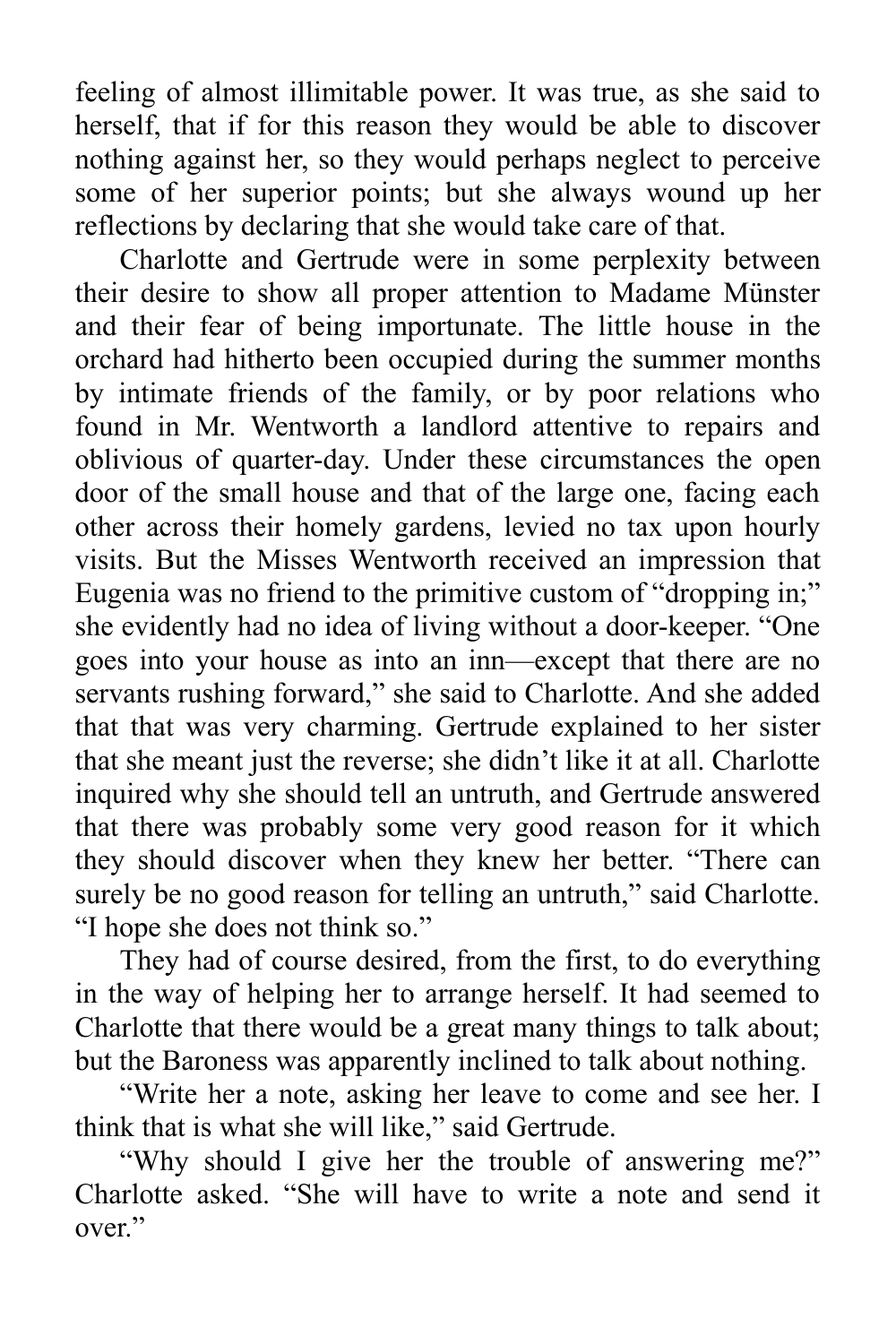feeling of almost illimitable power. It was true, as she said to herself, that if for this reason they would be able to discover nothing against her, so they would perhaps neglect to perceive some of her superior points; but she always wound up her reflections by declaring that she would take care of that.

Charlotte and Gertrude were in some perplexity between their desire to show all proper attention to Madame Münster and their fear of being importunate. The little house in the orchard had hitherto been occupied during the summer months by intimate friends of the family, or by poor relations who found in Mr. Wentworth a landlord attentive to repairs and oblivious of quarter-day. Under these circumstances the open door of the small house and that of the large one, facing each other across their homely gardens, levied no tax upon hourly visits. But the Misses Wentworth received an impression that Eugenia was no friend to the primitive custom of "dropping in;" she evidently had no idea of living without a door-keeper. "One goes into your house as into an inn—except that there are no servants rushing forward," she said to Charlotte. And she added that that was very charming. Gertrude explained to her sister that she meant just the reverse; she didn't like it at all. Charlotte inquired why she should tell an untruth, and Gertrude answered that there was probably some very good reason for it which they should discover when they knew her better. "There can surely be no good reason for telling an untruth," said Charlotte. "I hope she does not think so."

They had of course desired, from the first, to do everything in the way of helping her to arrange herself. It had seemed to Charlotte that there would be a great many things to talk about; but the Baroness was apparently inclined to talk about nothing.

"Write her a note, asking her leave to come and see her. I think that is what she will like," said Gertrude.

"Why should I give her the trouble of answering me?" Charlotte asked. "She will have to write a note and send it over."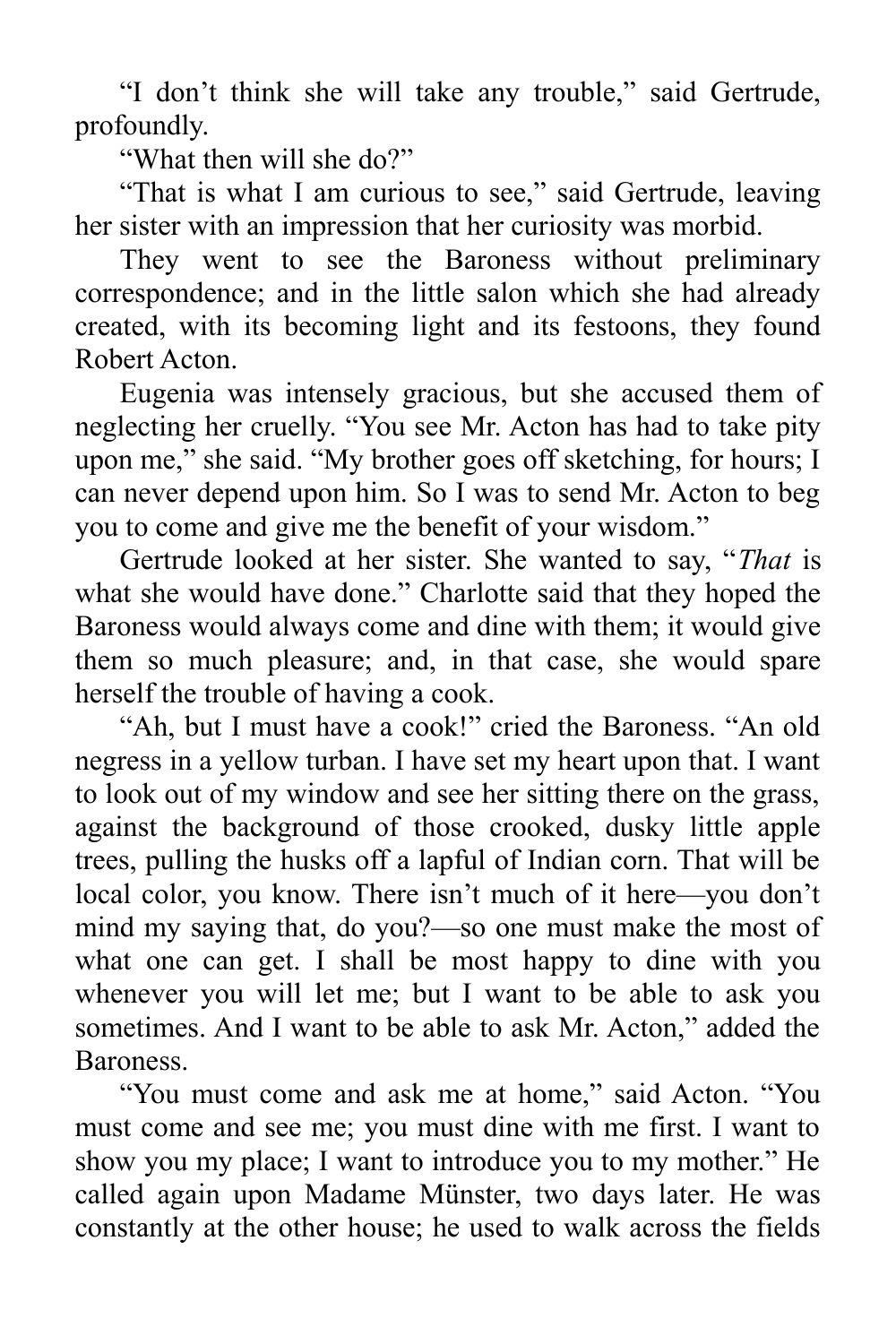"I don't think she will take any trouble," said Gertrude, profoundly.

"What then will she do?"

"That is what I am curious to see," said Gertrude, leaving her sister with an impression that her curiosity was morbid.

They went to see the Baroness without preliminary correspondence; and in the little salon which she had already created, with its becoming light and its festoons, they found Robert Acton.

Eugenia was intensely gracious, but she accused them of neglecting her cruelly. "You see Mr. Acton has had to take pity upon me," she said. "My brother goes off sketching, for hours; I can never depend upon him. So I was to send Mr. Acton to beg you to come and give me the benefit of your wisdom."

Gertrude looked at her sister. She wanted to say, "*That* is what she would have done." Charlotte said that they hoped the Baroness would always come and dine with them; it would give them so much pleasure; and, in that case, she would spare herself the trouble of having a cook.

"Ah, but I must have a cook!" cried the Baroness. "An old negress in a yellow turban. I have set my heart upon that. I want to look out of my window and see her sitting there on the grass, against the background of those crooked, dusky little apple trees, pulling the husks off a lapful of Indian corn. That will be local color, you know. There isn't much of it here—you don't mind my saying that, do you?—so one must make the most of what one can get. I shall be most happy to dine with you whenever you will let me; but I want to be able to ask you sometimes. And I want to be able to ask Mr. Acton," added the Baroness.

"You must come and ask me at home," said Acton. "You must come and see me; you must dine with me first. I want to show you my place; I want to introduce you to my mother." He called again upon Madame Münster, two days later. He was constantly at the other house; he used to walk across the fields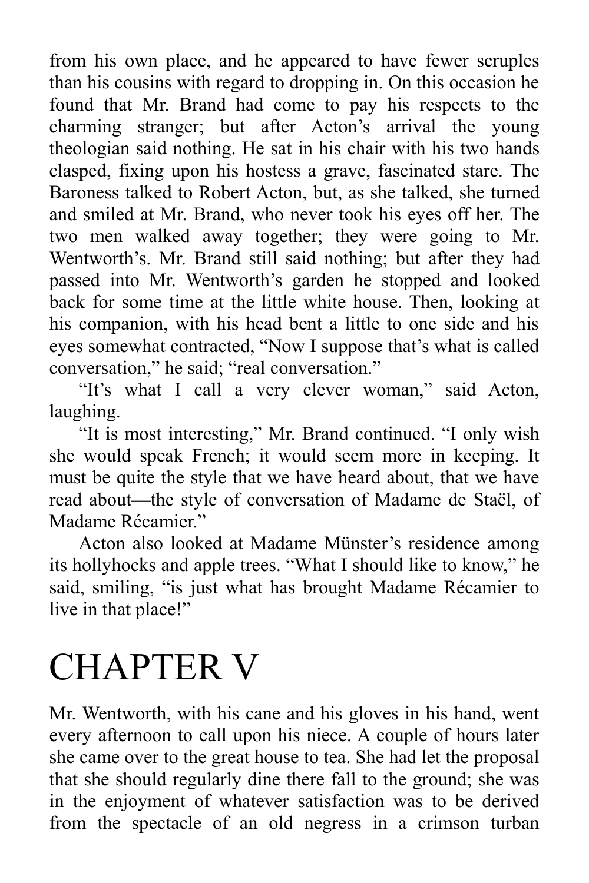from his own place, and he appeared to have fewer scruples than his cousins with regard to dropping in. On this occasion he found that Mr. Brand had come to pay his respects to the charming stranger; but after Acton's arrival the young theologian said nothing. He sat in his chair with his two hands clasped, fixing upon his hostess a grave, fascinated stare. The Baroness talked to Robert Acton, but, as she talked, she turned and smiled at Mr. Brand, who never took his eyes off her. The two men walked away together; they were going to Mr. Wentworth's. Mr. Brand still said nothing; but after they had passed into Mr. Wentworth's garden he stopped and looked back for some time at the little white house. Then, looking at his companion, with his head bent a little to one side and his eyes somewhat contracted, "Now I suppose that's what is called conversation," he said; "real conversation."

"It's what I call a very clever woman," said Acton, laughing.

"It is most interesting," Mr. Brand continued. "I only wish she would speak French; it would seem more in keeping. It must be quite the style that we have heard about, that we have read about—the style of conversation of Madame de Staël, of Madame Récamier."

Acton also looked at Madame Münster's residence among its hollyhocks and apple trees. "What I should like to know," he said, smiling, "is just what has brought Madame Récamier to live in that place!"

# CHAPTER V

Mr. Wentworth, with his cane and his gloves in his hand, went every afternoon to call upon his niece. A couple of hours later she came over to the great house to tea. She had let the proposal that she should regularly dine there fall to the ground; she was in the enjoyment of whatever satisfaction was to be derived from the spectacle of an old negress in a crimson turban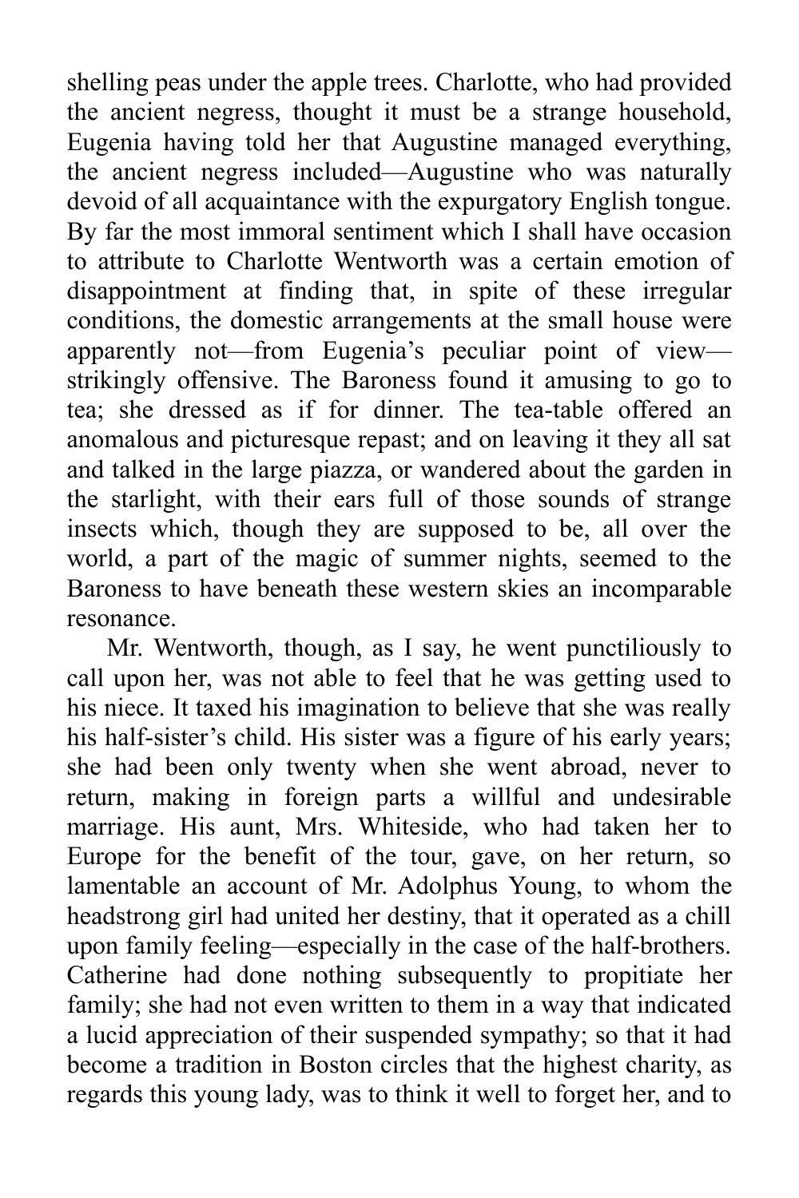shelling peas under the apple trees. Charlotte, who had provided the ancient negress, thought it must be a strange household, Eugenia having told her that Augustine managed everything, the ancient negress included—Augustine who was naturally devoid of all acquaintance with the expurgatory English tongue. By far the most immoral sentiment which I shall have occasion to attribute to Charlotte Wentworth was a certain emotion of disappointment at finding that, in spite of these irregular conditions, the domestic arrangements at the small house were apparently not—from Eugenia's peculiar point of view—strikingly offensive. The Baroness found it amusing to go to tea; she dressed as if for dinner. The tea-table offered an anomalous and picturesque repast; and on leaving it they all sat and talked in the large piazza, or wandered about the garden in the starlight, with their ears full of those sounds of strange insects which, though they are supposed to be, all over the world, a part of the magic of summer nights, seemed to the Baroness to have beneath these western skies an incomparable resonance.

Mr. Wentworth, though, as I say, he went punctiliously to call upon her, was not able to feel that he was getting used to his niece. It taxed his imagination to believe that she was really his half-sister's child. His sister was a figure of his early years; she had been only twenty when she went abroad, never to return, making in foreign parts a willful and undesirable marriage. His aunt, Mrs. Whiteside, who had taken her to Europe for the benefit of the tour, gave, on her return, so lamentable an account of Mr. Adolphus Young, to whom the headstrong girl had united her destiny, that it operated as a chill upon family feeling—especially in the case of the half-brothers. Catherine had done nothing subsequently to propitiate her family; she had not even written to them in a way that indicated a lucid appreciation of their suspended sympathy; so that it had become a tradition in Boston circles that the highest charity, as regards this young lady, was to think it well to forget her, and to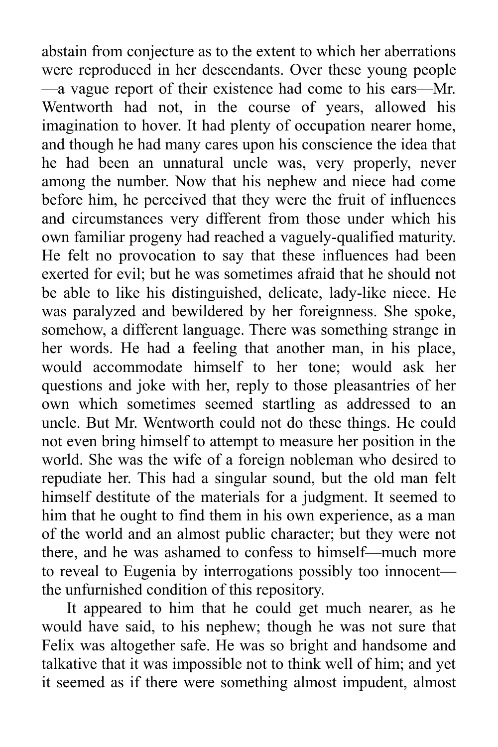abstain from conjecture as to the extent to which her aberrations were reproduced in her descendants. Over these young people—a vague report of their existence had come to his ears—Mr. Wentworth had not, in the course of years, allowed his imagination to hover. It had plenty of occupation nearer home, and though he had many cares upon his conscience the idea that he had been an unnatural uncle was, very properly, never among the number. Now that his nephew and niece had come before him, he perceived that they were the fruit of influences and circumstances very different from those under which his own familiar progeny had reached a vaguely-qualified maturity. He felt no provocation to say that these influences had been exerted for evil; but he was sometimes afraid that he should not be able to like his distinguished, delicate, lady-like niece. He was paralyzed and bewildered by her foreignness. She spoke, somehow, a different language. There was something strange in her words. He had a feeling that another man, in his place, would accommodate himself to her tone; would ask her questions and joke with her, reply to those pleasantries of her own which sometimes seemed startling as addressed to an uncle. But Mr. Wentworth could not do these things. He could not even bring himself to attempt to measure her position in the world. She was the wife of a foreign nobleman who desired to repudiate her. This had a singular sound, but the old man felt himself destitute of the materials for a judgment. It seemed to him that he ought to find them in his own experience, as a man of the world and an almost public character; but they were not there, and he was ashamed to confess to himself—much more to reveal to Eugenia by interrogations possibly too innocent—the unfurnished condition of this repository.

It appeared to him that he could get much nearer, as he would have said, to his nephew; though he was not sure that Felix was altogether safe. He was so bright and handsome and talkative that it was impossible not to think well of him; and yet it seemed as if there were something almost impudent, almost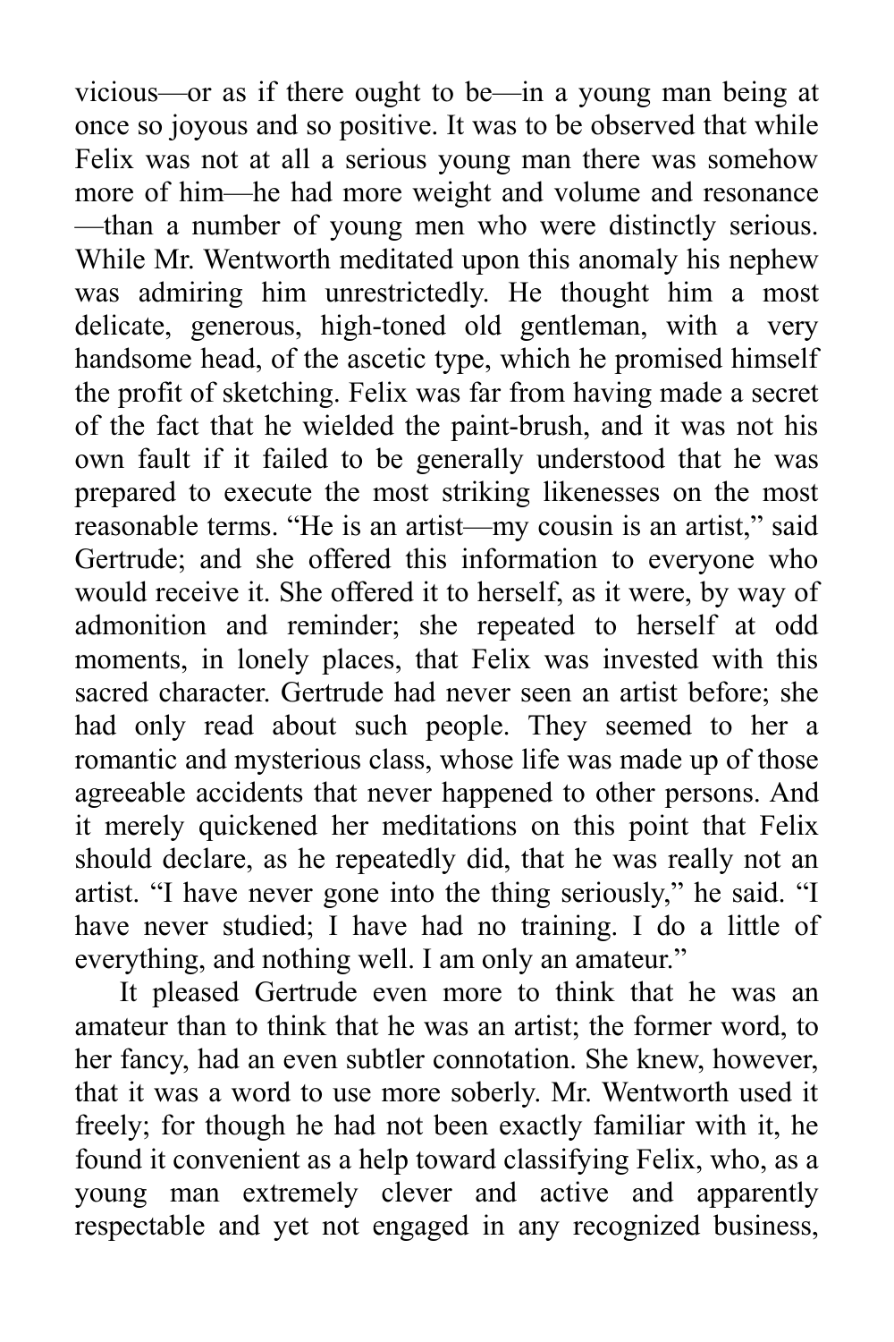vicious—or as if there ought to be—in a young man being at once so joyous and so positive. It was to be observed that while Felix was not at all a serious young man there was somehow more of him—he had more weight and volume and resonance—than a number of young men who were distinctly serious. While Mr. Wentworth meditated upon this anomaly his nephew was admiring him unrestrictedly. He thought him a most delicate, generous, high-toned old gentleman, with a very handsome head, of the ascetic type, which he promised himself the profit of sketching. Felix was far from having made a secret of the fact that he wielded the paint-brush, and it was not his own fault if it failed to be generally understood that he was prepared to execute the most striking likenesses on the most reasonable terms. "He is an artist—my cousin is an artist," said Gertrude; and she offered this information to everyone who would receive it. She offered it to herself, as it were, by way of admonition and reminder; she repeated to herself at odd moments, in lonely places, that Felix was invested with this sacred character. Gertrude had never seen an artist before; she had only read about such people. They seemed to her a romantic and mysterious class, whose life was made up of those agreeable accidents that never happened to other persons. And it merely quickened her meditations on this point that Felix should declare, as he repeatedly did, that he was really not an artist. "I have never gone into the thing seriously," he said. "I have never studied; I have had no training. I do a little of everything, and nothing well. I am only an amateur."

It pleased Gertrude even more to think that he was an amateur than to think that he was an artist; the former word, to her fancy, had an even subtler connotation. She knew, however, that it was a word to use more soberly. Mr. Wentworth used it freely; for though he had not been exactly familiar with it, he found it convenient as a help toward classifying Felix, who, as a young man extremely clever and active and apparently respectable and yet not engaged in any recognized business,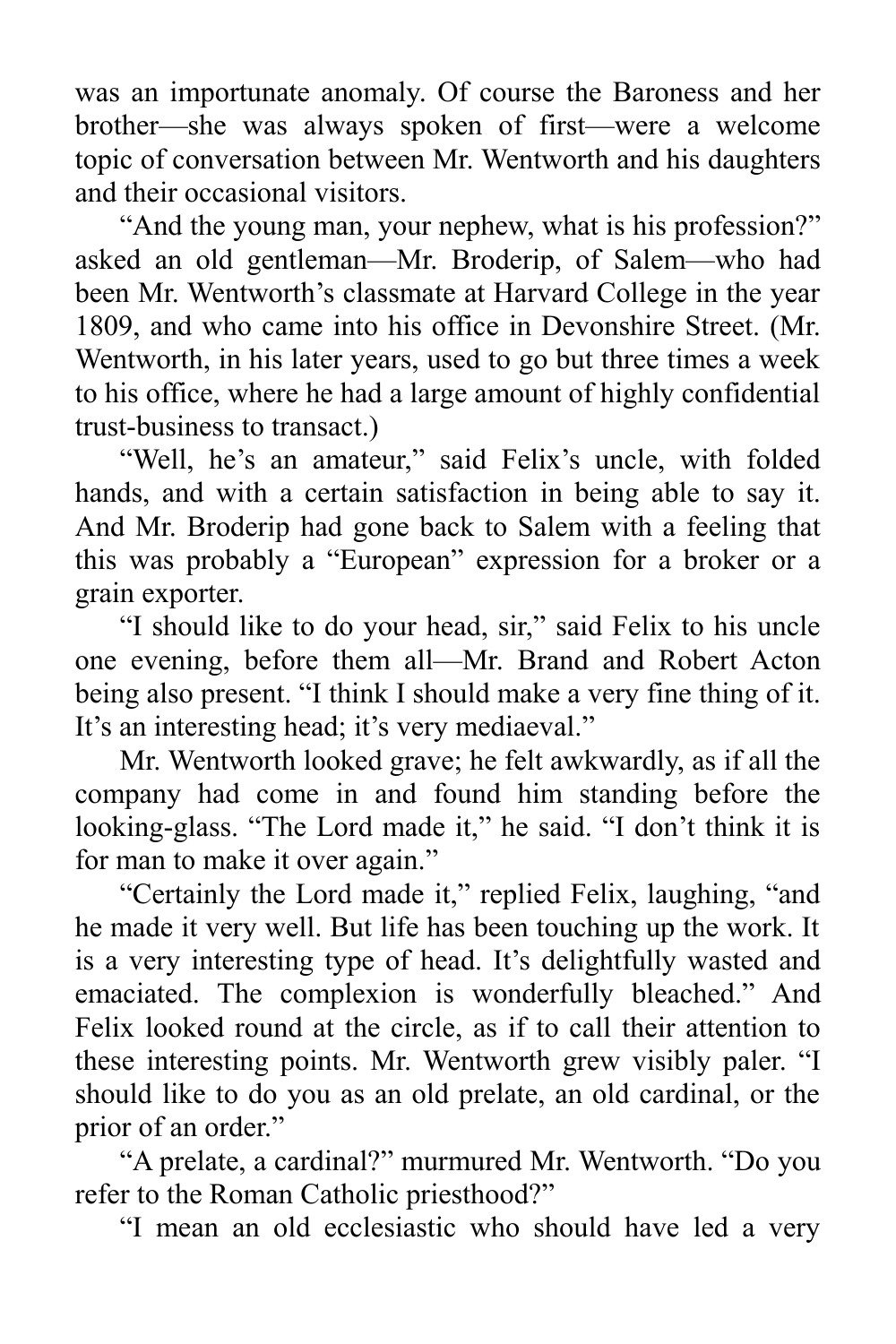was an importunate anomaly. Of course the Baroness and her brother—she was always spoken of first—were a welcome topic of conversation between Mr. Wentworth and his daughters and their occasional visitors.

"And the young man, your nephew, what is his profession?" asked an old gentleman—Mr. Broderip, of Salem—who had been Mr. Wentworth's classmate at Harvard College in the year 1809, and who came into his office in Devonshire Street. (Mr. Wentworth, in his later years, used to go but three times a week to his office, where he had a large amount of highly confidential trust-business to transact.)

"Well, he's an amateur," said Felix's uncle, with folded hands, and with a certain satisfaction in being able to say it. And Mr. Broderip had gone back to Salem with a feeling that this was probably a "European" expression for a broker or a grain exporter.

"I should like to do your head, sir," said Felix to his uncle one evening, before them all—Mr. Brand and Robert Acton being also present. "I think I should make a very fine thing of it. It's an interesting head; it's very mediaeval."

Mr. Wentworth looked grave; he felt awkwardly, as if all the company had come in and found him standing before the looking-glass. "The Lord made it," he said. "I don't think it is for man to make it over again."

"Certainly the Lord made it," replied Felix, laughing, "and he made it very well. But life has been touching up the work. It is a very interesting type of head. It's delightfully wasted and emaciated. The complexion is wonderfully bleached." And Felix looked round at the circle, as if to call their attention to these interesting points. Mr. Wentworth grew visibly paler. "I should like to do you as an old prelate, an old cardinal, or the prior of an order."

"A prelate, a cardinal?" murmured Mr. Wentworth. "Do you refer to the Roman Catholic priesthood?"

"I mean an old ecclesiastic who should have led a very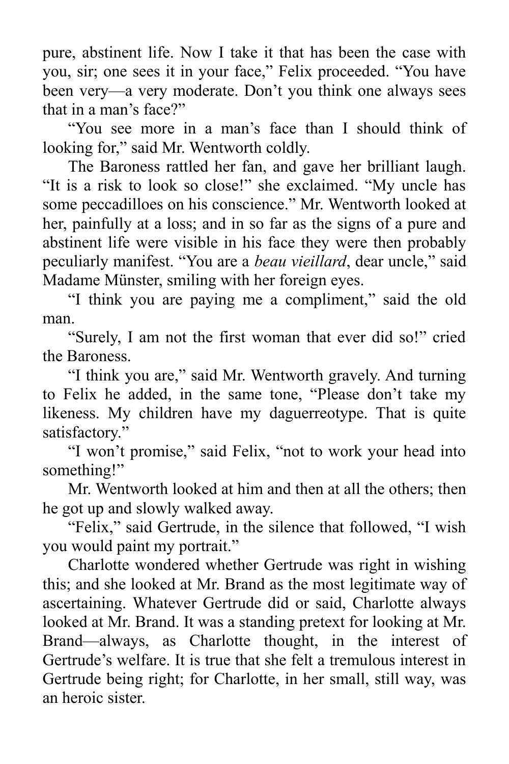pure, abstinent life. Now I take it that has been the case with you, sir; one sees it in your face," Felix proceeded. "You have been very—a very moderate. Don't you think one always sees that in a man's face?"

"You see more in a man's face than I should think of looking for," said Mr. Wentworth coldly.

The Baroness rattled her fan, and gave her brilliant laugh. "It is a risk to look so close!" she exclaimed. "My uncle has some peccadilloes on his conscience." Mr. Wentworth looked at her, painfully at a loss; and in so far as the signs of a pure and abstinent life were visible in his face they were then probably peculiarly manifest. "You are a *beau vieillard*, dear uncle," said Madame Münster, smiling with her foreign eyes.

"I think you are paying me a compliment," said the old man.

"Surely, I am not the first woman that ever did so!" cried the Baroness.

"I think you are," said Mr. Wentworth gravely. And turning to Felix he added, in the same tone, "Please don't take my likeness. My children have my daguerreotype. That is quite satisfactory."

"I won't promise," said Felix, "not to work your head into something!"

Mr. Wentworth looked at him and then at all the others; then he got up and slowly walked away.

"Felix," said Gertrude, in the silence that followed, "I wish you would paint my portrait."

Charlotte wondered whether Gertrude was right in wishing this; and she looked at Mr. Brand as the most legitimate way of ascertaining. Whatever Gertrude did or said, Charlotte always looked at Mr. Brand. It was a standing pretext for looking at Mr. Brand—always, as Charlotte thought, in the interest of Gertrude's welfare. It is true that she felt a tremulous interest in Gertrude being right; for Charlotte, in her small, still way, was an heroic sister.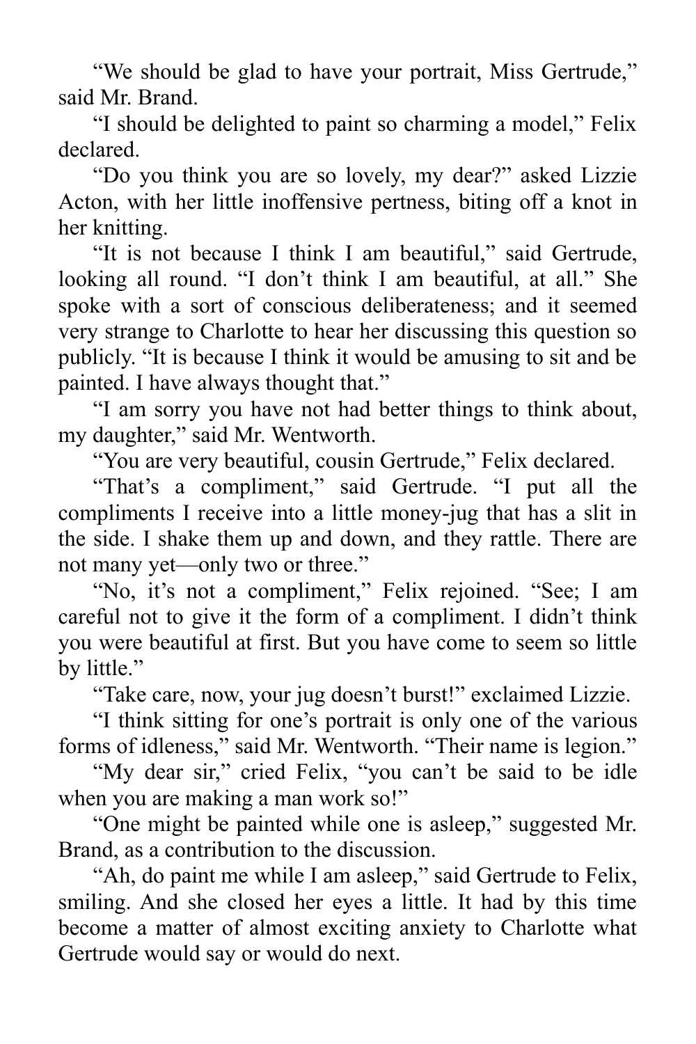"We should be glad to have your portrait, Miss Gertrude," said Mr. Brand.

"I should be delighted to paint so charming a model," Felix declared.

"Do you think you are so lovely, my dear?" asked Lizzie Acton, with her little inoffensive pertness, biting off a knot in her knitting.

"It is not because I think I am beautiful," said Gertrude, looking all round. "I don't think I am beautiful, at all." She spoke with a sort of conscious deliberateness; and it seemed very strange to Charlotte to hear her discussing this question so publicly. "It is because I think it would be amusing to sit and be painted. I have always thought that."

"I am sorry you have not had better things to think about, my daughter," said Mr. Wentworth.

"You are very beautiful, cousin Gertrude," Felix declared.

"That's a compliment," said Gertrude. "I put all the compliments I receive into a little money-jug that has a slit in the side. I shake them up and down, and they rattle. There are not many yet—only two or three."

"No, it's not a compliment," Felix rejoined. "See; I am careful not to give it the form of a compliment. I didn't think you were beautiful at first. But you have come to seem so little by little."

"Take care, now, your jug doesn't burst!" exclaimed Lizzie.

"I think sitting for one's portrait is only one of the various forms of idleness," said Mr. Wentworth. "Their name is legion."

"My dear sir," cried Felix, "you can't be said to be idle when you are making a man work so!"

"One might be painted while one is asleep," suggested Mr. Brand, as a contribution to the discussion.

"Ah, do paint me while I am asleep," said Gertrude to Felix, smiling. And she closed her eyes a little. It had by this time become a matter of almost exciting anxiety to Charlotte what Gertrude would say or would do next.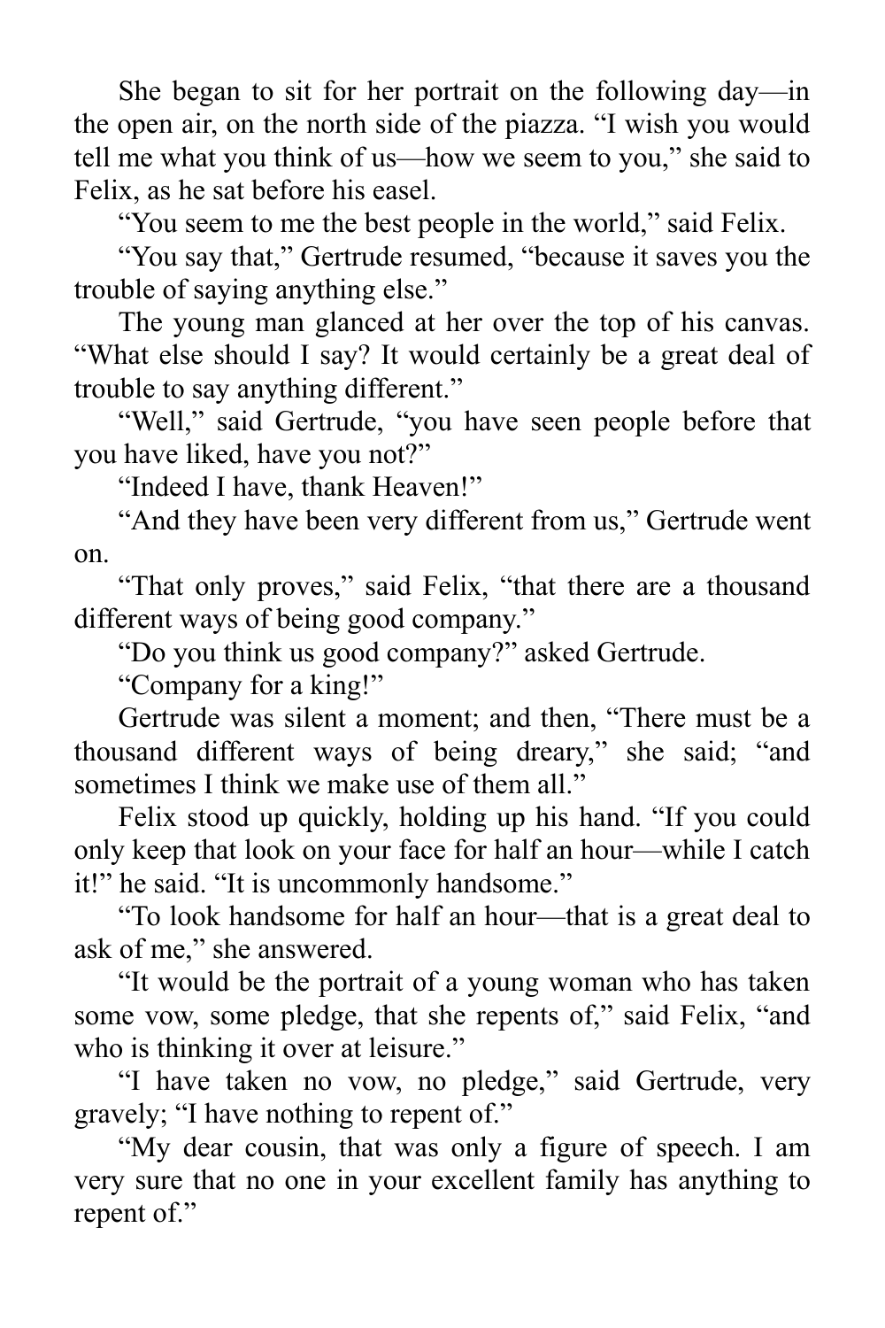She began to sit for her portrait on the following day—in the open air, on the north side of the piazza. “I wish you would tell me what you think of us—how we seem to you,” she said to Felix, as he sat before his easel.

“You seem to me the best people in the world,” said Felix.

“You say that,” Gertrude resumed, “because it saves you the trouble of saying anything else.”

The young man glanced at her over the top of his canvas. “What else should I say? It would certainly be a great deal of trouble to say anything different.”

“Well,” said Gertrude, “you have seen people before that you have liked, have you not?”

“Indeed I have, thank Heaven!”

“And they have been very different from us,” Gertrude went on.

“That only proves,” said Felix, “that there are a thousand different ways of being good company.”

“Do you think us good company?” asked Gertrude.

“Company for a king!”

Gertrude was silent a moment; and then, “There must be a thousand different ways of being dreary,” she said; “and sometimes I think we make use of them all.”

Felix stood up quickly, holding up his hand. “If you could only keep that look on your face for half an hour—while I catch it!” he said. “It is uncommonly handsome.”

“To look handsome for half an hour—that is a great deal to ask of me,” she answered.

“It would be the portrait of a young woman who has taken some vow, some pledge, that she repents of,” said Felix, “and who is thinking it over at leisure.”

“I have taken no vow, no pledge,” said Gertrude, very gravely; “I have nothing to repent of.”

“My dear cousin, that was only a figure of speech. I am very sure that no one in your excellent family has anything to repent of.”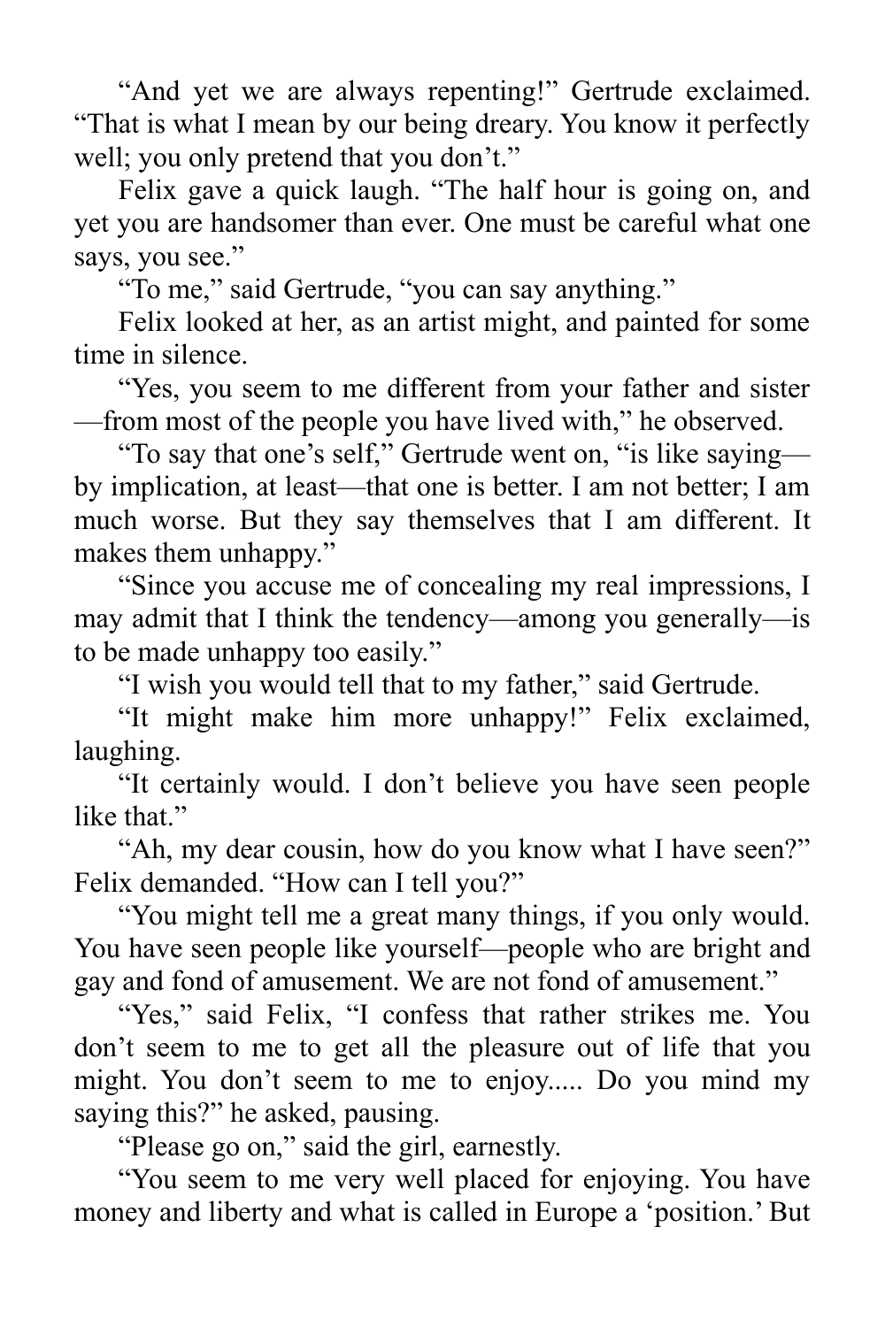"And yet we are always repenting!" Gertrude exclaimed. "That is what I mean by our being dreary. You know it perfectly well; you only pretend that you don't."

Felix gave a quick laugh. "The half hour is going on, and yet you are handsomer than ever. One must be careful what one says, you see."

"To me," said Gertrude, "you can say anything."

Felix looked at her, as an artist might, and painted for some time in silence.

"Yes, you seem to me different from your father and sister—from most of the people you have lived with," he observed.

"To say that one's self," Gertrude went on, "is like saying—by implication, at least—that one is better. I am not better; I am much worse. But they say themselves that I am different. It makes them unhappy."

"Since you accuse me of concealing my real impressions, I may admit that I think the tendency—among you generally—is to be made unhappy too easily."

"I wish you would tell that to my father," said Gertrude.

"It might make him more unhappy!" Felix exclaimed, laughing.

"It certainly would. I don't believe you have seen people like that."

"Ah, my dear cousin, how do you know what I have seen?" Felix demanded. "How can I tell you?"

"You might tell me a great many things, if you only would. You have seen people like yourself—people who are bright and gay and fond of amusement. We are not fond of amusement."

"Yes," said Felix, "I confess that rather strikes me. You don't seem to me to get all the pleasure out of life that you might. You don't seem to me to enjoy..... Do you mind my saying this?" he asked, pausing.

"Please go on," said the girl, earnestly.

"You seem to me very well placed for enjoying. You have money and liberty and what is called in Europe a 'position.' But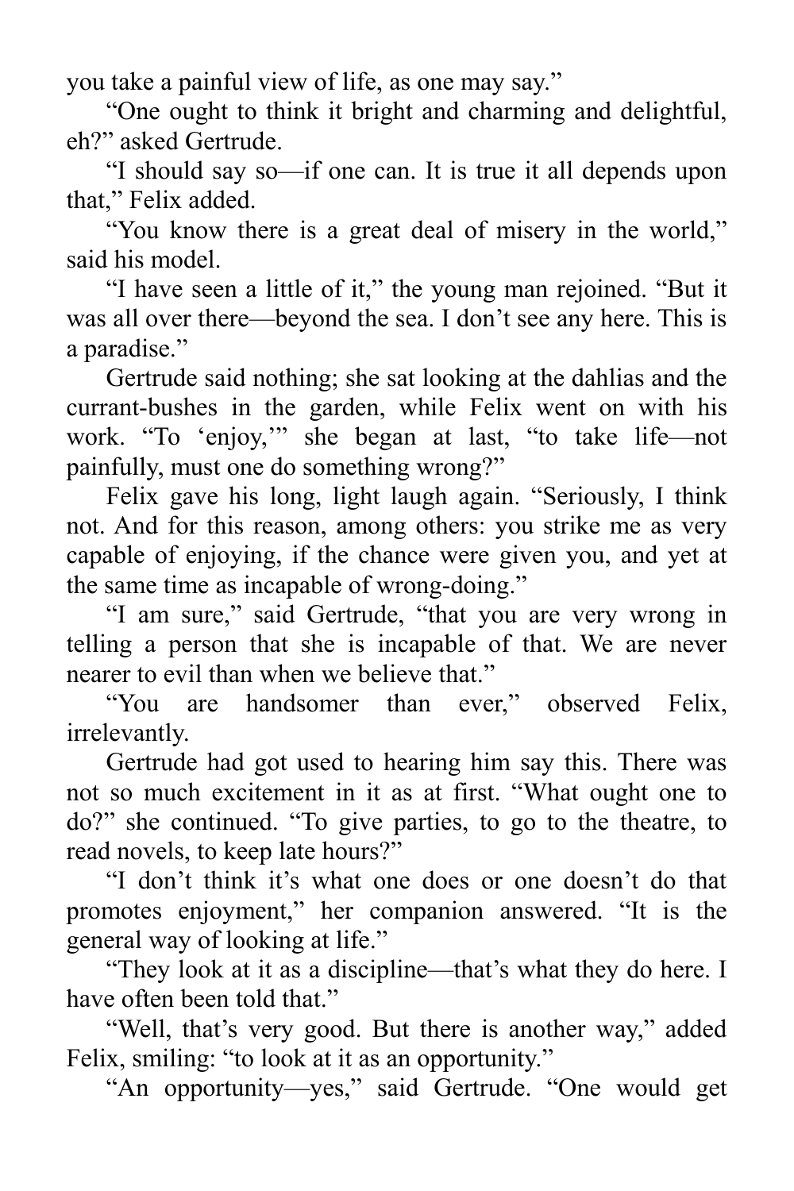you take a painful view of life, as one may say."

"One ought to think it bright and charming and delightful, eh?" asked Gertrude.

"I should say so—if one can. It is true it all depends upon that," Felix added.

"You know there is a great deal of misery in the world," said his model.

"I have seen a little of it," the young man rejoined. "But it was all over there—beyond the sea. I don't see any here. This is a paradise."

Gertrude said nothing; she sat looking at the dahlias and the currant-bushes in the garden, while Felix went on with his work. "To 'enjoy,'" she began at last, "to take life—not painfully, must one do something wrong?"

Felix gave his long, light laugh again. "Seriously, I think not. And for this reason, among others: you strike me as very capable of enjoying, if the chance were given you, and yet at the same time as incapable of wrong-doing."

"I am sure," said Gertrude, "that you are very wrong in telling a person that she is incapable of that. We are never nearer to evil than when we believe that."

"You are handsomer than ever," observed Felix, irrelevantly.

Gertrude had got used to hearing him say this. There was not so much excitement in it as at first. "What ought one to do?" she continued. "To give parties, to go to the theatre, to read novels, to keep late hours?"

"I don't think it's what one does or one doesn't do that promotes enjoyment," her companion answered. "It is the general way of looking at life."

"They look at it as a discipline—that's what they do here. I have often been told that."

"Well, that's very good. But there is another way," added Felix, smiling: "to look at it as an opportunity."

"An opportunity—yes," said Gertrude. "One would get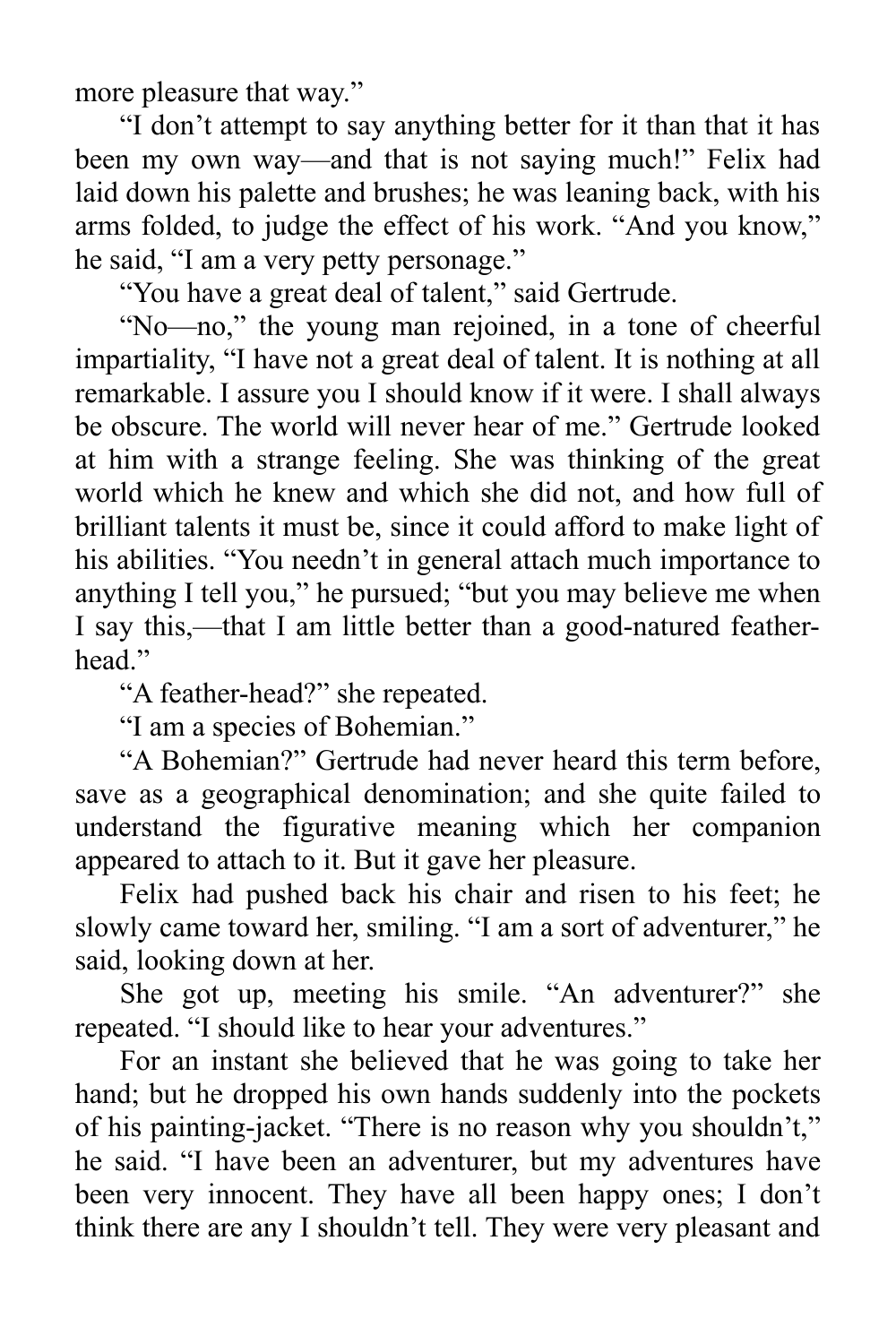more pleasure that way."

"I don't attempt to say anything better for it than that it has been my own way—and that is not saying much!" Felix had laid down his palette and brushes; he was leaning back, with his arms folded, to judge the effect of his work. "And you know," he said, "I am a very petty personage."

"You have a great deal of talent," said Gertrude.

"No—no," the young man rejoined, in a tone of cheerful impartiality, "I have not a great deal of talent. It is nothing at all remarkable. I assure you I should know if it were. I shall always be obscure. The world will never hear of me." Gertrude looked at him with a strange feeling. She was thinking of the great world which he knew and which she did not, and how full of brilliant talents it must be, since it could afford to make light of his abilities. "You needn't in general attach much importance to anything I tell you," he pursued; "but you may believe me when I say this,—that I am little better than a good-natured feather-head."

"A feather-head?" she repeated.

"I am a species of Bohemian."

"A Bohemian?" Gertrude had never heard this term before, save as a geographical denomination; and she quite failed to understand the figurative meaning which her companion appeared to attach to it. But it gave her pleasure.

Felix had pushed back his chair and risen to his feet; he slowly came toward her, smiling. "I am a sort of adventurer," he said, looking down at her.

She got up, meeting his smile. "An adventurer?" she repeated. "I should like to hear your adventures."

For an instant she believed that he was going to take her hand; but he dropped his own hands suddenly into the pockets of his painting-jacket. "There is no reason why you shouldn't," he said. "I have been an adventurer, but my adventures have been very innocent. They have all been happy ones; I don't think there are any I shouldn't tell. They were very pleasant and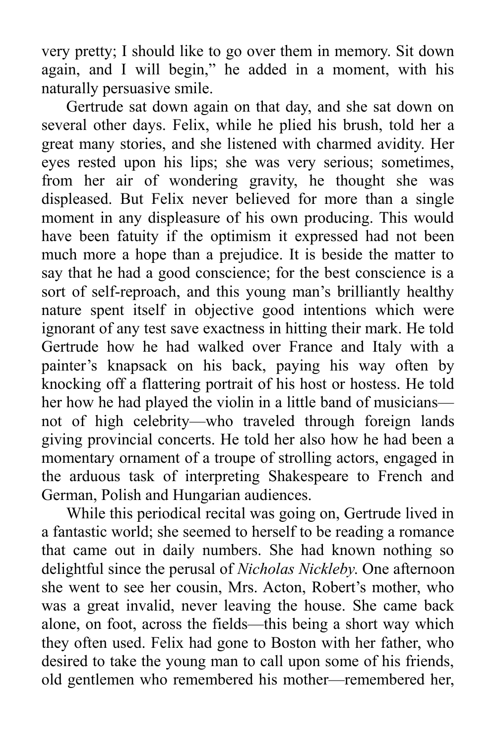very pretty; I should like to go over them in memory. Sit down again, and I will begin," he added in a moment, with his naturally persuasive smile.

Gertrude sat down again on that day, and she sat down on several other days. Felix, while he plied his brush, told her a great many stories, and she listened with charmed avidity. Her eyes rested upon his lips; she was very serious; sometimes, from her air of wondering gravity, he thought she was displeased. But Felix never believed for more than a single moment in any displeasure of his own producing. This would have been fatuity if the optimism it expressed had not been much more a hope than a prejudice. It is beside the matter to say that he had a good conscience; for the best conscience is a sort of self-reproach, and this young man's brilliantly healthy nature spent itself in objective good intentions which were ignorant of any test save exactness in hitting their mark. He told Gertrude how he had walked over France and Italy with a painter's knapsack on his back, paying his way often by knocking off a flattering portrait of his host or hostess. He told her how he had played the violin in a little band of musicians—not of high celebrity—who traveled through foreign lands giving provincial concerts. He told her also how he had been a momentary ornament of a troupe of strolling actors, engaged in the arduous task of interpreting Shakespeare to French and German, Polish and Hungarian audiences.

While this periodical recital was going on, Gertrude lived in a fantastic world; she seemed to herself to be reading a romance that came out in daily numbers. She had known nothing so delightful since the perusal of *Nicholas Nickleby*. One afternoon she went to see her cousin, Mrs. Acton, Robert's mother, who was a great invalid, never leaving the house. She came back alone, on foot, across the fields—this being a short way which they often used. Felix had gone to Boston with her father, who desired to take the young man to call upon some of his friends, old gentlemen who remembered his mother—remembered her,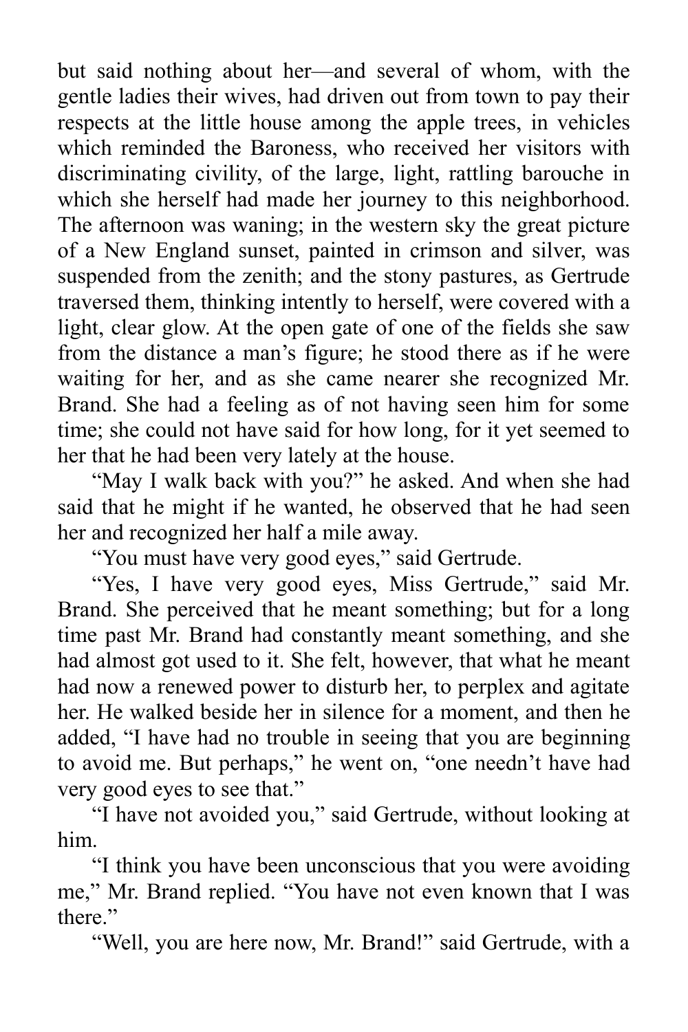but said nothing about her—and several of whom, with the gentle ladies their wives, had driven out from town to pay their respects at the little house among the apple trees, in vehicles which reminded the Baroness, who received her visitors with discriminating civility, of the large, light, rattling barouche in which she herself had made her journey to this neighborhood. The afternoon was waning; in the western sky the great picture of a New England sunset, painted in crimson and silver, was suspended from the zenith; and the stony pastures, as Gertrude traversed them, thinking intently to herself, were covered with a light, clear glow. At the open gate of one of the fields she saw from the distance a man's figure; he stood there as if he were waiting for her, and as she came nearer she recognized Mr. Brand. She had a feeling as of not having seen him for some time; she could not have said for how long, for it yet seemed to her that he had been very lately at the house.

"May I walk back with you?" he asked. And when she had said that he might if he wanted, he observed that he had seen her and recognized her half a mile away.

"You must have very good eyes," said Gertrude.

"Yes, I have very good eyes, Miss Gertrude," said Mr. Brand. She perceived that he meant something; but for a long time past Mr. Brand had constantly meant something, and she had almost got used to it. She felt, however, that what he meant had now a renewed power to disturb her, to perplex and agitate her. He walked beside her in silence for a moment, and then he added, "I have had no trouble in seeing that you are beginning to avoid me. But perhaps," he went on, "one needn't have had very good eyes to see that."

"I have not avoided you," said Gertrude, without looking at him.

"I think you have been unconscious that you were avoiding me," Mr. Brand replied. "You have not even known that I was there."

"Well, you are here now, Mr. Brand!" said Gertrude, with a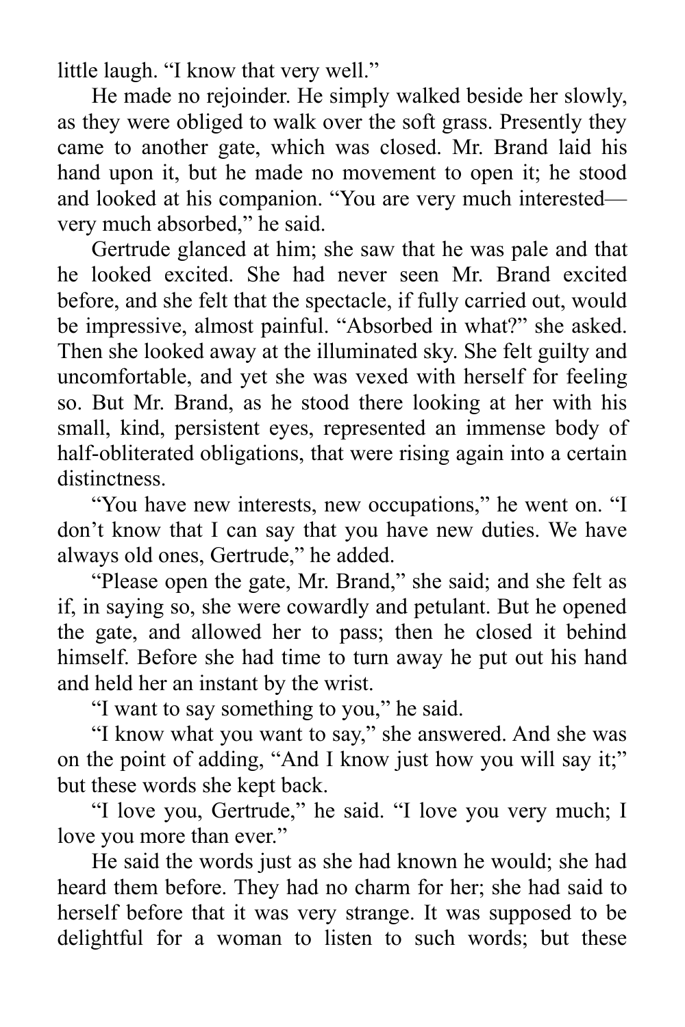little laugh. "I know that very well."

He made no rejoinder. He simply walked beside her slowly, as they were obliged to walk over the soft grass. Presently they came to another gate, which was closed. Mr. Brand laid his hand upon it, but he made no movement to open it; he stood and looked at his companion. "You are very much interested—very much absorbed," he said.

Gertrude glanced at him; she saw that he was pale and that he looked excited. She had never seen Mr. Brand excited before, and she felt that the spectacle, if fully carried out, would be impressive, almost painful. "Absorbed in what?" she asked. Then she looked away at the illuminated sky. She felt guilty and uncomfortable, and yet she was vexed with herself for feeling so. But Mr. Brand, as he stood there looking at her with his small, kind, persistent eyes, represented an immense body of half-obliterated obligations, that were rising again into a certain distinctness.

"You have new interests, new occupations," he went on. "I don't know that I can say that you have new duties. We have always old ones, Gertrude," he added.

"Please open the gate, Mr. Brand," she said; and she felt as if, in saying so, she were cowardly and petulant. But he opened the gate, and allowed her to pass; then he closed it behind himself. Before she had time to turn away he put out his hand and held her an instant by the wrist.

"I want to say something to you," he said.

"I know what you want to say," she answered. And she was on the point of adding, "And I know just how you will say it;" but these words she kept back.

"I love you, Gertrude," he said. "I love you very much; I love you more than ever."

He said the words just as she had known he would; she had heard them before. They had no charm for her; she had said to herself before that it was very strange. It was supposed to be delightful for a woman to listen to such words; but these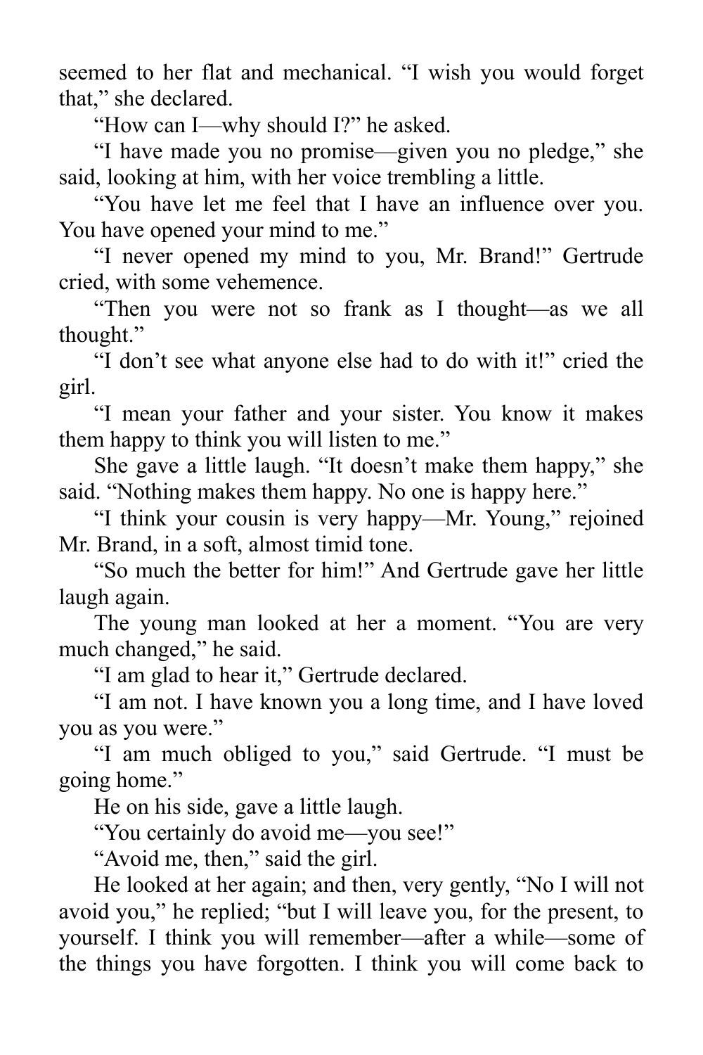seemed to her flat and mechanical. “I wish you would forget that,” she declared.

“How can I—why should I?” he asked.

“I have made you no promise—given you no pledge,” she said, looking at him, with her voice trembling a little.

“You have let me feel that I have an influence over you. You have opened your mind to me.”

“I never opened my mind to you, Mr. Brand!” Gertrude cried, with some vehemence.

“Then you were not so frank as I thought—as we all thought.”

“I don’t see what anyone else had to do with it!” cried the girl.

“I mean your father and your sister. You know it makes them happy to think you will listen to me.”

She gave a little laugh. “It doesn’t make them happy,” she said. “Nothing makes them happy. No one is happy here.”

“I think your cousin is very happy—Mr. Young,” rejoined Mr. Brand, in a soft, almost timid tone.

“So much the better for him!” And Gertrude gave her little laugh again.

The young man looked at her a moment. “You are very much changed,” he said.

“I am glad to hear it,” Gertrude declared.

“I am not. I have known you a long time, and I have loved you as you were.”

“I am much obliged to you,” said Gertrude. “I must be going home.”

He on his side, gave a little laugh.

“You certainly do avoid me—you see!”

“Avoid me, then,” said the girl.

He looked at her again; and then, very gently, “No I will not avoid you,” he replied; “but I will leave you, for the present, to yourself. I think you will remember—after a while—some of the things you have forgotten. I think you will come back to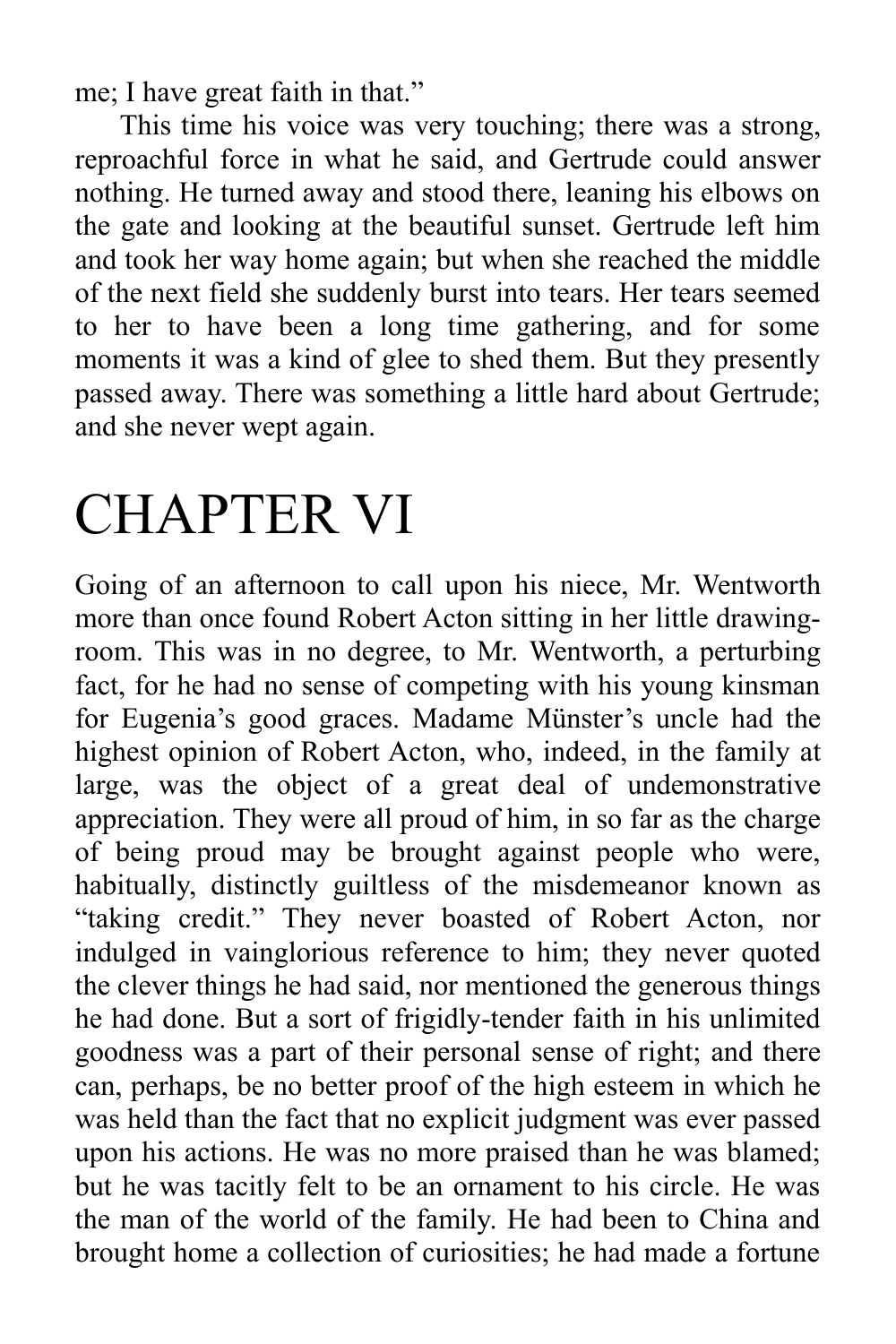me; I have great faith in that."

This time his voice was very touching; there was a strong, reproachful force in what he said, and Gertrude could answer nothing. He turned away and stood there, leaning his elbows on the gate and looking at the beautiful sunset. Gertrude left him and took her way home again; but when she reached the middle of the next field she suddenly burst into tears. Her tears seemed to her to have been a long time gathering, and for some moments it was a kind of glee to shed them. But they presently passed away. There was something a little hard about Gertrude; and she never wept again.

# CHAPTER VI

Going of an afternoon to call upon his niece, Mr. Wentworth more than once found Robert Acton sitting in her little drawing-room. This was in no degree, to Mr. Wentworth, a perturbing fact, for he had no sense of competing with his young kinsman for Eugenia's good graces. Madame Münster's uncle had the highest opinion of Robert Acton, who, indeed, in the family at large, was the object of a great deal of undemonstrative appreciation. They were all proud of him, in so far as the charge of being proud may be brought against people who were, habitually, distinctly guiltless of the misdemeanor known as "taking credit." They never boasted of Robert Acton, nor indulged in vainglorious reference to him; they never quoted the clever things he had said, nor mentioned the generous things he had done. But a sort of frigidly-tender faith in his unlimited goodness was a part of their personal sense of right; and there can, perhaps, be no better proof of the high esteem in which he was held than the fact that no explicit judgment was ever passed upon his actions. He was no more praised than he was blamed; but he was tacitly felt to be an ornament to his circle. He was the man of the world of the family. He had been to China and brought home a collection of curiosities; he had made a fortune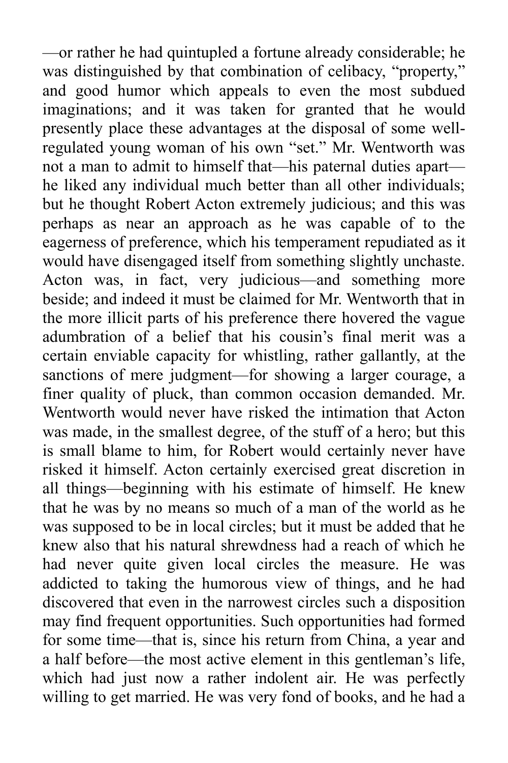—or rather he had quintupled a fortune already considerable; he was distinguished by that combination of celibacy, "property," and good humor which appeals to even the most subdued imaginations; and it was taken for granted that he would presently place these advantages at the disposal of some well-regulated young woman of his own "set." Mr. Wentworth was not a man to admit to himself that—his paternal duties apart—he liked any individual much better than all other individuals; but he thought Robert Acton extremely judicious; and this was perhaps as near an approach as he was capable of to the eagerness of preference, which his temperament repudiated as it would have disengaged itself from something slightly unchaste. Acton was, in fact, very judicious—and something more beside; and indeed it must be claimed for Mr. Wentworth that in the more illicit parts of his preference there hovered the vague adumbration of a belief that his cousin's final merit was a certain enviable capacity for whistling, rather gallantly, at the sanctions of mere judgment—for showing a larger courage, a finer quality of pluck, than common occasion demanded. Mr. Wentworth would never have risked the intimation that Acton was made, in the smallest degree, of the stuff of a hero; but this is small blame to him, for Robert would certainly never have risked it himself. Acton certainly exercised great discretion in all things—beginning with his estimate of himself. He knew that he was by no means so much of a man of the world as he was supposed to be in local circles; but it must be added that he knew also that his natural shrewdness had a reach of which he had never quite given local circles the measure. He was addicted to taking the humorous view of things, and he had discovered that even in the narrowest circles such a disposition may find frequent opportunities. Such opportunities had formed for some time—that is, since his return from China, a year and a half before—the most active element in this gentleman's life, which had just now a rather indolent air. He was perfectly willing to get married. He was very fond of books, and he had a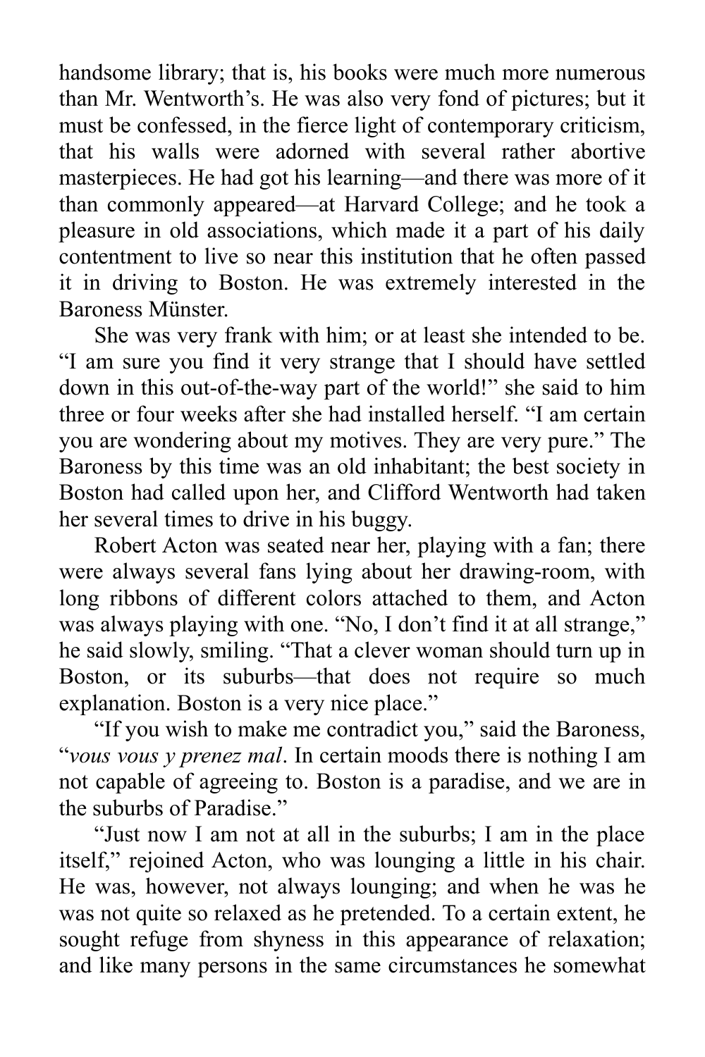handsome library; that is, his books were much more numerous than Mr. Wentworth's. He was also very fond of pictures; but it must be confessed, in the fierce light of contemporary criticism, that his walls were adorned with several rather abortive masterpieces. He had got his learning—and there was more of it than commonly appeared—at Harvard College; and he took a pleasure in old associations, which made it a part of his daily contentment to live so near this institution that he often passed it in driving to Boston. He was extremely interested in the Baroness Münster.

She was very frank with him; or at least she intended to be. "I am sure you find it very strange that I should have settled down in this out-of-the-way part of the world!" she said to him three or four weeks after she had installed herself. "I am certain you are wondering about my motives. They are very pure." The Baroness by this time was an old inhabitant; the best society in Boston had called upon her, and Clifford Wentworth had taken her several times to drive in his buggy.

Robert Acton was seated near her, playing with a fan; there were always several fans lying about her drawing-room, with long ribbons of different colors attached to them, and Acton was always playing with one. "No, I don't find it at all strange," he said slowly, smiling. "That a clever woman should turn up in Boston, or its suburbs—that does not require so much explanation. Boston is a very nice place."

"If you wish to make me contradict you," said the Baroness, "*vous vous y prenez mal*. In certain moods there is nothing I am not capable of agreeing to. Boston is a paradise, and we are in the suburbs of Paradise."

"Just now I am not at all in the suburbs; I am in the place itself," rejoined Acton, who was lounging a little in his chair. He was, however, not always lounging; and when he was he was not quite so relaxed as he pretended. To a certain extent, he sought refuge from shyness in this appearance of relaxation; and like many persons in the same circumstances he somewhat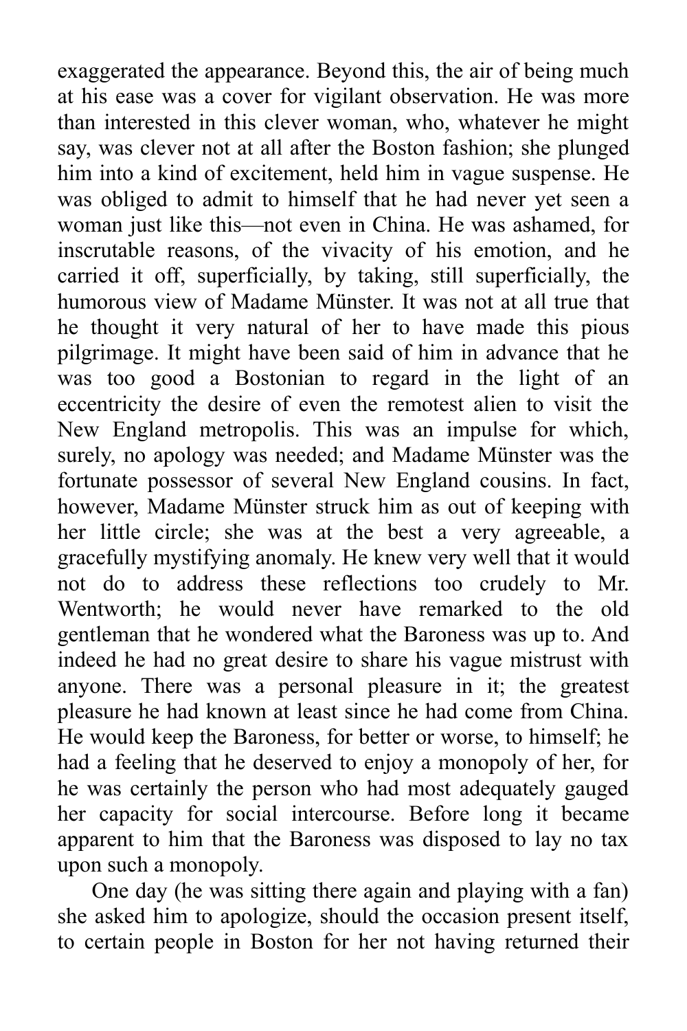exaggerated the appearance. Beyond this, the air of being much at his ease was a cover for vigilant observation. He was more than interested in this clever woman, who, whatever he might say, was clever not at all after the Boston fashion; she plunged him into a kind of excitement, held him in vague suspense. He was obliged to admit to himself that he had never yet seen a woman just like this—not even in China. He was ashamed, for inscrutable reasons, of the vivacity of his emotion, and he carried it off, superficially, by taking, still superficially, the humorous view of Madame Münster. It was not at all true that he thought it very natural of her to have made this pious pilgrimage. It might have been said of him in advance that he was too good a Bostonian to regard in the light of an eccentricity the desire of even the remotest alien to visit the New England metropolis. This was an impulse for which, surely, no apology was needed; and Madame Münster was the fortunate possessor of several New England cousins. In fact, however, Madame Münster struck him as out of keeping with her little circle; she was at the best a very agreeable, a gracefully mystifying anomaly. He knew very well that it would not do to address these reflections too crudely to Mr. Wentworth; he would never have remarked to the old gentleman that he wondered what the Baroness was up to. And indeed he had no great desire to share his vague mistrust with anyone. There was a personal pleasure in it; the greatest pleasure he had known at least since he had come from China. He would keep the Baroness, for better or worse, to himself; he had a feeling that he deserved to enjoy a monopoly of her, for he was certainly the person who had most adequately gauged her capacity for social intercourse. Before long it became apparent to him that the Baroness was disposed to lay no tax upon such a monopoly.

One day (he was sitting there again and playing with a fan) she asked him to apologize, should the occasion present itself, to certain people in Boston for her not having returned their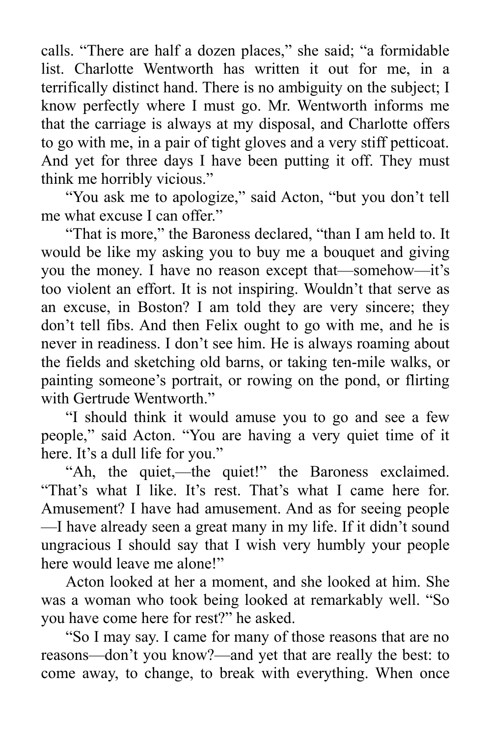calls. “There are half a dozen places,” she said; “a formidable list. Charlotte Wentworth has written it out for me, in a terrifically distinct hand. There is no ambiguity on the subject; I know perfectly where I must go. Mr. Wentworth informs me that the carriage is always at my disposal, and Charlotte offers to go with me, in a pair of tight gloves and a very stiff petticoat. And yet for three days I have been putting it off. They must think me horribly vicious.”

“You ask me to apologize,” said Acton, “but you don’t tell me what excuse I can offer.”

“That is more,” the Baroness declared, “than I am held to. It would be like my asking you to buy me a bouquet and giving you the money. I have no reason except that—somehow—it’s too violent an effort. It is not inspiring. Wouldn’t that serve as an excuse, in Boston? I am told they are very sincere; they don’t tell fibs. And then Felix ought to go with me, and he is never in readiness. I don’t see him. He is always roaming about the fields and sketching old barns, or taking ten-mile walks, or painting someone’s portrait, or rowing on the pond, or flirting with Gertrude Wentworth.”

“I should think it would amuse you to go and see a few people,” said Acton. “You are having a very quiet time of it here. It’s a dull life for you.”

“Ah, the quiet,—the quiet!” the Baroness exclaimed. “That’s what I like. It’s rest. That’s what I came here for. Amusement? I have had amusement. And as for seeing people—I have already seen a great many in my life. If it didn’t sound ungracious I should say that I wish very humbly your people here would leave me alone!”

Acton looked at her a moment, and she looked at him. She was a woman who took being looked at remarkably well. “So you have come here for rest?” he asked.

“So I may say. I came for many of those reasons that are no reasons—don’t you know?—and yet that are really the best: to come away, to change, to break with everything. When once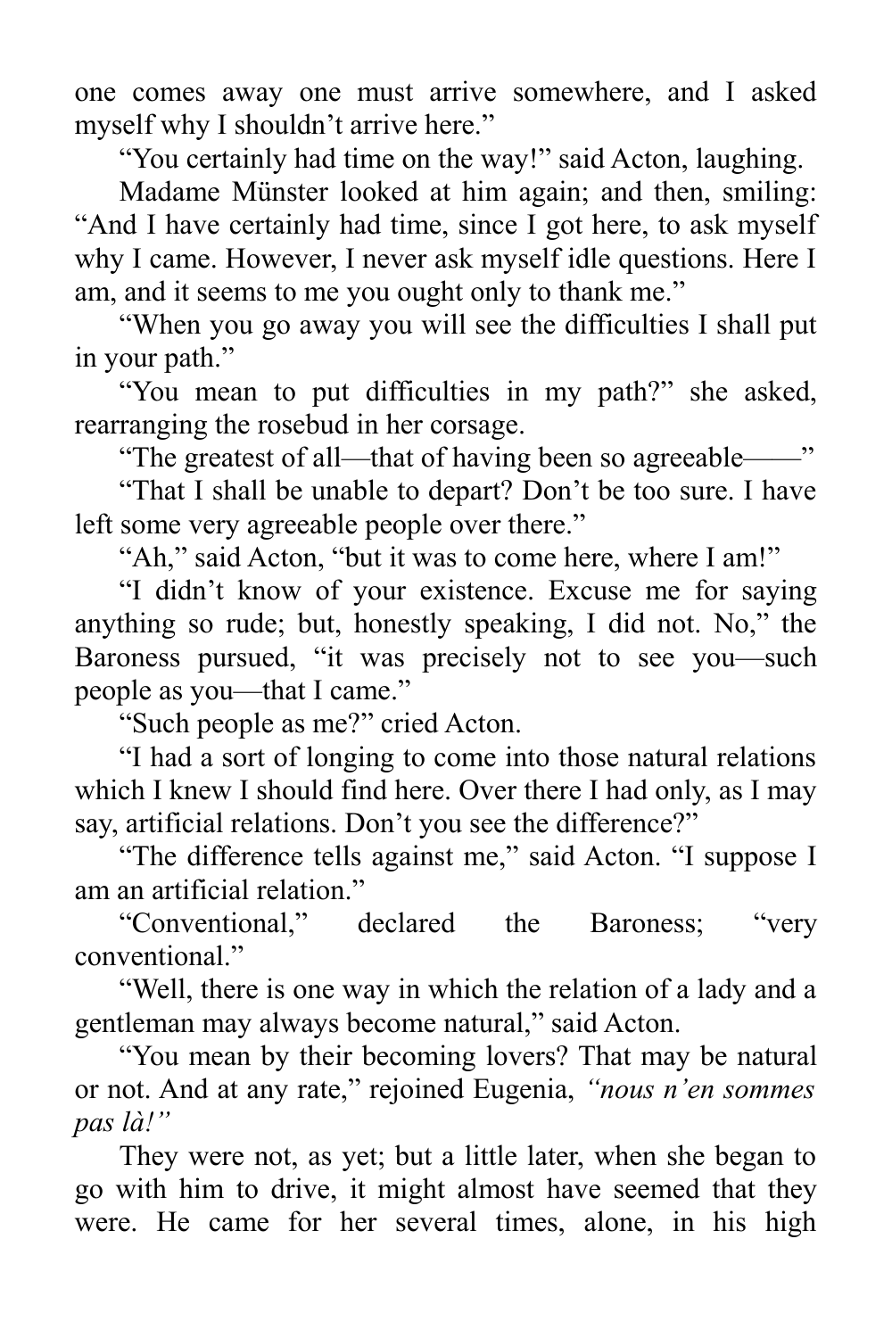one comes away one must arrive somewhere, and I asked myself why I shouldn't arrive here."

"You certainly had time on the way!" said Acton, laughing.

Madame Münster looked at him again; and then, smiling: "And I have certainly had time, since I got here, to ask myself why I came. However, I never ask myself idle questions. Here I am, and it seems to me you ought only to thank me."

"When you go away you will see the difficulties I shall put in your path."

"You mean to put difficulties in my path?" she asked, rearranging the rosebud in her corsage.

"The greatest of all—that of having been so agreeable——"

"That I shall be unable to depart? Don't be too sure. I have left some very agreeable people over there."

"Ah," said Acton, "but it was to come here, where I am!"

"I didn't know of your existence. Excuse me for saying anything so rude; but, honestly speaking, I did not. No," the Baroness pursued, "it was precisely not to see you—such people as you—that I came."

"Such people as me?" cried Acton.

"I had a sort of longing to come into those natural relations which I knew I should find here. Over there I had only, as I may say, artificial relations. Don't you see the difference?"

"The difference tells against me," said Acton. "I suppose I am an artificial relation."

"Conventional," declared the Baroness; "very conventional."

"Well, there is one way in which the relation of a lady and a gentleman may always become natural," said Acton.

"You mean by their becoming lovers? That may be natural or not. And at any rate," rejoined Eugenia, *"nous n'en sommes pas là!"*

They were not, as yet; but a little later, when she began to go with him to drive, it might almost have seemed that they were. He came for her several times, alone, in his high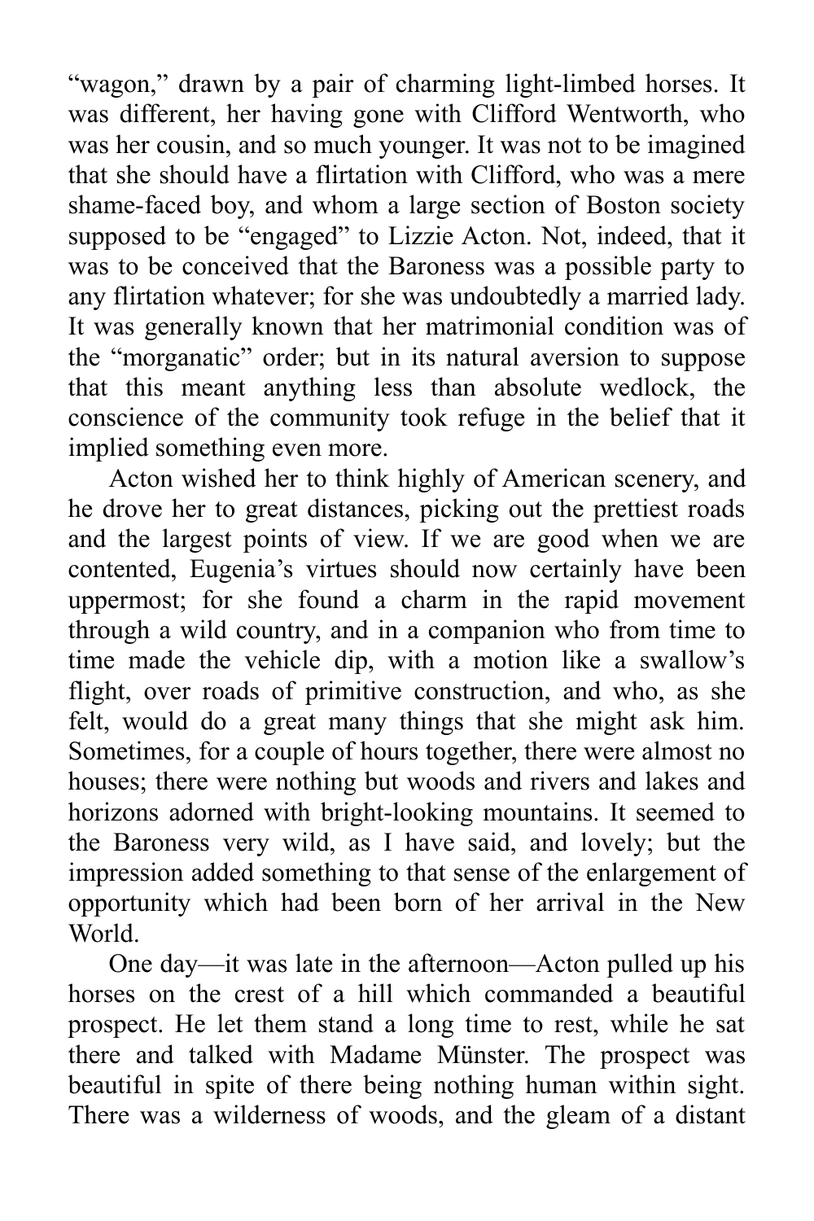"wagon," drawn by a pair of charming light-limbed horses. It was different, her having gone with Clifford Wentworth, who was her cousin, and so much younger. It was not to be imagined that she should have a flirtation with Clifford, who was a mere shame-faced boy, and whom a large section of Boston society supposed to be "engaged" to Lizzie Acton. Not, indeed, that it was to be conceived that the Baroness was a possible party to any flirtation whatever; for she was undoubtedly a married lady. It was generally known that her matrimonial condition was of the "morganatic" order; but in its natural aversion to suppose that this meant anything less than absolute wedlock, the conscience of the community took refuge in the belief that it implied something even more.

Acton wished her to think highly of American scenery, and he drove her to great distances, picking out the prettiest roads and the largest points of view. If we are good when we are contented, Eugenia's virtues should now certainly have been uppermost; for she found a charm in the rapid movement through a wild country, and in a companion who from time to time made the vehicle dip, with a motion like a swallow's flight, over roads of primitive construction, and who, as she felt, would do a great many things that she might ask him. Sometimes, for a couple of hours together, there were almost no houses; there were nothing but woods and rivers and lakes and horizons adorned with bright-looking mountains. It seemed to the Baroness very wild, as I have said, and lovely; but the impression added something to that sense of the enlargement of opportunity which had been born of her arrival in the New World.

One day—it was late in the afternoon—Acton pulled up his horses on the crest of a hill which commanded a beautiful prospect. He let them stand a long time to rest, while he sat there and talked with Madame Münster. The prospect was beautiful in spite of there being nothing human within sight. There was a wilderness of woods, and the gleam of a distant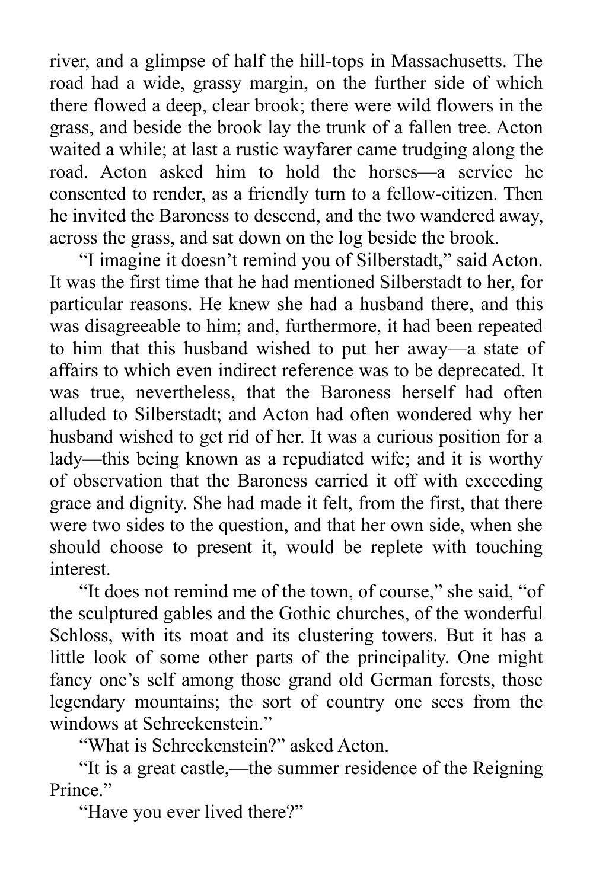river, and a glimpse of half the hill-tops in Massachusetts. The road had a wide, grassy margin, on the further side of which there flowed a deep, clear brook; there were wild flowers in the grass, and beside the brook lay the trunk of a fallen tree. Acton waited a while; at last a rustic wayfarer came trudging along the road. Acton asked him to hold the horses—a service he consented to render, as a friendly turn to a fellow-citizen. Then he invited the Baroness to descend, and the two wandered away, across the grass, and sat down on the log beside the brook.

"I imagine it doesn't remind you of Silberstadt," said Acton. It was the first time that he had mentioned Silberstadt to her, for particular reasons. He knew she had a husband there, and this was disagreeable to him; and, furthermore, it had been repeated to him that this husband wished to put her away—a state of affairs to which even indirect reference was to be deprecated. It was true, nevertheless, that the Baroness herself had often alluded to Silberstadt; and Acton had often wondered why her husband wished to get rid of her. It was a curious position for a lady—this being known as a repudiated wife; and it is worthy of observation that the Baroness carried it off with exceeding grace and dignity. She had made it felt, from the first, that there were two sides to the question, and that her own side, when she should choose to present it, would be replete with touching interest.

"It does not remind me of the town, of course," she said, "of the sculptured gables and the Gothic churches, of the wonderful Schloss, with its moat and its clustering towers. But it has a little look of some other parts of the principality. One might fancy one's self among those grand old German forests, those legendary mountains; the sort of country one sees from the windows at Schreckenstein."

"What is Schreckenstein?" asked Acton.

"It is a great castle,—the summer residence of the Reigning Prince."

"Have you ever lived there?"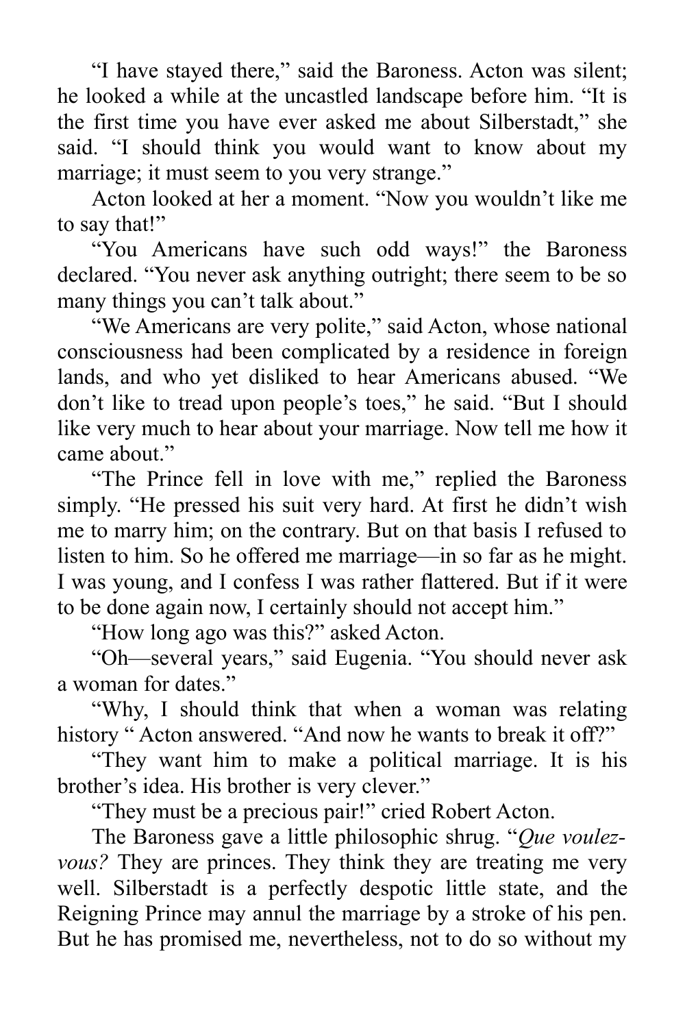"I have stayed there," said the Baroness. Acton was silent; he looked a while at the uncastled landscape before him. "It is the first time you have ever asked me about Silberstadt," she said. "I should think you would want to know about my marriage; it must seem to you very strange."

Acton looked at her a moment. "Now you wouldn't like me to say that!"

"You Americans have such odd ways!" the Baroness declared. "You never ask anything outright; there seem to be so many things you can't talk about."

"We Americans are very polite," said Acton, whose national consciousness had been complicated by a residence in foreign lands, and who yet disliked to hear Americans abused. "We don't like to tread upon people's toes," he said. "But I should like very much to hear about your marriage. Now tell me how it came about."

"The Prince fell in love with me," replied the Baroness simply. "He pressed his suit very hard. At first he didn't wish me to marry him; on the contrary. But on that basis I refused to listen to him. So he offered me marriage—in so far as he might. I was young, and I confess I was rather flattered. But if it were to be done again now, I certainly should not accept him."

"How long ago was this?" asked Acton.

"Oh—several years," said Eugenia. "You should never ask a woman for dates."

"Why, I should think that when a woman was relating history " Acton answered. "And now he wants to break it off?"

"They want him to make a political marriage. It is his brother's idea. His brother is very clever."

"They must be a precious pair!" cried Robert Acton.

The Baroness gave a little philosophic shrug. "*Que voulez-vous?* They are princes. They think they are treating me very well. Silberstadt is a perfectly despotic little state, and the Reigning Prince may annul the marriage by a stroke of his pen. But he has promised me, nevertheless, not to do so without my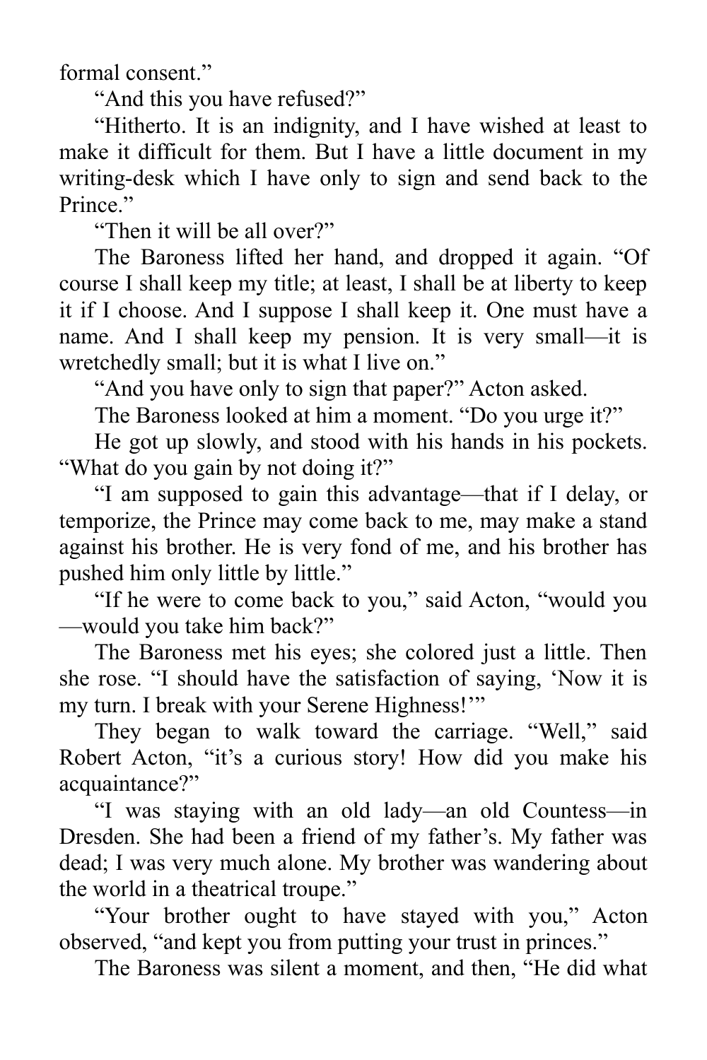formal consent."

"And this you have refused?"

"Hitherto. It is an indignity, and I have wished at least to make it difficult for them. But I have a little document in my writing-desk which I have only to sign and send back to the Prince."

"Then it will be all over?"

The Baroness lifted her hand, and dropped it again. "Of course I shall keep my title; at least, I shall be at liberty to keep it if I choose. And I suppose I shall keep it. One must have a name. And I shall keep my pension. It is very small—it is wretchedly small; but it is what I live on."

"And you have only to sign that paper?" Acton asked.

The Baroness looked at him a moment. "Do you urge it?"

He got up slowly, and stood with his hands in his pockets. "What do you gain by not doing it?"

"I am supposed to gain this advantage—that if I delay, or temporize, the Prince may come back to me, may make a stand against his brother. He is very fond of me, and his brother has pushed him only little by little."

"If he were to come back to you," said Acton, "would you—would you take him back?"

The Baroness met his eyes; she colored just a little. Then she rose. "I should have the satisfaction of saying, 'Now it is my turn. I break with your Serene Highness!'"

They began to walk toward the carriage. "Well," said Robert Acton, "it's a curious story! How did you make his acquaintance?"

"I was staying with an old lady—an old Countess—in Dresden. She had been a friend of my father's. My father was dead; I was very much alone. My brother was wandering about the world in a theatrical troupe."

"Your brother ought to have stayed with you," Acton observed, "and kept you from putting your trust in princes."

The Baroness was silent a moment, and then, "He did what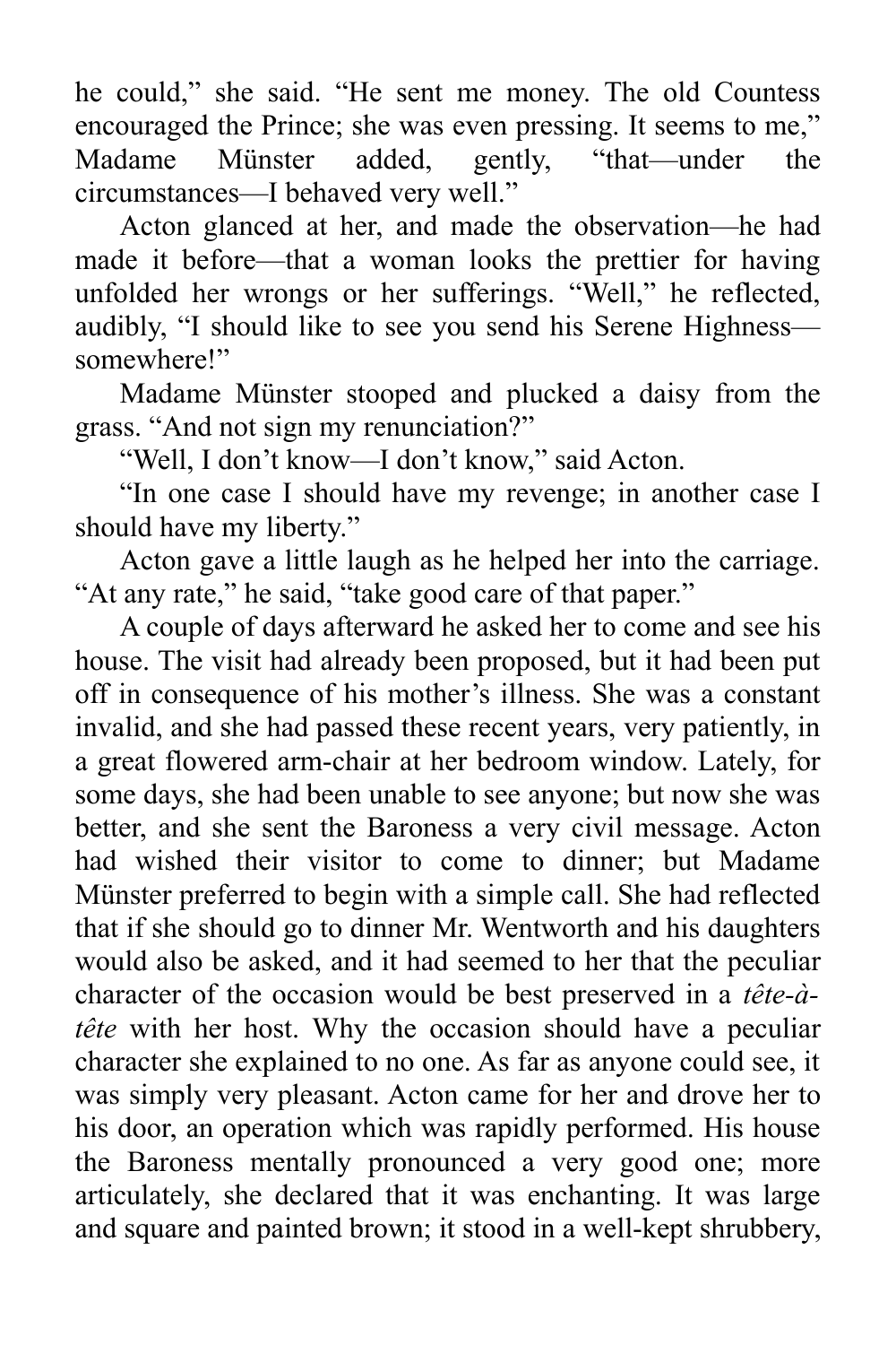he could," she said. "He sent me money. The old Countess encouraged the Prince; she was even pressing. It seems to me," Madame Münster added, gently, "that—under the circumstances—I behaved very well."

Acton glanced at her, and made the observation—he had made it before—that a woman looks the prettier for having unfolded her wrongs or her sufferings. "Well," he reflected, audibly, "I should like to see you send his Serene Highness—somewhere!"

Madame Münster stooped and plucked a daisy from the grass. "And not sign my renunciation?"

"Well, I don't know—I don't know," said Acton.

"In one case I should have my revenge; in another case I should have my liberty."

Acton gave a little laugh as he helped her into the carriage. "At any rate," he said, "take good care of that paper."

A couple of days afterward he asked her to come and see his house. The visit had already been proposed, but it had been put off in consequence of his mother's illness. She was a constant invalid, and she had passed these recent years, very patiently, in a great flowered arm-chair at her bedroom window. Lately, for some days, she had been unable to see anyone; but now she was better, and she sent the Baroness a very civil message. Acton had wished their visitor to come to dinner; but Madame Münster preferred to begin with a simple call. She had reflected that if she should go to dinner Mr. Wentworth and his daughters would also be asked, and it had seemed to her that the peculiar character of the occasion would be best preserved in a *tête-à-tête* with her host. Why the occasion should have a peculiar character she explained to no one. As far as anyone could see, it was simply very pleasant. Acton came for her and drove her to his door, an operation which was rapidly performed. His house the Baroness mentally pronounced a very good one; more articulately, she declared that it was enchanting. It was large and square and painted brown; it stood in a well-kept shrubbery,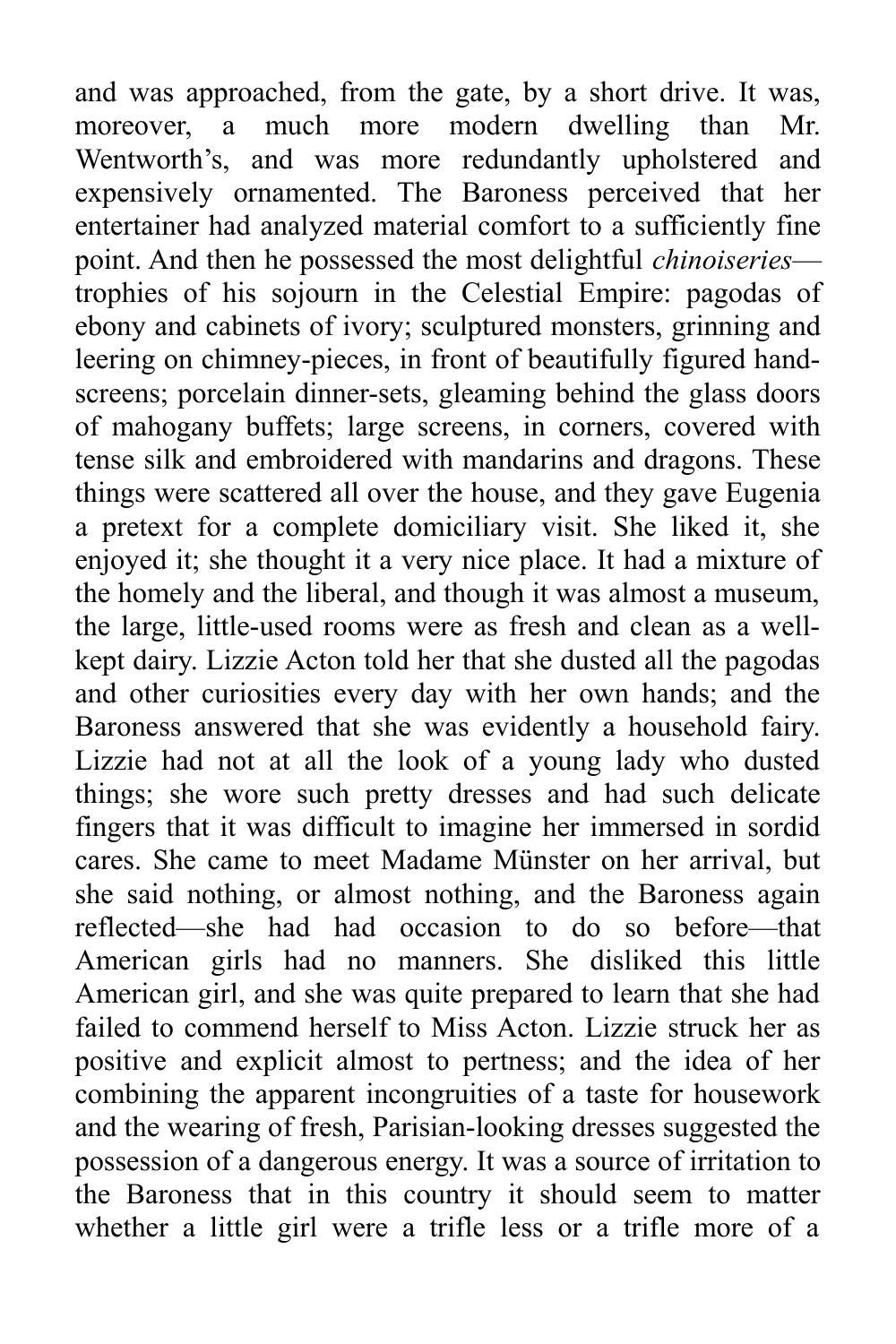and was approached, from the gate, by a short drive. It was, moreover, a much more modern dwelling than Mr. Wentworth's, and was more redundantly upholstered and expensively ornamented. The Baroness perceived that her entertainer had analyzed material comfort to a sufficiently fine point. And then he possessed the most delightful *chinoiseries*—trophies of his sojourn in the Celestial Empire: pagodas of ebony and cabinets of ivory; sculptured monsters, grinning and leering on chimney-pieces, in front of beautifully figured hand-screens; porcelain dinner-sets, gleaming behind the glass doors of mahogany buffets; large screens, in corners, covered with tense silk and embroidered with mandarins and dragons. These things were scattered all over the house, and they gave Eugenia a pretext for a complete domiciliary visit. She liked it, she enjoyed it; she thought it a very nice place. It had a mixture of the homely and the liberal, and though it was almost a museum, the large, little-used rooms were as fresh and clean as a well-kept dairy. Lizzie Acton told her that she dusted all the pagodas and other curiosities every day with her own hands; and the Baroness answered that she was evidently a household fairy. Lizzie had not at all the look of a young lady who dusted things; she wore such pretty dresses and had such delicate fingers that it was difficult to imagine her immersed in sordid cares. She came to meet Madame Münster on her arrival, but she said nothing, or almost nothing, and the Baroness again reflected—she had had occasion to do so before—that American girls had no manners. She disliked this little American girl, and she was quite prepared to learn that she had failed to commend herself to Miss Acton. Lizzie struck her as positive and explicit almost to pertness; and the idea of her combining the apparent incongruities of a taste for housework and the wearing of fresh, Parisian-looking dresses suggested the possession of a dangerous energy. It was a source of irritation to the Baroness that in this country it should seem to matter whether a little girl were a trifle less or a trifle more of a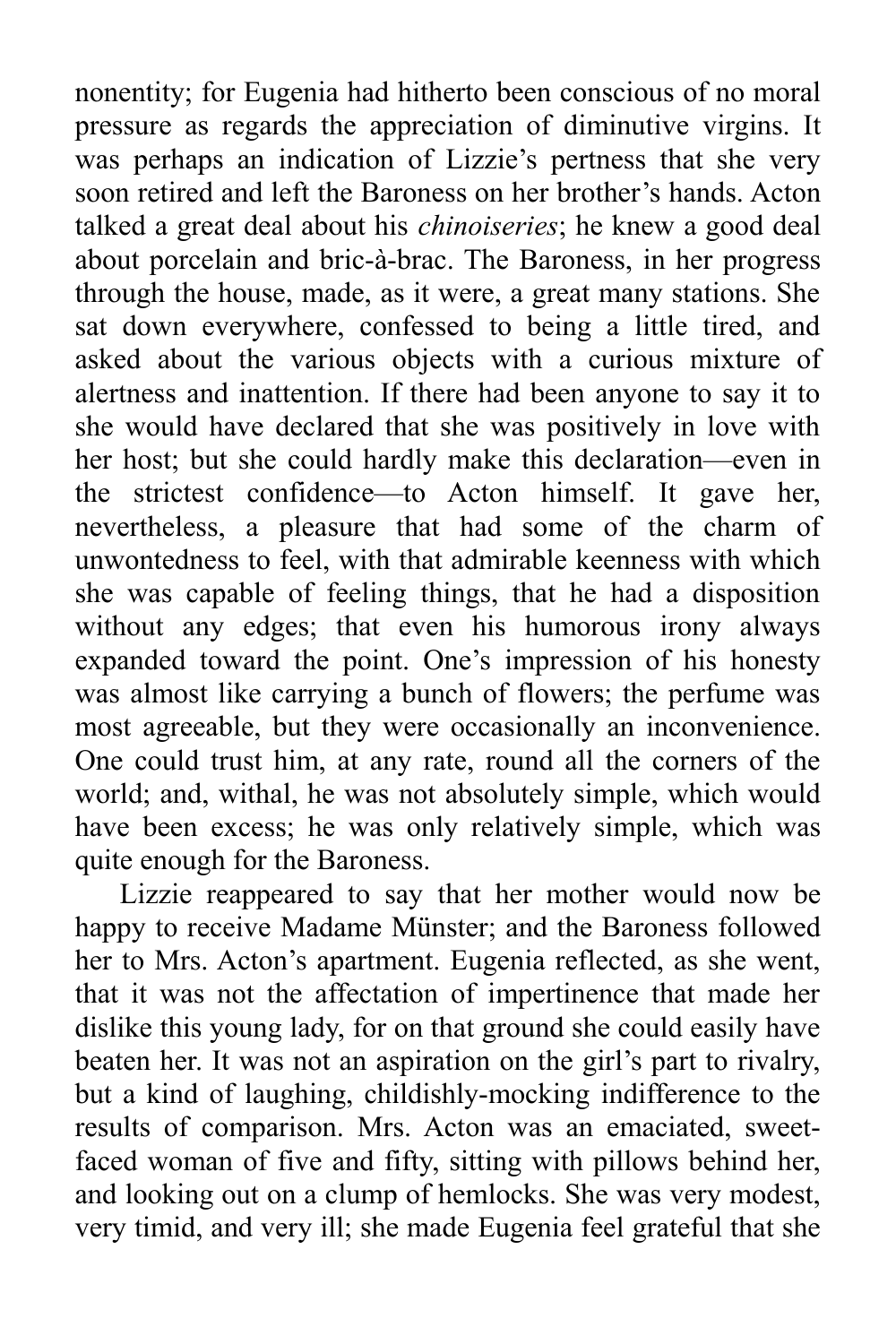nonentity; for Eugenia had hitherto been conscious of no moral pressure as regards the appreciation of diminutive virgins. It was perhaps an indication of Lizzie's pertness that she very soon retired and left the Baroness on her brother's hands. Acton talked a great deal about his *chinoiseries*; he knew a good deal about porcelain and bric-à-brac. The Baroness, in her progress through the house, made, as it were, a great many stations. She sat down everywhere, confessed to being a little tired, and asked about the various objects with a curious mixture of alertness and inattention. If there had been anyone to say it to she would have declared that she was positively in love with her host; but she could hardly make this declaration—even in the strictest confidence—to Acton himself. It gave her, nevertheless, a pleasure that had some of the charm of unwontedness to feel, with that admirable keenness with which she was capable of feeling things, that he had a disposition without any edges; that even his humorous irony always expanded toward the point. One's impression of his honesty was almost like carrying a bunch of flowers; the perfume was most agreeable, but they were occasionally an inconvenience. One could trust him, at any rate, round all the corners of the world; and, withal, he was not absolutely simple, which would have been excess; he was only relatively simple, which was quite enough for the Baroness.

Lizzie reappeared to say that her mother would now be happy to receive Madame Münster; and the Baroness followed her to Mrs. Acton's apartment. Eugenia reflected, as she went, that it was not the affectation of impertinence that made her dislike this young lady, for on that ground she could easily have beaten her. It was not an aspiration on the girl's part to rivalry, but a kind of laughing, childishly-mocking indifference to the results of comparison. Mrs. Acton was an emaciated, sweet-faced woman of five and fifty, sitting with pillows behind her, and looking out on a clump of hemlocks. She was very modest, very timid, and very ill; she made Eugenia feel grateful that she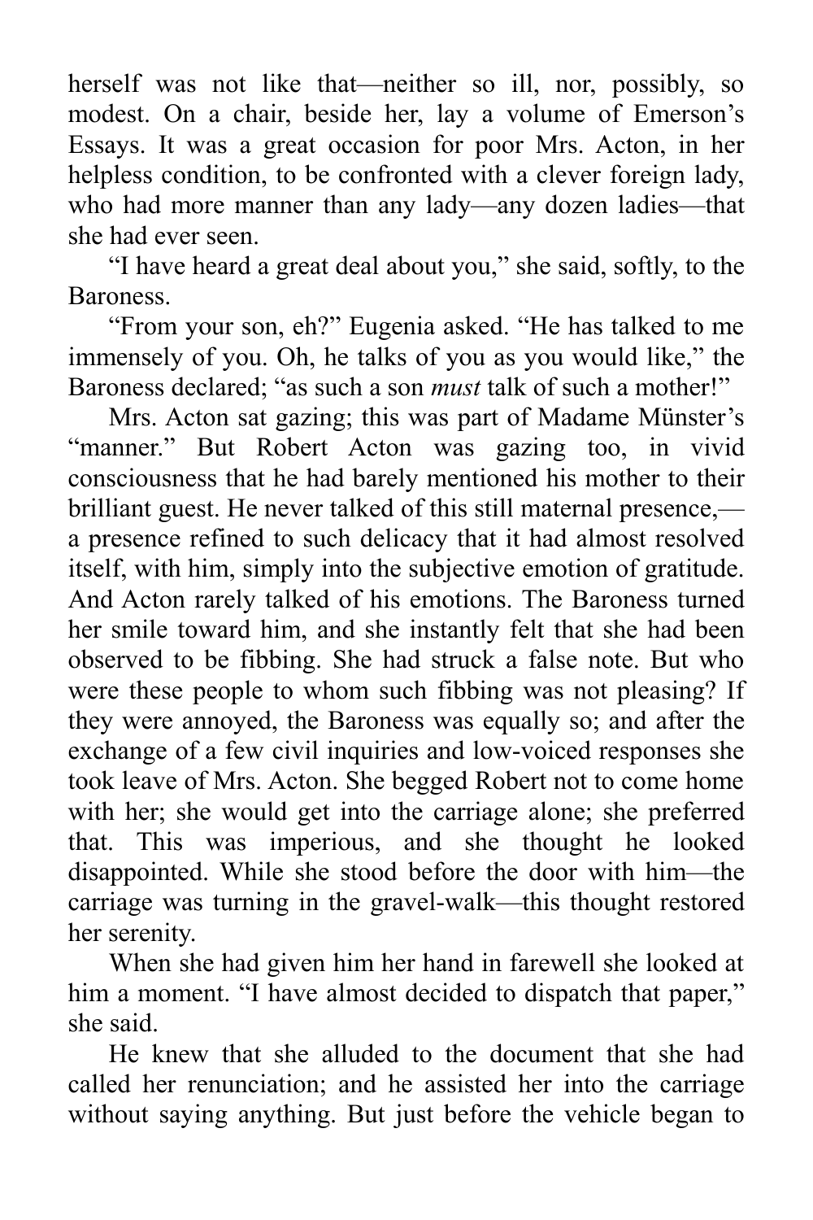herself was not like that—neither so ill, nor, possibly, so modest. On a chair, beside her, lay a volume of Emerson's Essays. It was a great occasion for poor Mrs. Acton, in her helpless condition, to be confronted with a clever foreign lady, who had more manner than any lady—any dozen ladies—that she had ever seen.

"I have heard a great deal about you," she said, softly, to the Baroness.

"From your son, eh?" Eugenia asked. "He has talked to me immensely of you. Oh, he talks of you as you would like," the Baroness declared; "as such a son *must* talk of such a mother!"

Mrs. Acton sat gazing; this was part of Madame Münster's "manner." But Robert Acton was gazing too, in vivid consciousness that he had barely mentioned his mother to their brilliant guest. He never talked of this still maternal presence,—a presence refined to such delicacy that it had almost resolved itself, with him, simply into the subjective emotion of gratitude. And Acton rarely talked of his emotions. The Baroness turned her smile toward him, and she instantly felt that she had been observed to be fibbing. She had struck a false note. But who were these people to whom such fibbing was not pleasing? If they were annoyed, the Baroness was equally so; and after the exchange of a few civil inquiries and low-voiced responses she took leave of Mrs. Acton. She begged Robert not to come home with her; she would get into the carriage alone; she preferred that. This was imperious, and she thought he looked disappointed. While she stood before the door with him—the carriage was turning in the gravel-walk—this thought restored her serenity.

When she had given him her hand in farewell she looked at him a moment. "I have almost decided to dispatch that paper," she said.

He knew that she alluded to the document that she had called her renunciation; and he assisted her into the carriage without saying anything. But just before the vehicle began to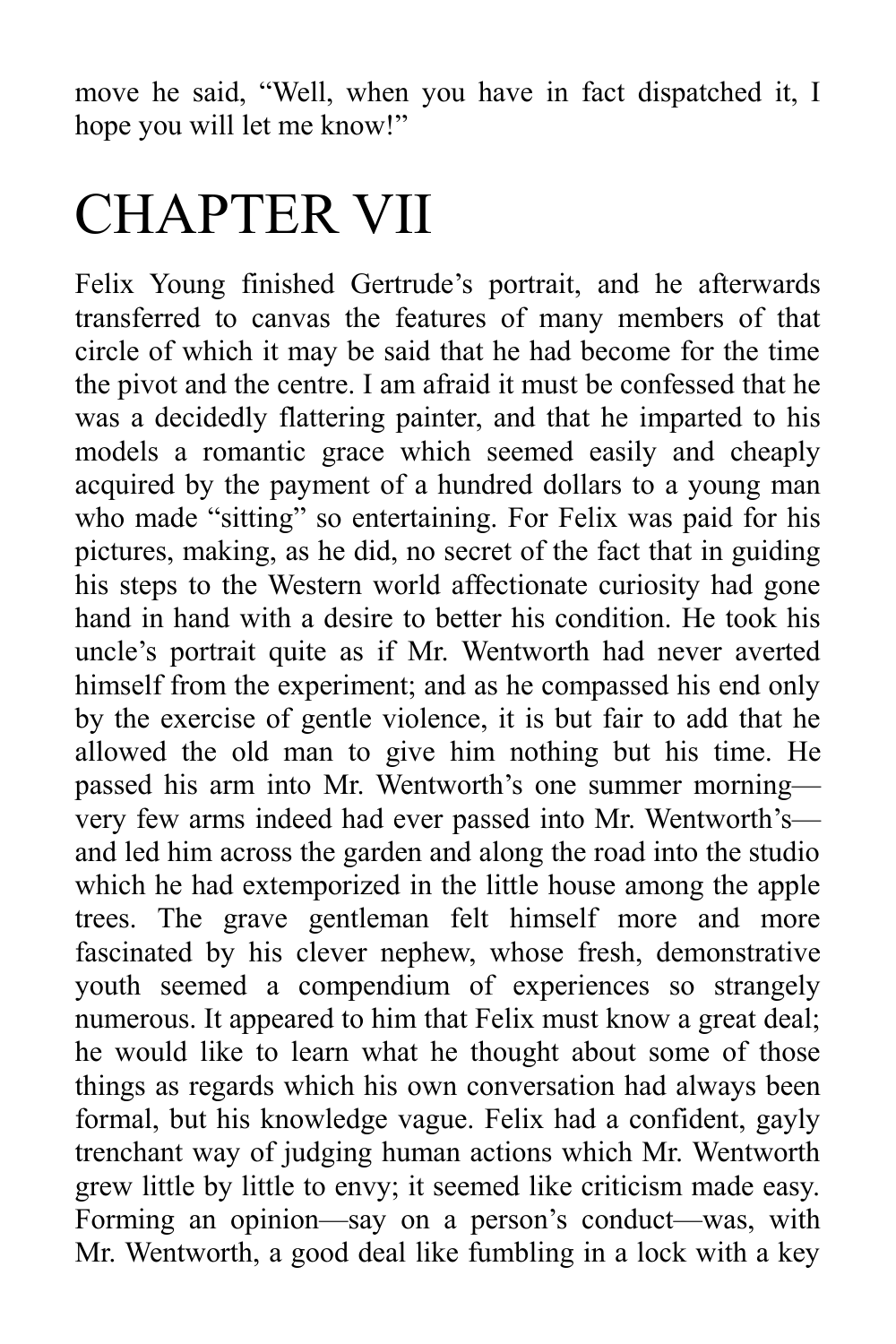move he said, "Well, when you have in fact dispatched it, I hope you will let me know!"

# CHAPTER VII

Felix Young finished Gertrude's portrait, and he afterwards transferred to canvas the features of many members of that circle of which it may be said that he had become for the time the pivot and the centre. I am afraid it must be confessed that he was a decidedly flattering painter, and that he imparted to his models a romantic grace which seemed easily and cheaply acquired by the payment of a hundred dollars to a young man who made "sitting" so entertaining. For Felix was paid for his pictures, making, as he did, no secret of the fact that in guiding his steps to the Western world affectionate curiosity had gone hand in hand with a desire to better his condition. He took his uncle's portrait quite as if Mr. Wentworth had never averted himself from the experiment; and as he compassed his end only by the exercise of gentle violence, it is but fair to add that he allowed the old man to give him nothing but his time. He passed his arm into Mr. Wentworth's one summer morning—very few arms indeed had ever passed into Mr. Wentworth's—and led him across the garden and along the road into the studio which he had extemporized in the little house among the apple trees. The grave gentleman felt himself more and more fascinated by his clever nephew, whose fresh, demonstrative youth seemed a compendium of experiences so strangely numerous. It appeared to him that Felix must know a great deal; he would like to learn what he thought about some of those things as regards which his own conversation had always been formal, but his knowledge vague. Felix had a confident, gayly trenchant way of judging human actions which Mr. Wentworth grew little by little to envy; it seemed like criticism made easy. Forming an opinion—say on a person's conduct—was, with Mr. Wentworth, a good deal like fumbling in a lock with a key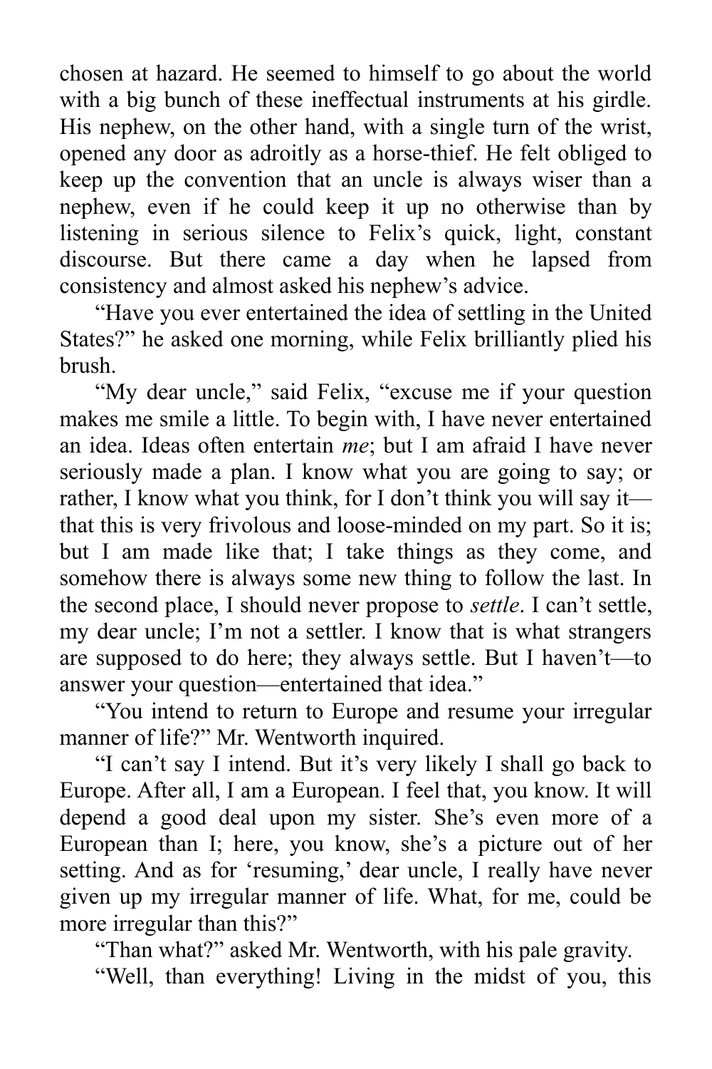chosen at hazard. He seemed to himself to go about the world with a big bunch of these ineffectual instruments at his girdle. His nephew, on the other hand, with a single turn of the wrist, opened any door as adroitly as a horse-thief. He felt obliged to keep up the convention that an uncle is always wiser than a nephew, even if he could keep it up no otherwise than by listening in serious silence to Felix's quick, light, constant discourse. But there came a day when he lapsed from consistency and almost asked his nephew's advice.

"Have you ever entertained the idea of settling in the United States?" he asked one morning, while Felix brilliantly plied his brush.

"My dear uncle," said Felix, "excuse me if your question makes me smile a little. To begin with, I have never entertained an idea. Ideas often entertain *me*; but I am afraid I have never seriously made a plan. I know what you are going to say; or rather, I know what you think, for I don't think you will say it—that this is very frivolous and loose-minded on my part. So it is; but I am made like that; I take things as they come, and somehow there is always some new thing to follow the last. In the second place, I should never propose to *settle*. I can't settle, my dear uncle; I'm not a settler. I know that is what strangers are supposed to do here; they always settle. But I haven't—to answer your question—entertained that idea."

"You intend to return to Europe and resume your irregular manner of life?" Mr. Wentworth inquired.

"I can't say I intend. But it's very likely I shall go back to Europe. After all, I am a European. I feel that, you know. It will depend a good deal upon my sister. She's even more of a European than I; here, you know, she's a picture out of her setting. And as for 'resuming,' dear uncle, I really have never given up my irregular manner of life. What, for me, could be more irregular than this?"

"Than what?" asked Mr. Wentworth, with his pale gravity.

"Well, than everything! Living in the midst of you, this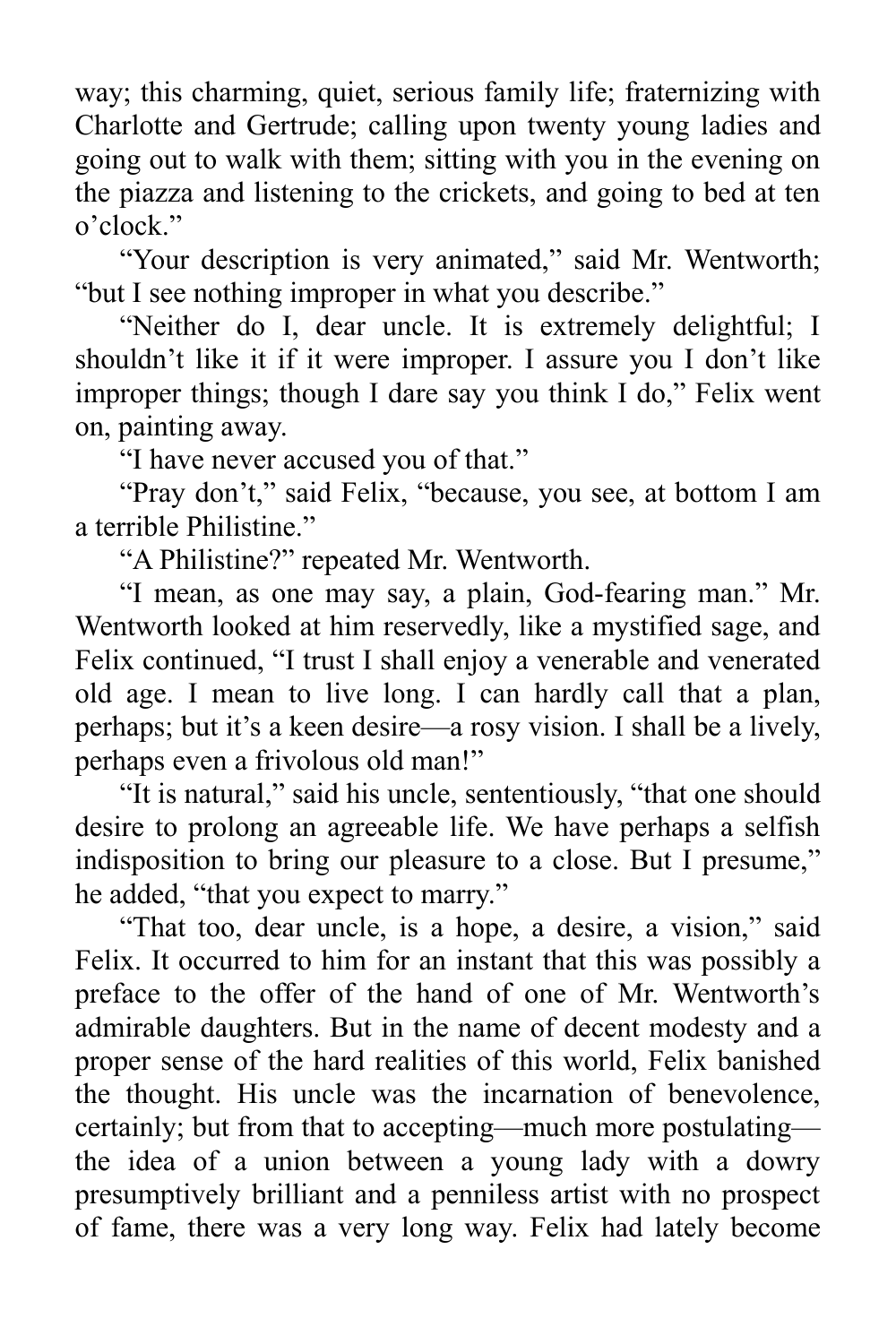way; this charming, quiet, serious family life; fraternizing with Charlotte and Gertrude; calling upon twenty young ladies and going out to walk with them; sitting with you in the evening on the piazza and listening to the crickets, and going to bed at ten o'clock."

"Your description is very animated," said Mr. Wentworth; "but I see nothing improper in what you describe."

"Neither do I, dear uncle. It is extremely delightful; I shouldn't like it if it were improper. I assure you I don't like improper things; though I dare say you think I do," Felix went on, painting away.

"I have never accused you of that."

"Pray don't," said Felix, "because, you see, at bottom I am a terrible Philistine."

"A Philistine?" repeated Mr. Wentworth.

"I mean, as one may say, a plain, God-fearing man." Mr. Wentworth looked at him reservedly, like a mystified sage, and Felix continued, "I trust I shall enjoy a venerable and venerated old age. I mean to live long. I can hardly call that a plan, perhaps; but it's a keen desire—a rosy vision. I shall be a lively, perhaps even a frivolous old man!"

"It is natural," said his uncle, sententiously, "that one should desire to prolong an agreeable life. We have perhaps a selfish indisposition to bring our pleasure to a close. But I presume," he added, "that you expect to marry."

"That too, dear uncle, is a hope, a desire, a vision," said Felix. It occurred to him for an instant that this was possibly a preface to the offer of the hand of one of Mr. Wentworth's admirable daughters. But in the name of decent modesty and a proper sense of the hard realities of this world, Felix banished the thought. His uncle was the incarnation of benevolence, certainly; but from that to accepting—much more postulating—the idea of a union between a young lady with a dowry presumptively brilliant and a penniless artist with no prospect of fame, there was a very long way. Felix had lately become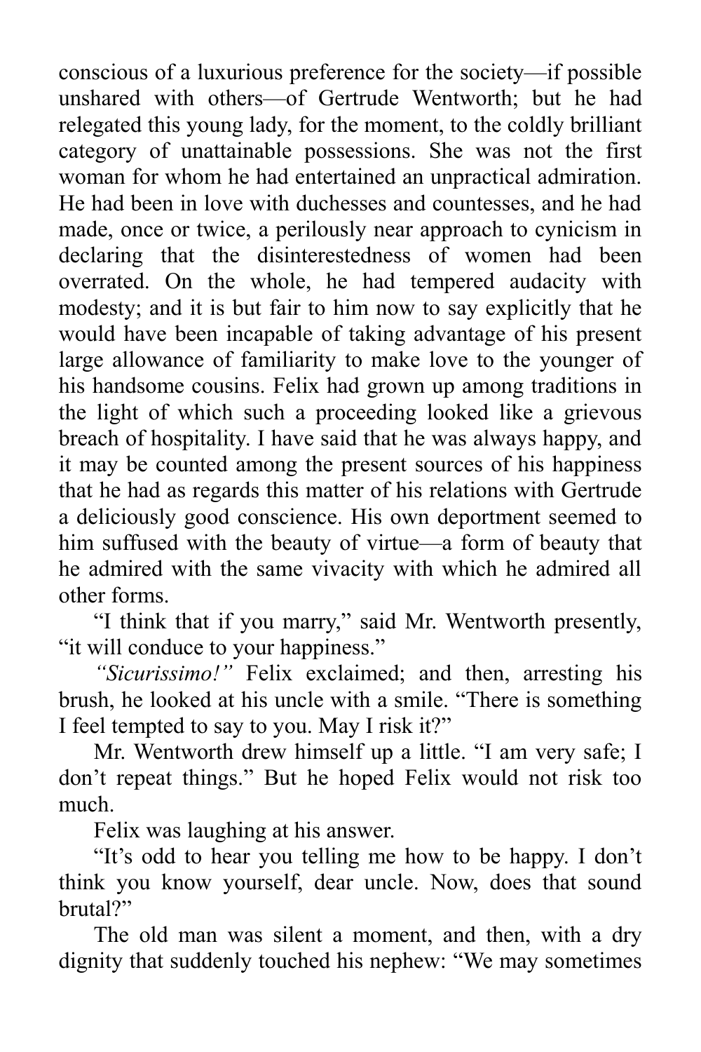conscious of a luxurious preference for the society—if possible unshared with others—of Gertrude Wentworth; but he had relegated this young lady, for the moment, to the coldly brilliant category of unattainable possessions. She was not the first woman for whom he had entertained an unpractical admiration. He had been in love with duchesses and countesses, and he had made, once or twice, a perilously near approach to cynicism in declaring that the disinterestedness of women had been overrated. On the whole, he had tempered audacity with modesty; and it is but fair to him now to say explicitly that he would have been incapable of taking advantage of his present large allowance of familiarity to make love to the younger of his handsome cousins. Felix had grown up among traditions in the light of which such a proceeding looked like a grievous breach of hospitality. I have said that he was always happy, and it may be counted among the present sources of his happiness that he had as regards this matter of his relations with Gertrude a deliciously good conscience. His own deportment seemed to him suffused with the beauty of virtue—a form of beauty that he admired with the same vivacity with which he admired all other forms.

"I think that if you marry," said Mr. Wentworth presently, "it will conduce to your happiness."

*"Sicurissimo!"* Felix exclaimed; and then, arresting his brush, he looked at his uncle with a smile. "There is something I feel tempted to say to you. May I risk it?"

Mr. Wentworth drew himself up a little. "I am very safe; I don't repeat things." But he hoped Felix would not risk too much.

Felix was laughing at his answer.

"It's odd to hear you telling me how to be happy. I don't think you know yourself, dear uncle. Now, does that sound brutal?"

The old man was silent a moment, and then, with a dry dignity that suddenly touched his nephew: "We may sometimes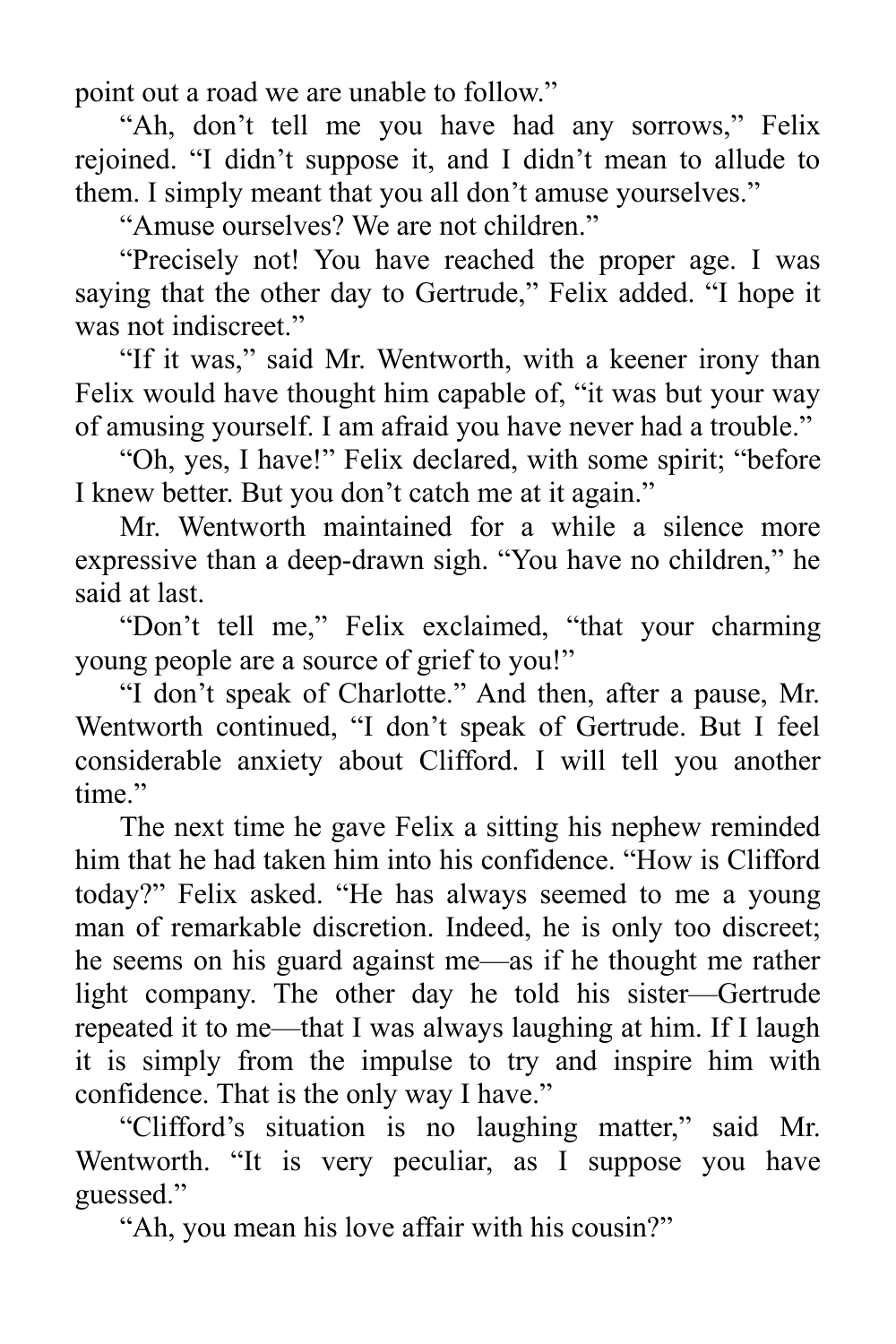point out a road we are unable to follow."

"Ah, don't tell me you have had any sorrows," Felix rejoined. "I didn't suppose it, and I didn't mean to allude to them. I simply meant that you all don't amuse yourselves."

"Amuse ourselves? We are not children."

"Precisely not! You have reached the proper age. I was saying that the other day to Gertrude," Felix added. "I hope it was not indiscreet."

"If it was," said Mr. Wentworth, with a keener irony than Felix would have thought him capable of, "it was but your way of amusing yourself. I am afraid you have never had a trouble."

"Oh, yes, I have!" Felix declared, with some spirit; "before I knew better. But you don't catch me at it again."

Mr. Wentworth maintained for a while a silence more expressive than a deep-drawn sigh. "You have no children," he said at last.

"Don't tell me," Felix exclaimed, "that your charming young people are a source of grief to you!"

"I don't speak of Charlotte." And then, after a pause, Mr. Wentworth continued, "I don't speak of Gertrude. But I feel considerable anxiety about Clifford. I will tell you another time."

The next time he gave Felix a sitting his nephew reminded him that he had taken him into his confidence. "How is Clifford today?" Felix asked. "He has always seemed to me a young man of remarkable discretion. Indeed, he is only too discreet; he seems on his guard against me—as if he thought me rather light company. The other day he told his sister—Gertrude repeated it to me—that I was always laughing at him. If I laugh it is simply from the impulse to try and inspire him with confidence. That is the only way I have."

"Clifford's situation is no laughing matter," said Mr. Wentworth. "It is very peculiar, as I suppose you have guessed."

"Ah, you mean his love affair with his cousin?"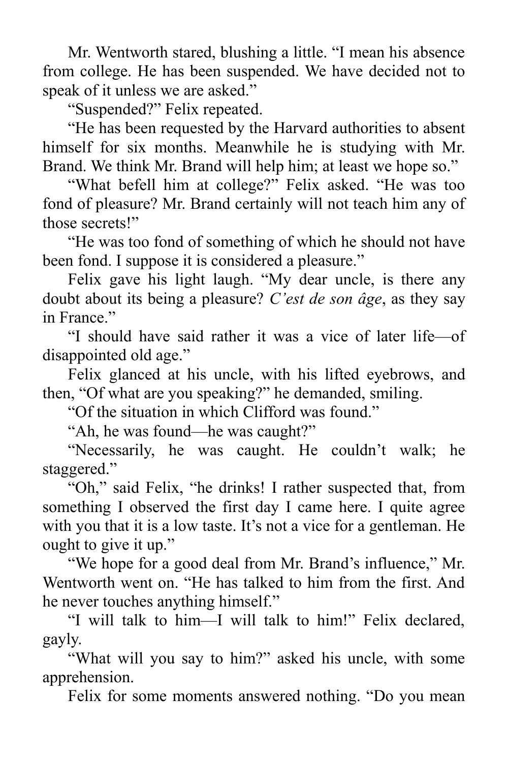Mr. Wentworth stared, blushing a little. “I mean his absence from college. He has been suspended. We have decided not to speak of it unless we are asked.”

“Suspended?” Felix repeated.

“He has been requested by the Harvard authorities to absent himself for six months. Meanwhile he is studying with Mr. Brand. We think Mr. Brand will help him; at least we hope so.”

“What befell him at college?” Felix asked. “He was too fond of pleasure? Mr. Brand certainly will not teach him any of those secrets!”

“He was too fond of something of which he should not have been fond. I suppose it is considered a pleasure.”

Felix gave his light laugh. “My dear uncle, is there any doubt about its being a pleasure? *C’est de son âge*, as they say in France.”

“I should have said rather it was a vice of later life—of disappointed old age.”

Felix glanced at his uncle, with his lifted eyebrows, and then, “Of what are you speaking?” he demanded, smiling.

“Of the situation in which Clifford was found.”

“Ah, he was found—he was caught?”

“Necessarily, he was caught. He couldn’t walk; he staggered.”

“Oh,” said Felix, “he drinks! I rather suspected that, from something I observed the first day I came here. I quite agree with you that it is a low taste. It’s not a vice for a gentleman. He ought to give it up.”

“We hope for a good deal from Mr. Brand’s influence,” Mr. Wentworth went on. “He has talked to him from the first. And he never touches anything himself.”

“I will talk to him—I will talk to him!” Felix declared, gayly.

“What will you say to him?” asked his uncle, with some apprehension.

Felix for some moments answered nothing. “Do you mean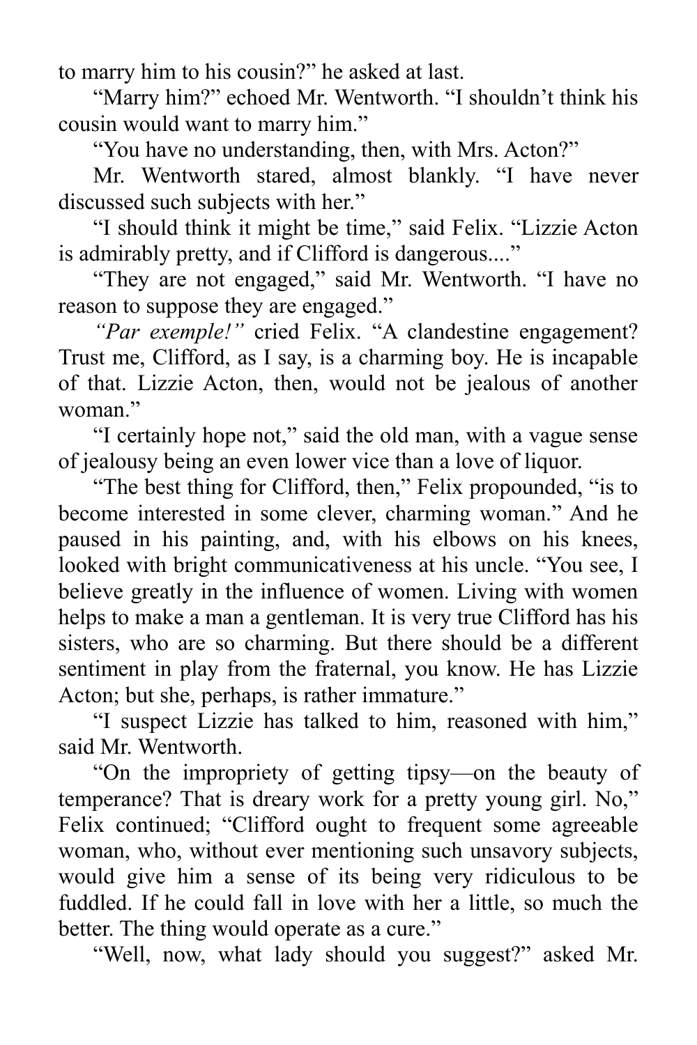to marry him to his cousin?" he asked at last.

"Marry him?" echoed Mr. Wentworth. "I shouldn't think his cousin would want to marry him."

"You have no understanding, then, with Mrs. Acton?"

Mr. Wentworth stared, almost blankly. "I have never discussed such subjects with her."

"I should think it might be time," said Felix. "Lizzie Acton is admirably pretty, and if Clifford is dangerous...."

"They are not engaged," said Mr. Wentworth. "I have no reason to suppose they are engaged."

*"Par exemple!"* cried Felix. "A clandestine engagement? Trust me, Clifford, as I say, is a charming boy. He is incapable of that. Lizzie Acton, then, would not be jealous of another woman."

"I certainly hope not," said the old man, with a vague sense of jealousy being an even lower vice than a love of liquor.

"The best thing for Clifford, then," Felix propounded, "is to become interested in some clever, charming woman." And he paused in his painting, and, with his elbows on his knees, looked with bright communicativeness at his uncle. "You see, I believe greatly in the influence of women. Living with women helps to make a man a gentleman. It is very true Clifford has his sisters, who are so charming. But there should be a different sentiment in play from the fraternal, you know. He has Lizzie Acton; but she, perhaps, is rather immature."

"I suspect Lizzie has talked to him, reasoned with him," said Mr. Wentworth.

"On the impropriety of getting tipsy—on the beauty of temperance? That is dreary work for a pretty young girl. No," Felix continued; "Clifford ought to frequent some agreeable woman, who, without ever mentioning such unsavory subjects, would give him a sense of its being very ridiculous to be fuddled. If he could fall in love with her a little, so much the better. The thing would operate as a cure."

"Well, now, what lady should you suggest?" asked Mr.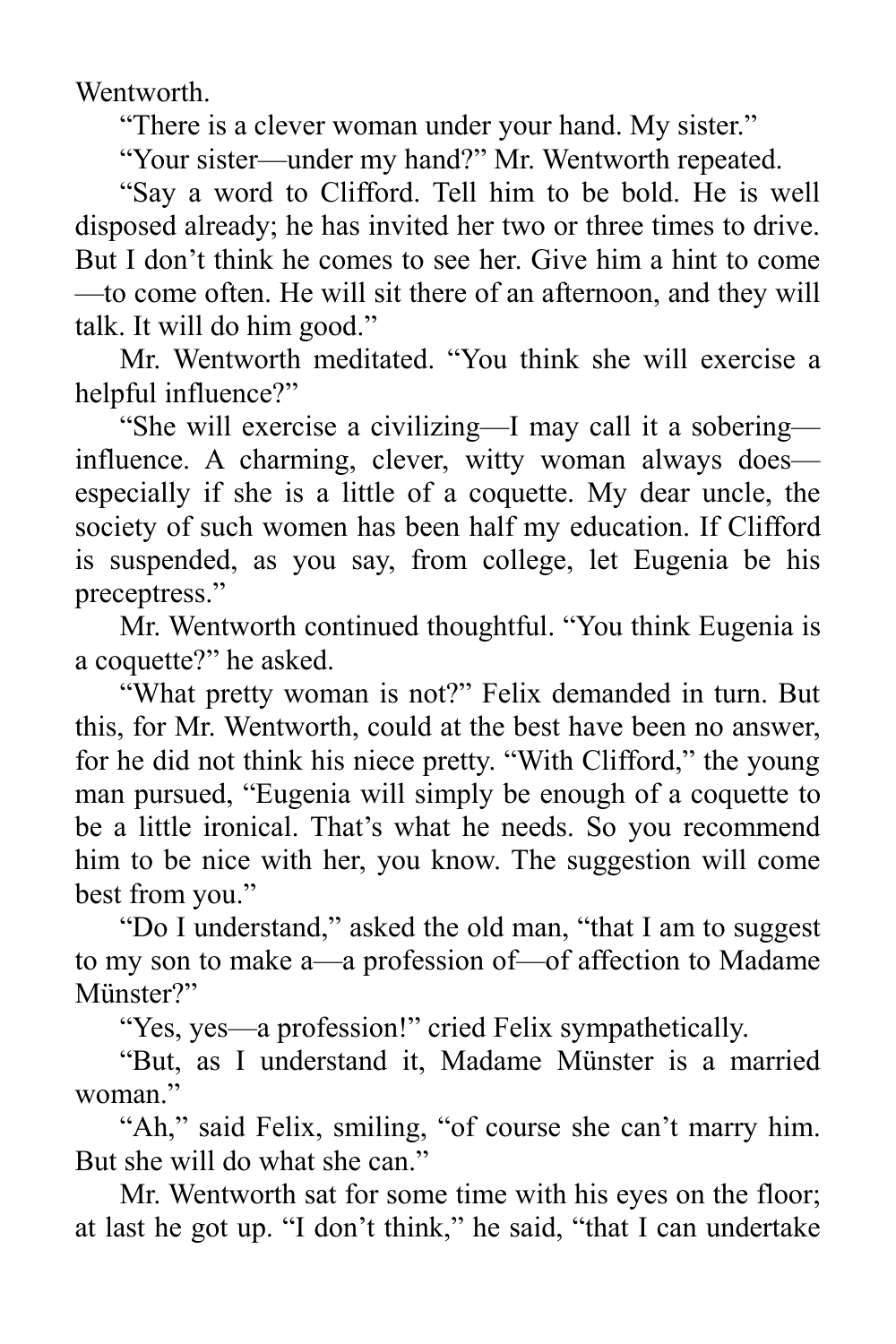Wentworth.

“There is a clever woman under your hand. My sister.”

“Your sister—under my hand?” Mr. Wentworth repeated.

“Say a word to Clifford. Tell him to be bold. He is well disposed already; he has invited her two or three times to drive. But I don’t think he comes to see her. Give him a hint to come—to come often. He will sit there of an afternoon, and they will talk. It will do him good.”

Mr. Wentworth meditated. “You think she will exercise a helpful influence?”

“She will exercise a civilizing—I may call it a sobering—influence. A charming, clever, witty woman always does—especially if she is a little of a coquette. My dear uncle, the society of such women has been half my education. If Clifford is suspended, as you say, from college, let Eugenia be his preceptress.”

Mr. Wentworth continued thoughtful. “You think Eugenia is a coquette?” he asked.

“What pretty woman is not?” Felix demanded in turn. But this, for Mr. Wentworth, could at the best have been no answer, for he did not think his niece pretty. “With Clifford,” the young man pursued, “Eugenia will simply be enough of a coquette to be a little ironical. That’s what he needs. So you recommend him to be nice with her, you know. The suggestion will come best from you.”

“Do I understand,” asked the old man, “that I am to suggest to my son to make a—a profession of—of affection to Madame Münster?”

“Yes, yes—a profession!” cried Felix sympathetically.

“But, as I understand it, Madame Münster is a married woman.”

“Ah,” said Felix, smiling, “of course she can’t marry him. But she will do what she can.”

Mr. Wentworth sat for some time with his eyes on the floor; at last he got up. “I don’t think,” he said, “that I can undertake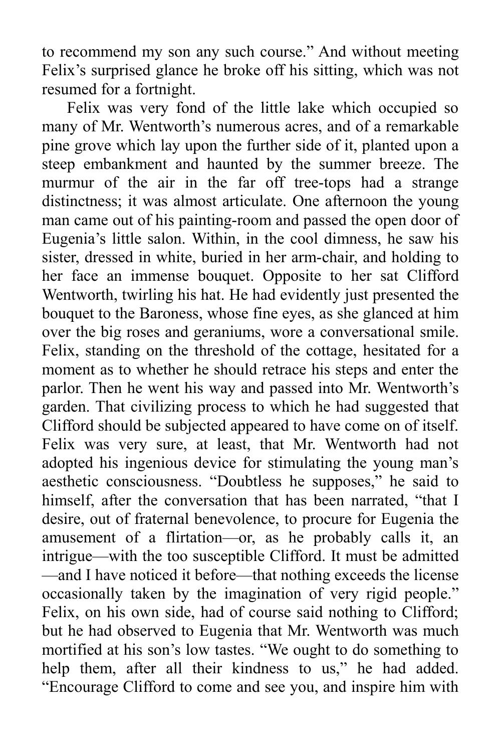to recommend my son any such course." And without meeting Felix's surprised glance he broke off his sitting, which was not resumed for a fortnight.

Felix was very fond of the little lake which occupied so many of Mr. Wentworth's numerous acres, and of a remarkable pine grove which lay upon the further side of it, planted upon a steep embankment and haunted by the summer breeze. The murmur of the air in the far off tree-tops had a strange distinctness; it was almost articulate. One afternoon the young man came out of his painting-room and passed the open door of Eugenia's little salon. Within, in the cool dimness, he saw his sister, dressed in white, buried in her arm-chair, and holding to her face an immense bouquet. Opposite to her sat Clifford Wentworth, twirling his hat. He had evidently just presented the bouquet to the Baroness, whose fine eyes, as she glanced at him over the big roses and geraniums, wore a conversational smile. Felix, standing on the threshold of the cottage, hesitated for a moment as to whether he should retrace his steps and enter the parlor. Then he went his way and passed into Mr. Wentworth's garden. That civilizing process to which he had suggested that Clifford should be subjected appeared to have come on of itself. Felix was very sure, at least, that Mr. Wentworth had not adopted his ingenious device for stimulating the young man's aesthetic consciousness. "Doubtless he supposes," he said to himself, after the conversation that has been narrated, "that I desire, out of fraternal benevolence, to procure for Eugenia the amusement of a flirtation—or, as he probably calls it, an intrigue—with the too susceptible Clifford. It must be admitted—and I have noticed it before—that nothing exceeds the license occasionally taken by the imagination of very rigid people." Felix, on his own side, had of course said nothing to Clifford; but he had observed to Eugenia that Mr. Wentworth was much mortified at his son's low tastes. "We ought to do something to help them, after all their kindness to us," he had added. "Encourage Clifford to come and see you, and inspire him with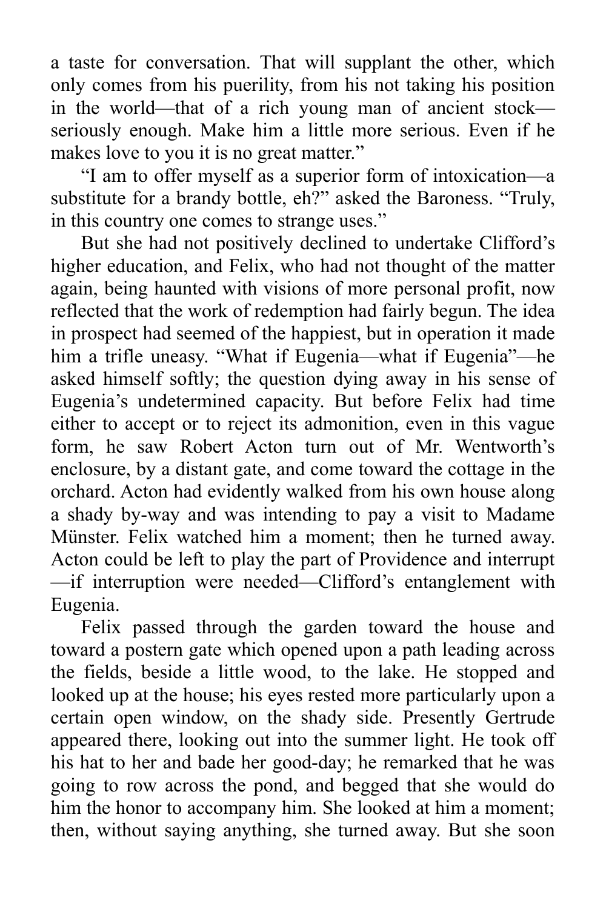a taste for conversation. That will supplant the other, which only comes from his puerility, from his not taking his position in the world—that of a rich young man of ancient stock—seriously enough. Make him a little more serious. Even if he makes love to you it is no great matter."

"I am to offer myself as a superior form of intoxication—a substitute for a brandy bottle, eh?" asked the Baroness. "Truly, in this country one comes to strange uses."

But she had not positively declined to undertake Clifford's higher education, and Felix, who had not thought of the matter again, being haunted with visions of more personal profit, now reflected that the work of redemption had fairly begun. The idea in prospect had seemed of the happiest, but in operation it made him a trifle uneasy. "What if Eugenia—what if Eugenia"—he asked himself softly; the question dying away in his sense of Eugenia's undetermined capacity. But before Felix had time either to accept or to reject its admonition, even in this vague form, he saw Robert Acton turn out of Mr. Wentworth's enclosure, by a distant gate, and come toward the cottage in the orchard. Acton had evidently walked from his own house along a shady by-way and was intending to pay a visit to Madame Münster. Felix watched him a moment; then he turned away. Acton could be left to play the part of Providence and interrupt—if interruption were needed—Clifford's entanglement with Eugenia.

Felix passed through the garden toward the house and toward a postern gate which opened upon a path leading across the fields, beside a little wood, to the lake. He stopped and looked up at the house; his eyes rested more particularly upon a certain open window, on the shady side. Presently Gertrude appeared there, looking out into the summer light. He took off his hat to her and bade her good-day; he remarked that he was going to row across the pond, and begged that she would do him the honor to accompany him. She looked at him a moment; then, without saying anything, she turned away. But she soon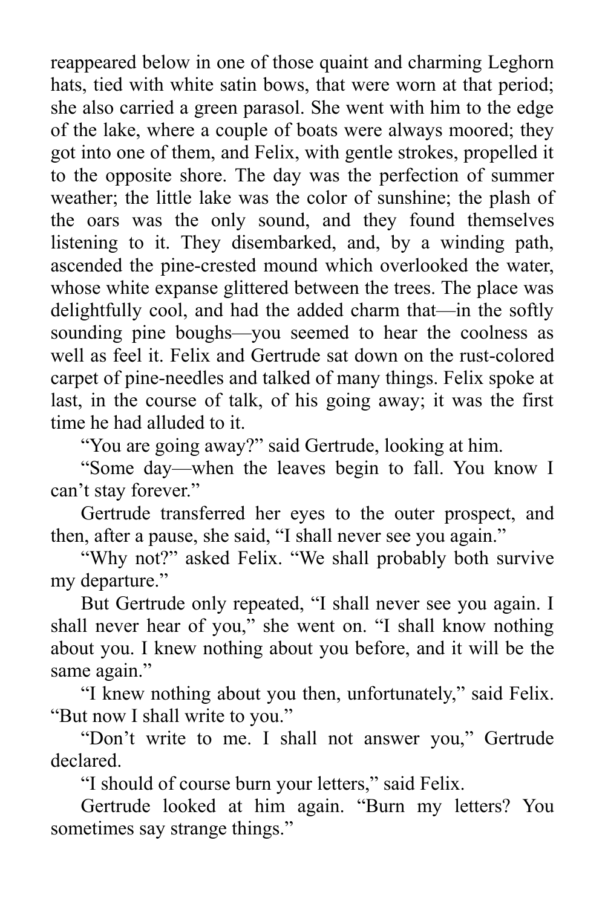reappeared below in one of those quaint and charming Leghorn hats, tied with white satin bows, that were worn at that period; she also carried a green parasol. She went with him to the edge of the lake, where a couple of boats were always moored; they got into one of them, and Felix, with gentle strokes, propelled it to the opposite shore. The day was the perfection of summer weather; the little lake was the color of sunshine; the plash of the oars was the only sound, and they found themselves listening to it. They disembarked, and, by a winding path, ascended the pine-crested mound which overlooked the water, whose white expanse glittered between the trees. The place was delightfully cool, and had the added charm that—in the softly sounding pine boughs—you seemed to hear the coolness as well as feel it. Felix and Gertrude sat down on the rust-colored carpet of pine-needles and talked of many things. Felix spoke at last, in the course of talk, of his going away; it was the first time he had alluded to it.

"You are going away?" said Gertrude, looking at him.

"Some day—when the leaves begin to fall. You know I can't stay forever."

Gertrude transferred her eyes to the outer prospect, and then, after a pause, she said, "I shall never see you again."

"Why not?" asked Felix. "We shall probably both survive my departure."

But Gertrude only repeated, "I shall never see you again. I shall never hear of you," she went on. "I shall know nothing about you. I knew nothing about you before, and it will be the same again."

"I knew nothing about you then, unfortunately," said Felix. "But now I shall write to you."

"Don't write to me. I shall not answer you," Gertrude declared.

"I should of course burn your letters," said Felix.

Gertrude looked at him again. "Burn my letters? You sometimes say strange things."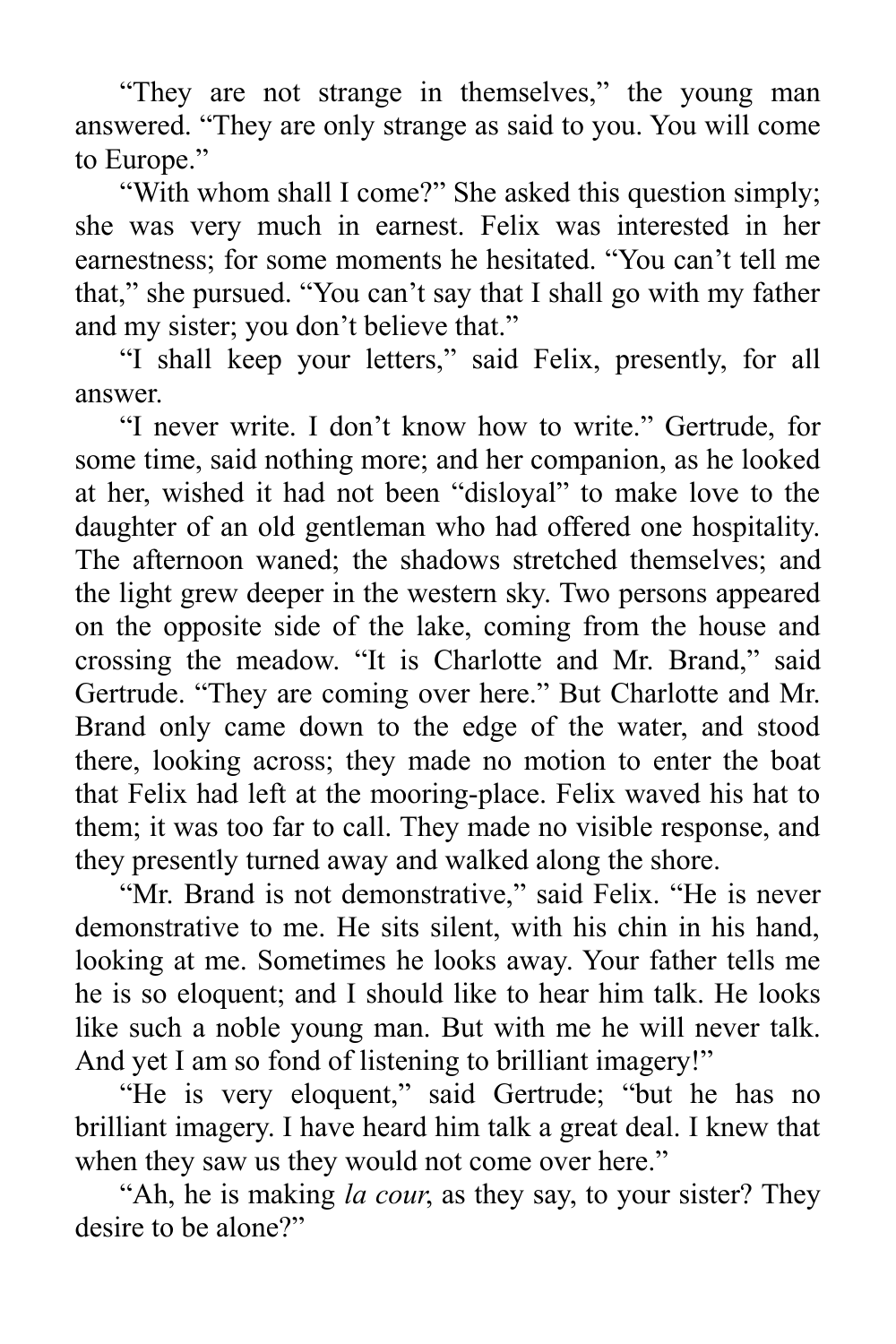"They are not strange in themselves," the young man answered. "They are only strange as said to you. You will come to Europe."

"With whom shall I come?" She asked this question simply; she was very much in earnest. Felix was interested in her earnestness; for some moments he hesitated. "You can't tell me that," she pursued. "You can't say that I shall go with my father and my sister; you don't believe that."

"I shall keep your letters," said Felix, presently, for all answer.

"I never write. I don't know how to write." Gertrude, for some time, said nothing more; and her companion, as he looked at her, wished it had not been "disloyal" to make love to the daughter of an old gentleman who had offered one hospitality. The afternoon waned; the shadows stretched themselves; and the light grew deeper in the western sky. Two persons appeared on the opposite side of the lake, coming from the house and crossing the meadow. "It is Charlotte and Mr. Brand," said Gertrude. "They are coming over here." But Charlotte and Mr. Brand only came down to the edge of the water, and stood there, looking across; they made no motion to enter the boat that Felix had left at the mooring-place. Felix waved his hat to them; it was too far to call. They made no visible response, and they presently turned away and walked along the shore.

"Mr. Brand is not demonstrative," said Felix. "He is never demonstrative to me. He sits silent, with his chin in his hand, looking at me. Sometimes he looks away. Your father tells me he is so eloquent; and I should like to hear him talk. He looks like such a noble young man. But with me he will never talk. And yet I am so fond of listening to brilliant imagery!"

"He is very eloquent," said Gertrude; "but he has no brilliant imagery. I have heard him talk a great deal. I knew that when they saw us they would not come over here."

"Ah, he is making *la cour*, as they say, to your sister? They desire to be alone?"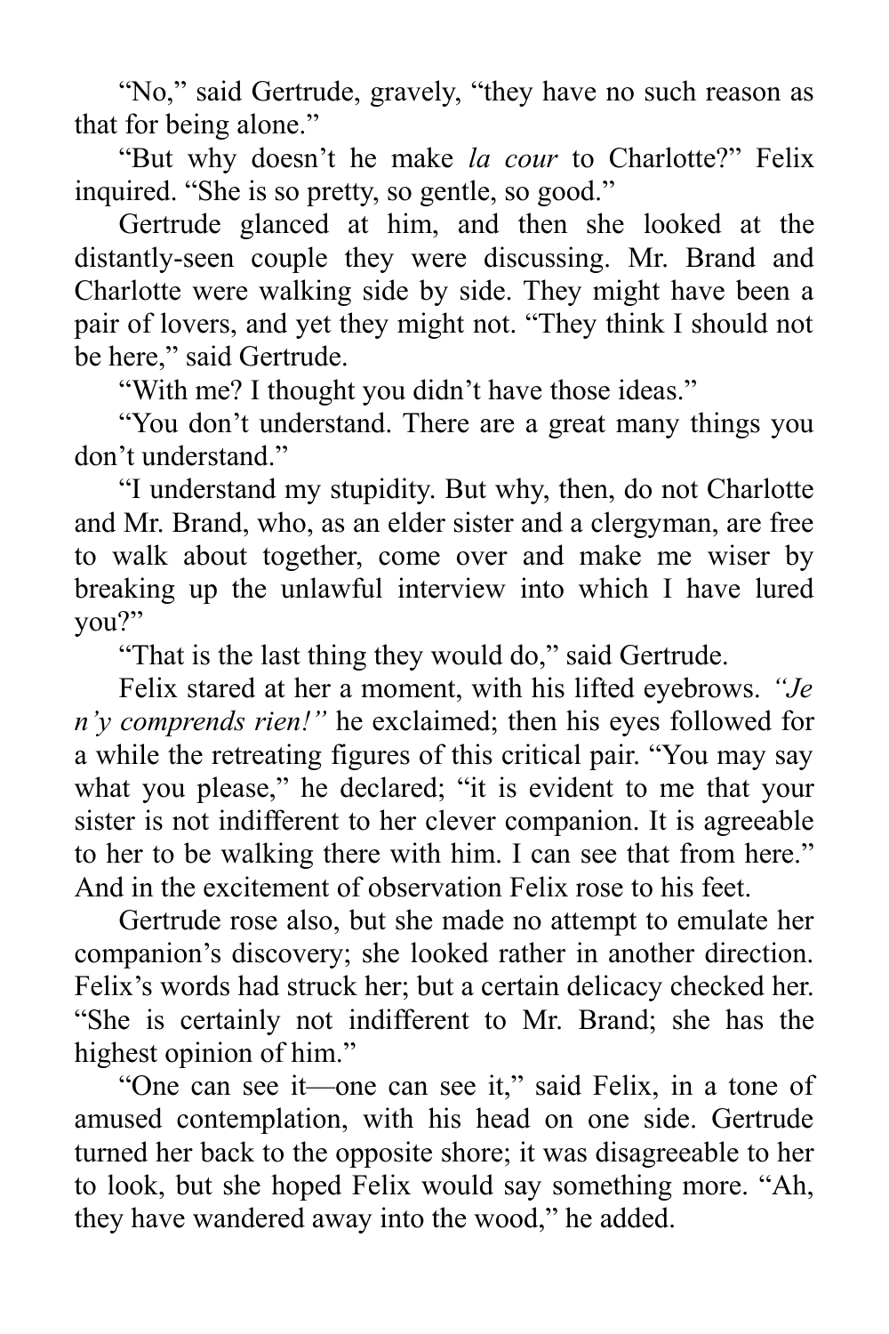"No," said Gertrude, gravely, "they have no such reason as that for being alone."

"But why doesn't he make *la cour* to Charlotte?" Felix inquired. "She is so pretty, so gentle, so good."

Gertrude glanced at him, and then she looked at the distantly-seen couple they were discussing. Mr. Brand and Charlotte were walking side by side. They might have been a pair of lovers, and yet they might not. "They think I should not be here," said Gertrude.

"With me? I thought you didn't have those ideas."

"You don't understand. There are a great many things you don't understand."

"I understand my stupidity. But why, then, do not Charlotte and Mr. Brand, who, as an elder sister and a clergyman, are free to walk about together, come over and make me wiser by breaking up the unlawful interview into which I have lured you?"

"That is the last thing they would do," said Gertrude.

Felix stared at her a moment, with his lifted eyebrows. *"Je n'y comprends rien!"* he exclaimed; then his eyes followed for a while the retreating figures of this critical pair. "You may say what you please," he declared; "it is evident to me that your sister is not indifferent to her clever companion. It is agreeable to her to be walking there with him. I can see that from here." And in the excitement of observation Felix rose to his feet.

Gertrude rose also, but she made no attempt to emulate her companion's discovery; she looked rather in another direction. Felix's words had struck her; but a certain delicacy checked her. "She is certainly not indifferent to Mr. Brand; she has the highest opinion of him."

"One can see it—one can see it," said Felix, in a tone of amused contemplation, with his head on one side. Gertrude turned her back to the opposite shore; it was disagreeable to her to look, but she hoped Felix would say something more. "Ah, they have wandered away into the wood," he added.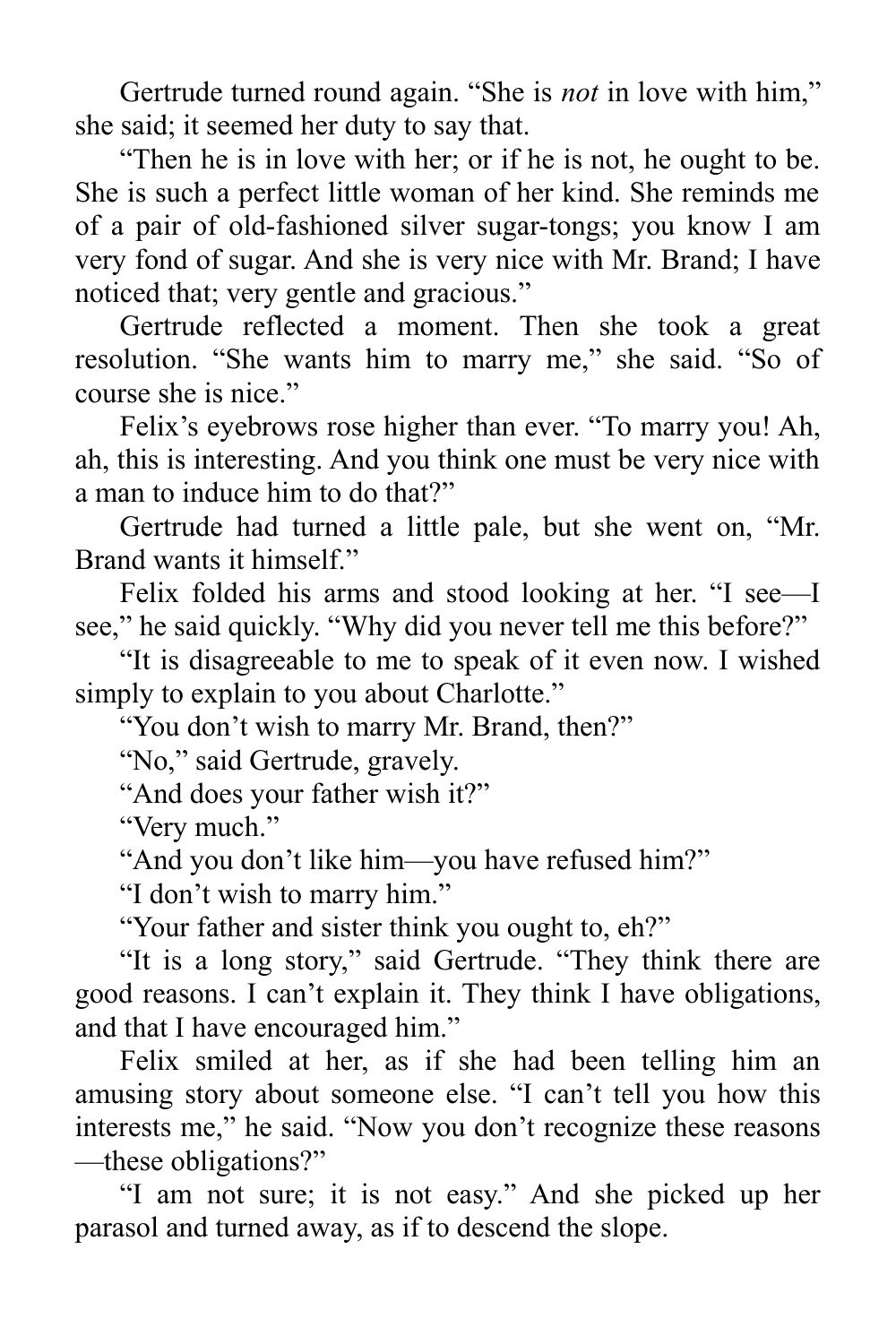Gertrude turned round again. "She is *not* in love with him," she said; it seemed her duty to say that.

"Then he is in love with her; or if he is not, he ought to be. She is such a perfect little woman of her kind. She reminds me of a pair of old-fashioned silver sugar-tongs; you know I am very fond of sugar. And she is very nice with Mr. Brand; I have noticed that; very gentle and gracious."

Gertrude reflected a moment. Then she took a great resolution. "She wants him to marry me," she said. "So of course she is nice."

Felix's eyebrows rose higher than ever. "To marry you! Ah, ah, this is interesting. And you think one must be very nice with a man to induce him to do that?"

Gertrude had turned a little pale, but she went on, "Mr. Brand wants it himself."

Felix folded his arms and stood looking at her. "I see—I see," he said quickly. "Why did you never tell me this before?"

"It is disagreeable to me to speak of it even now. I wished simply to explain to you about Charlotte."

"You don't wish to marry Mr. Brand, then?"

"No," said Gertrude, gravely.

"And does your father wish it?"

"Very much."

"And you don't like him—you have refused him?"

"I don't wish to marry him."

"Your father and sister think you ought to, eh?"

"It is a long story," said Gertrude. "They think there are good reasons. I can't explain it. They think I have obligations, and that I have encouraged him."

Felix smiled at her, as if she had been telling him an amusing story about someone else. "I can't tell you how this interests me," he said. "Now you don't recognize these reasons—these obligations?"

"I am not sure; it is not easy." And she picked up her parasol and turned away, as if to descend the slope.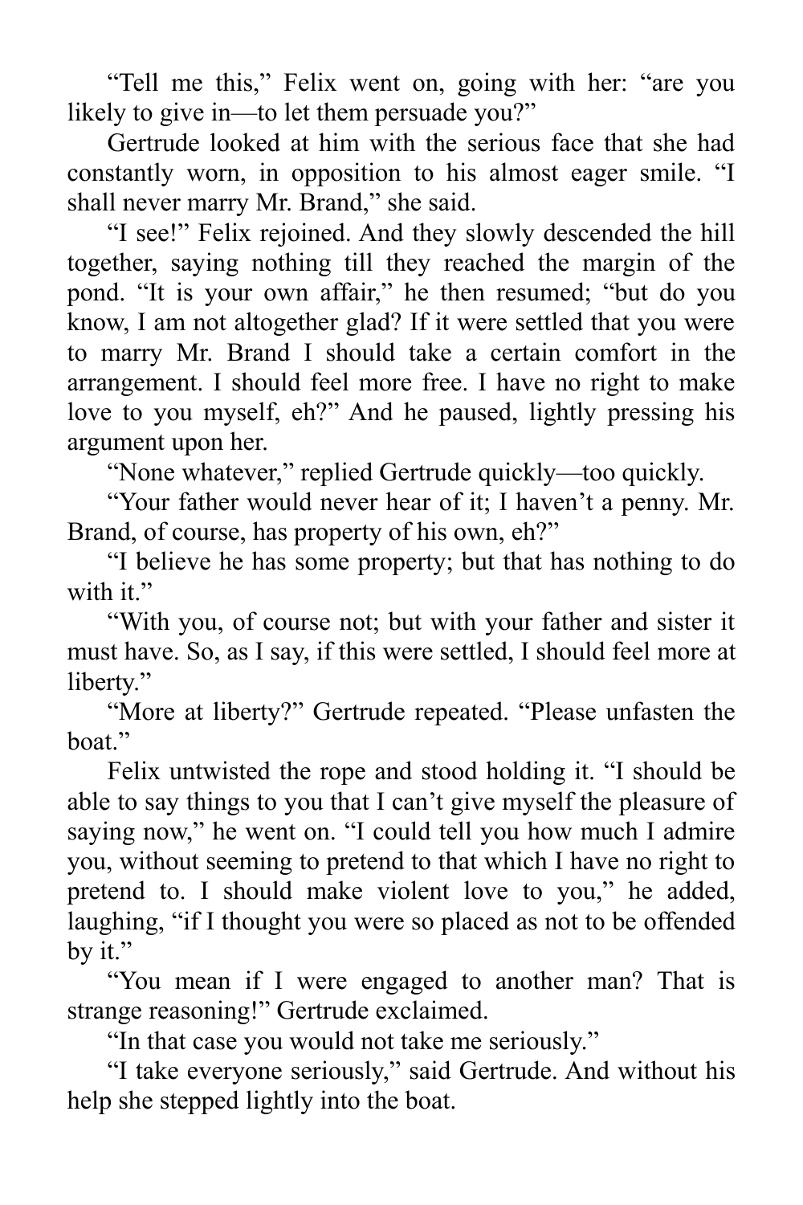"Tell me this," Felix went on, going with her: "are you likely to give in—to let them persuade you?"

Gertrude looked at him with the serious face that she had constantly worn, in opposition to his almost eager smile. "I shall never marry Mr. Brand," she said.

"I see!" Felix rejoined. And they slowly descended the hill together, saying nothing till they reached the margin of the pond. "It is your own affair," he then resumed; "but do you know, I am not altogether glad? If it were settled that you were to marry Mr. Brand I should take a certain comfort in the arrangement. I should feel more free. I have no right to make love to you myself, eh?" And he paused, lightly pressing his argument upon her.

"None whatever," replied Gertrude quickly—too quickly.

"Your father would never hear of it; I haven't a penny. Mr. Brand, of course, has property of his own, eh?"

"I believe he has some property; but that has nothing to do with it."

"With you, of course not; but with your father and sister it must have. So, as I say, if this were settled, I should feel more at liberty."

"More at liberty?" Gertrude repeated. "Please unfasten the boat."

Felix untwisted the rope and stood holding it. "I should be able to say things to you that I can't give myself the pleasure of saying now," he went on. "I could tell you how much I admire you, without seeming to pretend to that which I have no right to pretend to. I should make violent love to you," he added, laughing, "if I thought you were so placed as not to be offended by it."

"You mean if I were engaged to another man? That is strange reasoning!" Gertrude exclaimed.

"In that case you would not take me seriously."

"I take everyone seriously," said Gertrude. And without his help she stepped lightly into the boat.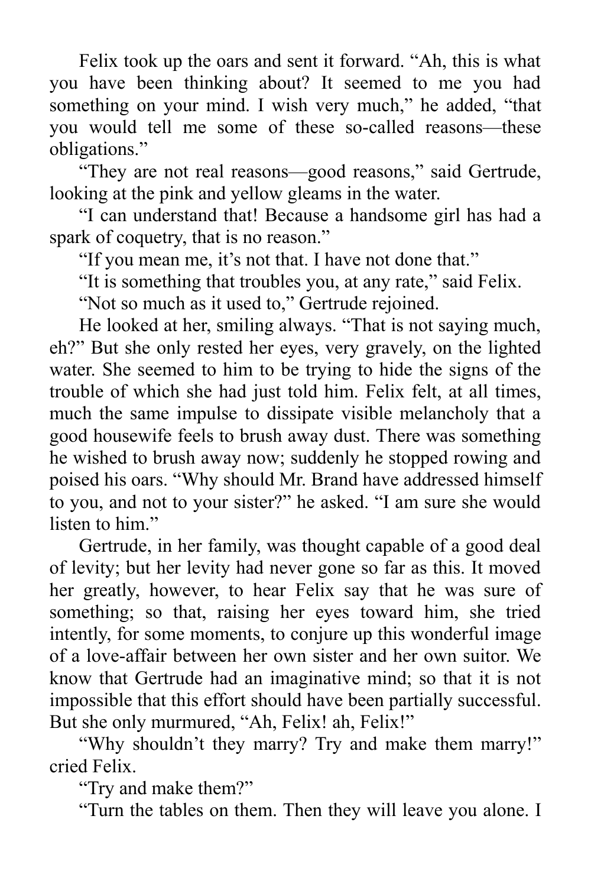Felix took up the oars and sent it forward. "Ah, this is what you have been thinking about? It seemed to me you had something on your mind. I wish very much," he added, "that you would tell me some of these so-called reasons—these obligations."

"They are not real reasons—good reasons," said Gertrude, looking at the pink and yellow gleams in the water.

"I can understand that! Because a handsome girl has had a spark of coquetry, that is no reason."

"If you mean me, it's not that. I have not done that."

"It is something that troubles you, at any rate," said Felix.

"Not so much as it used to," Gertrude rejoined.

He looked at her, smiling always. "That is not saying much, eh?" But she only rested her eyes, very gravely, on the lighted water. She seemed to him to be trying to hide the signs of the trouble of which she had just told him. Felix felt, at all times, much the same impulse to dissipate visible melancholy that a good housewife feels to brush away dust. There was something he wished to brush away now; suddenly he stopped rowing and poised his oars. "Why should Mr. Brand have addressed himself to you, and not to your sister?" he asked. "I am sure she would listen to him."

Gertrude, in her family, was thought capable of a good deal of levity; but her levity had never gone so far as this. It moved her greatly, however, to hear Felix say that he was sure of something; so that, raising her eyes toward him, she tried intently, for some moments, to conjure up this wonderful image of a love-affair between her own sister and her own suitor. We know that Gertrude had an imaginative mind; so that it is not impossible that this effort should have been partially successful. But she only murmured, "Ah, Felix! ah, Felix!"

"Why shouldn't they marry? Try and make them marry!" cried Felix.

"Try and make them?"

"Turn the tables on them. Then they will leave you alone. I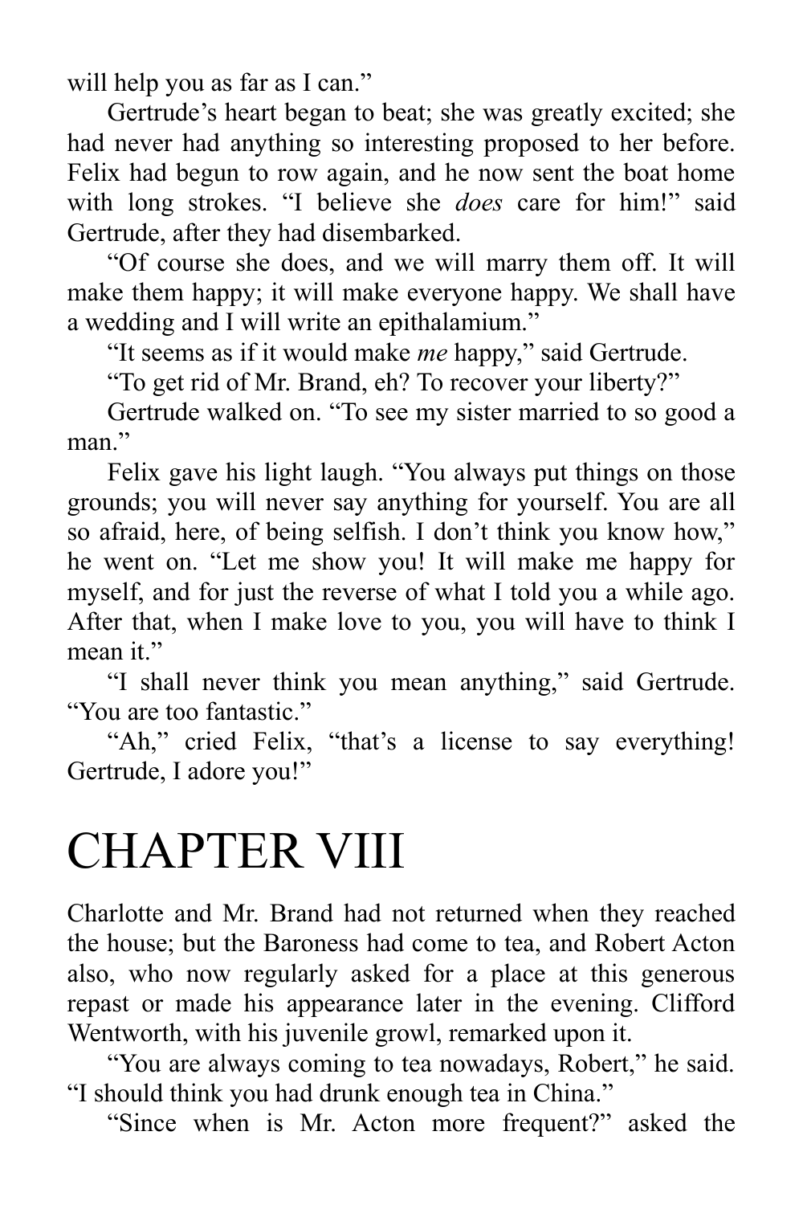will help you as far as I can."

Gertrude's heart began to beat; she was greatly excited; she had never had anything so interesting proposed to her before. Felix had begun to row again, and he now sent the boat home with long strokes. "I believe she *does* care for him!" said Gertrude, after they had disembarked.

"Of course she does, and we will marry them off. It will make them happy; it will make everyone happy. We shall have a wedding and I will write an epithalamium."

"It seems as if it would make *me* happy," said Gertrude.

"To get rid of Mr. Brand, eh? To recover your liberty?"

Gertrude walked on. "To see my sister married to so good a man."

Felix gave his light laugh. "You always put things on those grounds; you will never say anything for yourself. You are all so afraid, here, of being selfish. I don't think you know how," he went on. "Let me show you! It will make me happy for myself, and for just the reverse of what I told you a while ago. After that, when I make love to you, you will have to think I mean it."

"I shall never think you mean anything," said Gertrude. "You are too fantastic."

"Ah," cried Felix, "that's a license to say everything! Gertrude, I adore you!"

# CHAPTER VIII

Charlotte and Mr. Brand had not returned when they reached the house; but the Baroness had come to tea, and Robert Acton also, who now regularly asked for a place at this generous repast or made his appearance later in the evening. Clifford Wentworth, with his juvenile growl, remarked upon it.

"You are always coming to tea nowadays, Robert," he said. "I should think you had drunk enough tea in China."

"Since when is Mr. Acton more frequent?" asked the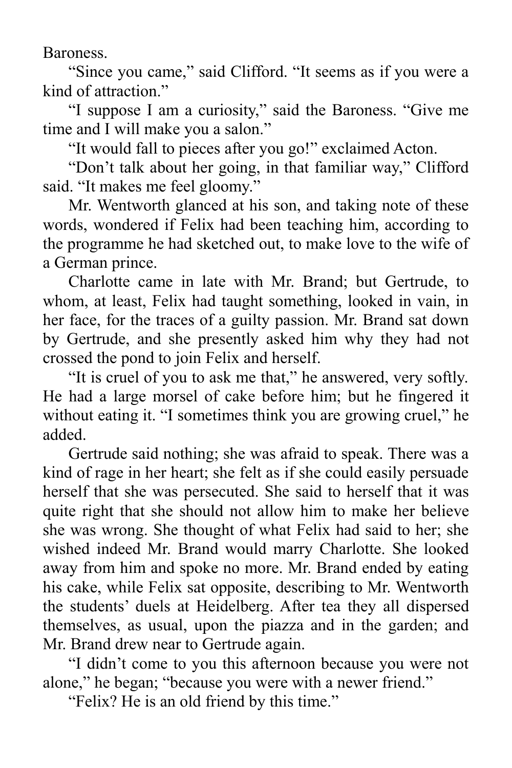Baroness.

"Since you came," said Clifford. "It seems as if you were a kind of attraction."

"I suppose I am a curiosity," said the Baroness. "Give me time and I will make you a salon."

"It would fall to pieces after you go!" exclaimed Acton.

"Don't talk about her going, in that familiar way," Clifford said. "It makes me feel gloomy."

Mr. Wentworth glanced at his son, and taking note of these words, wondered if Felix had been teaching him, according to the programme he had sketched out, to make love to the wife of a German prince.

Charlotte came in late with Mr. Brand; but Gertrude, to whom, at least, Felix had taught something, looked in vain, in her face, for the traces of a guilty passion. Mr. Brand sat down by Gertrude, and she presently asked him why they had not crossed the pond to join Felix and herself.

"It is cruel of you to ask me that," he answered, very softly. He had a large morsel of cake before him; but he fingered it without eating it. "I sometimes think you are growing cruel," he added.

Gertrude said nothing; she was afraid to speak. There was a kind of rage in her heart; she felt as if she could easily persuade herself that she was persecuted. She said to herself that it was quite right that she should not allow him to make her believe she was wrong. She thought of what Felix had said to her; she wished indeed Mr. Brand would marry Charlotte. She looked away from him and spoke no more. Mr. Brand ended by eating his cake, while Felix sat opposite, describing to Mr. Wentworth the students' duels at Heidelberg. After tea they all dispersed themselves, as usual, upon the piazza and in the garden; and Mr. Brand drew near to Gertrude again.

"I didn't come to you this afternoon because you were not alone," he began; "because you were with a newer friend."

"Felix? He is an old friend by this time."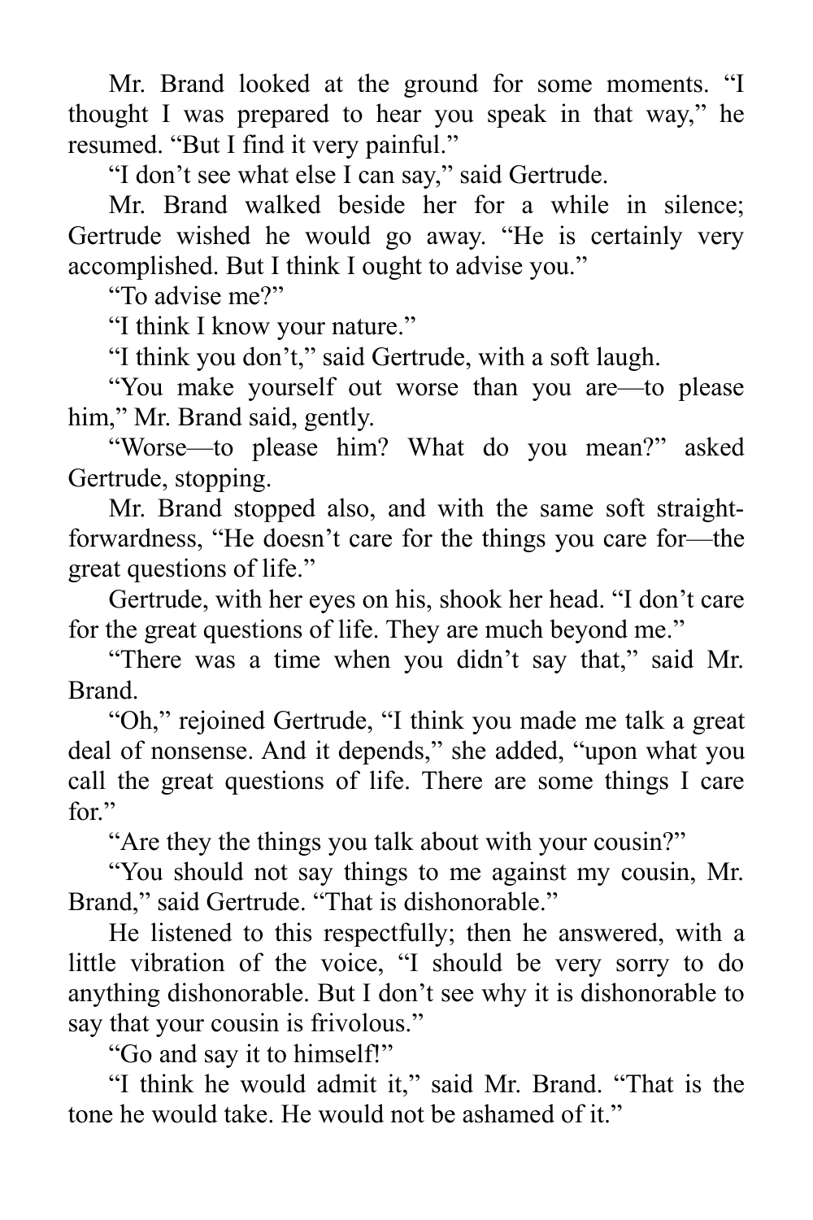Mr. Brand looked at the ground for some moments. "I thought I was prepared to hear you speak in that way," he resumed. "But I find it very painful."

"I don't see what else I can say," said Gertrude.

Mr. Brand walked beside her for a while in silence; Gertrude wished he would go away. "He is certainly very accomplished. But I think I ought to advise you."

"To advise me?"

"I think I know your nature."

"I think you don't," said Gertrude, with a soft laugh.

"You make yourself out worse than you are—to please him," Mr. Brand said, gently.

"Worse—to please him? What do you mean?" asked Gertrude, stopping.

Mr. Brand stopped also, and with the same soft straight-forwardness, "He doesn't care for the things you care for—the great questions of life."

Gertrude, with her eyes on his, shook her head. "I don't care for the great questions of life. They are much beyond me."

"There was a time when you didn't say that," said Mr. Brand.

"Oh," rejoined Gertrude, "I think you made me talk a great deal of nonsense. And it depends," she added, "upon what you call the great questions of life. There are some things I care for."

"Are they the things you talk about with your cousin?"

"You should not say things to me against my cousin, Mr. Brand," said Gertrude. "That is dishonorable."

He listened to this respectfully; then he answered, with a little vibration of the voice, "I should be very sorry to do anything dishonorable. But I don't see why it is dishonorable to say that your cousin is frivolous."

"Go and say it to himself!"

"I think he would admit it," said Mr. Brand. "That is the tone he would take. He would not be ashamed of it."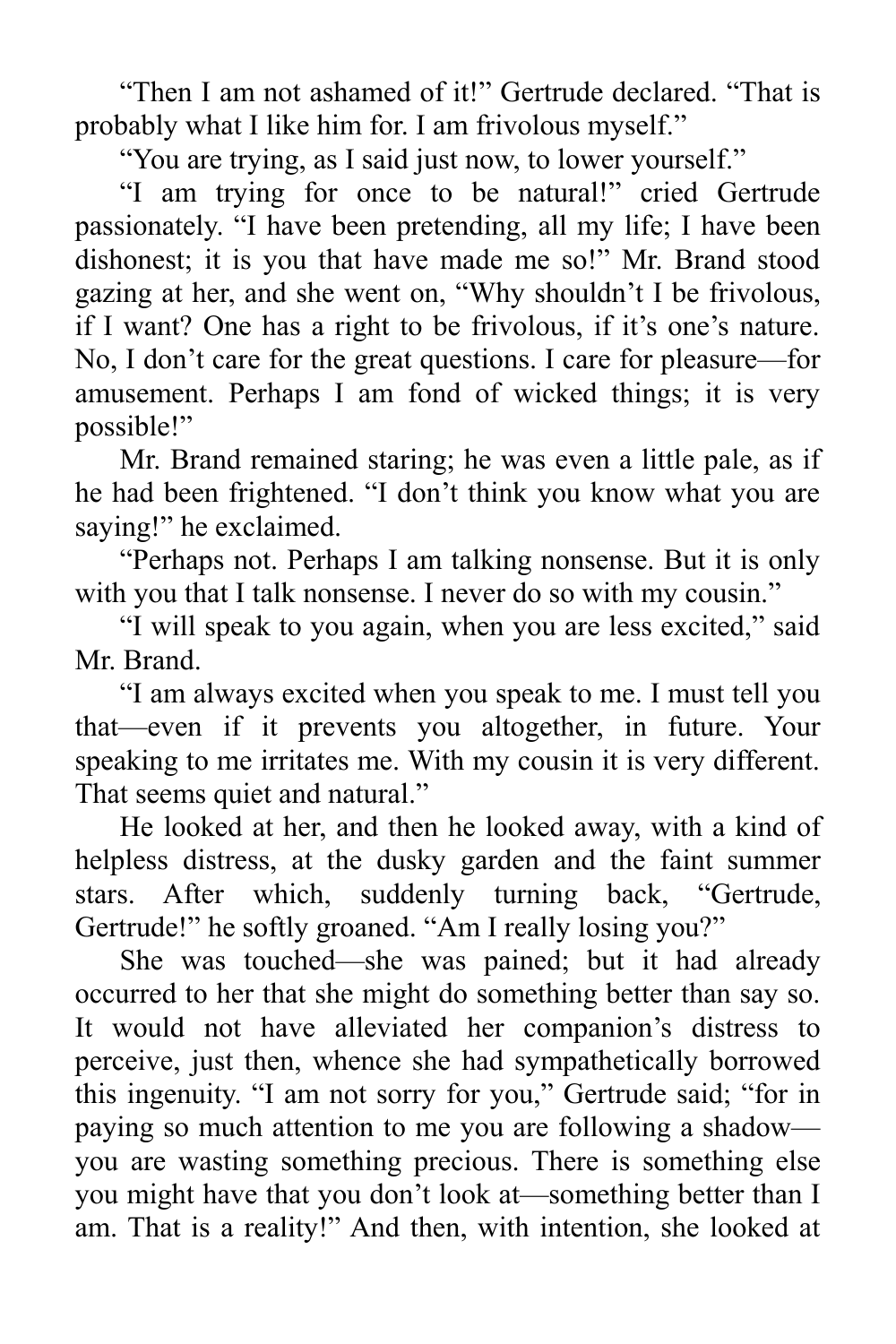"Then I am not ashamed of it!" Gertrude declared. "That is probably what I like him for. I am frivolous myself."

"You are trying, as I said just now, to lower yourself."

"I am trying for once to be natural!" cried Gertrude passionately. "I have been pretending, all my life; I have been dishonest; it is you that have made me so!" Mr. Brand stood gazing at her, and she went on, "Why shouldn't I be frivolous, if I want? One has a right to be frivolous, if it's one's nature. No, I don't care for the great questions. I care for pleasure—for amusement. Perhaps I am fond of wicked things; it is very possible!"

Mr. Brand remained staring; he was even a little pale, as if he had been frightened. "I don't think you know what you are saying!" he exclaimed.

"Perhaps not. Perhaps I am talking nonsense. But it is only with you that I talk nonsense. I never do so with my cousin."

"I will speak to you again, when you are less excited," said Mr. Brand.

"I am always excited when you speak to me. I must tell you that—even if it prevents you altogether, in future. Your speaking to me irritates me. With my cousin it is very different. That seems quiet and natural."

He looked at her, and then he looked away, with a kind of helpless distress, at the dusky garden and the faint summer stars. After which, suddenly turning back, "Gertrude, Gertrude!" he softly groaned. "Am I really losing you?"

She was touched—she was pained; but it had already occurred to her that she might do something better than say so. It would not have alleviated her companion's distress to perceive, just then, whence she had sympathetically borrowed this ingenuity. "I am not sorry for you," Gertrude said; "for in paying so much attention to me you are following a shadow—you are wasting something precious. There is something else you might have that you don't look at—something better than I am. That is a reality!" And then, with intention, she looked at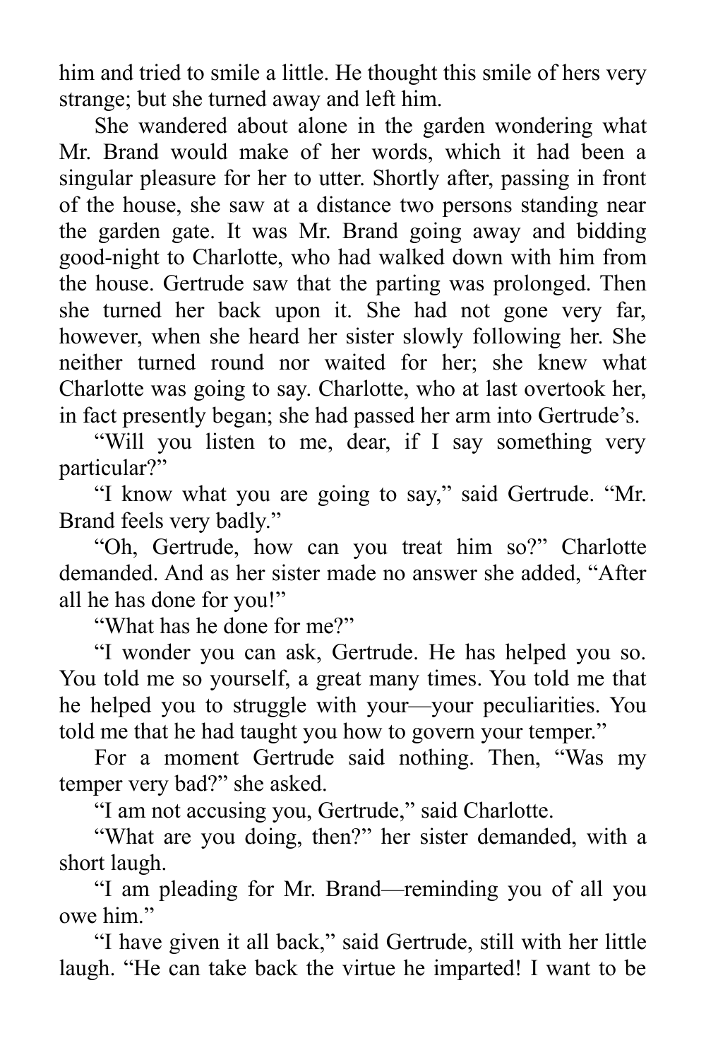him and tried to smile a little. He thought this smile of hers very strange; but she turned away and left him.

She wandered about alone in the garden wondering what Mr. Brand would make of her words, which it had been a singular pleasure for her to utter. Shortly after, passing in front of the house, she saw at a distance two persons standing near the garden gate. It was Mr. Brand going away and bidding good-night to Charlotte, who had walked down with him from the house. Gertrude saw that the parting was prolonged. Then she turned her back upon it. She had not gone very far, however, when she heard her sister slowly following her. She neither turned round nor waited for her; she knew what Charlotte was going to say. Charlotte, who at last overtook her, in fact presently began; she had passed her arm into Gertrude's.

"Will you listen to me, dear, if I say something very particular?"

"I know what you are going to say," said Gertrude. "Mr. Brand feels very badly."

"Oh, Gertrude, how can you treat him so?" Charlotte demanded. And as her sister made no answer she added, "After all he has done for you!"

"What has he done for me?"

"I wonder you can ask, Gertrude. He has helped you so. You told me so yourself, a great many times. You told me that he helped you to struggle with your—your peculiarities. You told me that he had taught you how to govern your temper."

For a moment Gertrude said nothing. Then, "Was my temper very bad?" she asked.

"I am not accusing you, Gertrude," said Charlotte.

"What are you doing, then?" her sister demanded, with a short laugh.

"I am pleading for Mr. Brand—reminding you of all you owe him."

"I have given it all back," said Gertrude, still with her little laugh. "He can take back the virtue he imparted! I want to be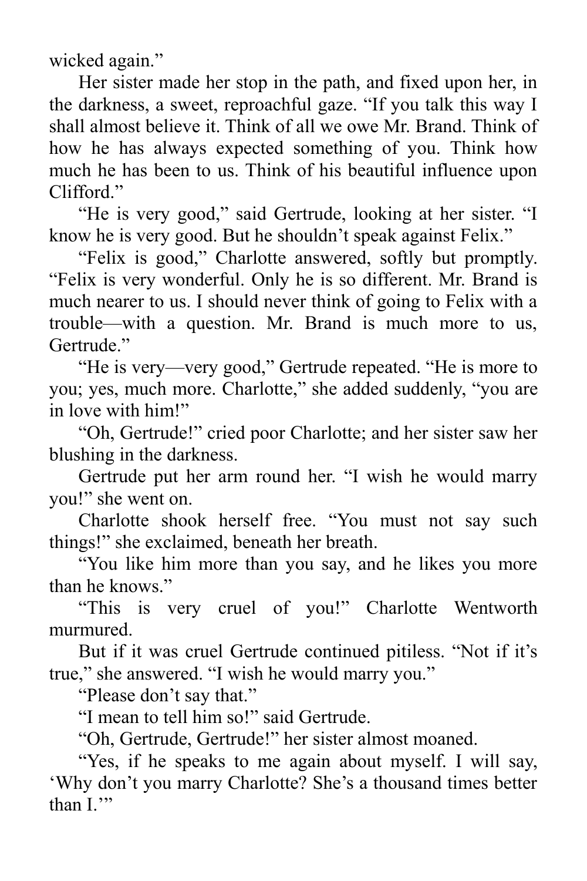wicked again."

Her sister made her stop in the path, and fixed upon her, in the darkness, a sweet, reproachful gaze. "If you talk this way I shall almost believe it. Think of all we owe Mr. Brand. Think of how he has always expected something of you. Think how much he has been to us. Think of his beautiful influence upon Clifford."

"He is very good," said Gertrude, looking at her sister. "I know he is very good. But he shouldn't speak against Felix."

"Felix is good," Charlotte answered, softly but promptly. "Felix is very wonderful. Only he is so different. Mr. Brand is much nearer to us. I should never think of going to Felix with a trouble—with a question. Mr. Brand is much more to us, Gertrude."

"He is very—very good," Gertrude repeated. "He is more to you; yes, much more. Charlotte," she added suddenly, "you are in love with him!"

"Oh, Gertrude!" cried poor Charlotte; and her sister saw her blushing in the darkness.

Gertrude put her arm round her. "I wish he would marry you!" she went on.

Charlotte shook herself free. "You must not say such things!" she exclaimed, beneath her breath.

"You like him more than you say, and he likes you more than he knows."

"This is very cruel of you!" Charlotte Wentworth murmured.

But if it was cruel Gertrude continued pitiless. "Not if it's true," she answered. "I wish he would marry you."

"Please don't say that."

"I mean to tell him so!" said Gertrude.

"Oh, Gertrude, Gertrude!" her sister almost moaned.

"Yes, if he speaks to me again about myself. I will say, 'Why don't you marry Charlotte? She's a thousand times better than I.'"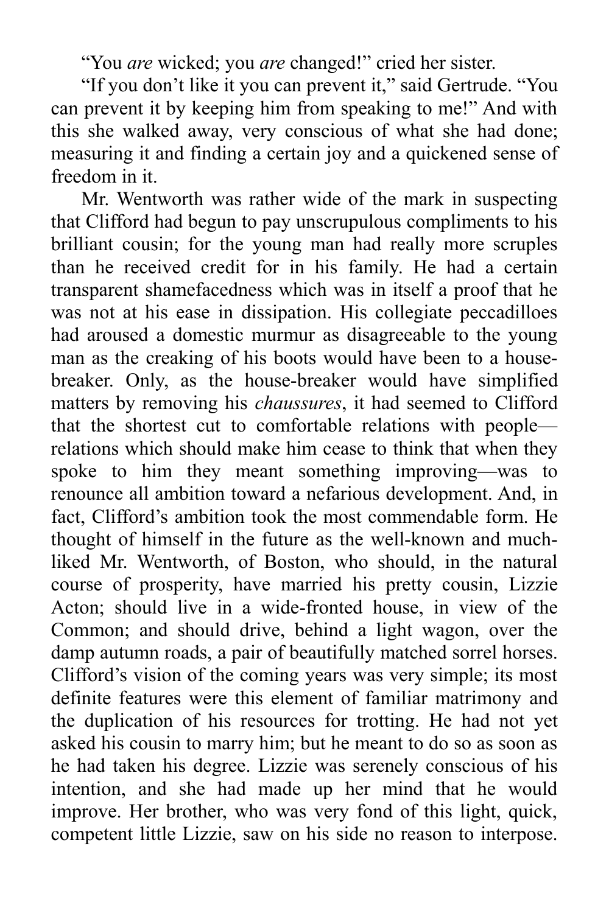"You *are* wicked; you *are* changed!" cried her sister.

"If you don't like it you can prevent it," said Gertrude. "You can prevent it by keeping him from speaking to me!" And with this she walked away, very conscious of what she had done; measuring it and finding a certain joy and a quickened sense of freedom in it.

Mr. Wentworth was rather wide of the mark in suspecting that Clifford had begun to pay unscrupulous compliments to his brilliant cousin; for the young man had really more scruples than he received credit for in his family. He had a certain transparent shamefacedness which was in itself a proof that he was not at his ease in dissipation. His collegiate peccadilloes had aroused a domestic murmur as disagreeable to the young man as the creaking of his boots would have been to a house-breaker. Only, as the house-breaker would have simplified matters by removing his *chaussures*, it had seemed to Clifford that the shortest cut to comfortable relations with people—relations which should make him cease to think that when they spoke to him they meant something improving—was to renounce all ambition toward a nefarious development. And, in fact, Clifford's ambition took the most commendable form. He thought of himself in the future as the well-known and much-liked Mr. Wentworth, of Boston, who should, in the natural course of prosperity, have married his pretty cousin, Lizzie Acton; should live in a wide-fronted house, in view of the Common; and should drive, behind a light wagon, over the damp autumn roads, a pair of beautifully matched sorrel horses. Clifford's vision of the coming years was very simple; its most definite features were this element of familiar matrimony and the duplication of his resources for trotting. He had not yet asked his cousin to marry him; but he meant to do so as soon as he had taken his degree. Lizzie was serenely conscious of his intention, and she had made up her mind that he would improve. Her brother, who was very fond of this light, quick, competent little Lizzie, saw on his side no reason to interpose.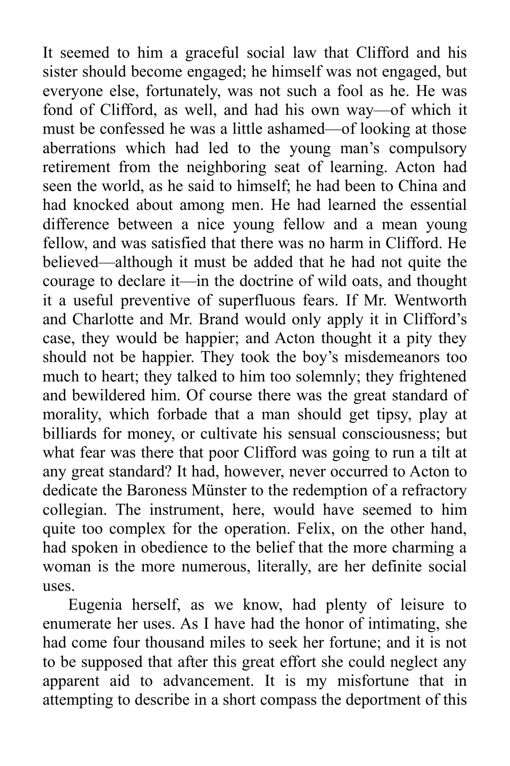It seemed to him a graceful social law that Clifford and his sister should become engaged; he himself was not engaged, but everyone else, fortunately, was not such a fool as he. He was fond of Clifford, as well, and had his own way—of which it must be confessed he was a little ashamed—of looking at those aberrations which had led to the young man's compulsory retirement from the neighboring seat of learning. Acton had seen the world, as he said to himself; he had been to China and had knocked about among men. He had learned the essential difference between a nice young fellow and a mean young fellow, and was satisfied that there was no harm in Clifford. He believed—although it must be added that he had not quite the courage to declare it—in the doctrine of wild oats, and thought it a useful preventive of superfluous fears. If Mr. Wentworth and Charlotte and Mr. Brand would only apply it in Clifford's case, they would be happier; and Acton thought it a pity they should not be happier. They took the boy's misdemeanors too much to heart; they talked to him too solemnly; they frightened and bewildered him. Of course there was the great standard of morality, which forbade that a man should get tipsy, play at billiards for money, or cultivate his sensual consciousness; but what fear was there that poor Clifford was going to run a tilt at any great standard? It had, however, never occurred to Acton to dedicate the Baroness Münster to the redemption of a refractory collegian. The instrument, here, would have seemed to him quite too complex for the operation. Felix, on the other hand, had spoken in obedience to the belief that the more charming a woman is the more numerous, literally, are her definite social uses.

Eugenia herself, as we know, had plenty of leisure to enumerate her uses. As I have had the honor of intimating, she had come four thousand miles to seek her fortune; and it is not to be supposed that after this great effort she could neglect any apparent aid to advancement. It is my misfortune that in attempting to describe in a short compass the deportment of this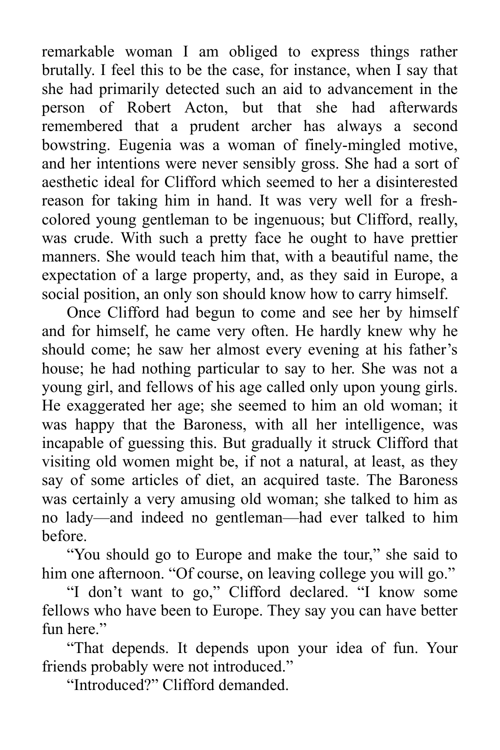remarkable woman I am obliged to express things rather brutally. I feel this to be the case, for instance, when I say that she had primarily detected such an aid to advancement in the person of Robert Acton, but that she had afterwards remembered that a prudent archer has always a second bowstring. Eugenia was a woman of finely-mingled motive, and her intentions were never sensibly gross. She had a sort of aesthetic ideal for Clifford which seemed to her a disinterested reason for taking him in hand. It was very well for a fresh-colored young gentleman to be ingenuous; but Clifford, really, was crude. With such a pretty face he ought to have prettier manners. She would teach him that, with a beautiful name, the expectation of a large property, and, as they said in Europe, a social position, an only son should know how to carry himself.

Once Clifford had begun to come and see her by himself and for himself, he came very often. He hardly knew why he should come; he saw her almost every evening at his father's house; he had nothing particular to say to her. She was not a young girl, and fellows of his age called only upon young girls. He exaggerated her age; she seemed to him an old woman; it was happy that the Baroness, with all her intelligence, was incapable of guessing this. But gradually it struck Clifford that visiting old women might be, if not a natural, at least, as they say of some articles of diet, an acquired taste. The Baroness was certainly a very amusing old woman; she talked to him as no lady—and indeed no gentleman—had ever talked to him before.

"You should go to Europe and make the tour," she said to him one afternoon. "Of course, on leaving college you will go."

"I don't want to go," Clifford declared. "I know some fellows who have been to Europe. They say you can have better fun here."

"That depends. It depends upon your idea of fun. Your friends probably were not introduced."

"Introduced?" Clifford demanded.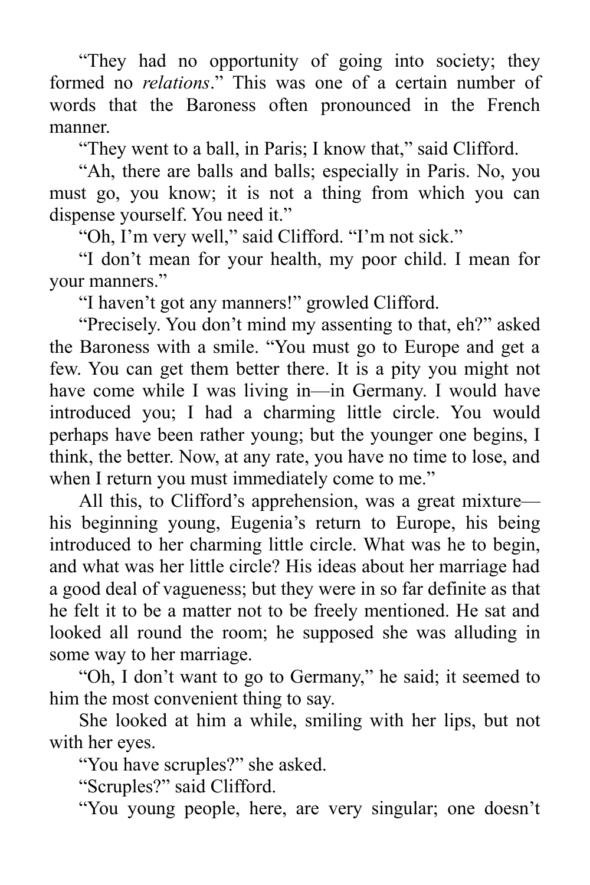“They had no opportunity of going into society; they formed no *relations*.” This was one of a certain number of words that the Baroness often pronounced in the French manner.

“They went to a ball, in Paris; I know that,” said Clifford.

“Ah, there are balls and balls; especially in Paris. No, you must go, you know; it is not a thing from which you can dispense yourself. You need it.”

“Oh, I’m very well,” said Clifford. “I’m not sick.”

“I don’t mean for your health, my poor child. I mean for your manners.”

“I haven’t got any manners!” growled Clifford.

“Precisely. You don’t mind my assenting to that, eh?” asked the Baroness with a smile. “You must go to Europe and get a few. You can get them better there. It is a pity you might not have come while I was living in—in Germany. I would have introduced you; I had a charming little circle. You would perhaps have been rather young; but the younger one begins, I think, the better. Now, at any rate, you have no time to lose, and when I return you must immediately come to me.”

All this, to Clifford’s apprehension, was a great mixture—his beginning young, Eugenia’s return to Europe, his being introduced to her charming little circle. What was he to begin, and what was her little circle? His ideas about her marriage had a good deal of vagueness; but they were in so far definite as that he felt it to be a matter not to be freely mentioned. He sat and looked all round the room; he supposed she was alluding in some way to her marriage.

“Oh, I don’t want to go to Germany,” he said; it seemed to him the most convenient thing to say.

She looked at him a while, smiling with her lips, but not with her eyes.

“You have scruples?” she asked.

“Scruples?” said Clifford.

“You young people, here, are very singular; one doesn’t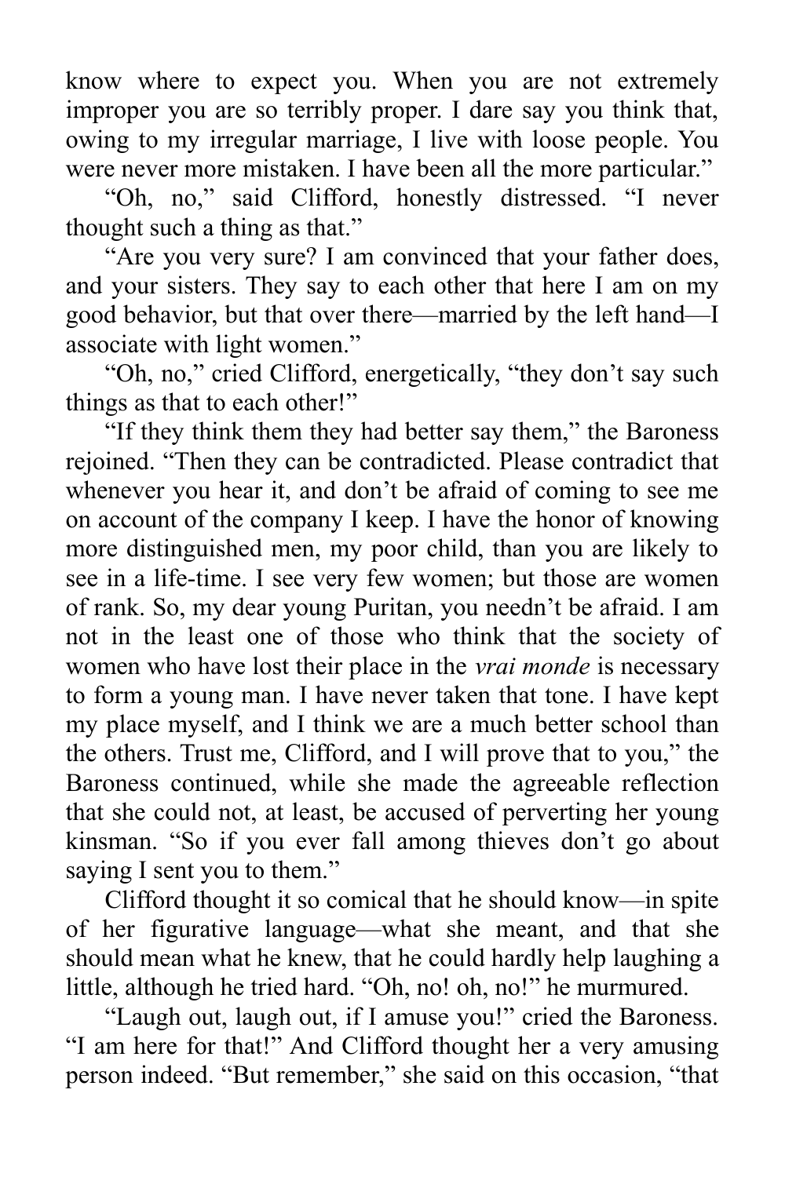know where to expect you. When you are not extremely improper you are so terribly proper. I dare say you think that, owing to my irregular marriage, I live with loose people. You were never more mistaken. I have been all the more particular."

"Oh, no," said Clifford, honestly distressed. "I never thought such a thing as that."

"Are you very sure? I am convinced that your father does, and your sisters. They say to each other that here I am on my good behavior, but that over there—married by the left hand—I associate with light women."

"Oh, no," cried Clifford, energetically, "they don't say such things as that to each other!"

"If they think them they had better say them," the Baroness rejoined. "Then they can be contradicted. Please contradict that whenever you hear it, and don't be afraid of coming to see me on account of the company I keep. I have the honor of knowing more distinguished men, my poor child, than you are likely to see in a life-time. I see very few women; but those are women of rank. So, my dear young Puritan, you needn't be afraid. I am not in the least one of those who think that the society of women who have lost their place in the *vrai monde* is necessary to form a young man. I have never taken that tone. I have kept my place myself, and I think we are a much better school than the others. Trust me, Clifford, and I will prove that to you," the Baroness continued, while she made the agreeable reflection that she could not, at least, be accused of perverting her young kinsman. "So if you ever fall among thieves don't go about saying I sent you to them."

Clifford thought it so comical that he should know—in spite of her figurative language—what she meant, and that she should mean what he knew, that he could hardly help laughing a little, although he tried hard. "Oh, no! oh, no!" he murmured.

"Laugh out, laugh out, if I amuse you!" cried the Baroness. "I am here for that!" And Clifford thought her a very amusing person indeed. "But remember," she said on this occasion, "that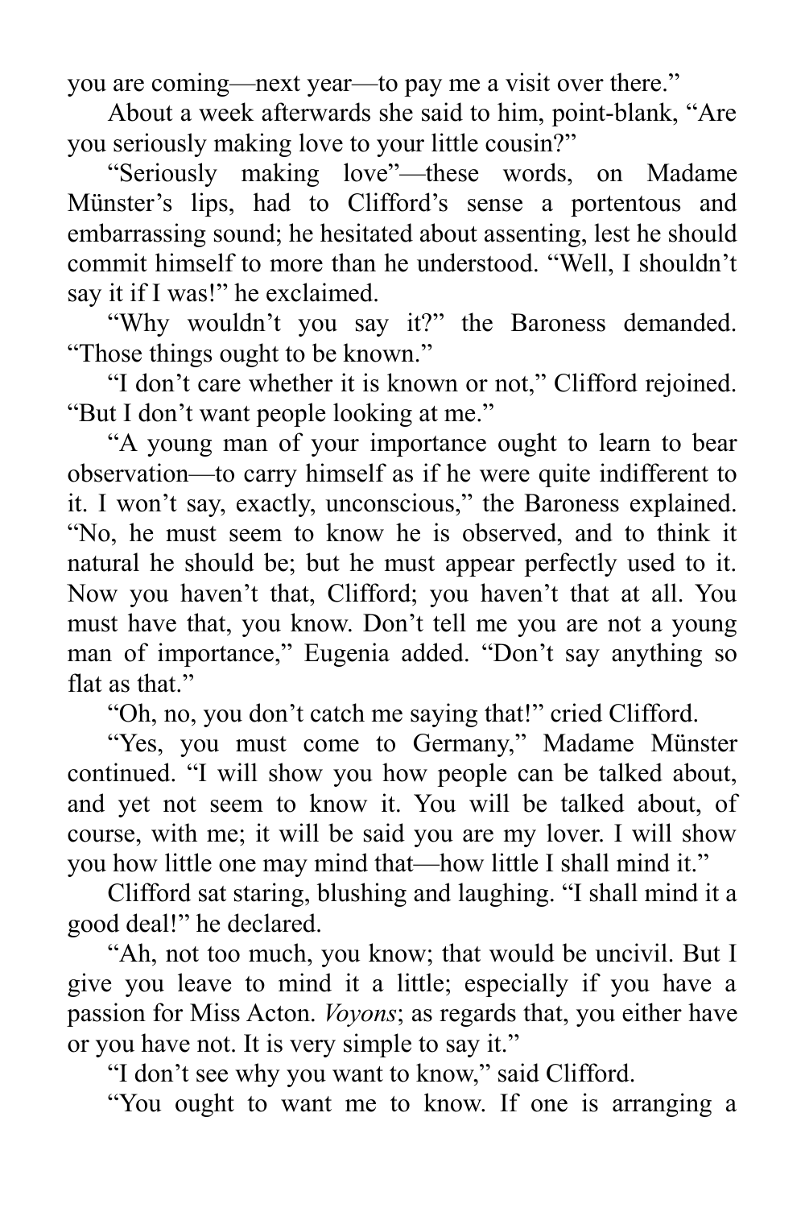you are coming—next year—to pay me a visit over there."

About a week afterwards she said to him, point-blank, "Are you seriously making love to your little cousin?"

"Seriously making love"—these words, on Madame Münster's lips, had to Clifford's sense a portentous and embarrassing sound; he hesitated about assenting, lest he should commit himself to more than he understood. "Well, I shouldn't say it if I was!" he exclaimed.

"Why wouldn't you say it?" the Baroness demanded. "Those things ought to be known."

"I don't care whether it is known or not," Clifford rejoined. "But I don't want people looking at me."

"A young man of your importance ought to learn to bear observation—to carry himself as if he were quite indifferent to it. I won't say, exactly, unconscious," the Baroness explained. "No, he must seem to know he is observed, and to think it natural he should be; but he must appear perfectly used to it. Now you haven't that, Clifford; you haven't that at all. You must have that, you know. Don't tell me you are not a young man of importance," Eugenia added. "Don't say anything so flat as that."

"Oh, no, you don't catch me saying that!" cried Clifford.

"Yes, you must come to Germany," Madame Münster continued. "I will show you how people can be talked about, and yet not seem to know it. You will be talked about, of course, with me; it will be said you are my lover. I will show you how little one may mind that—how little I shall mind it."

Clifford sat staring, blushing and laughing. "I shall mind it a good deal!" he declared.

"Ah, not too much, you know; that would be uncivil. But I give you leave to mind it a little; especially if you have a passion for Miss Acton. *Voyons*; as regards that, you either have or you have not. It is very simple to say it."

"I don't see why you want to know," said Clifford.

"You ought to want me to know. If one is arranging a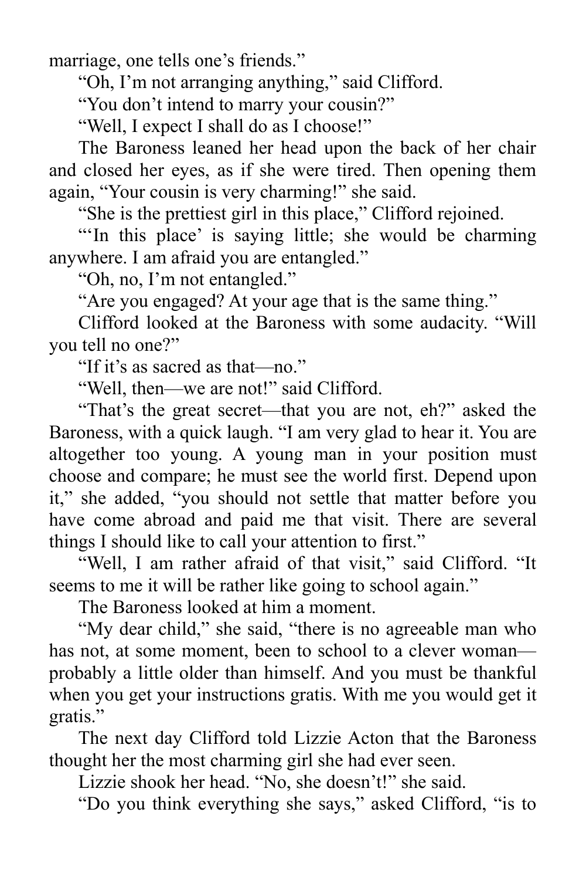marriage, one tells one's friends."

"Oh, I'm not arranging anything," said Clifford.

"You don't intend to marry your cousin?"

"Well, I expect I shall do as I choose!"

The Baroness leaned her head upon the back of her chair and closed her eyes, as if she were tired. Then opening them again, "Your cousin is very charming!" she said.

"She is the prettiest girl in this place," Clifford rejoined.

"'In this place' is saying little; she would be charming anywhere. I am afraid you are entangled."

"Oh, no, I'm not entangled."

"Are you engaged? At your age that is the same thing."

Clifford looked at the Baroness with some audacity. "Will you tell no one?"

"If it's as sacred as that—no."

"Well, then—we are not!" said Clifford.

"That's the great secret—that you are not, eh?" asked the Baroness, with a quick laugh. "I am very glad to hear it. You are altogether too young. A young man in your position must choose and compare; he must see the world first. Depend upon it," she added, "you should not settle that matter before you have come abroad and paid me that visit. There are several things I should like to call your attention to first."

"Well, I am rather afraid of that visit," said Clifford. "It seems to me it will be rather like going to school again."

The Baroness looked at him a moment.

"My dear child," she said, "there is no agreeable man who has not, at some moment, been to school to a clever woman—probably a little older than himself. And you must be thankful when you get your instructions gratis. With me you would get it gratis."

The next day Clifford told Lizzie Acton that the Baroness thought her the most charming girl she had ever seen.

Lizzie shook her head. "No, she doesn't!" she said.

"Do you think everything she says," asked Clifford, "is to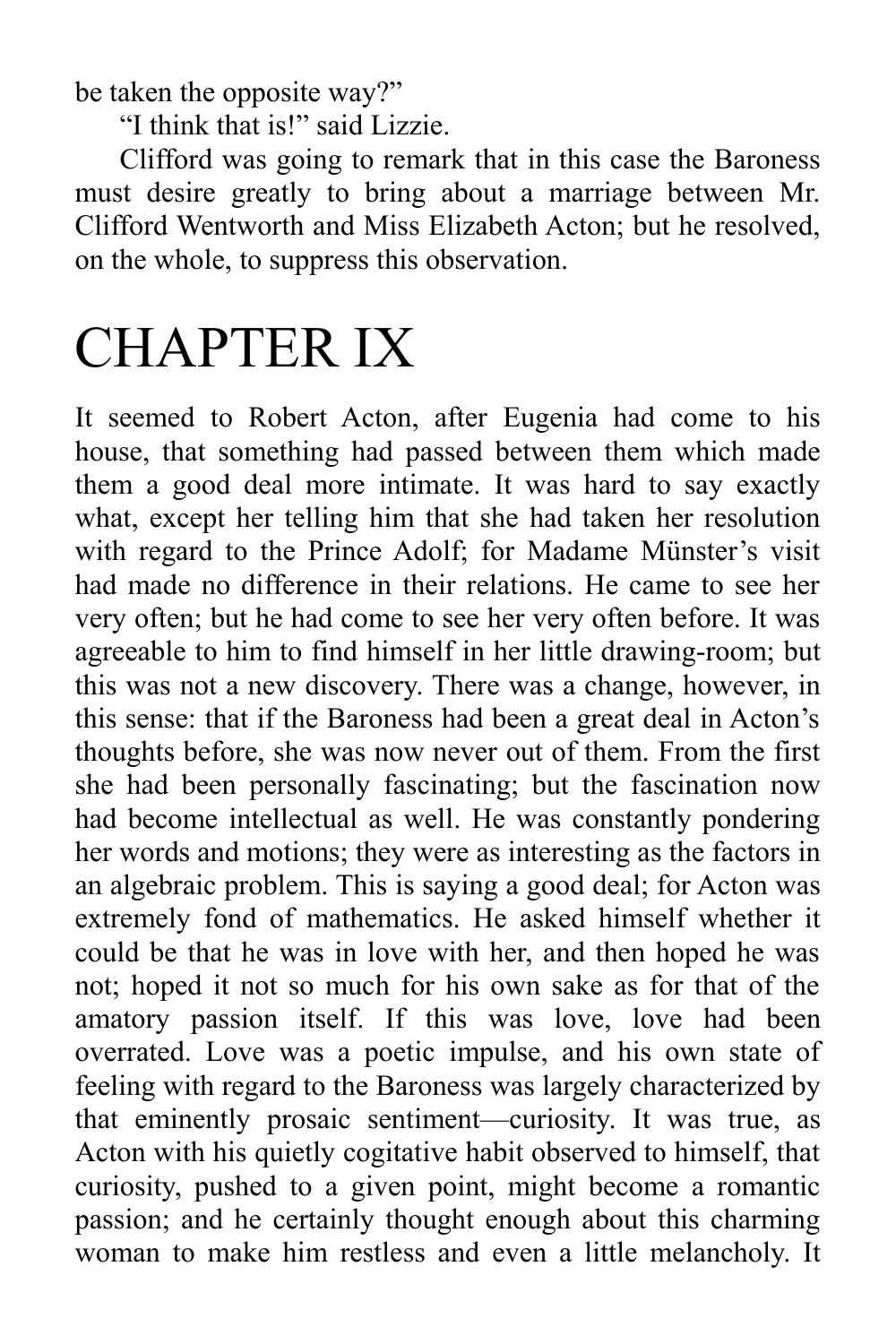be taken the opposite way?”

“I think that is!” said Lizzie.

Clifford was going to remark that in this case the Baroness must desire greatly to bring about a marriage between Mr. Clifford Wentworth and Miss Elizabeth Acton; but he resolved, on the whole, to suppress this observation.

# CHAPTER IX

It seemed to Robert Acton, after Eugenia had come to his house, that something had passed between them which made them a good deal more intimate. It was hard to say exactly what, except her telling him that she had taken her resolution with regard to the Prince Adolf; for Madame Münster’s visit had made no difference in their relations. He came to see her very often; but he had come to see her very often before. It was agreeable to him to find himself in her little drawing-room; but this was not a new discovery. There was a change, however, in this sense: that if the Baroness had been a great deal in Acton’s thoughts before, she was now never out of them. From the first she had been personally fascinating; but the fascination now had become intellectual as well. He was constantly pondering her words and motions; they were as interesting as the factors in an algebraic problem. This is saying a good deal; for Acton was extremely fond of mathematics. He asked himself whether it could be that he was in love with her, and then hoped he was not; hoped it not so much for his own sake as for that of the amatory passion itself. If this was love, love had been overrated. Love was a poetic impulse, and his own state of feeling with regard to the Baroness was largely characterized by that eminently prosaic sentiment—curiosity. It was true, as Acton with his quietly cogitative habit observed to himself, that curiosity, pushed to a given point, might become a romantic passion; and he certainly thought enough about this charming woman to make him restless and even a little melancholy. It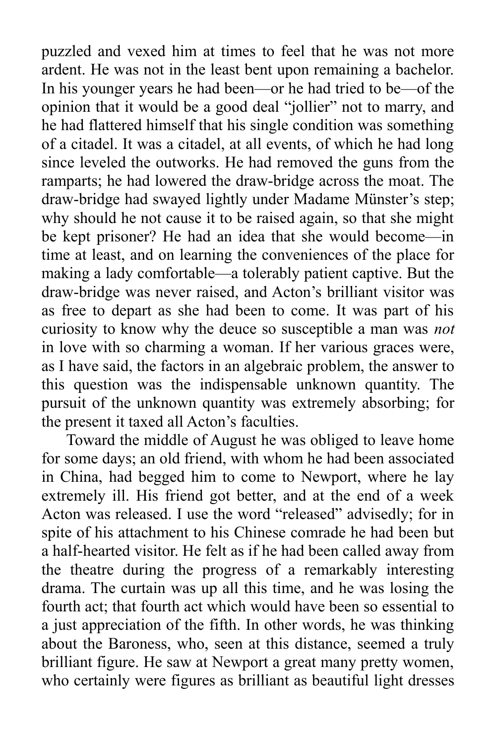puzzled and vexed him at times to feel that he was not more ardent. He was not in the least bent upon remaining a bachelor. In his younger years he had been—or he had tried to be—of the opinion that it would be a good deal "jollier" not to marry, and he had flattered himself that his single condition was something of a citadel. It was a citadel, at all events, of which he had long since leveled the outworks. He had removed the guns from the ramparts; he had lowered the draw-bridge across the moat. The draw-bridge had swayed lightly under Madame Münster's step; why should he not cause it to be raised again, so that she might be kept prisoner? He had an idea that she would become—in time at least, and on learning the conveniences of the place for making a lady comfortable—a tolerably patient captive. But the draw-bridge was never raised, and Acton's brilliant visitor was as free to depart as she had been to come. It was part of his curiosity to know why the deuce so susceptible a man was *not* in love with so charming a woman. If her various graces were, as I have said, the factors in an algebraic problem, the answer to this question was the indispensable unknown quantity. The pursuit of the unknown quantity was extremely absorbing; for the present it taxed all Acton's faculties.

Toward the middle of August he was obliged to leave home for some days; an old friend, with whom he had been associated in China, had begged him to come to Newport, where he lay extremely ill. His friend got better, and at the end of a week Acton was released. I use the word "released" advisedly; for in spite of his attachment to his Chinese comrade he had been but a half-hearted visitor. He felt as if he had been called away from the theatre during the progress of a remarkably interesting drama. The curtain was up all this time, and he was losing the fourth act; that fourth act which would have been so essential to a just appreciation of the fifth. In other words, he was thinking about the Baroness, who, seen at this distance, seemed a truly brilliant figure. He saw at Newport a great many pretty women, who certainly were figures as brilliant as beautiful light dresses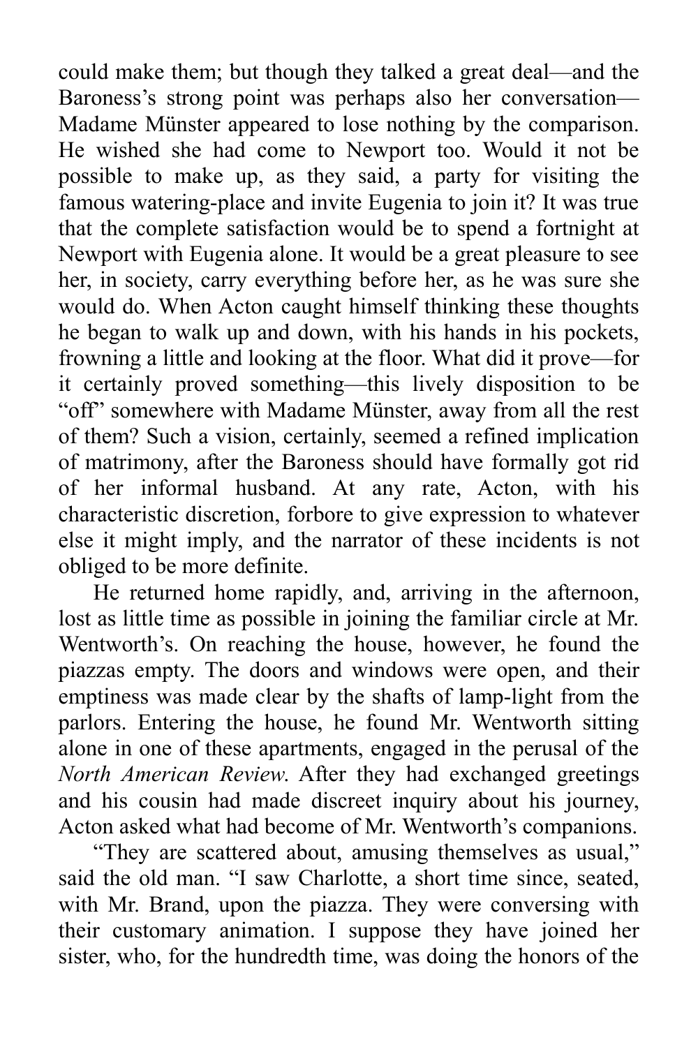could make them; but though they talked a great deal—and the Baroness's strong point was perhaps also her conversation—Madame Münster appeared to lose nothing by the comparison. He wished she had come to Newport too. Would it not be possible to make up, as they said, a party for visiting the famous watering-place and invite Eugenia to join it? It was true that the complete satisfaction would be to spend a fortnight at Newport with Eugenia alone. It would be a great pleasure to see her, in society, carry everything before her, as he was sure she would do. When Acton caught himself thinking these thoughts he began to walk up and down, with his hands in his pockets, frowning a little and looking at the floor. What did it prove—for it certainly proved something—this lively disposition to be "off" somewhere with Madame Münster, away from all the rest of them? Such a vision, certainly, seemed a refined implication of matrimony, after the Baroness should have formally got rid of her informal husband. At any rate, Acton, with his characteristic discretion, forbore to give expression to whatever else it might imply, and the narrator of these incidents is not obliged to be more definite.

He returned home rapidly, and, arriving in the afternoon, lost as little time as possible in joining the familiar circle at Mr. Wentworth's. On reaching the house, however, he found the piazzas empty. The doors and windows were open, and their emptiness was made clear by the shafts of lamp-light from the parlors. Entering the house, he found Mr. Wentworth sitting alone in one of these apartments, engaged in the perusal of the *North American Review*. After they had exchanged greetings and his cousin had made discreet inquiry about his journey, Acton asked what had become of Mr. Wentworth's companions.

"They are scattered about, amusing themselves as usual," said the old man. "I saw Charlotte, a short time since, seated, with Mr. Brand, upon the piazza. They were conversing with their customary animation. I suppose they have joined her sister, who, for the hundredth time, was doing the honors of the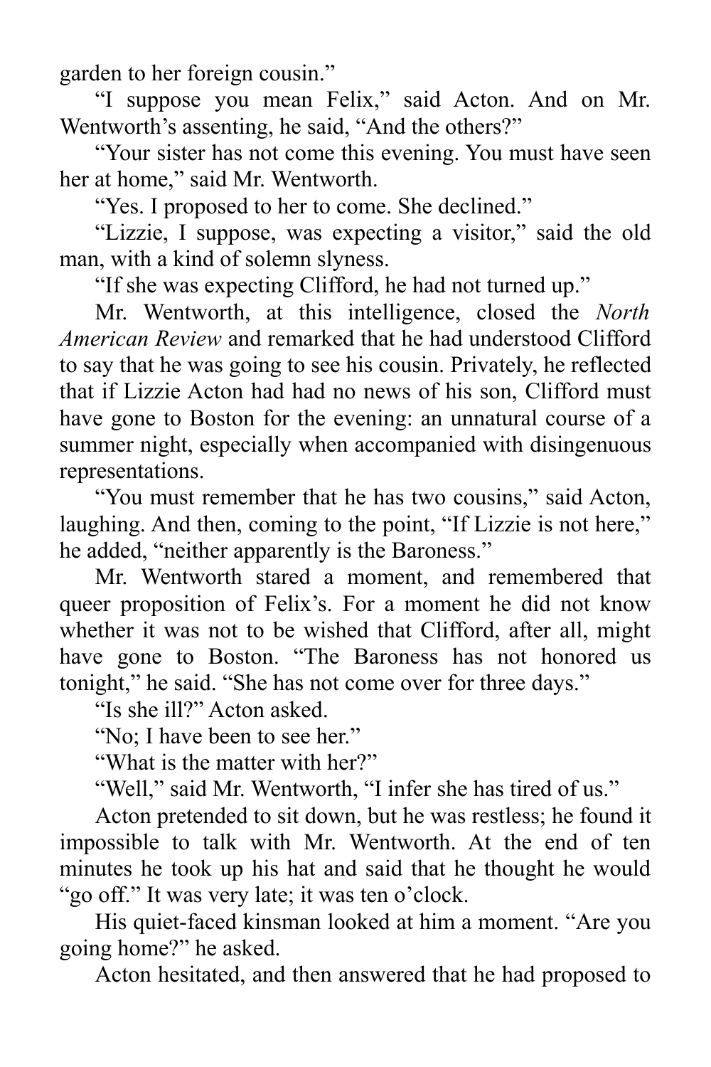garden to her foreign cousin."

"I suppose you mean Felix," said Acton. And on Mr. Wentworth's assenting, he said, "And the others?"

"Your sister has not come this evening. You must have seen her at home," said Mr. Wentworth.

"Yes. I proposed to her to come. She declined."

"Lizzie, I suppose, was expecting a visitor," said the old man, with a kind of solemn slyness.

"If she was expecting Clifford, he had not turned up."

Mr. Wentworth, at this intelligence, closed the *North American Review* and remarked that he had understood Clifford to say that he was going to see his cousin. Privately, he reflected that if Lizzie Acton had had no news of his son, Clifford must have gone to Boston for the evening: an unnatural course of a summer night, especially when accompanied with disingenuous representations.

"You must remember that he has two cousins," said Acton, laughing. And then, coming to the point, "If Lizzie is not here," he added, "neither apparently is the Baroness."

Mr. Wentworth stared a moment, and remembered that queer proposition of Felix's. For a moment he did not know whether it was not to be wished that Clifford, after all, might have gone to Boston. "The Baroness has not honored us tonight," he said. "She has not come over for three days."

"Is she ill?" Acton asked.

"No; I have been to see her."

"What is the matter with her?"

"Well," said Mr. Wentworth, "I infer she has tired of us."

Acton pretended to sit down, but he was restless; he found it impossible to talk with Mr. Wentworth. At the end of ten minutes he took up his hat and said that he thought he would "go off." It was very late; it was ten o'clock.

His quiet-faced kinsman looked at him a moment. "Are you going home?" he asked.

Acton hesitated, and then answered that he had proposed to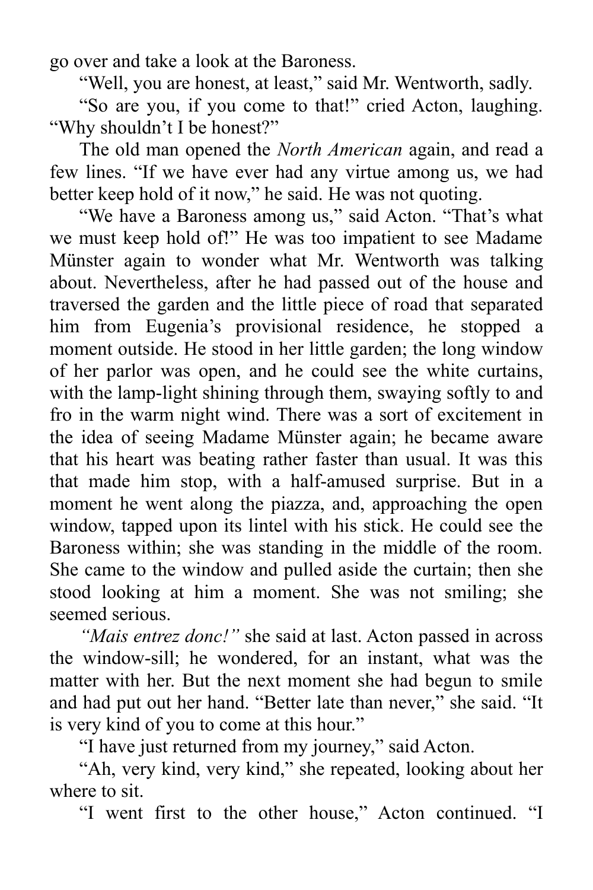go over and take a look at the Baroness.

"Well, you are honest, at least," said Mr. Wentworth, sadly.

"So are you, if you come to that!" cried Acton, laughing. "Why shouldn't I be honest?"

The old man opened the *North American* again, and read a few lines. "If we have ever had any virtue among us, we had better keep hold of it now," he said. He was not quoting.

"We have a Baroness among us," said Acton. "That's what we must keep hold of!" He was too impatient to see Madame Münster again to wonder what Mr. Wentworth was talking about. Nevertheless, after he had passed out of the house and traversed the garden and the little piece of road that separated him from Eugenia's provisional residence, he stopped a moment outside. He stood in her little garden; the long window of her parlor was open, and he could see the white curtains, with the lamp-light shining through them, swaying softly to and fro in the warm night wind. There was a sort of excitement in the idea of seeing Madame Münster again; he became aware that his heart was beating rather faster than usual. It was this that made him stop, with a half-amused surprise. But in a moment he went along the piazza, and, approaching the open window, tapped upon its lintel with his stick. He could see the Baroness within; she was standing in the middle of the room. She came to the window and pulled aside the curtain; then she stood looking at him a moment. She was not smiling; she seemed serious.

*"Mais entrez donc!"* she said at last. Acton passed in across the window-sill; he wondered, for an instant, what was the matter with her. But the next moment she had begun to smile and had put out her hand. "Better late than never," she said. "It is very kind of you to come at this hour."

"I have just returned from my journey," said Acton.

"Ah, very kind, very kind," she repeated, looking about her where to sit.

"I went first to the other house," Acton continued. "I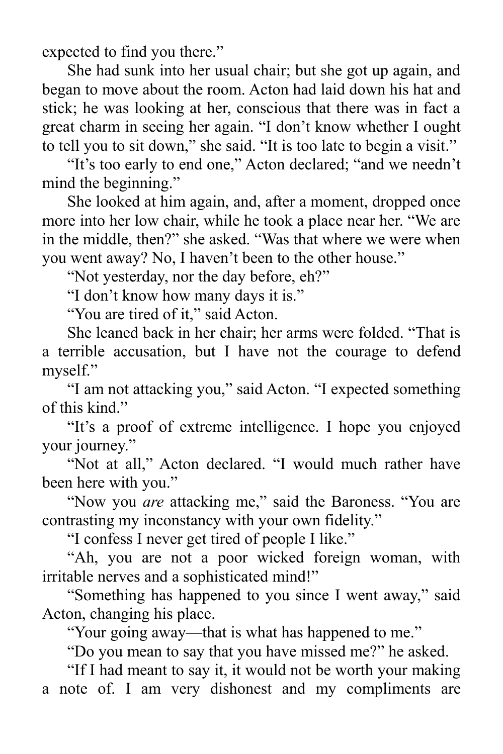expected to find you there."

She had sunk into her usual chair; but she got up again, and began to move about the room. Acton had laid down his hat and stick; he was looking at her, conscious that there was in fact a great charm in seeing her again. "I don't know whether I ought to tell you to sit down," she said. "It is too late to begin a visit."

"It's too early to end one," Acton declared; "and we needn't mind the beginning."

She looked at him again, and, after a moment, dropped once more into her low chair, while he took a place near her. "We are in the middle, then?" she asked. "Was that where we were when you went away? No, I haven't been to the other house."

"Not yesterday, nor the day before, eh?"

"I don't know how many days it is."

"You are tired of it," said Acton.

She leaned back in her chair; her arms were folded. "That is a terrible accusation, but I have not the courage to defend myself."

"I am not attacking you," said Acton. "I expected something of this kind."

"It's a proof of extreme intelligence. I hope you enjoyed your journey."

"Not at all," Acton declared. "I would much rather have been here with you."

"Now you *are* attacking me," said the Baroness. "You are contrasting my inconstancy with your own fidelity."

"I confess I never get tired of people I like."

"Ah, you are not a poor wicked foreign woman, with irritable nerves and a sophisticated mind!"

"Something has happened to you since I went away," said Acton, changing his place.

"Your going away—that is what has happened to me."

"Do you mean to say that you have missed me?" he asked.

"If I had meant to say it, it would not be worth your making a note of. I am very dishonest and my compliments are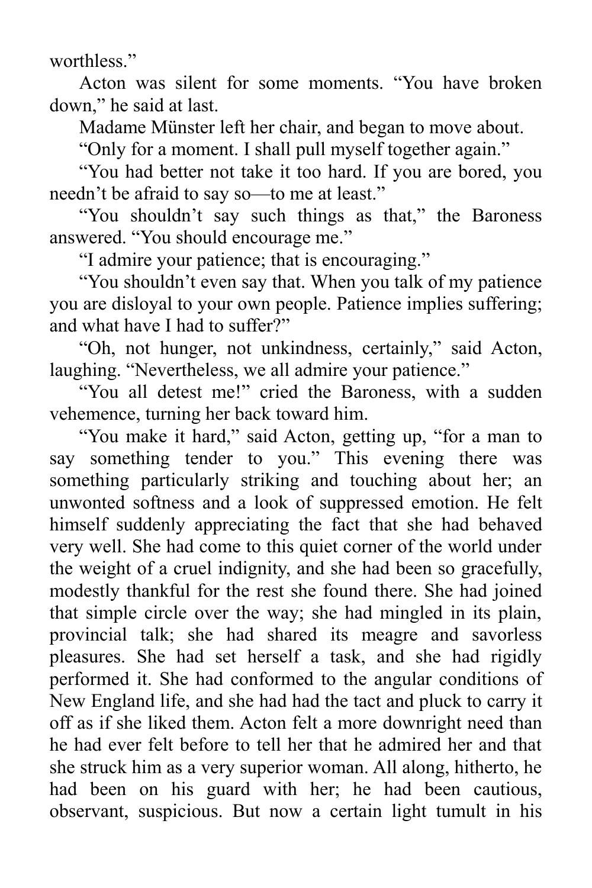worthless."

Acton was silent for some moments. "You have broken down," he said at last.

Madame Münster left her chair, and began to move about.

"Only for a moment. I shall pull myself together again."

"You had better not take it too hard. If you are bored, you needn't be afraid to say so—to me at least."

"You shouldn't say such things as that," the Baroness answered. "You should encourage me."

"I admire your patience; that is encouraging."

"You shouldn't even say that. When you talk of my patience you are disloyal to your own people. Patience implies suffering; and what have I had to suffer?"

"Oh, not hunger, not unkindness, certainly," said Acton, laughing. "Nevertheless, we all admire your patience."

"You all detest me!" cried the Baroness, with a sudden vehemence, turning her back toward him.

"You make it hard," said Acton, getting up, "for a man to say something tender to you." This evening there was something particularly striking and touching about her; an unwonted softness and a look of suppressed emotion. He felt himself suddenly appreciating the fact that she had behaved very well. She had come to this quiet corner of the world under the weight of a cruel indignity, and she had been so gracefully, modestly thankful for the rest she found there. She had joined that simple circle over the way; she had mingled in its plain, provincial talk; she had shared its meagre and savorless pleasures. She had set herself a task, and she had rigidly performed it. She had conformed to the angular conditions of New England life, and she had had the tact and pluck to carry it off as if she liked them. Acton felt a more downright need than he had ever felt before to tell her that he admired her and that she struck him as a very superior woman. All along, hitherto, he had been on his guard with her; he had been cautious, observant, suspicious. But now a certain light tumult in his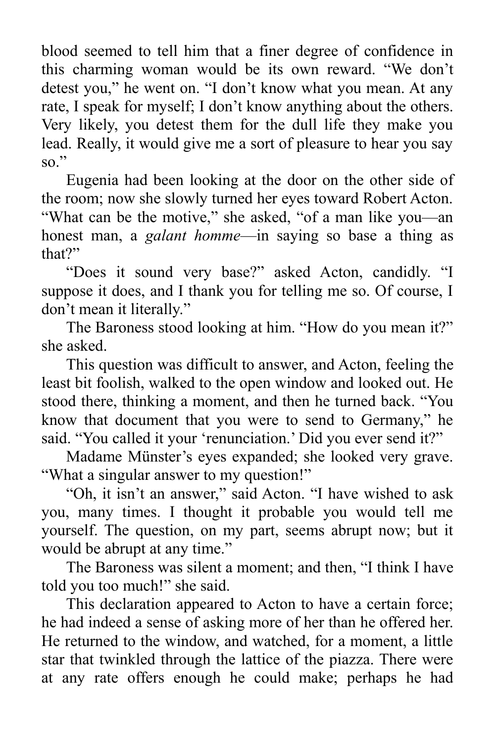blood seemed to tell him that a finer degree of confidence in this charming woman would be its own reward. “We don’t detest you,” he went on. “I don’t know what you mean. At any rate, I speak for myself; I don’t know anything about the others. Very likely, you detest them for the dull life they make you lead. Really, it would give me a sort of pleasure to hear you say so.”

Eugenia had been looking at the door on the other side of the room; now she slowly turned her eyes toward Robert Acton. “What can be the motive,” she asked, “of a man like you—an honest man, a *galant homme*—in saying so base a thing as that?”

“Does it sound very base?” asked Acton, candidly. “I suppose it does, and I thank you for telling me so. Of course, I don’t mean it literally.”

The Baroness stood looking at him. “How do you mean it?” she asked.

This question was difficult to answer, and Acton, feeling the least bit foolish, walked to the open window and looked out. He stood there, thinking a moment, and then he turned back. “You know that document that you were to send to Germany,” he said. “You called it your ‘renunciation.’ Did you ever send it?”

Madame Münster’s eyes expanded; she looked very grave. “What a singular answer to my question!”

“Oh, it isn’t an answer,” said Acton. “I have wished to ask you, many times. I thought it probable you would tell me yourself. The question, on my part, seems abrupt now; but it would be abrupt at any time.”

The Baroness was silent a moment; and then, “I think I have told you too much!” she said.

This declaration appeared to Acton to have a certain force; he had indeed a sense of asking more of her than he offered her. He returned to the window, and watched, for a moment, a little star that twinkled through the lattice of the piazza. There were at any rate offers enough he could make; perhaps he had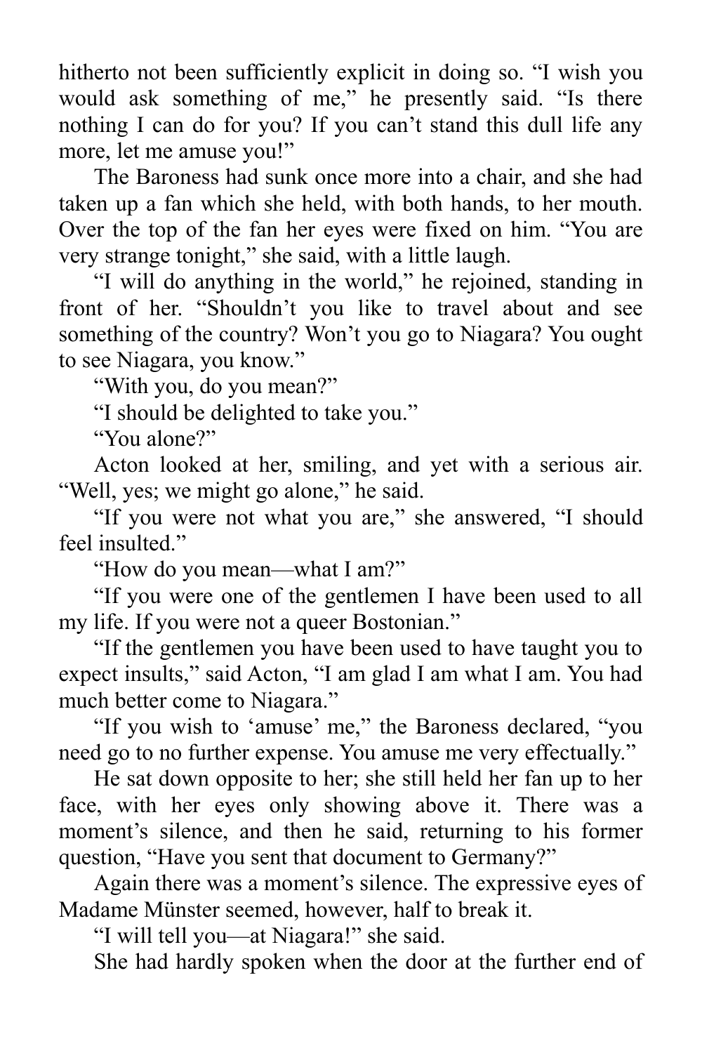hitherto not been sufficiently explicit in doing so. "I wish you would ask something of me," he presently said. "Is there nothing I can do for you? If you can't stand this dull life any more, let me amuse you!"

The Baroness had sunk once more into a chair, and she had taken up a fan which she held, with both hands, to her mouth. Over the top of the fan her eyes were fixed on him. "You are very strange tonight," she said, with a little laugh.

"I will do anything in the world," he rejoined, standing in front of her. "Shouldn't you like to travel about and see something of the country? Won't you go to Niagara? You ought to see Niagara, you know."

"With you, do you mean?"

"I should be delighted to take you."

"You alone?"

Acton looked at her, smiling, and yet with a serious air. "Well, yes; we might go alone," he said.

"If you were not what you are," she answered, "I should feel insulted."

"How do you mean—what I am?"

"If you were one of the gentlemen I have been used to all my life. If you were not a queer Bostonian."

"If the gentlemen you have been used to have taught you to expect insults," said Acton, "I am glad I am what I am. You had much better come to Niagara."

"If you wish to 'amuse' me," the Baroness declared, "you need go to no further expense. You amuse me very effectually."

He sat down opposite to her; she still held her fan up to her face, with her eyes only showing above it. There was a moment's silence, and then he said, returning to his former question, "Have you sent that document to Germany?"

Again there was a moment's silence. The expressive eyes of Madame Münster seemed, however, half to break it.

"I will tell you—at Niagara!" she said.

She had hardly spoken when the door at the further end of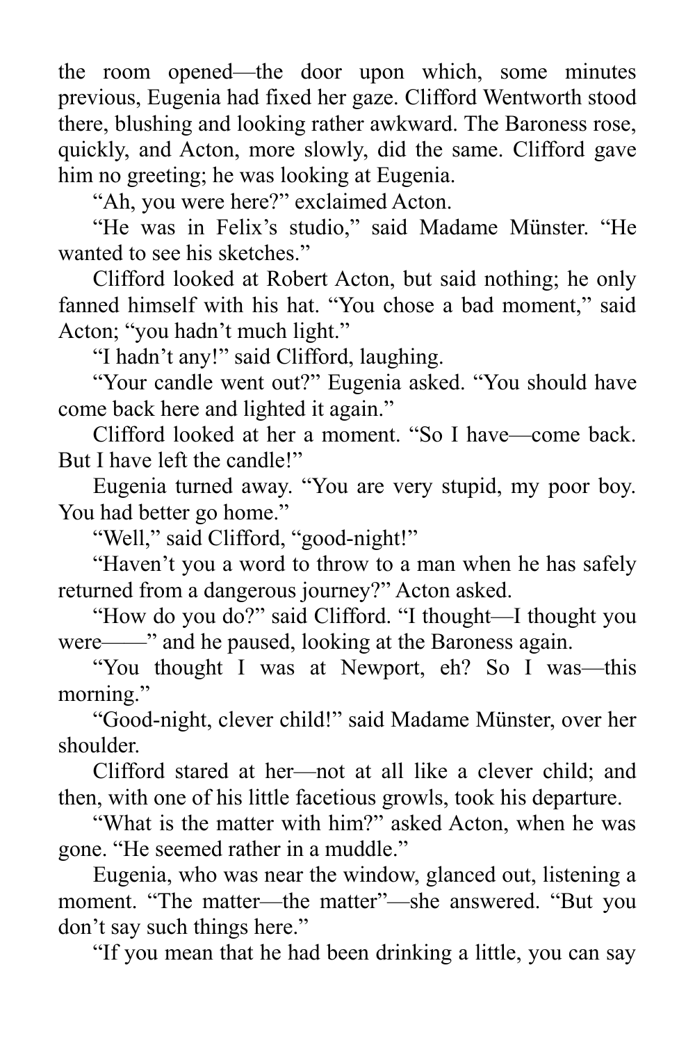the room opened—the door upon which, some minutes previous, Eugenia had fixed her gaze. Clifford Wentworth stood there, blushing and looking rather awkward. The Baroness rose, quickly, and Acton, more slowly, did the same. Clifford gave him no greeting; he was looking at Eugenia.

"Ah, you were here?" exclaimed Acton.

"He was in Felix's studio," said Madame Münster. "He wanted to see his sketches."

Clifford looked at Robert Acton, but said nothing; he only fanned himself with his hat. "You chose a bad moment," said Acton; "you hadn't much light."

"I hadn't any!" said Clifford, laughing.

"Your candle went out?" Eugenia asked. "You should have come back here and lighted it again."

Clifford looked at her a moment. "So I have—come back. But I have left the candle!"

Eugenia turned away. "You are very stupid, my poor boy. You had better go home."

"Well," said Clifford, "good-night!"

"Haven't you a word to throw to a man when he has safely returned from a dangerous journey?" Acton asked.

"How do you do?" said Clifford. "I thought—I thought you were——" and he paused, looking at the Baroness again.

"You thought I was at Newport, eh? So I was—this morning."

"Good-night, clever child!" said Madame Münster, over her shoulder.

Clifford stared at her—not at all like a clever child; and then, with one of his little facetious growls, took his departure.

"What is the matter with him?" asked Acton, when he was gone. "He seemed rather in a muddle."

Eugenia, who was near the window, glanced out, listening a moment. "The matter—the matter"—she answered. "But you don't say such things here."

"If you mean that he had been drinking a little, you can say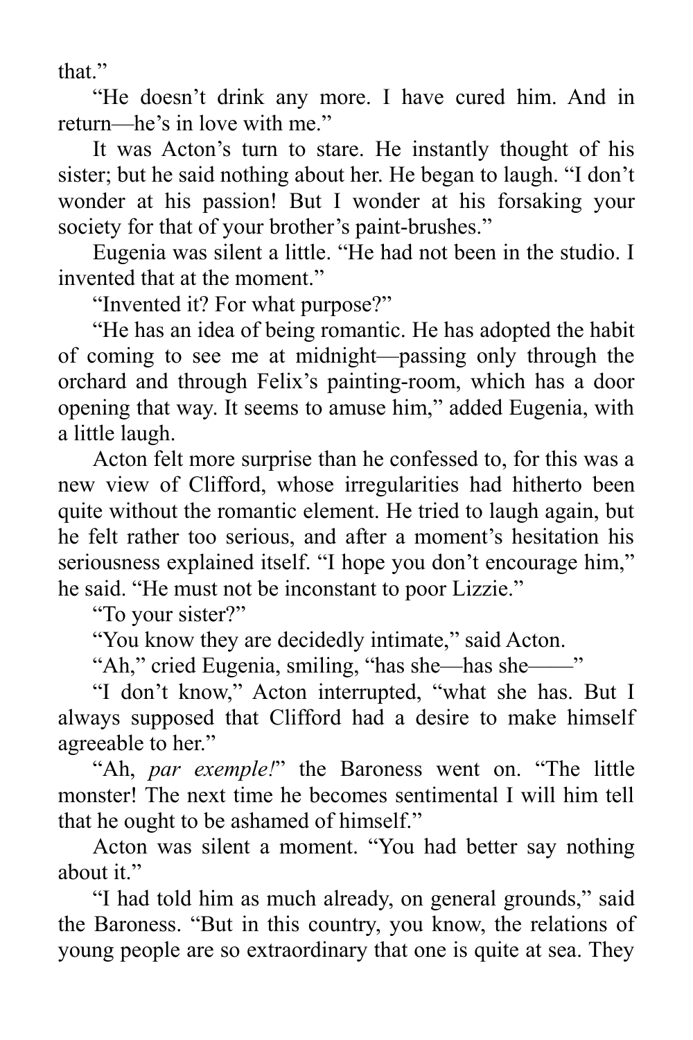that."

"He doesn't drink any more. I have cured him. And in return—he's in love with me."

It was Acton's turn to stare. He instantly thought of his sister; but he said nothing about her. He began to laugh. "I don't wonder at his passion! But I wonder at his forsaking your society for that of your brother's paint-brushes."

Eugenia was silent a little. "He had not been in the studio. I invented that at the moment."

"Invented it? For what purpose?"

"He has an idea of being romantic. He has adopted the habit of coming to see me at midnight—passing only through the orchard and through Felix's painting-room, which has a door opening that way. It seems to amuse him," added Eugenia, with a little laugh.

Acton felt more surprise than he confessed to, for this was a new view of Clifford, whose irregularities had hitherto been quite without the romantic element. He tried to laugh again, but he felt rather too serious, and after a moment's hesitation his seriousness explained itself. "I hope you don't encourage him," he said. "He must not be inconstant to poor Lizzie."

"To your sister?"

"You know they are decidedly intimate," said Acton.

"Ah," cried Eugenia, smiling, "has she—has she——"

"I don't know," Acton interrupted, "what she has. But I always supposed that Clifford had a desire to make himself agreeable to her."

"Ah, *par exemple!*" the Baroness went on. "The little monster! The next time he becomes sentimental I will him tell that he ought to be ashamed of himself."

Acton was silent a moment. "You had better say nothing about it."

"I had told him as much already, on general grounds," said the Baroness. "But in this country, you know, the relations of young people are so extraordinary that one is quite at sea. They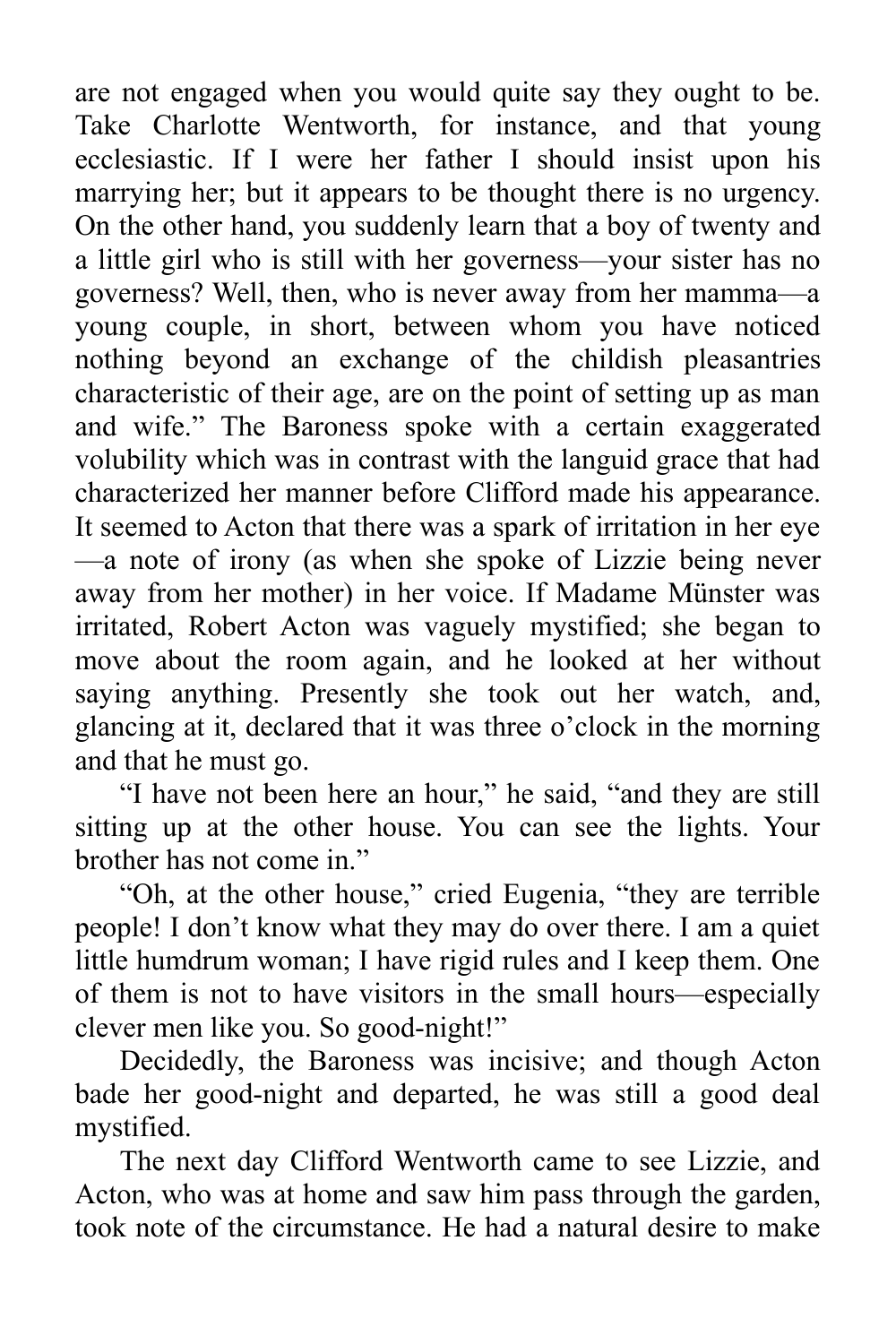are not engaged when you would quite say they ought to be. Take Charlotte Wentworth, for instance, and that young ecclesiastic. If I were her father I should insist upon his marrying her; but it appears to be thought there is no urgency. On the other hand, you suddenly learn that a boy of twenty and a little girl who is still with her governess—your sister has no governess? Well, then, who is never away from her mamma—a young couple, in short, between whom you have noticed nothing beyond an exchange of the childish pleasantries characteristic of their age, are on the point of setting up as man and wife." The Baroness spoke with a certain exaggerated volubility which was in contrast with the languid grace that had characterized her manner before Clifford made his appearance. It seemed to Acton that there was a spark of irritation in her eye—a note of irony (as when she spoke of Lizzie being never away from her mother) in her voice. If Madame Münster was irritated, Robert Acton was vaguely mystified; she began to move about the room again, and he looked at her without saying anything. Presently she took out her watch, and, glancing at it, declared that it was three o'clock in the morning and that he must go.

"I have not been here an hour," he said, "and they are still sitting up at the other house. You can see the lights. Your brother has not come in."

"Oh, at the other house," cried Eugenia, "they are terrible people! I don't know what they may do over there. I am a quiet little humdrum woman; I have rigid rules and I keep them. One of them is not to have visitors in the small hours—especially clever men like you. So good-night!"

Decidedly, the Baroness was incisive; and though Acton bade her good-night and departed, he was still a good deal mystified.

The next day Clifford Wentworth came to see Lizzie, and Acton, who was at home and saw him pass through the garden, took note of the circumstance. He had a natural desire to make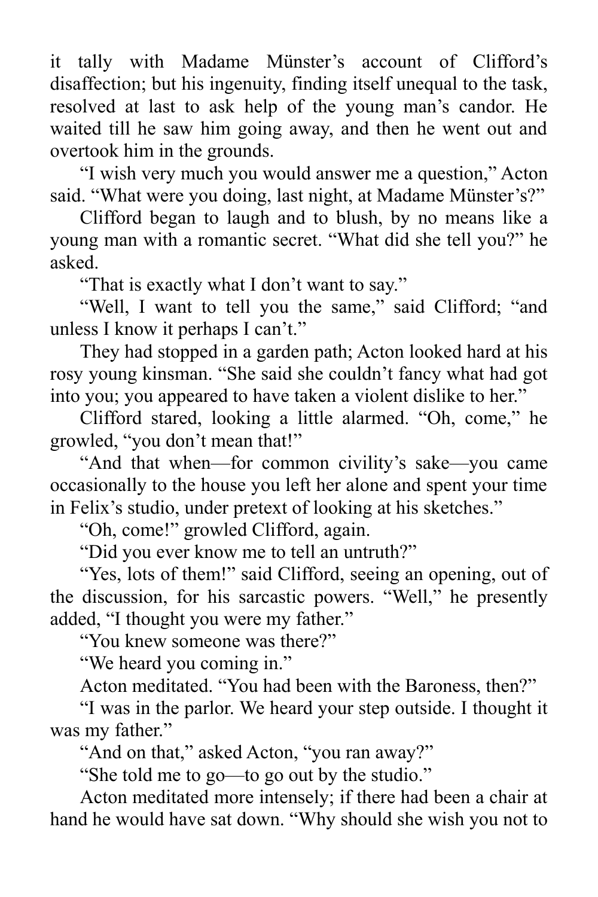it tally with Madame Münster's account of Clifford's disaffection; but his ingenuity, finding itself unequal to the task, resolved at last to ask help of the young man's candor. He waited till he saw him going away, and then he went out and overtook him in the grounds.

"I wish very much you would answer me a question," Acton said. "What were you doing, last night, at Madame Münster's?"

Clifford began to laugh and to blush, by no means like a young man with a romantic secret. "What did she tell you?" he asked.

"That is exactly what I don't want to say."

"Well, I want to tell you the same," said Clifford; "and unless I know it perhaps I can't."

They had stopped in a garden path; Acton looked hard at his rosy young kinsman. "She said she couldn't fancy what had got into you; you appeared to have taken a violent dislike to her."

Clifford stared, looking a little alarmed. "Oh, come," he growled, "you don't mean that!"

"And that when—for common civility's sake—you came occasionally to the house you left her alone and spent your time in Felix's studio, under pretext of looking at his sketches."

"Oh, come!" growled Clifford, again.

"Did you ever know me to tell an untruth?"

"Yes, lots of them!" said Clifford, seeing an opening, out of the discussion, for his sarcastic powers. "Well," he presently added, "I thought you were my father."

"You knew someone was there?"

"We heard you coming in."

Acton meditated. "You had been with the Baroness, then?"

"I was in the parlor. We heard your step outside. I thought it was my father."

"And on that," asked Acton, "you ran away?"

"She told me to go—to go out by the studio."

Acton meditated more intensely; if there had been a chair at hand he would have sat down. "Why should she wish you not to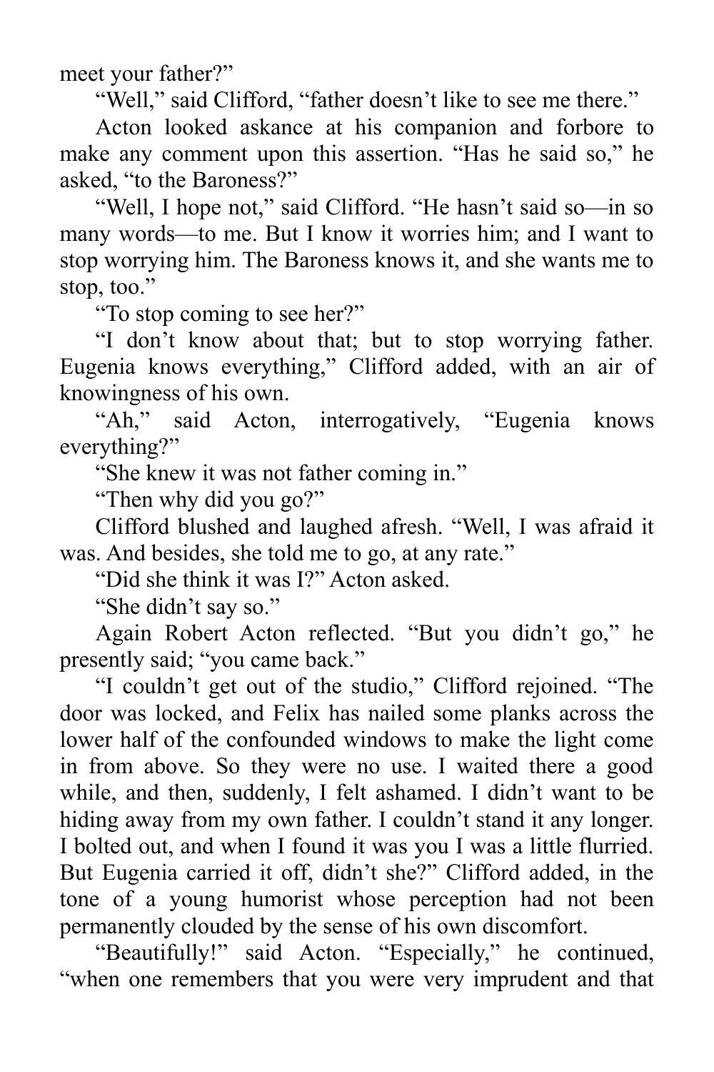meet your father?"

"Well," said Clifford, "father doesn't like to see me there."

Acton looked askance at his companion and forbore to make any comment upon this assertion. "Has he said so," he asked, "to the Baroness?"

"Well, I hope not," said Clifford. "He hasn't said so—in so many words—to me. But I know it worries him; and I want to stop worrying him. The Baroness knows it, and she wants me to stop, too."

"To stop coming to see her?"

"I don't know about that; but to stop worrying father. Eugenia knows everything," Clifford added, with an air of knowingness of his own.

"Ah," said Acton, interrogatively, "Eugenia knows everything?"

"She knew it was not father coming in."

"Then why did you go?"

Clifford blushed and laughed afresh. "Well, I was afraid it was. And besides, she told me to go, at any rate."

"Did she think it was I?" Acton asked.

"She didn't say so."

Again Robert Acton reflected. "But you didn't go," he presently said; "you came back."

"I couldn't get out of the studio," Clifford rejoined. "The door was locked, and Felix has nailed some planks across the lower half of the confounded windows to make the light come in from above. So they were no use. I waited there a good while, and then, suddenly, I felt ashamed. I didn't want to be hiding away from my own father. I couldn't stand it any longer. I bolted out, and when I found it was you I was a little flurried. But Eugenia carried it off, didn't she?" Clifford added, in the tone of a young humorist whose perception had not been permanently clouded by the sense of his own discomfort.

"Beautifully!" said Acton. "Especially," he continued, "when one remembers that you were very imprudent and that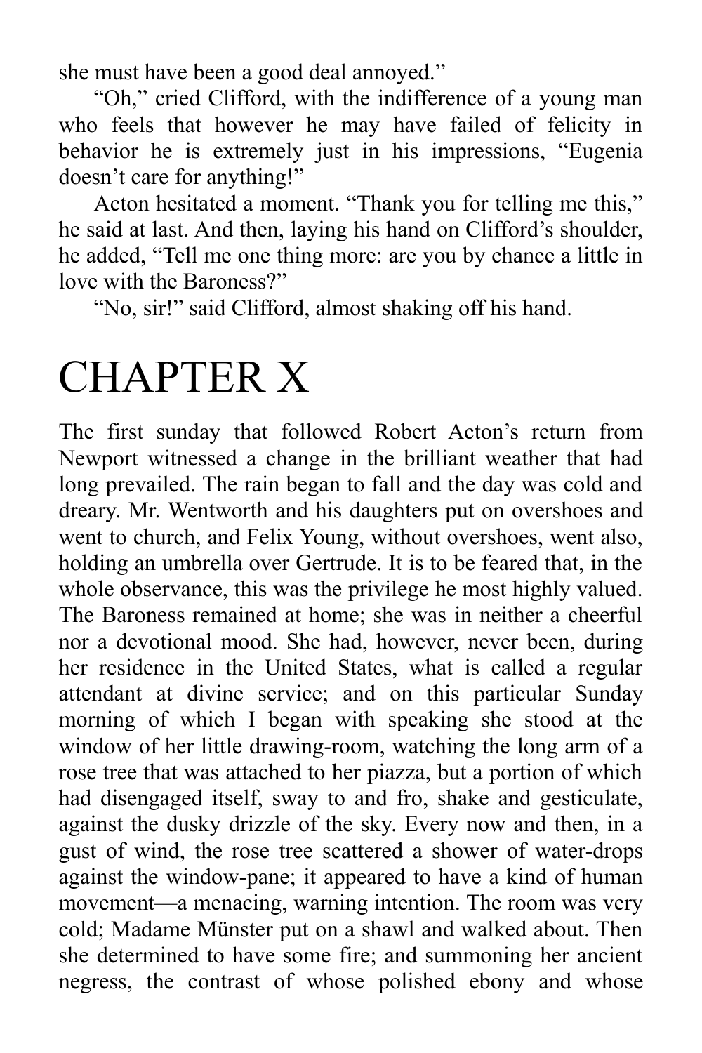she must have been a good deal annoyed."

"Oh," cried Clifford, with the indifference of a young man who feels that however he may have failed of felicity in behavior he is extremely just in his impressions, "Eugenia doesn't care for anything!"

Acton hesitated a moment. "Thank you for telling me this," he said at last. And then, laying his hand on Clifford's shoulder, he added, "Tell me one thing more: are you by chance a little in love with the Baroness?"

"No, sir!" said Clifford, almost shaking off his hand.

# CHAPTER X

The first sunday that followed Robert Acton's return from Newport witnessed a change in the brilliant weather that had long prevailed. The rain began to fall and the day was cold and dreary. Mr. Wentworth and his daughters put on overshoes and went to church, and Felix Young, without overshoes, went also, holding an umbrella over Gertrude. It is to be feared that, in the whole observance, this was the privilege he most highly valued. The Baroness remained at home; she was in neither a cheerful nor a devotional mood. She had, however, never been, during her residence in the United States, what is called a regular attendant at divine service; and on this particular Sunday morning of which I began with speaking she stood at the window of her little drawing-room, watching the long arm of a rose tree that was attached to her piazza, but a portion of which had disengaged itself, sway to and fro, shake and gesticulate, against the dusky drizzle of the sky. Every now and then, in a gust of wind, the rose tree scattered a shower of water-drops against the window-pane; it appeared to have a kind of human movement—a menacing, warning intention. The room was very cold; Madame Münster put on a shawl and walked about. Then she determined to have some fire; and summoning her ancient negress, the contrast of whose polished ebony and whose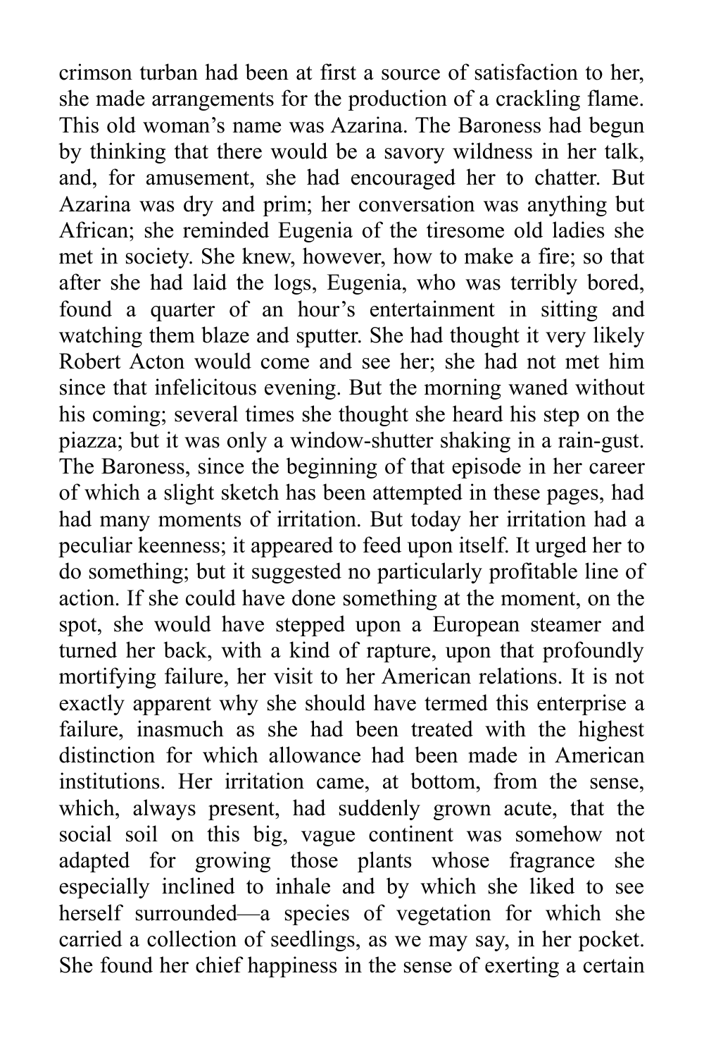crimson turban had been at first a source of satisfaction to her, she made arrangements for the production of a crackling flame. This old woman's name was Azarina. The Baroness had begun by thinking that there would be a savory wildness in her talk, and, for amusement, she had encouraged her to chatter. But Azarina was dry and prim; her conversation was anything but African; she reminded Eugenia of the tiresome old ladies she met in society. She knew, however, how to make a fire; so that after she had laid the logs, Eugenia, who was terribly bored, found a quarter of an hour's entertainment in sitting and watching them blaze and sputter. She had thought it very likely Robert Acton would come and see her; she had not met him since that infelicitous evening. But the morning waned without his coming; several times she thought she heard his step on the piazza; but it was only a window-shutter shaking in a rain-gust. The Baroness, since the beginning of that episode in her career of which a slight sketch has been attempted in these pages, had had many moments of irritation. But today her irritation had a peculiar keenness; it appeared to feed upon itself. It urged her to do something; but it suggested no particularly profitable line of action. If she could have done something at the moment, on the spot, she would have stepped upon a European steamer and turned her back, with a kind of rapture, upon that profoundly mortifying failure, her visit to her American relations. It is not exactly apparent why she should have termed this enterprise a failure, inasmuch as she had been treated with the highest distinction for which allowance had been made in American institutions. Her irritation came, at bottom, from the sense, which, always present, had suddenly grown acute, that the social soil on this big, vague continent was somehow not adapted for growing those plants whose fragrance she especially inclined to inhale and by which she liked to see herself surrounded—a species of vegetation for which she carried a collection of seedlings, as we may say, in her pocket. She found her chief happiness in the sense of exerting a certain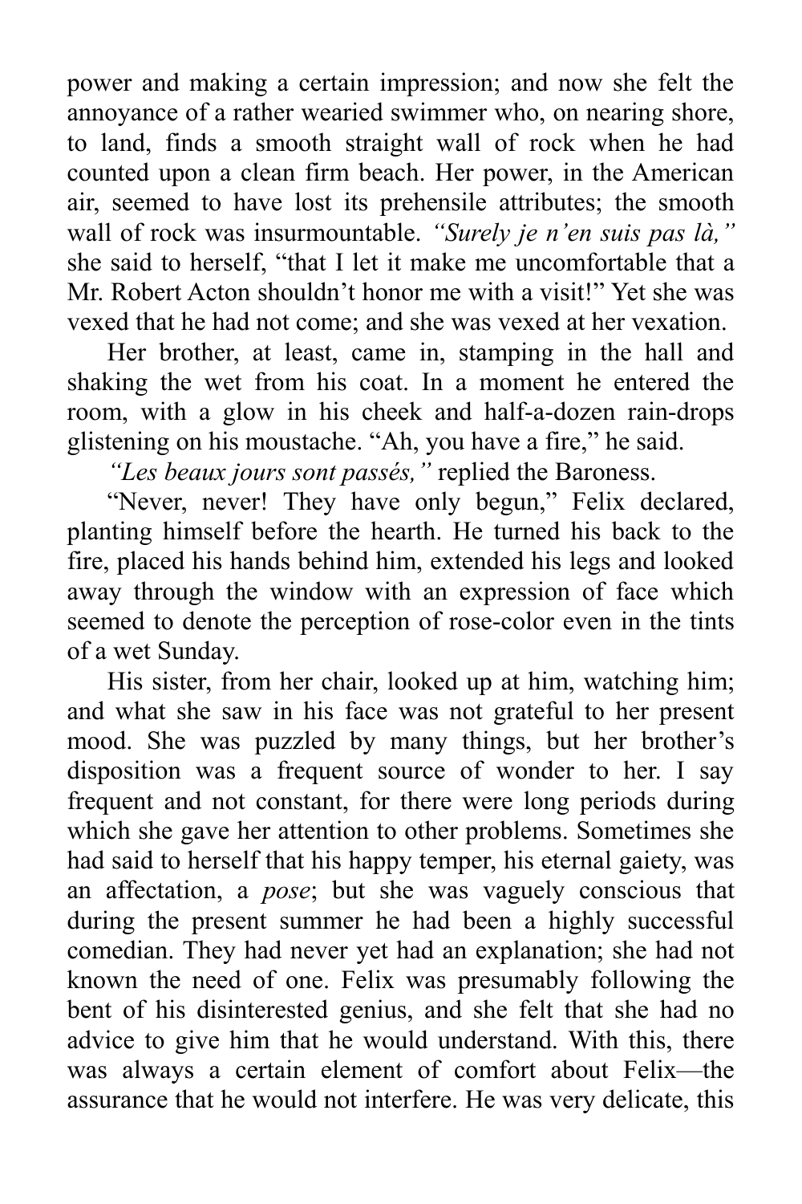power and making a certain impression; and now she felt the annoyance of a rather wearied swimmer who, on nearing shore, to land, finds a smooth straight wall of rock when he had counted upon a clean firm beach. Her power, in the American air, seemed to have lost its prehensile attributes; the smooth wall of rock was insurmountable. *"Surely je n'en suis pas là,"* she said to herself, "that I let it make me uncomfortable that a Mr. Robert Acton shouldn't honor me with a visit!" Yet she was vexed that he had not come; and she was vexed at her vexation.

Her brother, at least, came in, stamping in the hall and shaking the wet from his coat. In a moment he entered the room, with a glow in his cheek and half-a-dozen rain-drops glistening on his moustache. "Ah, you have a fire," he said.

*"Les beaux jours sont passés,"* replied the Baroness.

"Never, never! They have only begun," Felix declared, planting himself before the hearth. He turned his back to the fire, placed his hands behind him, extended his legs and looked away through the window with an expression of face which seemed to denote the perception of rose-color even in the tints of a wet Sunday.

His sister, from her chair, looked up at him, watching him; and what she saw in his face was not grateful to her present mood. She was puzzled by many things, but her brother's disposition was a frequent source of wonder to her. I say frequent and not constant, for there were long periods during which she gave her attention to other problems. Sometimes she had said to herself that his happy temper, his eternal gaiety, was an affectation, a *pose*; but she was vaguely conscious that during the present summer he had been a highly successful comedian. They had never yet had an explanation; she had not known the need of one. Felix was presumably following the bent of his disinterested genius, and she felt that she had no advice to give him that he would understand. With this, there was always a certain element of comfort about Felix—the assurance that he would not interfere. He was very delicate, this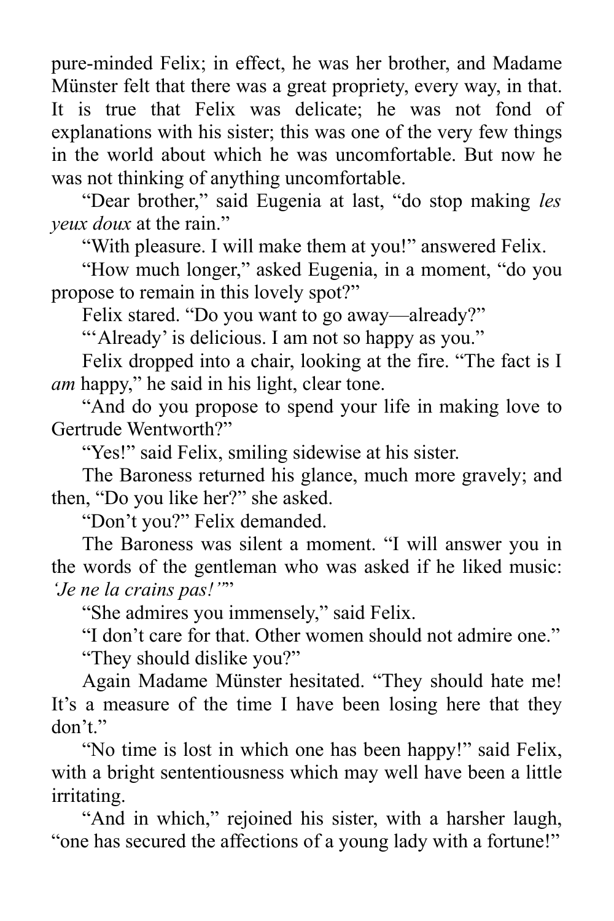pure-minded Felix; in effect, he was her brother, and Madame Münster felt that there was a great propriety, every way, in that. It is true that Felix was delicate; he was not fond of explanations with his sister; this was one of the very few things in the world about which he was uncomfortable. But now he was not thinking of anything uncomfortable.

"Dear brother," said Eugenia at last, "do stop making *les yeux doux* at the rain."

"With pleasure. I will make them at you!" answered Felix.

"How much longer," asked Eugenia, in a moment, "do you propose to remain in this lovely spot?"

Felix stared. "Do you want to go away—already?"

"'Already' is delicious. I am not so happy as you."

Felix dropped into a chair, looking at the fire. "The fact is I *am* happy," he said in his light, clear tone.

"And do you propose to spend your life in making love to Gertrude Wentworth?"

"Yes!" said Felix, smiling sidewise at his sister.

The Baroness returned his glance, much more gravely; and then, "Do you like her?" she asked.

"Don't you?" Felix demanded.

The Baroness was silent a moment. "I will answer you in the words of the gentleman who was asked if he liked music: *'Je ne la crains pas!'*"

"She admires you immensely," said Felix.

"I don't care for that. Other women should not admire one."

"They should dislike you?"

Again Madame Münster hesitated. "They should hate me! It's a measure of the time I have been losing here that they don't."

"No time is lost in which one has been happy!" said Felix, with a bright sententiousness which may well have been a little irritating.

"And in which," rejoined his sister, with a harsher laugh, "one has secured the affections of a young lady with a fortune!"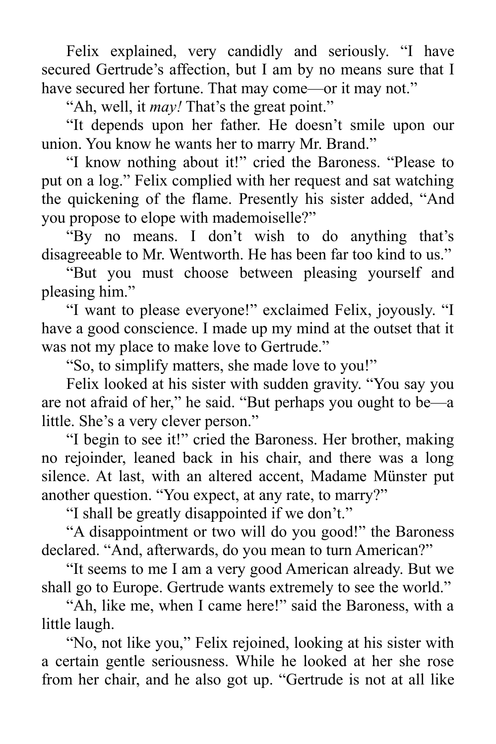Felix explained, very candidly and seriously. “I have secured Gertrude’s affection, but I am by no means sure that I have secured her fortune. That may come—or it may not.”

“Ah, well, it *may!* That’s the great point.”

“It depends upon her father. He doesn’t smile upon our union. You know he wants her to marry Mr. Brand.”

“I know nothing about it!” cried the Baroness. “Please to put on a log.” Felix complied with her request and sat watching the quickening of the flame. Presently his sister added, “And you propose to elope with mademoiselle?”

“By no means. I don’t wish to do anything that’s disagreeable to Mr. Wentworth. He has been far too kind to us.”

“But you must choose between pleasing yourself and pleasing him.”

“I want to please everyone!” exclaimed Felix, joyously. “I have a good conscience. I made up my mind at the outset that it was not my place to make love to Gertrude.”

“So, to simplify matters, she made love to you!”

Felix looked at his sister with sudden gravity. “You say you are not afraid of her,” he said. “But perhaps you ought to be—a little. She’s a very clever person.”

“I begin to see it!” cried the Baroness. Her brother, making no rejoinder, leaned back in his chair, and there was a long silence. At last, with an altered accent, Madame Münster put another question. “You expect, at any rate, to marry?”

“I shall be greatly disappointed if we don’t.”

“A disappointment or two will do you good!” the Baroness declared. “And, afterwards, do you mean to turn American?”

“It seems to me I am a very good American already. But we shall go to Europe. Gertrude wants extremely to see the world.”

“Ah, like me, when I came here!” said the Baroness, with a little laugh.

“No, not like you,” Felix rejoined, looking at his sister with a certain gentle seriousness. While he looked at her she rose from her chair, and he also got up. “Gertrude is not at all like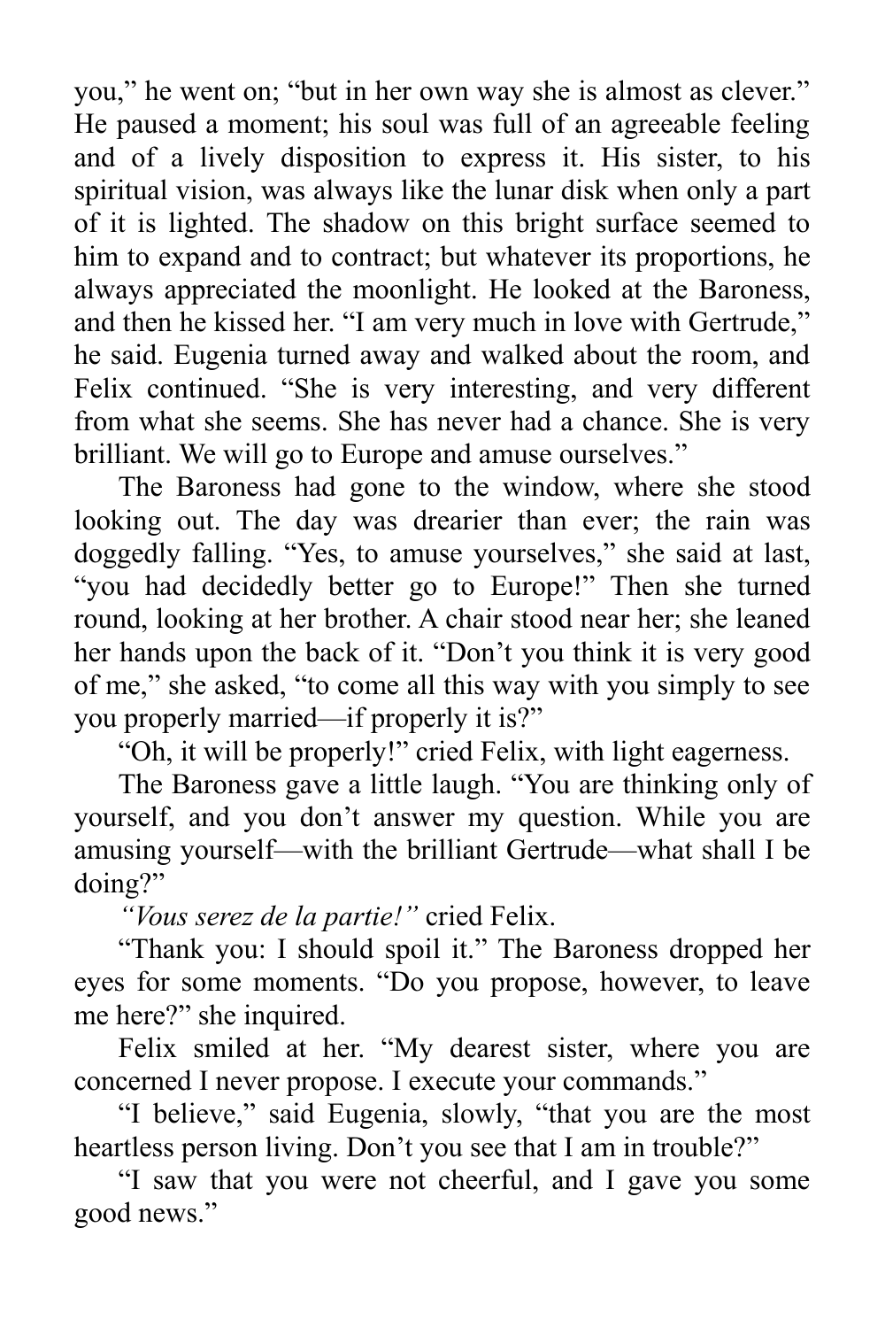you," he went on; "but in her own way she is almost as clever." He paused a moment; his soul was full of an agreeable feeling and of a lively disposition to express it. His sister, to his spiritual vision, was always like the lunar disk when only a part of it is lighted. The shadow on this bright surface seemed to him to expand and to contract; but whatever its proportions, he always appreciated the moonlight. He looked at the Baroness, and then he kissed her. "I am very much in love with Gertrude," he said. Eugenia turned away and walked about the room, and Felix continued. "She is very interesting, and very different from what she seems. She has never had a chance. She is very brilliant. We will go to Europe and amuse ourselves."

The Baroness had gone to the window, where she stood looking out. The day was drearier than ever; the rain was doggedly falling. "Yes, to amuse yourselves," she said at last, "you had decidedly better go to Europe!" Then she turned round, looking at her brother. A chair stood near her; she leaned her hands upon the back of it. "Don't you think it is very good of me," she asked, "to come all this way with you simply to see you properly married—if properly it is?"

"Oh, it will be properly!" cried Felix, with light eagerness.

The Baroness gave a little laugh. "You are thinking only of yourself, and you don't answer my question. While you are amusing yourself—with the brilliant Gertrude—what shall I be doing?"

*"Vous serez de la partie!"* cried Felix.

"Thank you: I should spoil it." The Baroness dropped her eyes for some moments. "Do you propose, however, to leave me here?" she inquired.

Felix smiled at her. "My dearest sister, where you are concerned I never propose. I execute your commands."

"I believe," said Eugenia, slowly, "that you are the most heartless person living. Don't you see that I am in trouble?"

"I saw that you were not cheerful, and I gave you some good news."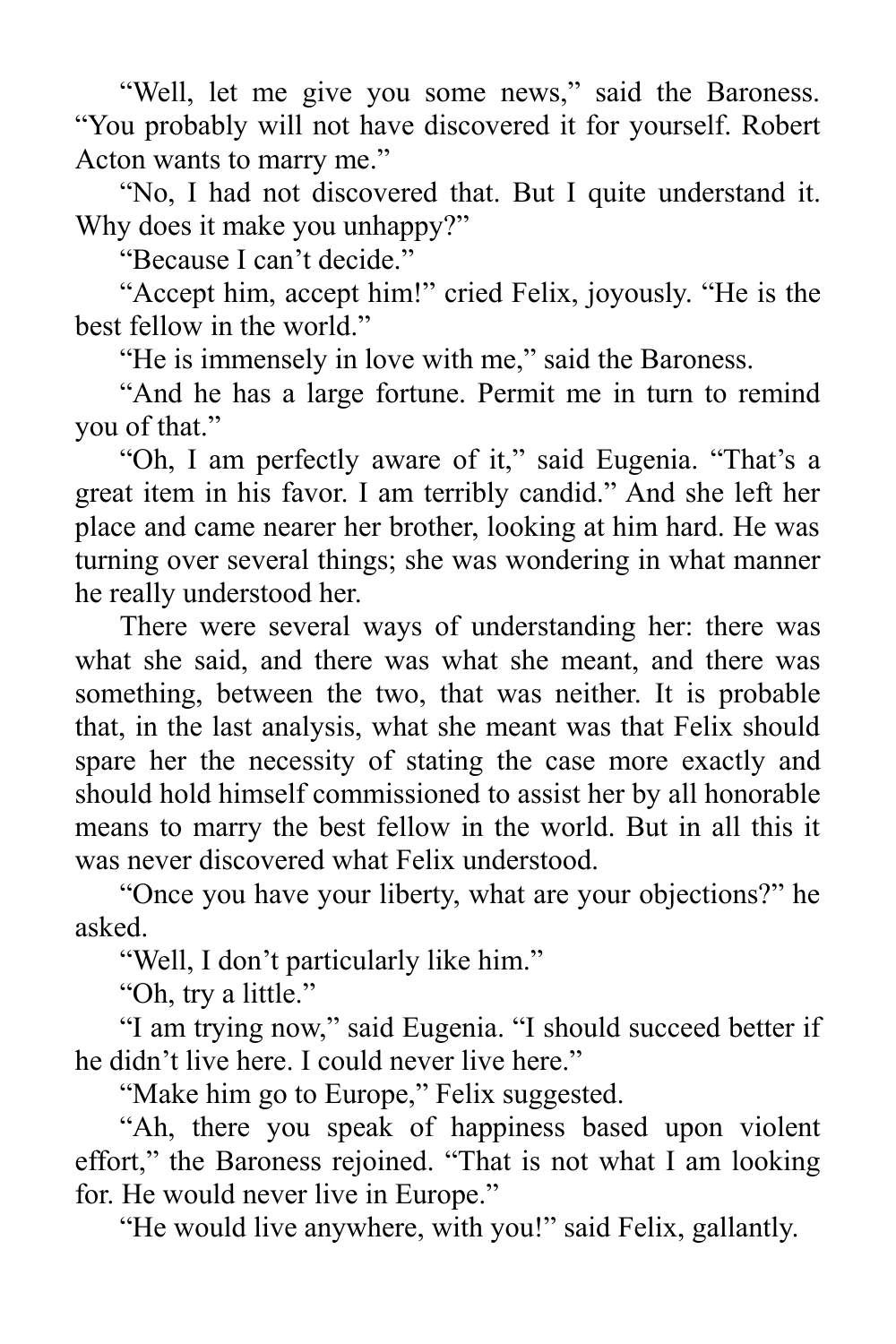"Well, let me give you some news," said the Baroness. "You probably will not have discovered it for yourself. Robert Acton wants to marry me."

"No, I had not discovered that. But I quite understand it. Why does it make you unhappy?"

"Because I can't decide."

"Accept him, accept him!" cried Felix, joyously. "He is the best fellow in the world."

"He is immensely in love with me," said the Baroness.

"And he has a large fortune. Permit me in turn to remind you of that."

"Oh, I am perfectly aware of it," said Eugenia. "That's a great item in his favor. I am terribly candid." And she left her place and came nearer her brother, looking at him hard. He was turning over several things; she was wondering in what manner he really understood her.

There were several ways of understanding her: there was what she said, and there was what she meant, and there was something, between the two, that was neither. It is probable that, in the last analysis, what she meant was that Felix should spare her the necessity of stating the case more exactly and should hold himself commissioned to assist her by all honorable means to marry the best fellow in the world. But in all this it was never discovered what Felix understood.

"Once you have your liberty, what are your objections?" he asked.

"Well, I don't particularly like him."

"Oh, try a little."

"I am trying now," said Eugenia. "I should succeed better if he didn't live here. I could never live here."

"Make him go to Europe," Felix suggested.

"Ah, there you speak of happiness based upon violent effort," the Baroness rejoined. "That is not what I am looking for. He would never live in Europe."

"He would live anywhere, with you!" said Felix, gallantly.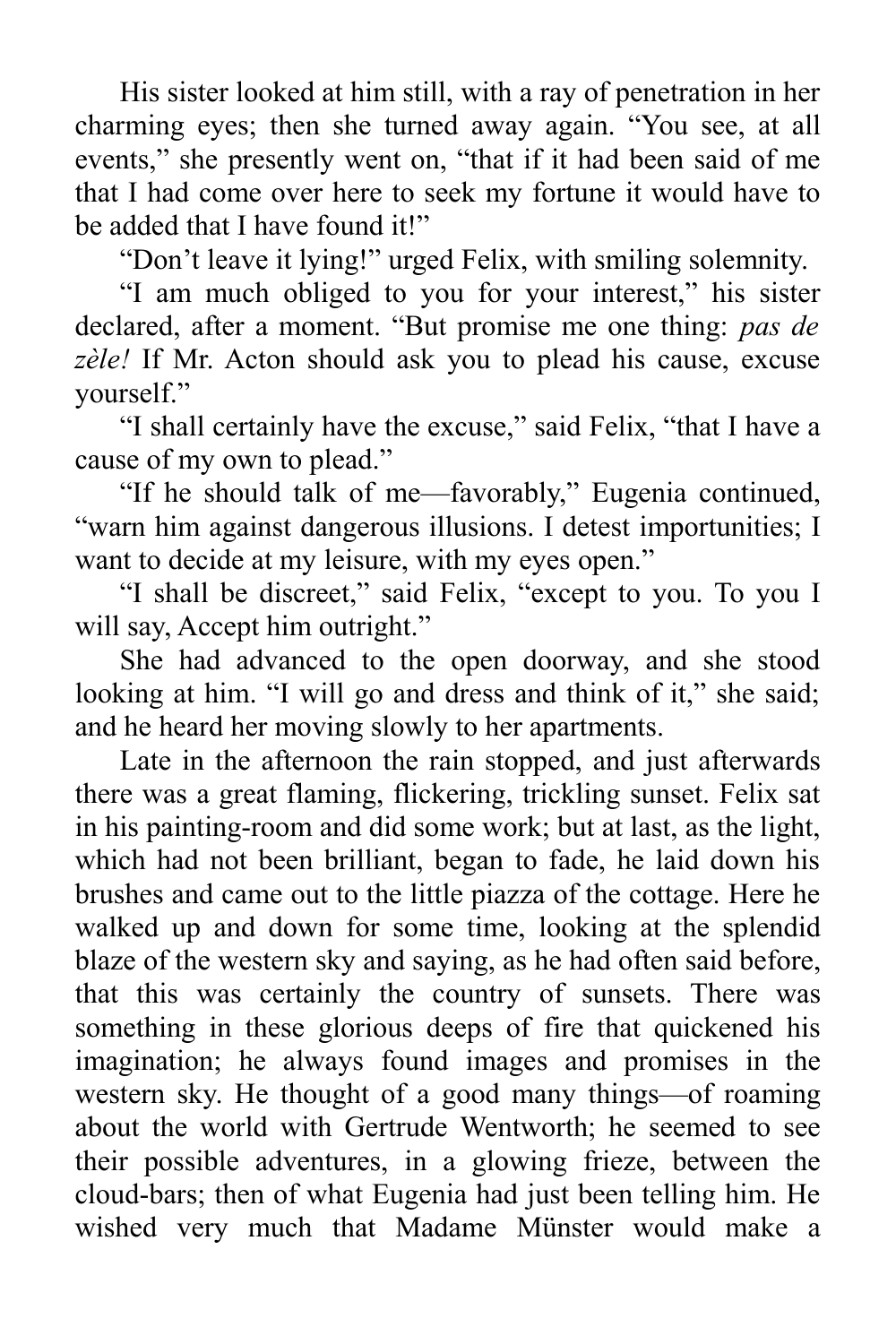His sister looked at him still, with a ray of penetration in her charming eyes; then she turned away again. “You see, at all events,” she presently went on, “that if it had been said of me that I had come over here to seek my fortune it would have to be added that I have found it!”

“Don’t leave it lying!” urged Felix, with smiling solemnity.

“I am much obliged to you for your interest,” his sister declared, after a moment. “But promise me one thing: *pas de zèle!* If Mr. Acton should ask you to plead his cause, excuse yourself.”

“I shall certainly have the excuse,” said Felix, “that I have a cause of my own to plead.”

“If he should talk of me—favorably,” Eugenia continued, “warn him against dangerous illusions. I detest importunities; I want to decide at my leisure, with my eyes open.”

“I shall be discreet,” said Felix, “except to you. To you I will say, Accept him outright.”

She had advanced to the open doorway, and she stood looking at him. “I will go and dress and think of it,” she said; and he heard her moving slowly to her apartments.

Late in the afternoon the rain stopped, and just afterwards there was a great flaming, flickering, trickling sunset. Felix sat in his painting-room and did some work; but at last, as the light, which had not been brilliant, began to fade, he laid down his brushes and came out to the little piazza of the cottage. Here he walked up and down for some time, looking at the splendid blaze of the western sky and saying, as he had often said before, that this was certainly the country of sunsets. There was something in these glorious deeps of fire that quickened his imagination; he always found images and promises in the western sky. He thought of a good many things—of roaming about the world with Gertrude Wentworth; he seemed to see their possible adventures, in a glowing frieze, between the cloud-bars; then of what Eugenia had just been telling him. He wished very much that Madame Münster would make a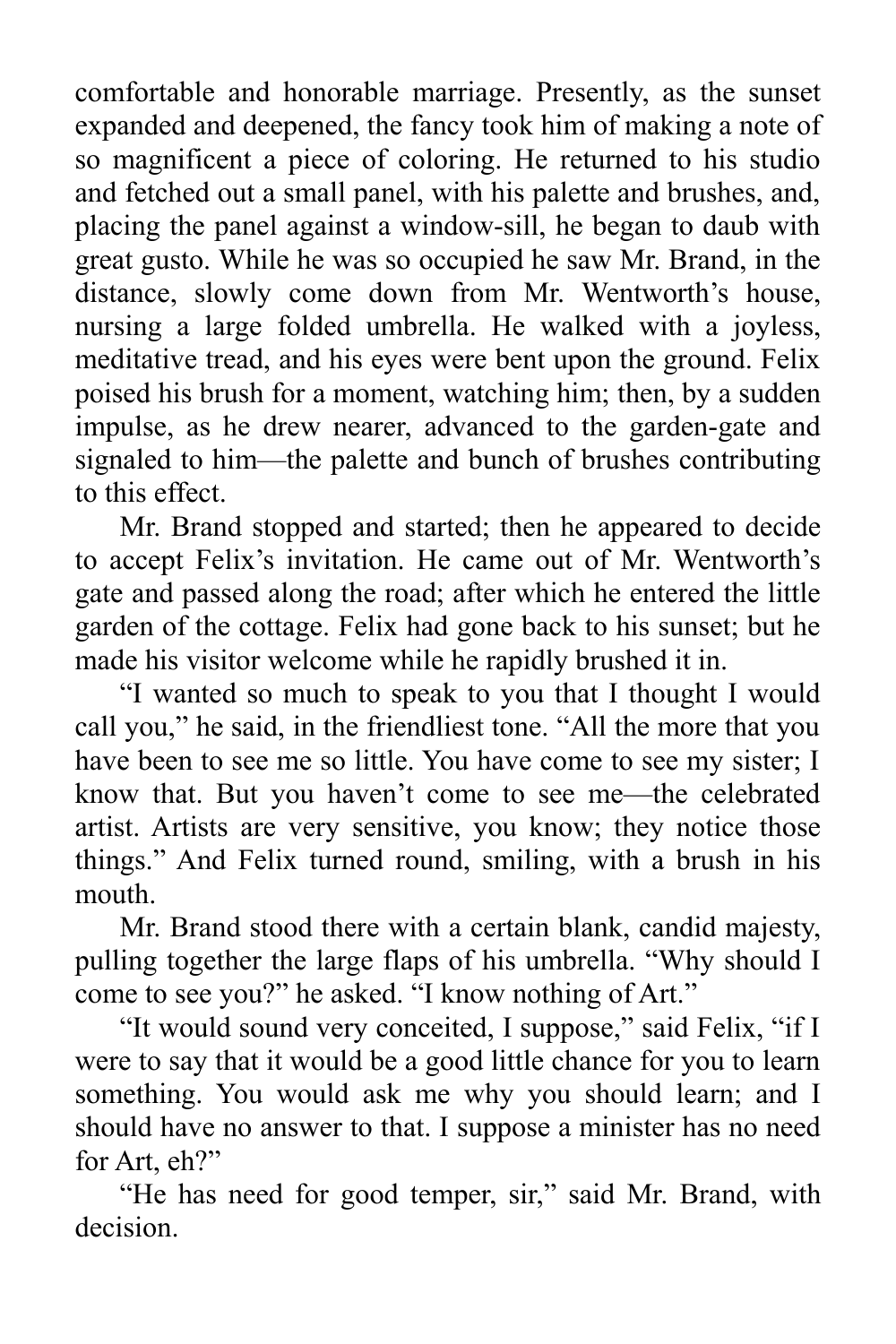comfortable and honorable marriage. Presently, as the sunset expanded and deepened, the fancy took him of making a note of so magnificent a piece of coloring. He returned to his studio and fetched out a small panel, with his palette and brushes, and, placing the panel against a window-sill, he began to daub with great gusto. While he was so occupied he saw Mr. Brand, in the distance, slowly come down from Mr. Wentworth's house, nursing a large folded umbrella. He walked with a joyless, meditative tread, and his eyes were bent upon the ground. Felix poised his brush for a moment, watching him; then, by a sudden impulse, as he drew nearer, advanced to the garden-gate and signaled to him—the palette and bunch of brushes contributing to this effect.

Mr. Brand stopped and started; then he appeared to decide to accept Felix's invitation. He came out of Mr. Wentworth's gate and passed along the road; after which he entered the little garden of the cottage. Felix had gone back to his sunset; but he made his visitor welcome while he rapidly brushed it in.

"I wanted so much to speak to you that I thought I would call you," he said, in the friendliest tone. "All the more that you have been to see me so little. You have come to see my sister; I know that. But you haven't come to see me—the celebrated artist. Artists are very sensitive, you know; they notice those things." And Felix turned round, smiling, with a brush in his mouth.

Mr. Brand stood there with a certain blank, candid majesty, pulling together the large flaps of his umbrella. "Why should I come to see you?" he asked. "I know nothing of Art."

"It would sound very conceited, I suppose," said Felix, "if I were to say that it would be a good little chance for you to learn something. You would ask me why you should learn; and I should have no answer to that. I suppose a minister has no need for Art, eh?"

"He has need for good temper, sir," said Mr. Brand, with decision.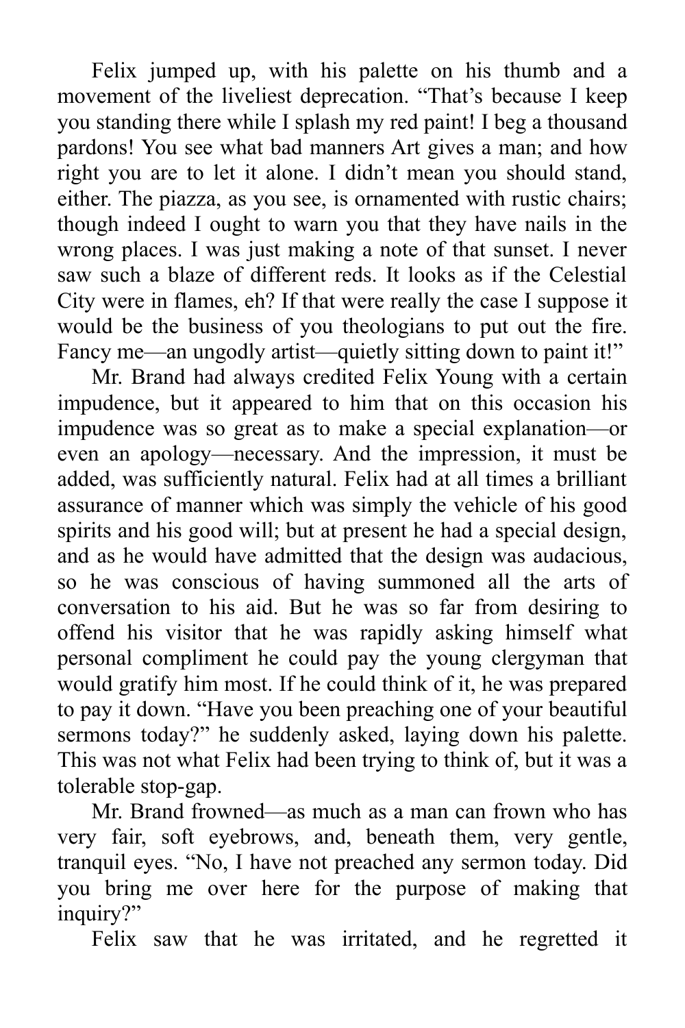Felix jumped up, with his palette on his thumb and a movement of the liveliest deprecation. "That's because I keep you standing there while I splash my red paint! I beg a thousand pardons! You see what bad manners Art gives a man; and how right you are to let it alone. I didn't mean you should stand, either. The piazza, as you see, is ornamented with rustic chairs; though indeed I ought to warn you that they have nails in the wrong places. I was just making a note of that sunset. I never saw such a blaze of different reds. It looks as if the Celestial City were in flames, eh? If that were really the case I suppose it would be the business of you theologians to put out the fire. Fancy me—an ungodly artist—quietly sitting down to paint it!"

Mr. Brand had always credited Felix Young with a certain impudence, but it appeared to him that on this occasion his impudence was so great as to make a special explanation—or even an apology—necessary. And the impression, it must be added, was sufficiently natural. Felix had at all times a brilliant assurance of manner which was simply the vehicle of his good spirits and his good will; but at present he had a special design, and as he would have admitted that the design was audacious, so he was conscious of having summoned all the arts of conversation to his aid. But he was so far from desiring to offend his visitor that he was rapidly asking himself what personal compliment he could pay the young clergyman that would gratify him most. If he could think of it, he was prepared to pay it down. "Have you been preaching one of your beautiful sermons today?" he suddenly asked, laying down his palette. This was not what Felix had been trying to think of, but it was a tolerable stop-gap.

Mr. Brand frowned—as much as a man can frown who has very fair, soft eyebrows, and, beneath them, very gentle, tranquil eyes. "No, I have not preached any sermon today. Did you bring me over here for the purpose of making that inquiry?"

Felix saw that he was irritated, and he regretted it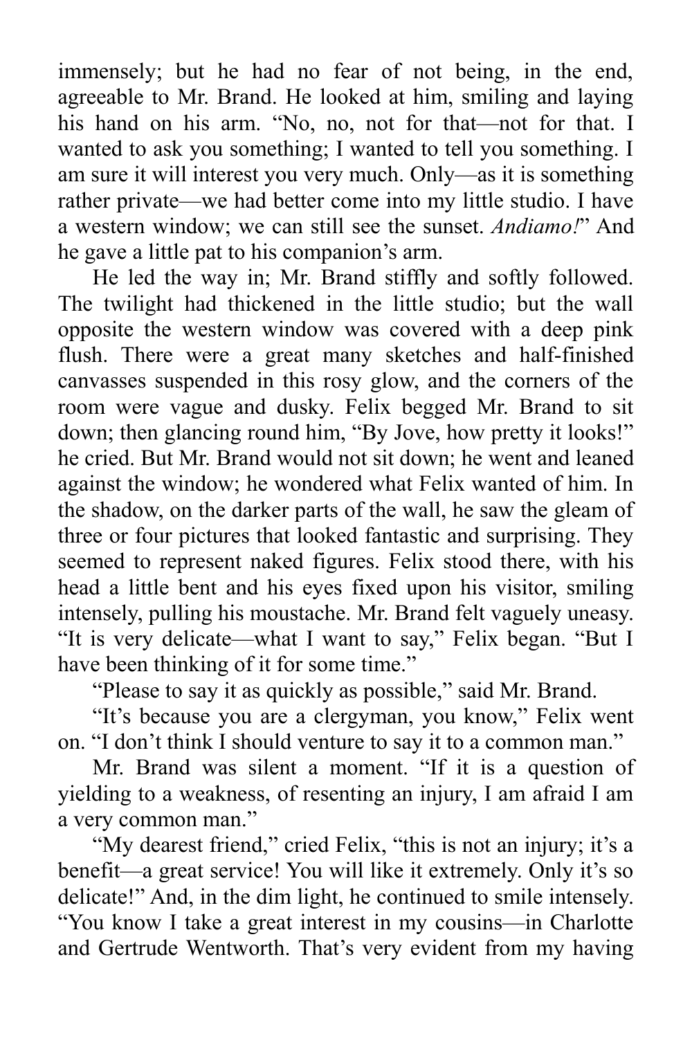immensely; but he had no fear of not being, in the end, agreeable to Mr. Brand. He looked at him, smiling and laying his hand on his arm. "No, no, not for that—not for that. I wanted to ask you something; I wanted to tell you something. I am sure it will interest you very much. Only—as it is something rather private—we had better come into my little studio. I have a western window; we can still see the sunset. *Andiamo!*" And he gave a little pat to his companion's arm.

He led the way in; Mr. Brand stiffly and softly followed. The twilight had thickened in the little studio; but the wall opposite the western window was covered with a deep pink flush. There were a great many sketches and half-finished canvasses suspended in this rosy glow, and the corners of the room were vague and dusky. Felix begged Mr. Brand to sit down; then glancing round him, "By Jove, how pretty it looks!" he cried. But Mr. Brand would not sit down; he went and leaned against the window; he wondered what Felix wanted of him. In the shadow, on the darker parts of the wall, he saw the gleam of three or four pictures that looked fantastic and surprising. They seemed to represent naked figures. Felix stood there, with his head a little bent and his eyes fixed upon his visitor, smiling intensely, pulling his moustache. Mr. Brand felt vaguely uneasy. "It is very delicate—what I want to say," Felix began. "But I have been thinking of it for some time."

"Please to say it as quickly as possible," said Mr. Brand.

"It's because you are a clergyman, you know," Felix went on. "I don't think I should venture to say it to a common man."

Mr. Brand was silent a moment. "If it is a question of yielding to a weakness, of resenting an injury, I am afraid I am a very common man."

"My dearest friend," cried Felix, "this is not an injury; it's a benefit—a great service! You will like it extremely. Only it's so delicate!" And, in the dim light, he continued to smile intensely. "You know I take a great interest in my cousins—in Charlotte and Gertrude Wentworth. That's very evident from my having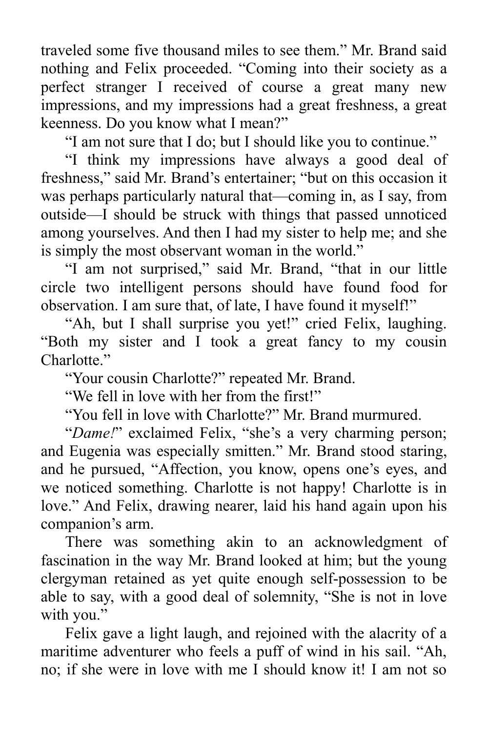traveled some five thousand miles to see them.” Mr. Brand said nothing and Felix proceeded. “Coming into their society as a perfect stranger I received of course a great many new impressions, and my impressions had a great freshness, a great keenness. Do you know what I mean?”

“I am not sure that I do; but I should like you to continue.”

“I think my impressions have always a good deal of freshness,” said Mr. Brand’s entertainer; “but on this occasion it was perhaps particularly natural that—coming in, as I say, from outside—I should be struck with things that passed unnoticed among yourselves. And then I had my sister to help me; and she is simply the most observant woman in the world.”

“I am not surprised,” said Mr. Brand, “that in our little circle two intelligent persons should have found food for observation. I am sure that, of late, I have found it myself!”

“Ah, but I shall surprise you yet!” cried Felix, laughing. “Both my sister and I took a great fancy to my cousin Charlotte.”

“Your cousin Charlotte?” repeated Mr. Brand.

“We fell in love with her from the first!”

“You fell in love with Charlotte?” Mr. Brand murmured.

“*Dame!*” exclaimed Felix, “she’s a very charming person; and Eugenia was especially smitten.” Mr. Brand stood staring, and he pursued, “Affection, you know, opens one’s eyes, and we noticed something. Charlotte is not happy! Charlotte is in love.” And Felix, drawing nearer, laid his hand again upon his companion’s arm.

There was something akin to an acknowledgment of fascination in the way Mr. Brand looked at him; but the young clergyman retained as yet quite enough self-possession to be able to say, with a good deal of solemnity, “She is not in love with you.”

Felix gave a light laugh, and rejoined with the alacrity of a maritime adventurer who feels a puff of wind in his sail. “Ah, no; if she were in love with me I should know it! I am not so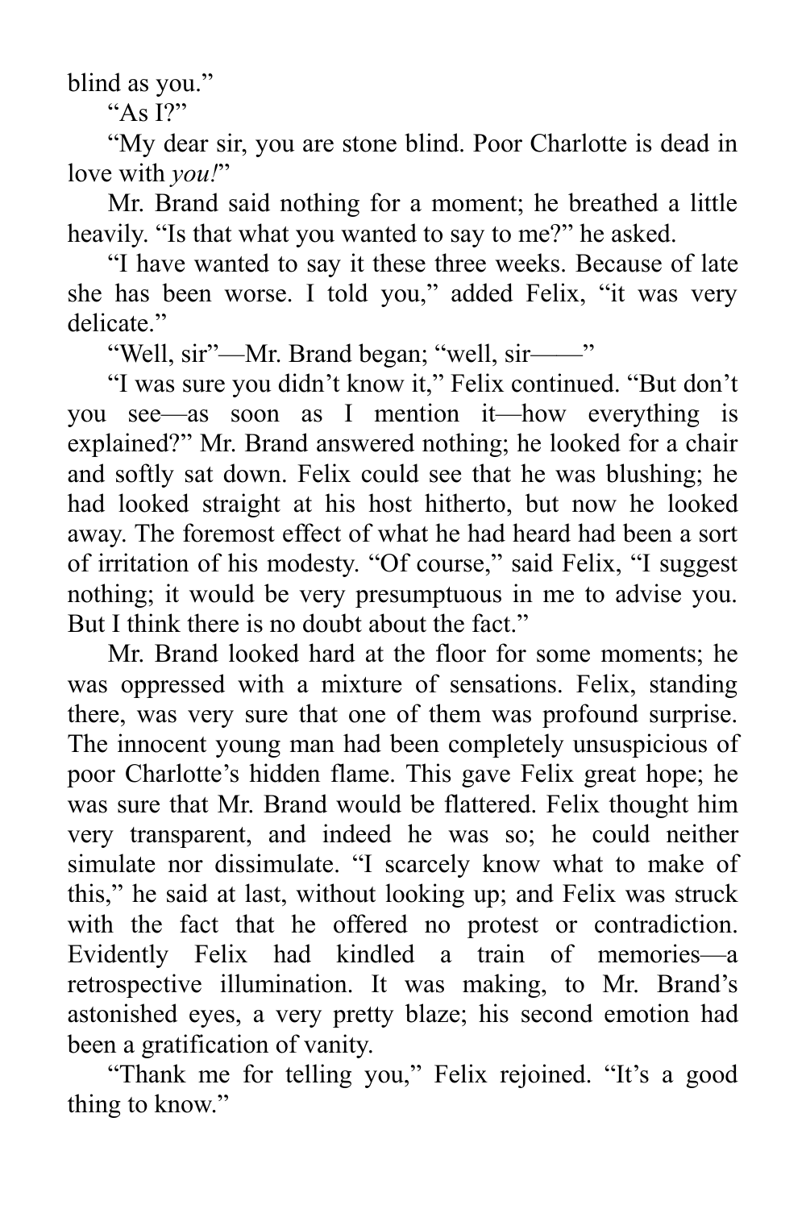blind as you."

"As I?"

"My dear sir, you are stone blind. Poor Charlotte is dead in love with *you!*"

Mr. Brand said nothing for a moment; he breathed a little heavily. "Is that what you wanted to say to me?" he asked.

"I have wanted to say it these three weeks. Because of late she has been worse. I told you," added Felix, "it was very delicate."

"Well, sir"—Mr. Brand began; "well, sir——"

"I was sure you didn't know it," Felix continued. "But don't you see—as soon as I mention it—how everything is explained?" Mr. Brand answered nothing; he looked for a chair and softly sat down. Felix could see that he was blushing; he had looked straight at his host hitherto, but now he looked away. The foremost effect of what he had heard had been a sort of irritation of his modesty. "Of course," said Felix, "I suggest nothing; it would be very presumptuous in me to advise you. But I think there is no doubt about the fact."

Mr. Brand looked hard at the floor for some moments; he was oppressed with a mixture of sensations. Felix, standing there, was very sure that one of them was profound surprise. The innocent young man had been completely unsuspicious of poor Charlotte's hidden flame. This gave Felix great hope; he was sure that Mr. Brand would be flattered. Felix thought him very transparent, and indeed he was so; he could neither simulate nor dissimulate. "I scarcely know what to make of this," he said at last, without looking up; and Felix was struck with the fact that he offered no protest or contradiction. Evidently Felix had kindled a train of memories—a retrospective illumination. It was making, to Mr. Brand's astonished eyes, a very pretty blaze; his second emotion had been a gratification of vanity.

"Thank me for telling you," Felix rejoined. "It's a good thing to know."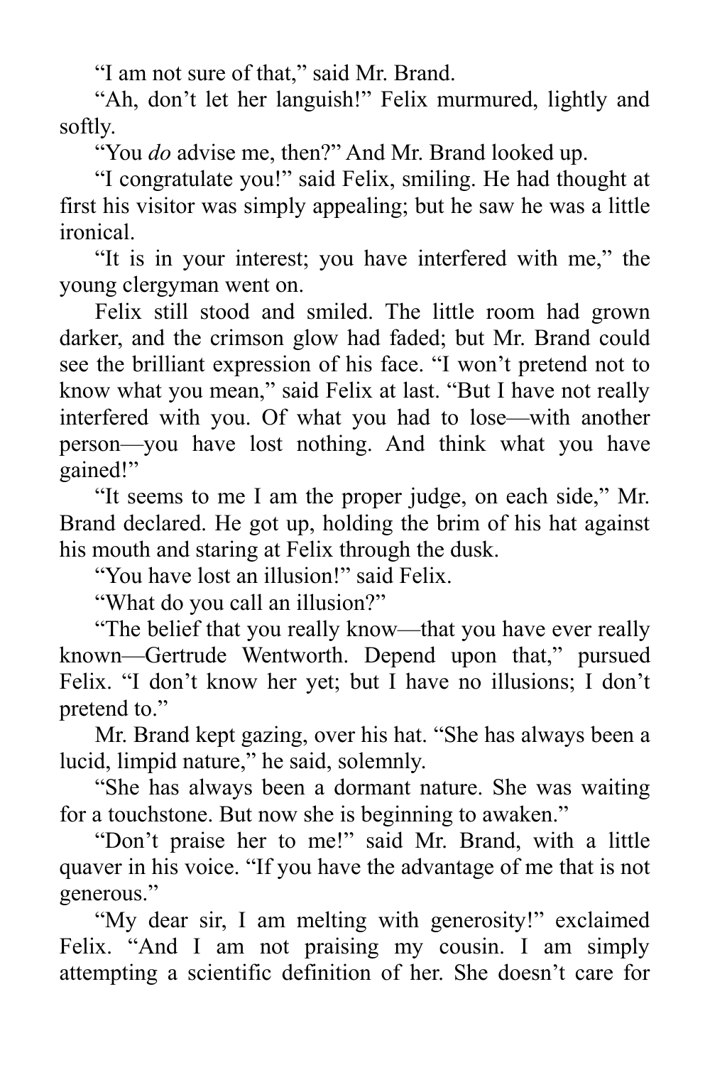"I am not sure of that," said Mr. Brand.

"Ah, don't let her languish!" Felix murmured, lightly and softly.

"You *do* advise me, then?" And Mr. Brand looked up.

"I congratulate you!" said Felix, smiling. He had thought at first his visitor was simply appealing; but he saw he was a little ironical.

"It is in your interest; you have interfered with me," the young clergyman went on.

Felix still stood and smiled. The little room had grown darker, and the crimson glow had faded; but Mr. Brand could see the brilliant expression of his face. "I won't pretend not to know what you mean," said Felix at last. "But I have not really interfered with you. Of what you had to lose—with another person—you have lost nothing. And think what you have gained!"

"It seems to me I am the proper judge, on each side," Mr. Brand declared. He got up, holding the brim of his hat against his mouth and staring at Felix through the dusk.

"You have lost an illusion!" said Felix.

"What do you call an illusion?"

"The belief that you really know—that you have ever really known—Gertrude Wentworth. Depend upon that," pursued Felix. "I don't know her yet; but I have no illusions; I don't pretend to."

Mr. Brand kept gazing, over his hat. "She has always been a lucid, limpid nature," he said, solemnly.

"She has always been a dormant nature. She was waiting for a touchstone. But now she is beginning to awaken."

"Don't praise her to me!" said Mr. Brand, with a little quaver in his voice. "If you have the advantage of me that is not generous."

"My dear sir, I am melting with generosity!" exclaimed Felix. "And I am not praising my cousin. I am simply attempting a scientific definition of her. She doesn't care for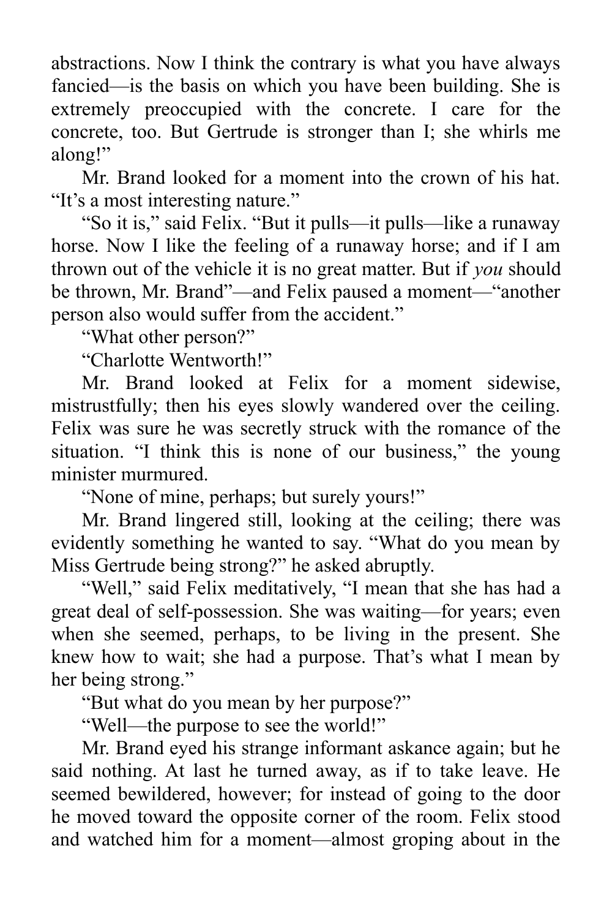abstractions. Now I think the contrary is what you have always fancied—is the basis on which you have been building. She is extremely preoccupied with the concrete. I care for the concrete, too. But Gertrude is stronger than I; she whirls me along!"

Mr. Brand looked for a moment into the crown of his hat. "It's a most interesting nature."

"So it is," said Felix. "But it pulls—it pulls—like a runaway horse. Now I like the feeling of a runaway horse; and if I am thrown out of the vehicle it is no great matter. But if *you* should be thrown, Mr. Brand"—and Felix paused a moment—"another person also would suffer from the accident."

"What other person?"

"Charlotte Wentworth!"

Mr. Brand looked at Felix for a moment sidewise, mistrustfully; then his eyes slowly wandered over the ceiling. Felix was sure he was secretly struck with the romance of the situation. "I think this is none of our business," the young minister murmured.

"None of mine, perhaps; but surely yours!"

Mr. Brand lingered still, looking at the ceiling; there was evidently something he wanted to say. "What do you mean by Miss Gertrude being strong?" he asked abruptly.

"Well," said Felix meditatively, "I mean that she has had a great deal of self-possession. She was waiting—for years; even when she seemed, perhaps, to be living in the present. She knew how to wait; she had a purpose. That's what I mean by her being strong."

"But what do you mean by her purpose?"

"Well—the purpose to see the world!"

Mr. Brand eyed his strange informant askance again; but he said nothing. At last he turned away, as if to take leave. He seemed bewildered, however; for instead of going to the door he moved toward the opposite corner of the room. Felix stood and watched him for a moment—almost groping about in the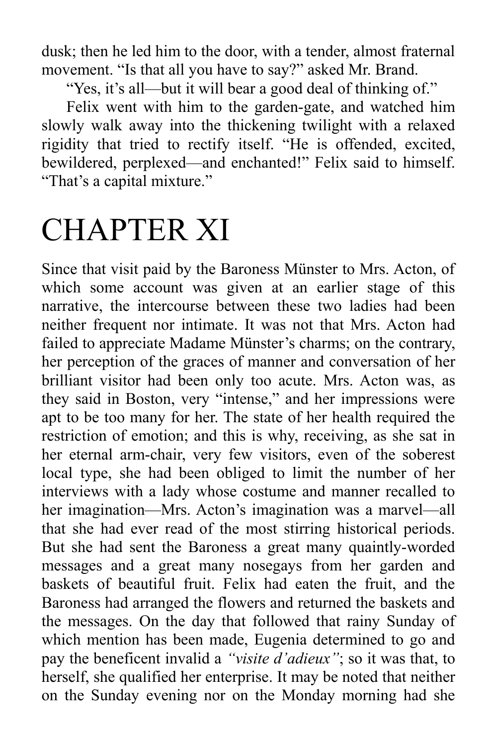dusk; then he led him to the door, with a tender, almost fraternal movement. "Is that all you have to say?" asked Mr. Brand.

"Yes, it's all—but it will bear a good deal of thinking of."

Felix went with him to the garden-gate, and watched him slowly walk away into the thickening twilight with a relaxed rigidity that tried to rectify itself. "He is offended, excited, bewildered, perplexed—and enchanted!" Felix said to himself. "That's a capital mixture."

# CHAPTER XI

Since that visit paid by the Baroness Münster to Mrs. Acton, of which some account was given at an earlier stage of this narrative, the intercourse between these two ladies had been neither frequent nor intimate. It was not that Mrs. Acton had failed to appreciate Madame Münster's charms; on the contrary, her perception of the graces of manner and conversation of her brilliant visitor had been only too acute. Mrs. Acton was, as they said in Boston, very "intense," and her impressions were apt to be too many for her. The state of her health required the restriction of emotion; and this is why, receiving, as she sat in her eternal arm-chair, very few visitors, even of the soberest local type, she had been obliged to limit the number of her interviews with a lady whose costume and manner recalled to her imagination—Mrs. Acton's imagination was a marvel—all that she had ever read of the most stirring historical periods. But she had sent the Baroness a great many quaintly-worded messages and a great many nosegays from her garden and baskets of beautiful fruit. Felix had eaten the fruit, and the Baroness had arranged the flowers and returned the baskets and the messages. On the day that followed that rainy Sunday of which mention has been made, Eugenia determined to go and pay the beneficent invalid a *"visite d'adieux"*; so it was that, to herself, she qualified her enterprise. It may be noted that neither on the Sunday evening nor on the Monday morning had she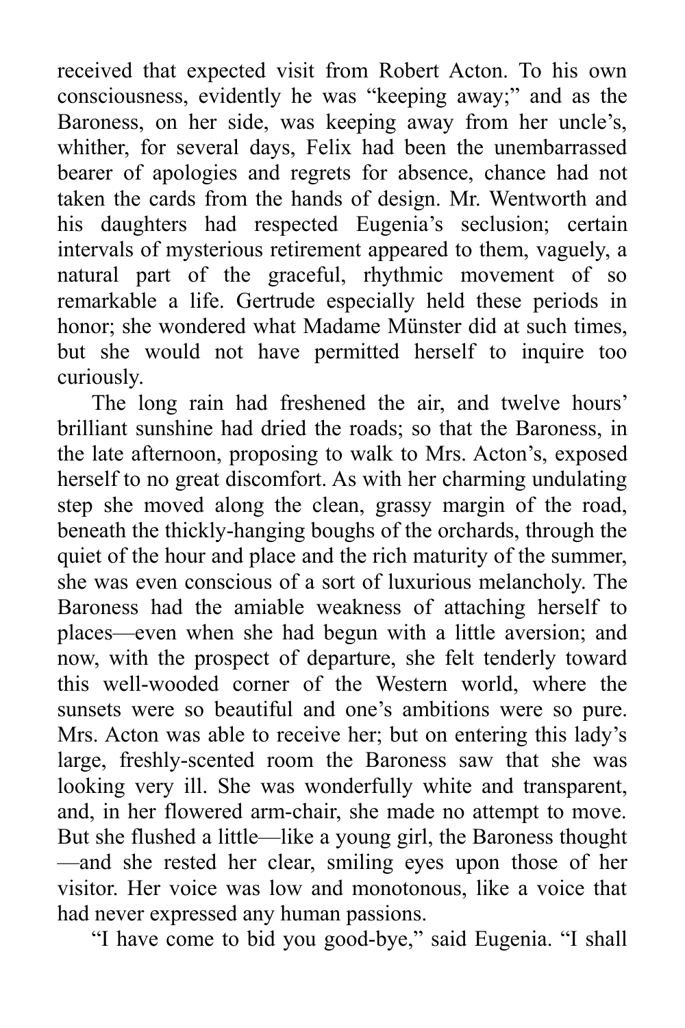received that expected visit from Robert Acton. To his own consciousness, evidently he was "keeping away;" and as the Baroness, on her side, was keeping away from her uncle's, whither, for several days, Felix had been the unembarrassed bearer of apologies and regrets for absence, chance had not taken the cards from the hands of design. Mr. Wentworth and his daughters had respected Eugenia's seclusion; certain intervals of mysterious retirement appeared to them, vaguely, a natural part of the graceful, rhythmic movement of so remarkable a life. Gertrude especially held these periods in honor; she wondered what Madame Münster did at such times, but she would not have permitted herself to inquire too curiously.

The long rain had freshened the air, and twelve hours' brilliant sunshine had dried the roads; so that the Baroness, in the late afternoon, proposing to walk to Mrs. Acton's, exposed herself to no great discomfort. As with her charming undulating step she moved along the clean, grassy margin of the road, beneath the thickly-hanging boughs of the orchards, through the quiet of the hour and place and the rich maturity of the summer, she was even conscious of a sort of luxurious melancholy. The Baroness had the amiable weakness of attaching herself to places—even when she had begun with a little aversion; and now, with the prospect of departure, she felt tenderly toward this well-wooded corner of the Western world, where the sunsets were so beautiful and one's ambitions were so pure. Mrs. Acton was able to receive her; but on entering this lady's large, freshly-scented room the Baroness saw that she was looking very ill. She was wonderfully white and transparent, and, in her flowered arm-chair, she made no attempt to move. But she flushed a little—like a young girl, the Baroness thought—and she rested her clear, smiling eyes upon those of her visitor. Her voice was low and monotonous, like a voice that had never expressed any human passions.

"I have come to bid you good-bye," said Eugenia. "I shall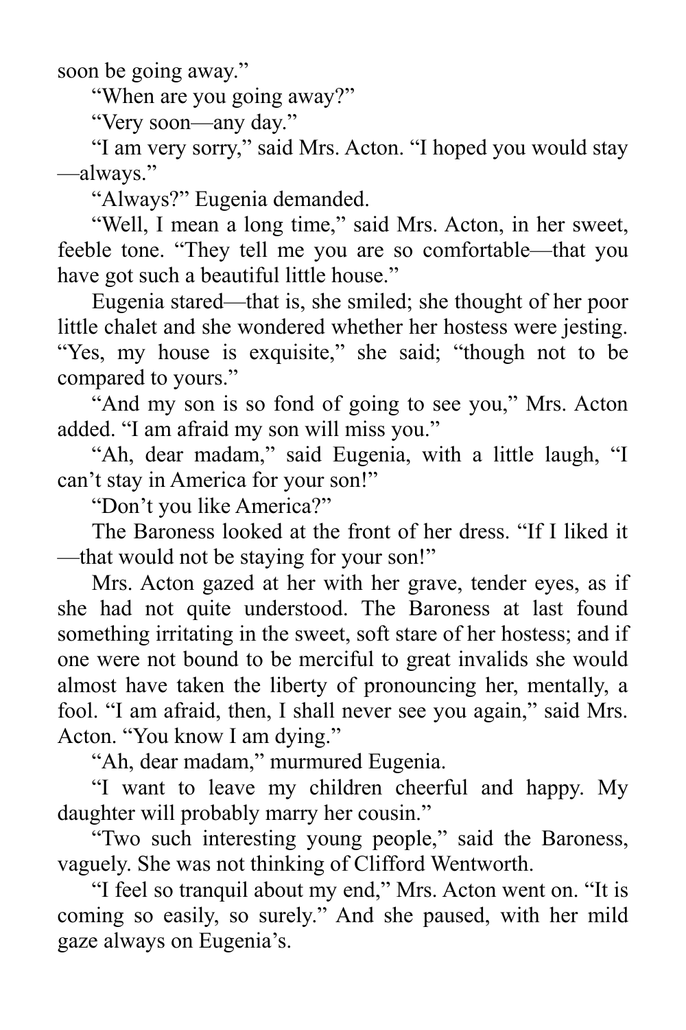soon be going away."

"When are you going away?"

"Very soon—any day."

"I am very sorry," said Mrs. Acton. "I hoped you would stay—always."

"Always?" Eugenia demanded.

"Well, I mean a long time," said Mrs. Acton, in her sweet, feeble tone. "They tell me you are so comfortable—that you have got such a beautiful little house."

Eugenia stared—that is, she smiled; she thought of her poor little chalet and she wondered whether her hostess were jesting. "Yes, my house is exquisite," she said; "though not to be compared to yours."

"And my son is so fond of going to see you," Mrs. Acton added. "I am afraid my son will miss you."

"Ah, dear madam," said Eugenia, with a little laugh, "I can't stay in America for your son!"

"Don't you like America?"

The Baroness looked at the front of her dress. "If I liked it—that would not be staying for your son!"

Mrs. Acton gazed at her with her grave, tender eyes, as if she had not quite understood. The Baroness at last found something irritating in the sweet, soft stare of her hostess; and if one were not bound to be merciful to great invalids she would almost have taken the liberty of pronouncing her, mentally, a fool. "I am afraid, then, I shall never see you again," said Mrs. Acton. "You know I am dying."

"Ah, dear madam," murmured Eugenia.

"I want to leave my children cheerful and happy. My daughter will probably marry her cousin."

"Two such interesting young people," said the Baroness, vaguely. She was not thinking of Clifford Wentworth.

"I feel so tranquil about my end," Mrs. Acton went on. "It is coming so easily, so surely." And she paused, with her mild gaze always on Eugenia's.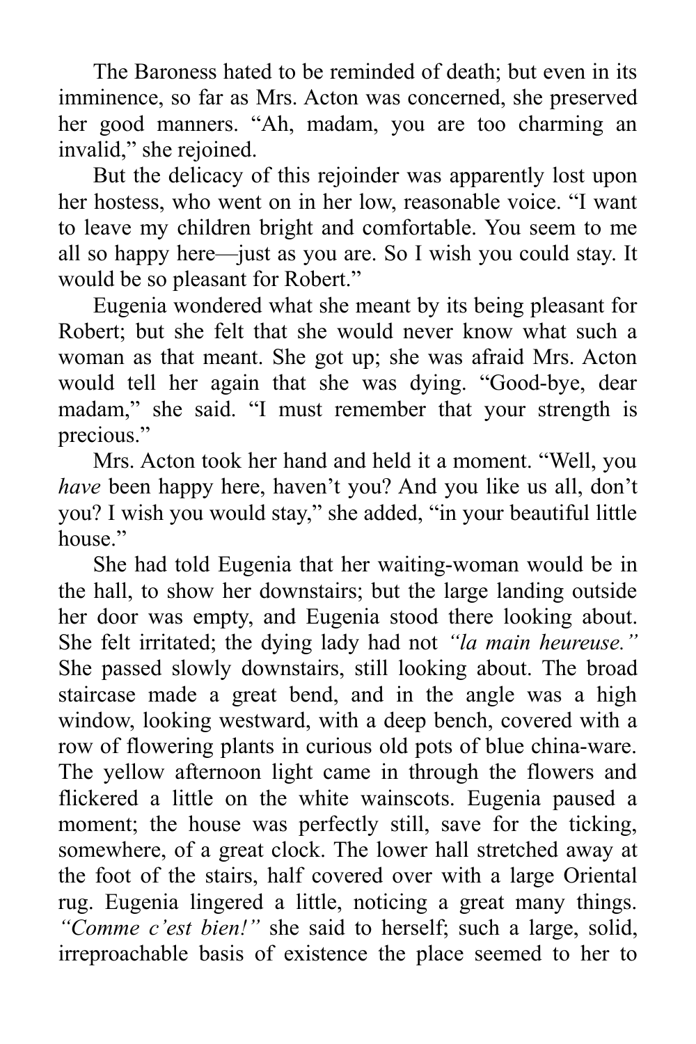The Baroness hated to be reminded of death; but even in its imminence, so far as Mrs. Acton was concerned, she preserved her good manners. “Ah, madam, you are too charming an invalid,” she rejoined.

But the delicacy of this rejoinder was apparently lost upon her hostess, who went on in her low, reasonable voice. “I want to leave my children bright and comfortable. You seem to me all so happy here—just as you are. So I wish you could stay. It would be so pleasant for Robert.”

Eugenia wondered what she meant by its being pleasant for Robert; but she felt that she would never know what such a woman as that meant. She got up; she was afraid Mrs. Acton would tell her again that she was dying. “Good-bye, dear madam,” she said. “I must remember that your strength is precious.”

Mrs. Acton took her hand and held it a moment. “Well, you *have* been happy here, haven’t you? And you like us all, don’t you? I wish you would stay,” she added, “in your beautiful little house.”

She had told Eugenia that her waiting-woman would be in the hall, to show her downstairs; but the large landing outside her door was empty, and Eugenia stood there looking about. She felt irritated; the dying lady had not *“la main heureuse.”* She passed slowly downstairs, still looking about. The broad staircase made a great bend, and in the angle was a high window, looking westward, with a deep bench, covered with a row of flowering plants in curious old pots of blue china-ware. The yellow afternoon light came in through the flowers and flickered a little on the white wainscots. Eugenia paused a moment; the house was perfectly still, save for the ticking, somewhere, of a great clock. The lower hall stretched away at the foot of the stairs, half covered over with a large Oriental rug. Eugenia lingered a little, noticing a great many things. *“Comme c’est bien!”* she said to herself; such a large, solid, irreproachable basis of existence the place seemed to her to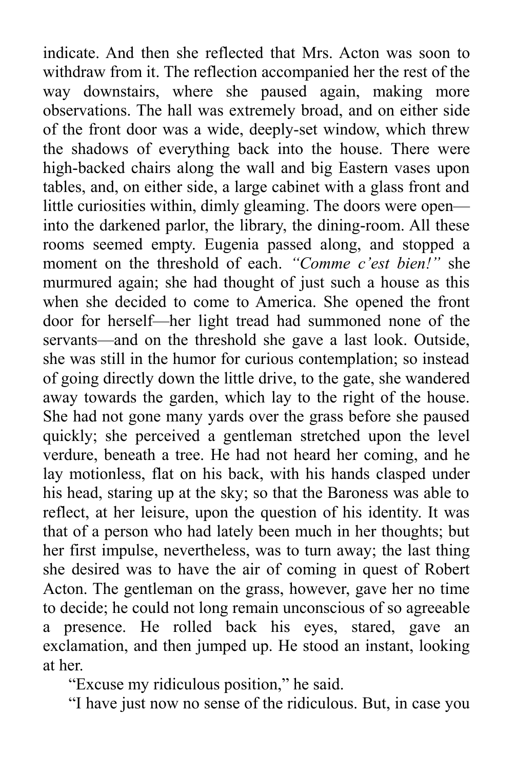indicate. And then she reflected that Mrs. Acton was soon to withdraw from it. The reflection accompanied her the rest of the way downstairs, where she paused again, making more observations. The hall was extremely broad, and on either side of the front door was a wide, deeply-set window, which threw the shadows of everything back into the house. There were high-backed chairs along the wall and big Eastern vases upon tables, and, on either side, a large cabinet with a glass front and little curiosities within, dimly gleaming. The doors were open—into the darkened parlor, the library, the dining-room. All these rooms seemed empty. Eugenia passed along, and stopped a moment on the threshold of each. *"Comme c'est bien!"* she murmured again; she had thought of just such a house as this when she decided to come to America. She opened the front door for herself—her light tread had summoned none of the servants—and on the threshold she gave a last look. Outside, she was still in the humor for curious contemplation; so instead of going directly down the little drive, to the gate, she wandered away towards the garden, which lay to the right of the house. She had not gone many yards over the grass before she paused quickly; she perceived a gentleman stretched upon the level verdure, beneath a tree. He had not heard her coming, and he lay motionless, flat on his back, with his hands clasped under his head, staring up at the sky; so that the Baroness was able to reflect, at her leisure, upon the question of his identity. It was that of a person who had lately been much in her thoughts; but her first impulse, nevertheless, was to turn away; the last thing she desired was to have the air of coming in quest of Robert Acton. The gentleman on the grass, however, gave her no time to decide; he could not long remain unconscious of so agreeable a presence. He rolled back his eyes, stared, gave an exclamation, and then jumped up. He stood an instant, looking at her.

"Excuse my ridiculous position," he said.

"I have just now no sense of the ridiculous. But, in case you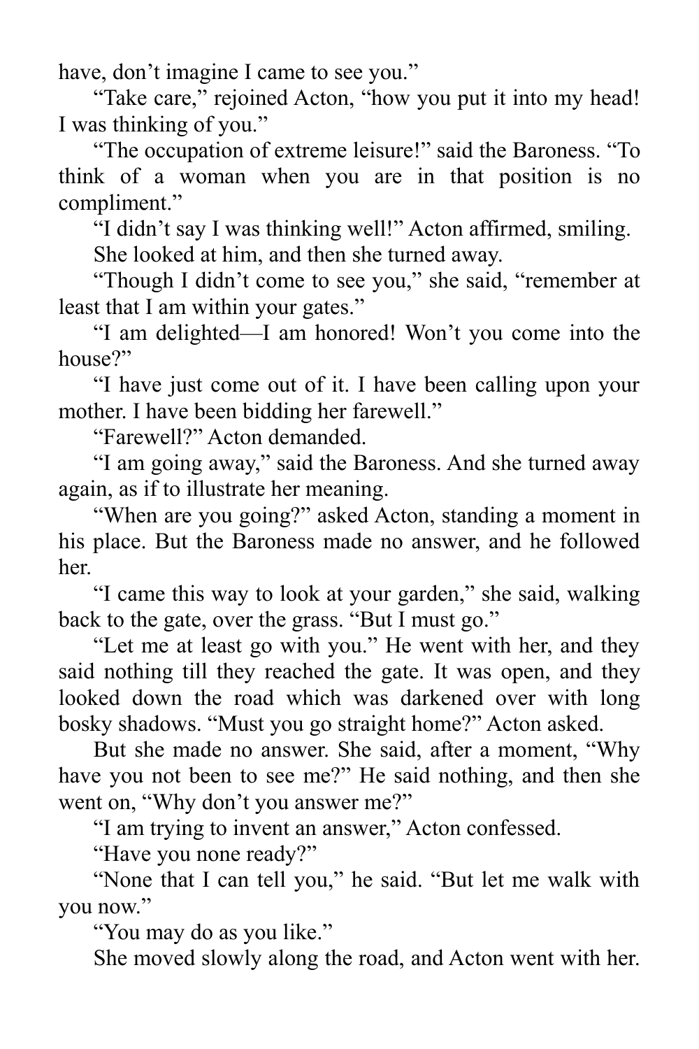have, don't imagine I came to see you."

"Take care," rejoined Acton, "how you put it into my head! I was thinking of you."

"The occupation of extreme leisure!" said the Baroness. "To think of a woman when you are in that position is no compliment."

"I didn't say I was thinking well!" Acton affirmed, smiling.

She looked at him, and then she turned away.

"Though I didn't come to see you," she said, "remember at least that I am within your gates."

"I am delighted—I am honored! Won't you come into the house?"

"I have just come out of it. I have been calling upon your mother. I have been bidding her farewell."

"Farewell?" Acton demanded.

"I am going away," said the Baroness. And she turned away again, as if to illustrate her meaning.

"When are you going?" asked Acton, standing a moment in his place. But the Baroness made no answer, and he followed her.

"I came this way to look at your garden," she said, walking back to the gate, over the grass. "But I must go."

"Let me at least go with you." He went with her, and they said nothing till they reached the gate. It was open, and they looked down the road which was darkened over with long bosky shadows. "Must you go straight home?" Acton asked.

But she made no answer. She said, after a moment, "Why have you not been to see me?" He said nothing, and then she went on, "Why don't you answer me?"

"I am trying to invent an answer," Acton confessed.

"Have you none ready?"

"None that I can tell you," he said. "But let me walk with you now."

"You may do as you like."

She moved slowly along the road, and Acton went with her.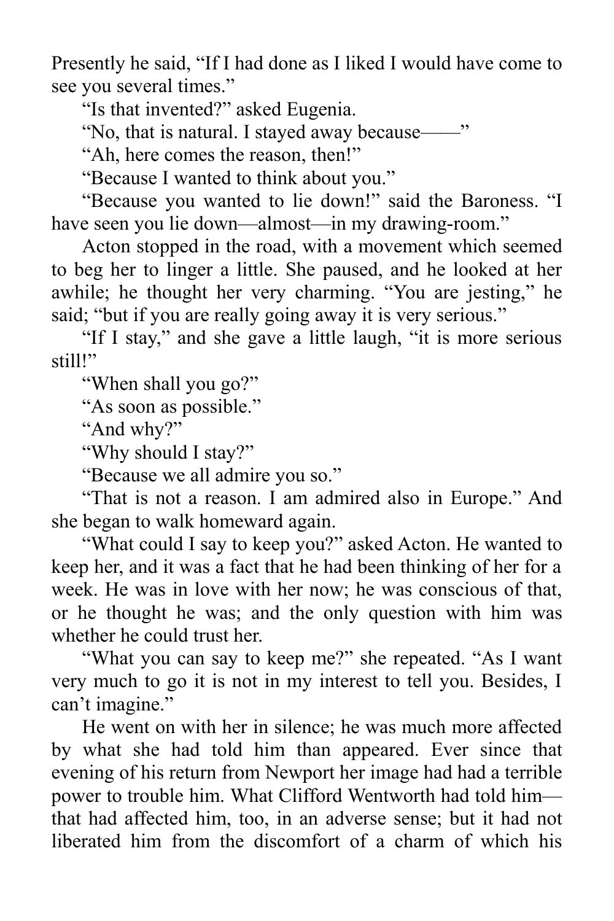Presently he said, "If I had done as I liked I would have come to see you several times."

"Is that invented?" asked Eugenia.

"No, that is natural. I stayed away because——"

"Ah, here comes the reason, then!"

"Because I wanted to think about you."

"Because you wanted to lie down!" said the Baroness. "I have seen you lie down—almost—in my drawing-room."

Acton stopped in the road, with a movement which seemed to beg her to linger a little. She paused, and he looked at her awhile; he thought her very charming. "You are jesting," he said; "but if you are really going away it is very serious."

"If I stay," and she gave a little laugh, "it is more serious still!"

"When shall you go?"

"As soon as possible."

"And why?"

"Why should I stay?"

"Because we all admire you so."

"That is not a reason. I am admired also in Europe." And she began to walk homeward again.

"What could I say to keep you?" asked Acton. He wanted to keep her, and it was a fact that he had been thinking of her for a week. He was in love with her now; he was conscious of that, or he thought he was; and the only question with him was whether he could trust her.

"What you can say to keep me?" she repeated. "As I want very much to go it is not in my interest to tell you. Besides, I can't imagine."

He went on with her in silence; he was much more affected by what she had told him than appeared. Ever since that evening of his return from Newport her image had had a terrible power to trouble him. What Clifford Wentworth had told him—that had affected him, too, in an adverse sense; but it had not liberated him from the discomfort of a charm of which his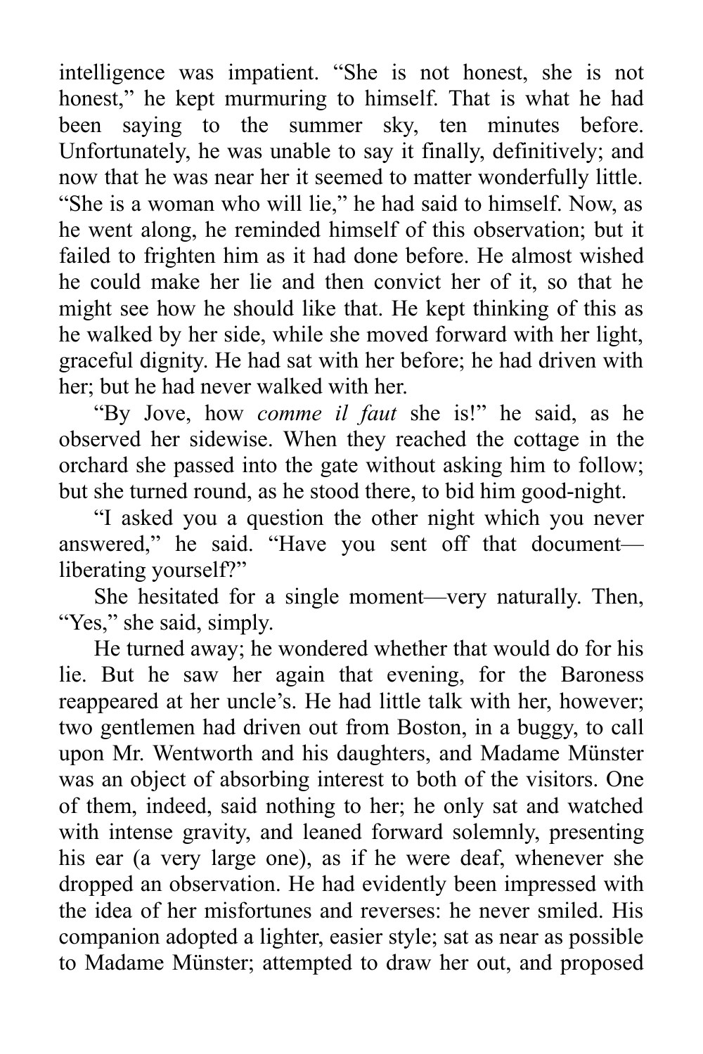intelligence was impatient. “She is not honest, she is not honest,” he kept murmuring to himself. That is what he had been saying to the summer sky, ten minutes before. Unfortunately, he was unable to say it finally, definitively; and now that he was near her it seemed to matter wonderfully little. “She is a woman who will lie,” he had said to himself. Now, as he went along, he reminded himself of this observation; but it failed to frighten him as it had done before. He almost wished he could make her lie and then convict her of it, so that he might see how he should like that. He kept thinking of this as he walked by her side, while she moved forward with her light, graceful dignity. He had sat with her before; he had driven with her; but he had never walked with her.

“By Jove, how *comme il faut* she is!” he said, as he observed her sidewise. When they reached the cottage in the orchard she passed into the gate without asking him to follow; but she turned round, as he stood there, to bid him good-night.

“I asked you a question the other night which you never answered,” he said. “Have you sent off that document—liberating yourself?”

She hesitated for a single moment—very naturally. Then, “Yes,” she said, simply.

He turned away; he wondered whether that would do for his lie. But he saw her again that evening, for the Baroness reappeared at her uncle’s. He had little talk with her, however; two gentlemen had driven out from Boston, in a buggy, to call upon Mr. Wentworth and his daughters, and Madame Münster was an object of absorbing interest to both of the visitors. One of them, indeed, said nothing to her; he only sat and watched with intense gravity, and leaned forward solemnly, presenting his ear (a very large one), as if he were deaf, whenever she dropped an observation. He had evidently been impressed with the idea of her misfortunes and reverses: he never smiled. His companion adopted a lighter, easier style; sat as near as possible to Madame Münster; attempted to draw her out, and proposed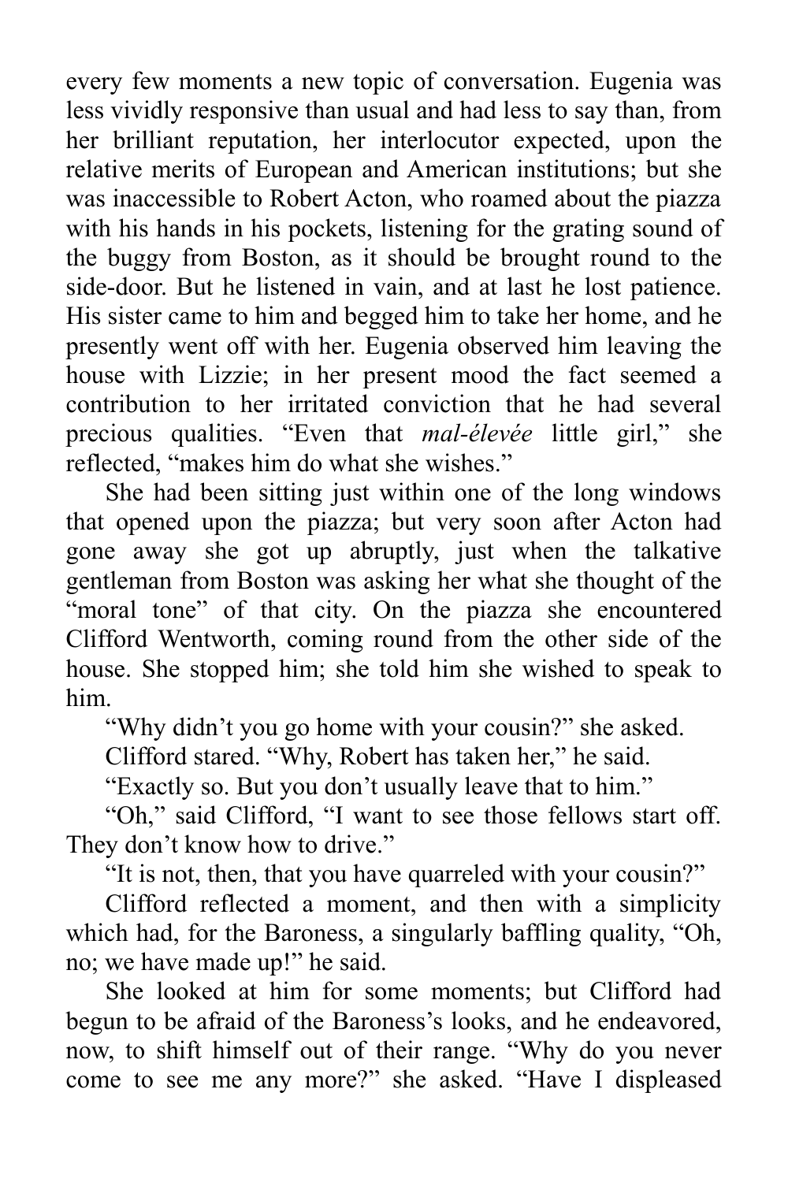every few moments a new topic of conversation. Eugenia was less vividly responsive than usual and had less to say than, from her brilliant reputation, her interlocutor expected, upon the relative merits of European and American institutions; but she was inaccessible to Robert Acton, who roamed about the piazza with his hands in his pockets, listening for the grating sound of the buggy from Boston, as it should be brought round to the side-door. But he listened in vain, and at last he lost patience. His sister came to him and begged him to take her home, and he presently went off with her. Eugenia observed him leaving the house with Lizzie; in her present mood the fact seemed a contribution to her irritated conviction that he had several precious qualities. "Even that *mal-élevée* little girl," she reflected, "makes him do what she wishes."

She had been sitting just within one of the long windows that opened upon the piazza; but very soon after Acton had gone away she got up abruptly, just when the talkative gentleman from Boston was asking her what she thought of the "moral tone" of that city. On the piazza she encountered Clifford Wentworth, coming round from the other side of the house. She stopped him; she told him she wished to speak to him.

"Why didn't you go home with your cousin?" she asked.

Clifford stared. "Why, Robert has taken her," he said.

"Exactly so. But you don't usually leave that to him."

"Oh," said Clifford, "I want to see those fellows start off. They don't know how to drive."

"It is not, then, that you have quarreled with your cousin?"

Clifford reflected a moment, and then with a simplicity which had, for the Baroness, a singularly baffling quality, "Oh, no; we have made up!" he said.

She looked at him for some moments; but Clifford had begun to be afraid of the Baroness's looks, and he endeavored, now, to shift himself out of their range. "Why do you never come to see me any more?" she asked. "Have I displeased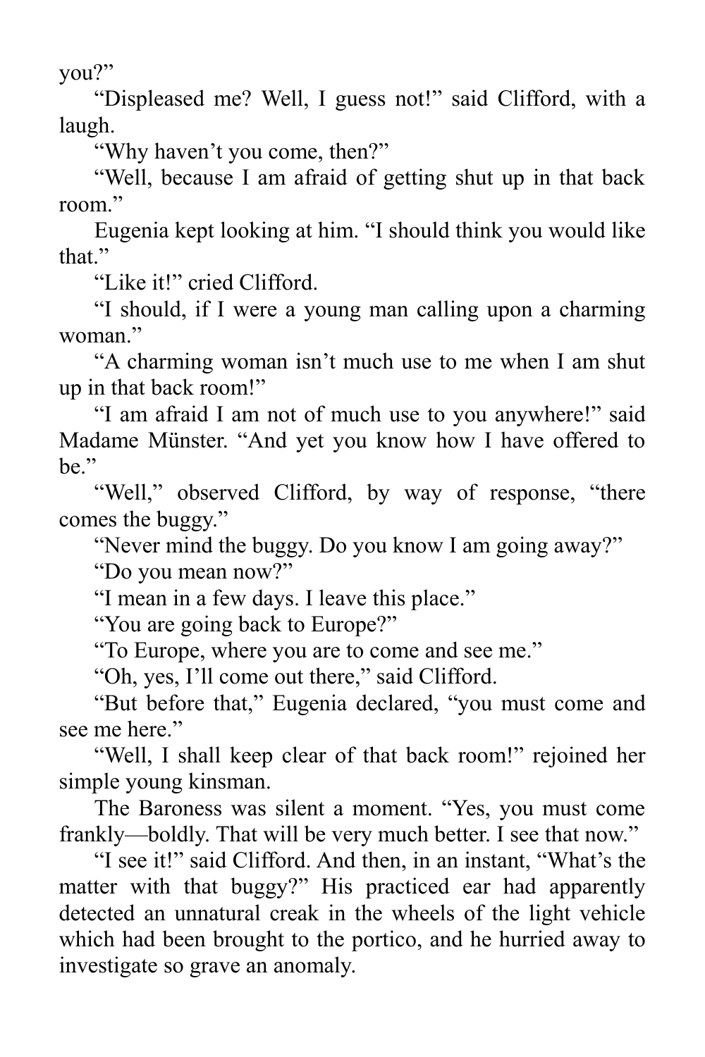you?"

"Displeased me? Well, I guess not!" said Clifford, with a laugh.

"Why haven't you come, then?"

"Well, because I am afraid of getting shut up in that back room."

Eugenia kept looking at him. "I should think you would like that."

"Like it!" cried Clifford.

"I should, if I were a young man calling upon a charming woman."

"A charming woman isn't much use to me when I am shut up in that back room!"

"I am afraid I am not of much use to you anywhere!" said Madame Münster. "And yet you know how I have offered to be."

"Well," observed Clifford, by way of response, "there comes the buggy."

"Never mind the buggy. Do you know I am going away?"

"Do you mean now?"

"I mean in a few days. I leave this place."

"You are going back to Europe?"

"To Europe, where you are to come and see me."

"Oh, yes, I'll come out there," said Clifford.

"But before that," Eugenia declared, "you must come and see me here."

"Well, I shall keep clear of that back room!" rejoined her simple young kinsman.

The Baroness was silent a moment. "Yes, you must come frankly—boldly. That will be very much better. I see that now."

"I see it!" said Clifford. And then, in an instant, "What's the matter with that buggy?" His practiced ear had apparently detected an unnatural creak in the wheels of the light vehicle which had been brought to the portico, and he hurried away to investigate so grave an anomaly.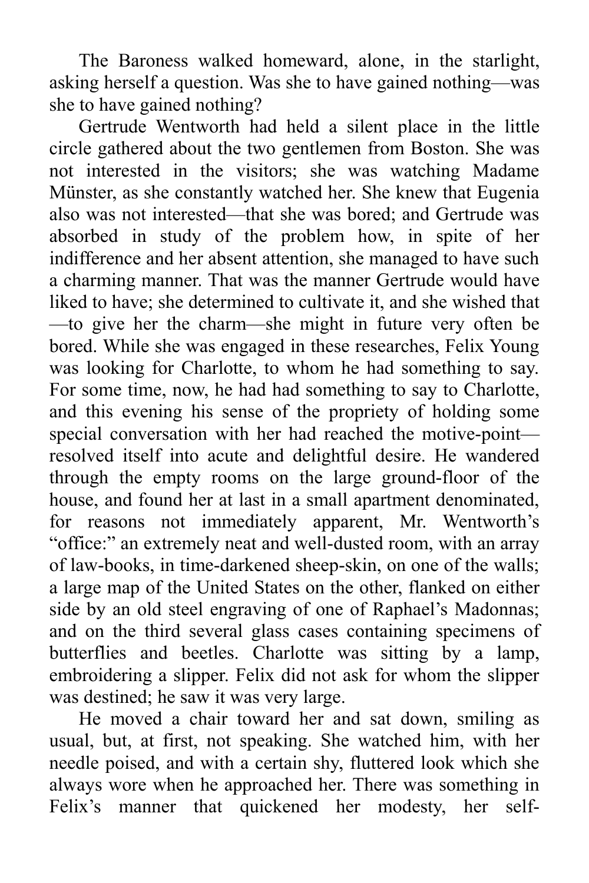The Baroness walked homeward, alone, in the starlight, asking herself a question. Was she to have gained nothing—was she to have gained nothing?

Gertrude Wentworth had held a silent place in the little circle gathered about the two gentlemen from Boston. She was not interested in the visitors; she was watching Madame Münster, as she constantly watched her. She knew that Eugenia also was not interested—that she was bored; and Gertrude was absorbed in study of the problem how, in spite of her indifference and her absent attention, she managed to have such a charming manner. That was the manner Gertrude would have liked to have; she determined to cultivate it, and she wished that—to give her the charm—she might in future very often be bored. While she was engaged in these researches, Felix Young was looking for Charlotte, to whom he had something to say. For some time, now, he had had something to say to Charlotte, and this evening his sense of the propriety of holding some special conversation with her had reached the motive-point—resolved itself into acute and delightful desire. He wandered through the empty rooms on the large ground-floor of the house, and found her at last in a small apartment denominated, for reasons not immediately apparent, Mr. Wentworth's "office:" an extremely neat and well-dusted room, with an array of law-books, in time-darkened sheep-skin, on one of the walls; a large map of the United States on the other, flanked on either side by an old steel engraving of one of Raphael's Madonnas; and on the third several glass cases containing specimens of butterflies and beetles. Charlotte was sitting by a lamp, embroidering a slipper. Felix did not ask for whom the slipper was destined; he saw it was very large.

He moved a chair toward her and sat down, smiling as usual, but, at first, not speaking. She watched him, with her needle poised, and with a certain shy, fluttered look which she always wore when he approached her. There was something in Felix's manner that quickened her modesty, her self-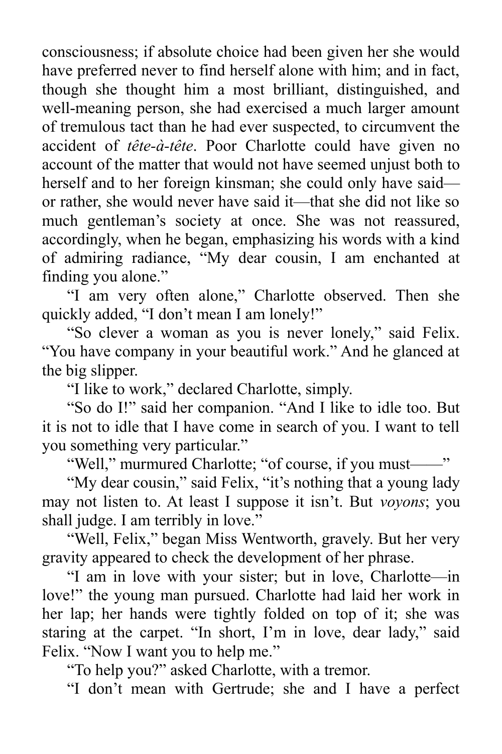consciousness; if absolute choice had been given her she would have preferred never to find herself alone with him; and in fact, though she thought him a most brilliant, distinguished, and well-meaning person, she had exercised a much larger amount of tremulous tact than he had ever suspected, to circumvent the accident of *tête-à-tête*. Poor Charlotte could have given no account of the matter that would not have seemed unjust both to herself and to her foreign kinsman; she could only have said—or rather, she would never have said it—that she did not like so much gentleman's society at once. She was not reassured, accordingly, when he began, emphasizing his words with a kind of admiring radiance, "My dear cousin, I am enchanted at finding you alone."

"I am very often alone," Charlotte observed. Then she quickly added, "I don't mean I am lonely!"

"So clever a woman as you is never lonely," said Felix. "You have company in your beautiful work." And he glanced at the big slipper.

"I like to work," declared Charlotte, simply.

"So do I!" said her companion. "And I like to idle too. But it is not to idle that I have come in search of you. I want to tell you something very particular."

"Well," murmured Charlotte; "of course, if you must——"

"My dear cousin," said Felix, "it's nothing that a young lady may not listen to. At least I suppose it isn't. But *voyons*; you shall judge. I am terribly in love."

"Well, Felix," began Miss Wentworth, gravely. But her very gravity appeared to check the development of her phrase.

"I am in love with your sister; but in love, Charlotte—in love!" the young man pursued. Charlotte had laid her work in her lap; her hands were tightly folded on top of it; she was staring at the carpet. "In short, I'm in love, dear lady," said Felix. "Now I want you to help me."

"To help you?" asked Charlotte, with a tremor.

"I don't mean with Gertrude; she and I have a perfect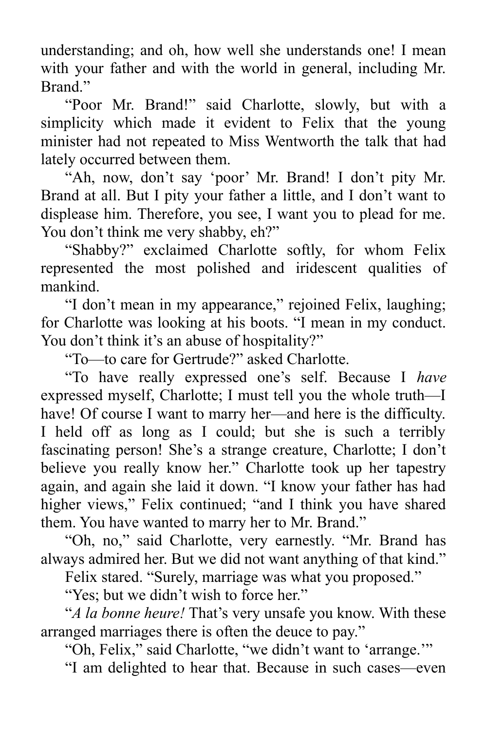understanding; and oh, how well she understands one! I mean with your father and with the world in general, including Mr. Brand."

"Poor Mr. Brand!" said Charlotte, slowly, but with a simplicity which made it evident to Felix that the young minister had not repeated to Miss Wentworth the talk that had lately occurred between them.

"Ah, now, don't say 'poor' Mr. Brand! I don't pity Mr. Brand at all. But I pity your father a little, and I don't want to displease him. Therefore, you see, I want you to plead for me. You don't think me very shabby, eh?"

"Shabby?" exclaimed Charlotte softly, for whom Felix represented the most polished and iridescent qualities of mankind.

"I don't mean in my appearance," rejoined Felix, laughing; for Charlotte was looking at his boots. "I mean in my conduct. You don't think it's an abuse of hospitality?"

"To—to care for Gertrude?" asked Charlotte.

"To have really expressed one's self. Because I *have* expressed myself, Charlotte; I must tell you the whole truth—I have! Of course I want to marry her—and here is the difficulty. I held off as long as I could; but she is such a terribly fascinating person! She's a strange creature, Charlotte; I don't believe you really know her." Charlotte took up her tapestry again, and again she laid it down. "I know your father has had higher views," Felix continued; "and I think you have shared them. You have wanted to marry her to Mr. Brand."

"Oh, no," said Charlotte, very earnestly. "Mr. Brand has always admired her. But we did not want anything of that kind."

Felix stared. "Surely, marriage was what you proposed."

"Yes; but we didn't wish to force her."

"*A la bonne heure!* That's very unsafe you know. With these arranged marriages there is often the deuce to pay."

"Oh, Felix," said Charlotte, "we didn't want to 'arrange.'"

"I am delighted to hear that. Because in such cases—even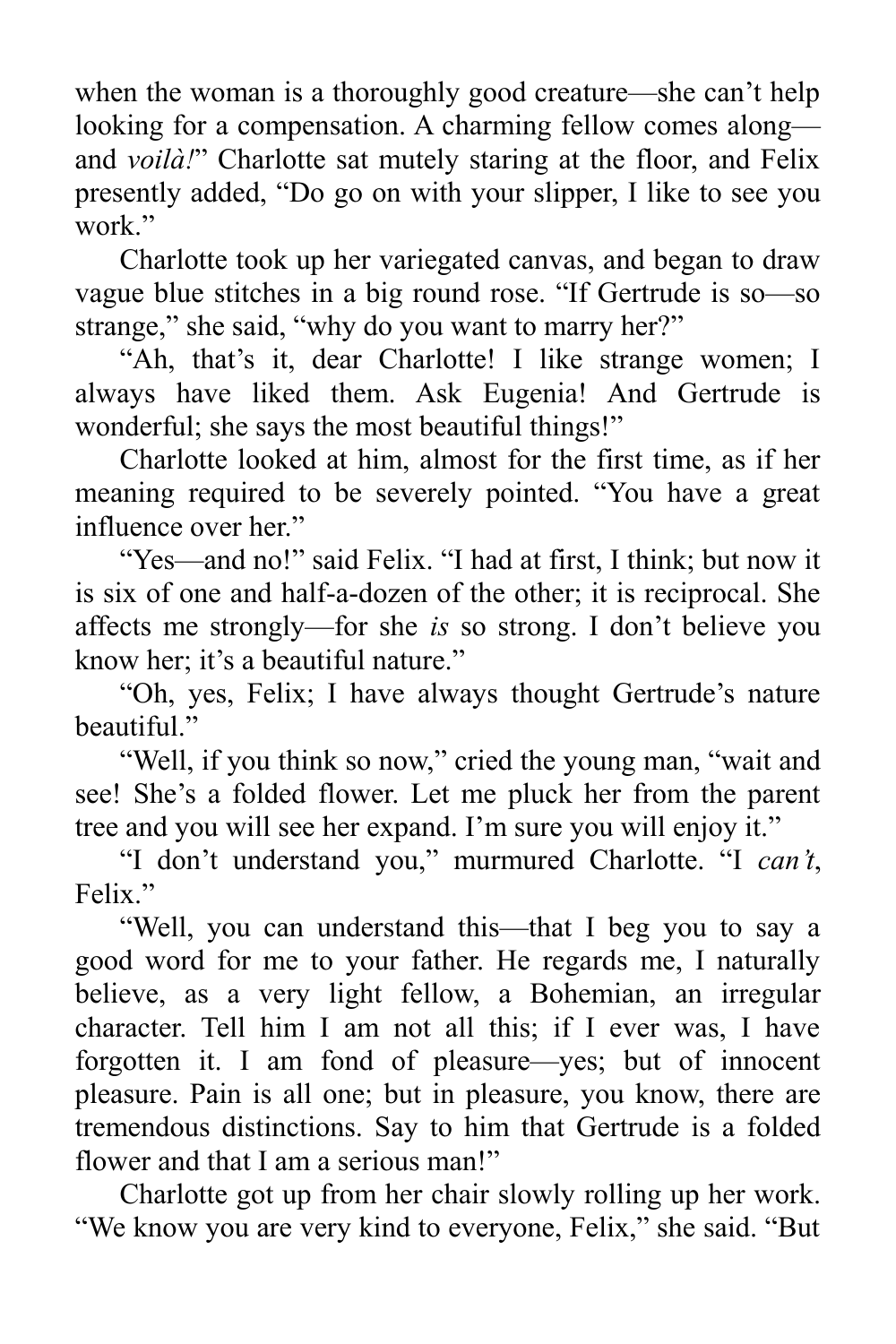when the woman is a thoroughly good creature—she can't help looking for a compensation. A charming fellow comes along—and *voilà!*" Charlotte sat mutely staring at the floor, and Felix presently added, "Do go on with your slipper, I like to see you work."

Charlotte took up her variegated canvas, and began to draw vague blue stitches in a big round rose. "If Gertrude is so—so strange," she said, "why do you want to marry her?"

"Ah, that's it, dear Charlotte! I like strange women; I always have liked them. Ask Eugenia! And Gertrude is wonderful; she says the most beautiful things!"

Charlotte looked at him, almost for the first time, as if her meaning required to be severely pointed. "You have a great influence over her."

"Yes—and no!" said Felix. "I had at first, I think; but now it is six of one and half-a-dozen of the other; it is reciprocal. She affects me strongly—for she *is* so strong. I don't believe you know her; it's a beautiful nature."

"Oh, yes, Felix; I have always thought Gertrude's nature beautiful."

"Well, if you think so now," cried the young man, "wait and see! She's a folded flower. Let me pluck her from the parent tree and you will see her expand. I'm sure you will enjoy it."

"I don't understand you," murmured Charlotte. "I *can't*, Felix."

"Well, you can understand this—that I beg you to say a good word for me to your father. He regards me, I naturally believe, as a very light fellow, a Bohemian, an irregular character. Tell him I am not all this; if I ever was, I have forgotten it. I am fond of pleasure—yes; but of innocent pleasure. Pain is all one; but in pleasure, you know, there are tremendous distinctions. Say to him that Gertrude is a folded flower and that I am a serious man!"

Charlotte got up from her chair slowly rolling up her work. "We know you are very kind to everyone, Felix," she said. "But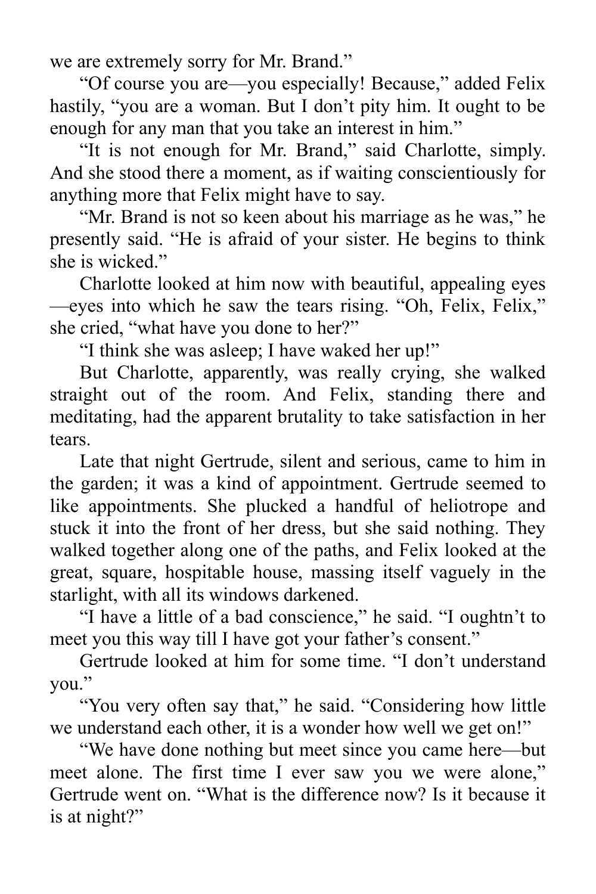we are extremely sorry for Mr. Brand."

"Of course you are—you especially! Because," added Felix hastily, "you are a woman. But I don't pity him. It ought to be enough for any man that you take an interest in him."

"It is not enough for Mr. Brand," said Charlotte, simply. And she stood there a moment, as if waiting conscientiously for anything more that Felix might have to say.

"Mr. Brand is not so keen about his marriage as he was," he presently said. "He is afraid of your sister. He begins to think she is wicked."

Charlotte looked at him now with beautiful, appealing eyes—eyes into which he saw the tears rising. "Oh, Felix, Felix," she cried, "what have you done to her?"

"I think she was asleep; I have waked her up!"

But Charlotte, apparently, was really crying, she walked straight out of the room. And Felix, standing there and meditating, had the apparent brutality to take satisfaction in her tears.

Late that night Gertrude, silent and serious, came to him in the garden; it was a kind of appointment. Gertrude seemed to like appointments. She plucked a handful of heliotrope and stuck it into the front of her dress, but she said nothing. They walked together along one of the paths, and Felix looked at the great, square, hospitable house, massing itself vaguely in the starlight, with all its windows darkened.

"I have a little of a bad conscience," he said. "I oughtn't to meet you this way till I have got your father's consent."

Gertrude looked at him for some time. "I don't understand you."

"You very often say that," he said. "Considering how little we understand each other, it is a wonder how well we get on!"

"We have done nothing but meet since you came here—but meet alone. The first time I ever saw you we were alone," Gertrude went on. "What is the difference now? Is it because it is at night?"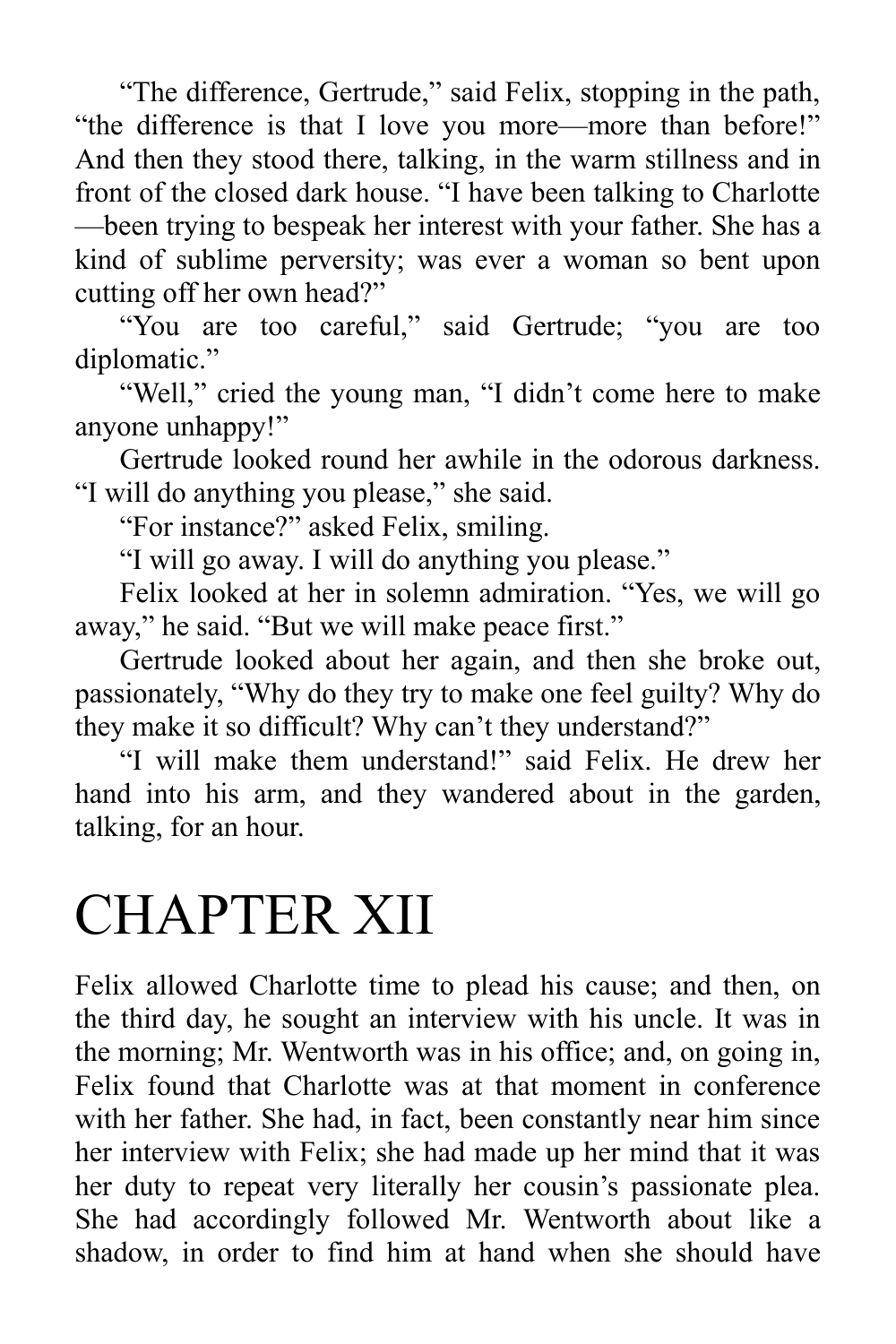"The difference, Gertrude," said Felix, stopping in the path, "the difference is that I love you more—more than before!" And then they stood there, talking, in the warm stillness and in front of the closed dark house. "I have been talking to Charlotte—been trying to bespeak her interest with your father. She has a kind of sublime perversity; was ever a woman so bent upon cutting off her own head?"

"You are too careful," said Gertrude; "you are too diplomatic."

"Well," cried the young man, "I didn't come here to make anyone unhappy!"

Gertrude looked round her awhile in the odorous darkness. "I will do anything you please," she said.

"For instance?" asked Felix, smiling.

"I will go away. I will do anything you please."

Felix looked at her in solemn admiration. "Yes, we will go away," he said. "But we will make peace first."

Gertrude looked about her again, and then she broke out, passionately, "Why do they try to make one feel guilty? Why do they make it so difficult? Why can't they understand?"

"I will make them understand!" said Felix. He drew her hand into his arm, and they wandered about in the garden, talking, for an hour.

# CHAPTER XII

Felix allowed Charlotte time to plead his cause; and then, on the third day, he sought an interview with his uncle. It was in the morning; Mr. Wentworth was in his office; and, on going in, Felix found that Charlotte was at that moment in conference with her father. She had, in fact, been constantly near him since her interview with Felix; she had made up her mind that it was her duty to repeat very literally her cousin's passionate plea. She had accordingly followed Mr. Wentworth about like a shadow, in order to find him at hand when she should have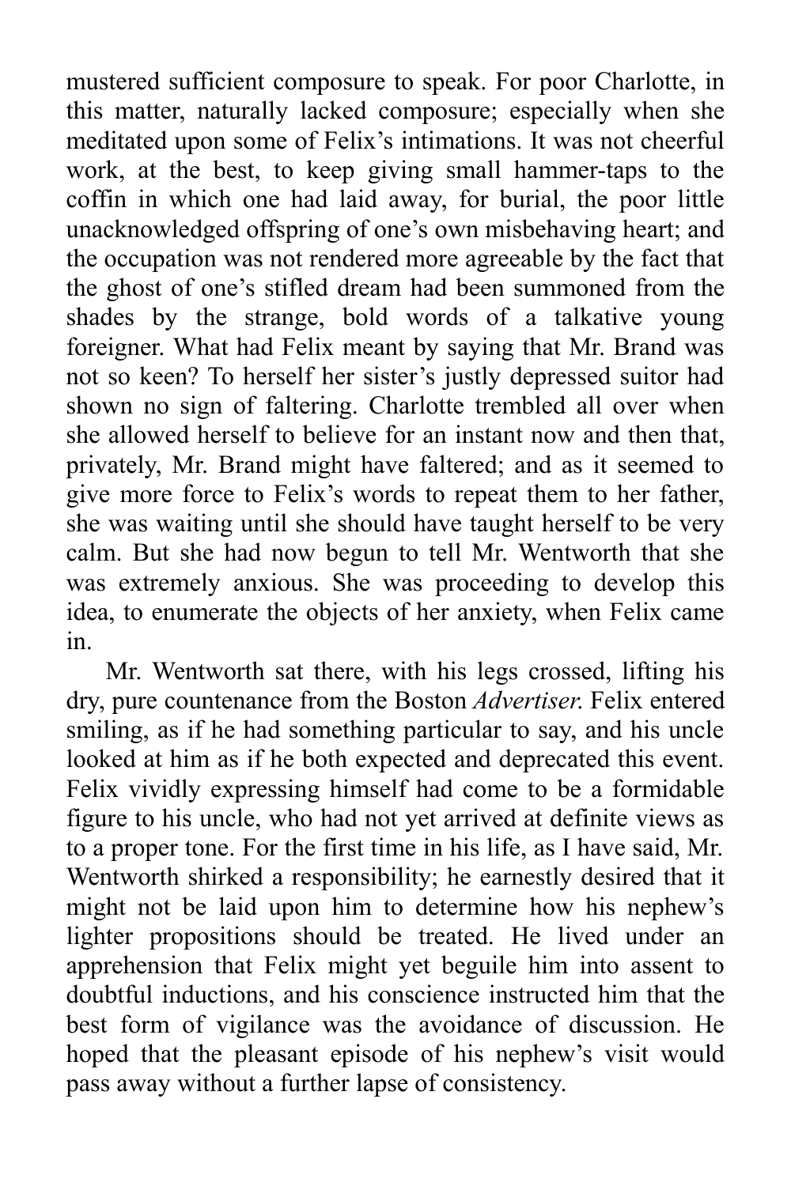mustered sufficient composure to speak. For poor Charlotte, in this matter, naturally lacked composure; especially when she meditated upon some of Felix's intimations. It was not cheerful work, at the best, to keep giving small hammer-taps to the coffin in which one had laid away, for burial, the poor little unacknowledged offspring of one's own misbehaving heart; and the occupation was not rendered more agreeable by the fact that the ghost of one's stifled dream had been summoned from the shades by the strange, bold words of a talkative young foreigner. What had Felix meant by saying that Mr. Brand was not so keen? To herself her sister's justly depressed suitor had shown no sign of faltering. Charlotte trembled all over when she allowed herself to believe for an instant now and then that, privately, Mr. Brand might have faltered; and as it seemed to give more force to Felix's words to repeat them to her father, she was waiting until she should have taught herself to be very calm. But she had now begun to tell Mr. Wentworth that she was extremely anxious. She was proceeding to develop this idea, to enumerate the objects of her anxiety, when Felix came in.

Mr. Wentworth sat there, with his legs crossed, lifting his dry, pure countenance from the Boston *Advertiser*. Felix entered smiling, as if he had something particular to say, and his uncle looked at him as if he both expected and deprecated this event. Felix vividly expressing himself had come to be a formidable figure to his uncle, who had not yet arrived at definite views as to a proper tone. For the first time in his life, as I have said, Mr. Wentworth shirked a responsibility; he earnestly desired that it might not be laid upon him to determine how his nephew's lighter propositions should be treated. He lived under an apprehension that Felix might yet beguile him into assent to doubtful inductions, and his conscience instructed him that the best form of vigilance was the avoidance of discussion. He hoped that the pleasant episode of his nephew's visit would pass away without a further lapse of consistency.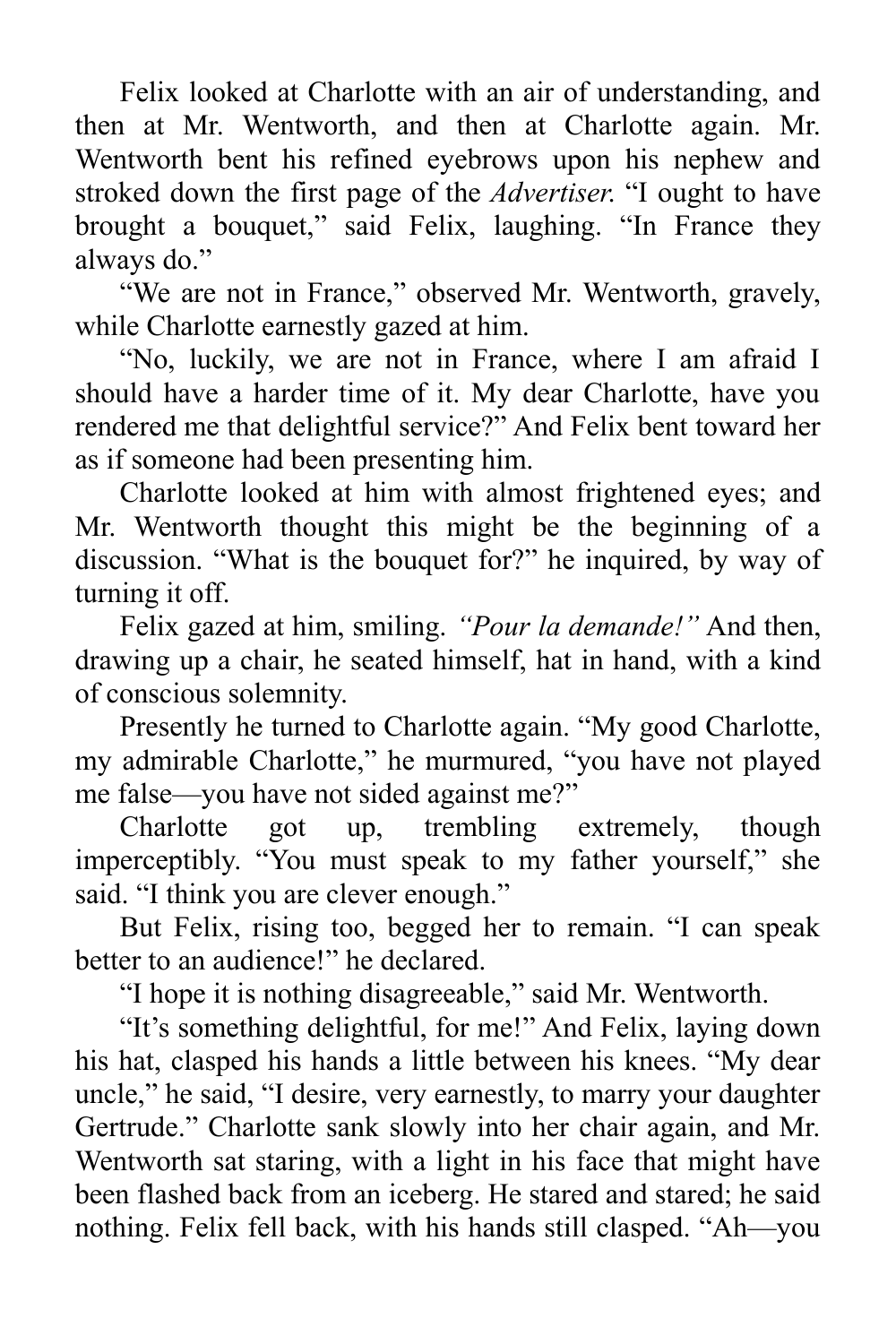Felix looked at Charlotte with an air of understanding, and then at Mr. Wentworth, and then at Charlotte again. Mr. Wentworth bent his refined eyebrows upon his nephew and stroked down the first page of the *Advertiser*. "I ought to have brought a bouquet," said Felix, laughing. "In France they always do."

"We are not in France," observed Mr. Wentworth, gravely, while Charlotte earnestly gazed at him.

"No, luckily, we are not in France, where I am afraid I should have a harder time of it. My dear Charlotte, have you rendered me that delightful service?" And Felix bent toward her as if someone had been presenting him.

Charlotte looked at him with almost frightened eyes; and Mr. Wentworth thought this might be the beginning of a discussion. "What is the bouquet for?" he inquired, by way of turning it off.

Felix gazed at him, smiling. *"Pour la demande!"* And then, drawing up a chair, he seated himself, hat in hand, with a kind of conscious solemnity.

Presently he turned to Charlotte again. "My good Charlotte, my admirable Charlotte," he murmured, "you have not played me false—you have not sided against me?"

Charlotte got up, trembling extremely, though imperceptibly. "You must speak to my father yourself," she said. "I think you are clever enough."

But Felix, rising too, begged her to remain. "I can speak better to an audience!" he declared.

"I hope it is nothing disagreeable," said Mr. Wentworth.

"It's something delightful, for me!" And Felix, laying down his hat, clasped his hands a little between his knees. "My dear uncle," he said, "I desire, very earnestly, to marry your daughter Gertrude." Charlotte sank slowly into her chair again, and Mr. Wentworth sat staring, with a light in his face that might have been flashed back from an iceberg. He stared and stared; he said nothing. Felix fell back, with his hands still clasped. "Ah—you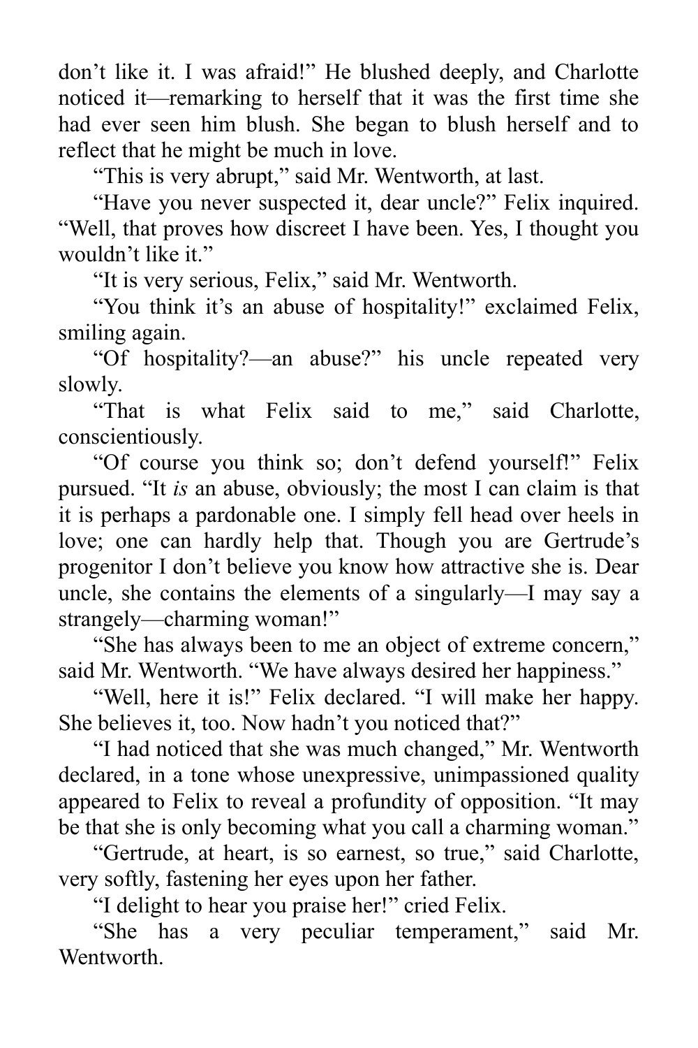don't like it. I was afraid!" He blushed deeply, and Charlotte noticed it—remarking to herself that it was the first time she had ever seen him blush. She began to blush herself and to reflect that he might be much in love.

"This is very abrupt," said Mr. Wentworth, at last.

"Have you never suspected it, dear uncle?" Felix inquired. "Well, that proves how discreet I have been. Yes, I thought you wouldn't like it."

"It is very serious, Felix," said Mr. Wentworth.

"You think it's an abuse of hospitality!" exclaimed Felix, smiling again.

"Of hospitality?—an abuse?" his uncle repeated very slowly.

"That is what Felix said to me," said Charlotte, conscientiously.

"Of course you think so; don't defend yourself!" Felix pursued. "It *is* an abuse, obviously; the most I can claim is that it is perhaps a pardonable one. I simply fell head over heels in love; one can hardly help that. Though you are Gertrude's progenitor I don't believe you know how attractive she is. Dear uncle, she contains the elements of a singularly—I may say a strangely—charming woman!"

"She has always been to me an object of extreme concern," said Mr. Wentworth. "We have always desired her happiness."

"Well, here it is!" Felix declared. "I will make her happy. She believes it, too. Now hadn't you noticed that?"

"I had noticed that she was much changed," Mr. Wentworth declared, in a tone whose unexpressive, unimpassioned quality appeared to Felix to reveal a profundity of opposition. "It may be that she is only becoming what you call a charming woman."

"Gertrude, at heart, is so earnest, so true," said Charlotte, very softly, fastening her eyes upon her father.

"I delight to hear you praise her!" cried Felix.

"She has a very peculiar temperament," said Mr. Wentworth.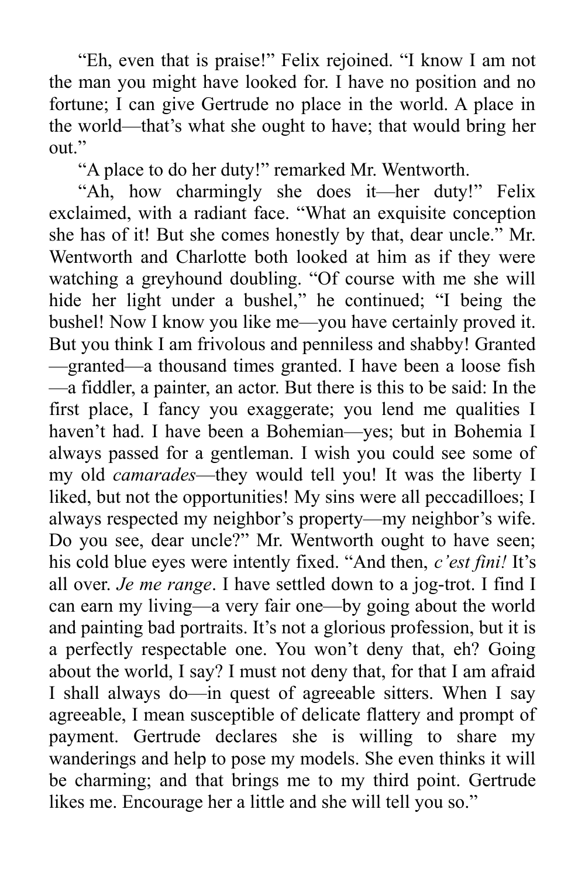"Eh, even that is praise!" Felix rejoined. "I know I am not the man you might have looked for. I have no position and no fortune; I can give Gertrude no place in the world. A place in the world—that's what she ought to have; that would bring her out."

"A place to do her duty!" remarked Mr. Wentworth.

"Ah, how charmingly she does it—her duty!" Felix exclaimed, with a radiant face. "What an exquisite conception she has of it! But she comes honestly by that, dear uncle." Mr. Wentworth and Charlotte both looked at him as if they were watching a greyhound doubling. "Of course with me she will hide her light under a bushel," he continued; "I being the bushel! Now I know you like me—you have certainly proved it. But you think I am frivolous and penniless and shabby! Granted—granted—a thousand times granted. I have been a loose fish—a fiddler, a painter, an actor. But there is this to be said: In the first place, I fancy you exaggerate; you lend me qualities I haven't had. I have been a Bohemian—yes; but in Bohemia I always passed for a gentleman. I wish you could see some of my old *camarades*—they would tell you! It was the liberty I liked, but not the opportunities! My sins were all peccadilloes; I always respected my neighbor's property—my neighbor's wife. Do you see, dear uncle?" Mr. Wentworth ought to have seen; his cold blue eyes were intently fixed. "And then, *c'est fini!* It's all over. *Je me range*. I have settled down to a jog-trot. I find I can earn my living—a very fair one—by going about the world and painting bad portraits. It's not a glorious profession, but it is a perfectly respectable one. You won't deny that, eh? Going about the world, I say? I must not deny that, for that I am afraid I shall always do—in quest of agreeable sitters. When I say agreeable, I mean susceptible of delicate flattery and prompt of payment. Gertrude declares she is willing to share my wanderings and help to pose my models. She even thinks it will be charming; and that brings me to my third point. Gertrude likes me. Encourage her a little and she will tell you so."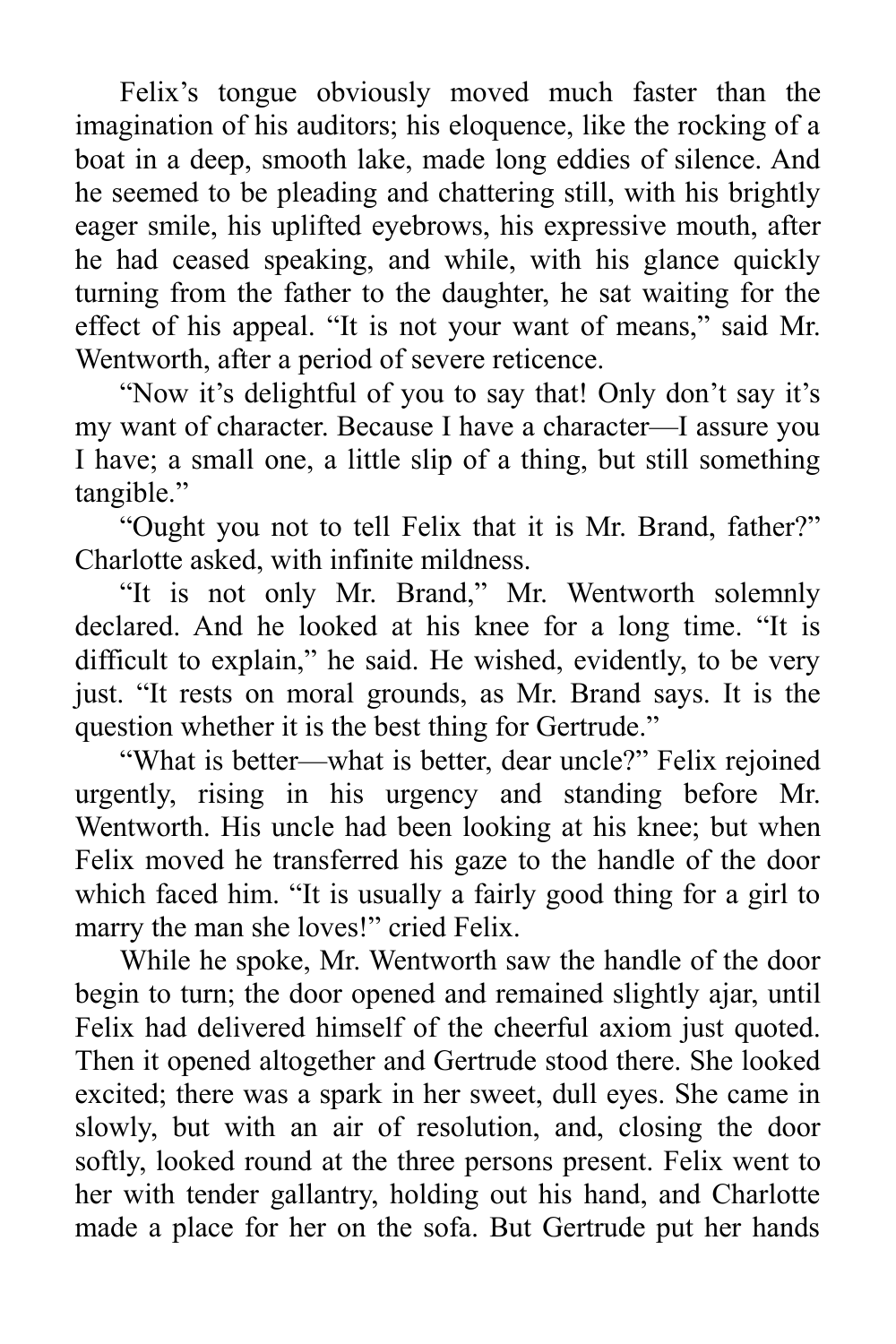Felix's tongue obviously moved much faster than the imagination of his auditors; his eloquence, like the rocking of a boat in a deep, smooth lake, made long eddies of silence. And he seemed to be pleading and chattering still, with his brightly eager smile, his uplifted eyebrows, his expressive mouth, after he had ceased speaking, and while, with his glance quickly turning from the father to the daughter, he sat waiting for the effect of his appeal. "It is not your want of means," said Mr. Wentworth, after a period of severe reticence.

"Now it's delightful of you to say that! Only don't say it's my want of character. Because I have a character—I assure you I have; a small one, a little slip of a thing, but still something tangible."

"Ought you not to tell Felix that it is Mr. Brand, father?" Charlotte asked, with infinite mildness.

"It is not only Mr. Brand," Mr. Wentworth solemnly declared. And he looked at his knee for a long time. "It is difficult to explain," he said. He wished, evidently, to be very just. "It rests on moral grounds, as Mr. Brand says. It is the question whether it is the best thing for Gertrude."

"What is better—what is better, dear uncle?" Felix rejoined urgently, rising in his urgency and standing before Mr. Wentworth. His uncle had been looking at his knee; but when Felix moved he transferred his gaze to the handle of the door which faced him. "It is usually a fairly good thing for a girl to marry the man she loves!" cried Felix.

While he spoke, Mr. Wentworth saw the handle of the door begin to turn; the door opened and remained slightly ajar, until Felix had delivered himself of the cheerful axiom just quoted. Then it opened altogether and Gertrude stood there. She looked excited; there was a spark in her sweet, dull eyes. She came in slowly, but with an air of resolution, and, closing the door softly, looked round at the three persons present. Felix went to her with tender gallantry, holding out his hand, and Charlotte made a place for her on the sofa. But Gertrude put her hands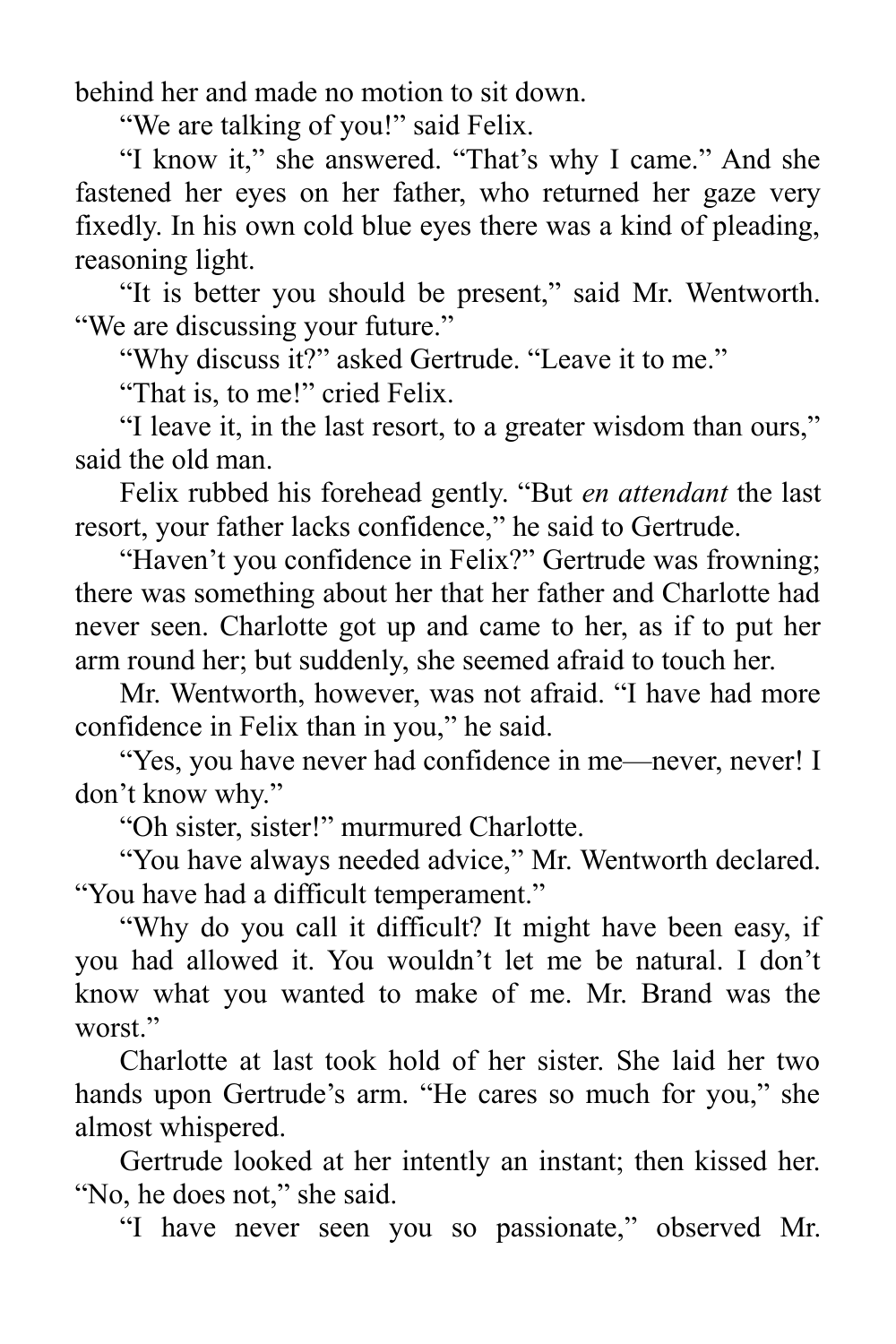behind her and made no motion to sit down.

"We are talking of you!" said Felix.

"I know it," she answered. "That's why I came." And she fastened her eyes on her father, who returned her gaze very fixedly. In his own cold blue eyes there was a kind of pleading, reasoning light.

"It is better you should be present," said Mr. Wentworth. "We are discussing your future."

"Why discuss it?" asked Gertrude. "Leave it to me."

"That is, to me!" cried Felix.

"I leave it, in the last resort, to a greater wisdom than ours," said the old man.

Felix rubbed his forehead gently. "But *en attendant* the last resort, your father lacks confidence," he said to Gertrude.

"Haven't you confidence in Felix?" Gertrude was frowning; there was something about her that her father and Charlotte had never seen. Charlotte got up and came to her, as if to put her arm round her; but suddenly, she seemed afraid to touch her.

Mr. Wentworth, however, was not afraid. "I have had more confidence in Felix than in you," he said.

"Yes, you have never had confidence in me—never, never! I don't know why."

"Oh sister, sister!" murmured Charlotte.

"You have always needed advice," Mr. Wentworth declared. "You have had a difficult temperament."

"Why do you call it difficult? It might have been easy, if you had allowed it. You wouldn't let me be natural. I don't know what you wanted to make of me. Mr. Brand was the worst."

Charlotte at last took hold of her sister. She laid her two hands upon Gertrude's arm. "He cares so much for you," she almost whispered.

Gertrude looked at her intently an instant; then kissed her. "No, he does not," she said.

"I have never seen you so passionate," observed Mr.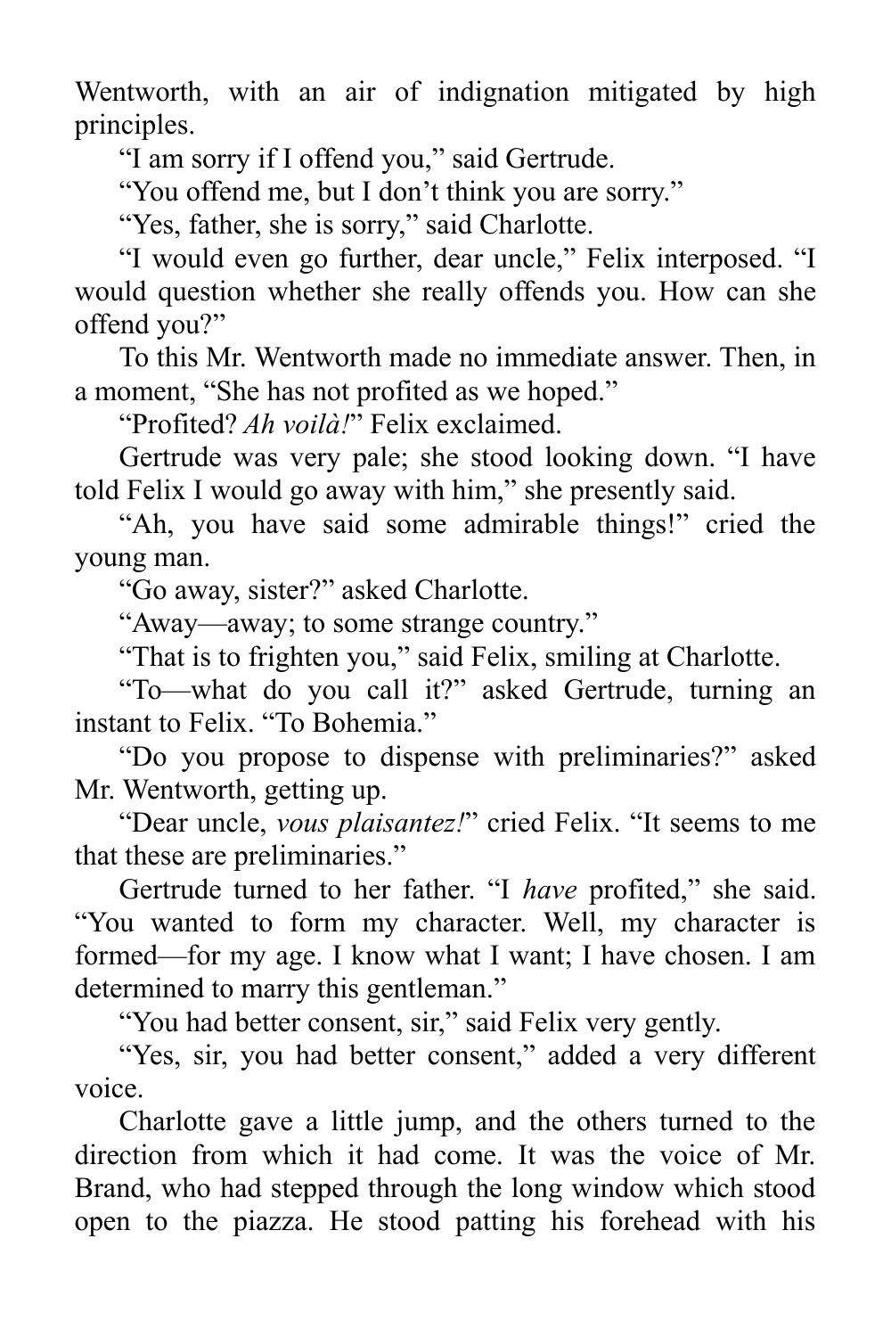Wentworth, with an air of indignation mitigated by high principles.

"I am sorry if I offend you," said Gertrude.

"You offend me, but I don't think you are sorry."

"Yes, father, she is sorry," said Charlotte.

"I would even go further, dear uncle," Felix interposed. "I would question whether she really offends you. How can she offend you?"

To this Mr. Wentworth made no immediate answer. Then, in a moment, "She has not profited as we hoped."

"Profited? *Ah voilà!*" Felix exclaimed.

Gertrude was very pale; she stood looking down. "I have told Felix I would go away with him," she presently said.

"Ah, you have said some admirable things!" cried the young man.

"Go away, sister?" asked Charlotte.

"Away—away; to some strange country."

"That is to frighten you," said Felix, smiling at Charlotte.

"To—what do you call it?" asked Gertrude, turning an instant to Felix. "To Bohemia."

"Do you propose to dispense with preliminaries?" asked Mr. Wentworth, getting up.

"Dear uncle, *vous plaisantez!*" cried Felix. "It seems to me that these are preliminaries."

Gertrude turned to her father. "I *have* profited," she said. "You wanted to form my character. Well, my character is formed—for my age. I know what I want; I have chosen. I am determined to marry this gentleman."

"You had better consent, sir," said Felix very gently.

"Yes, sir, you had better consent," added a very different voice.

Charlotte gave a little jump, and the others turned to the direction from which it had come. It was the voice of Mr. Brand, who had stepped through the long window which stood open to the piazza. He stood patting his forehead with his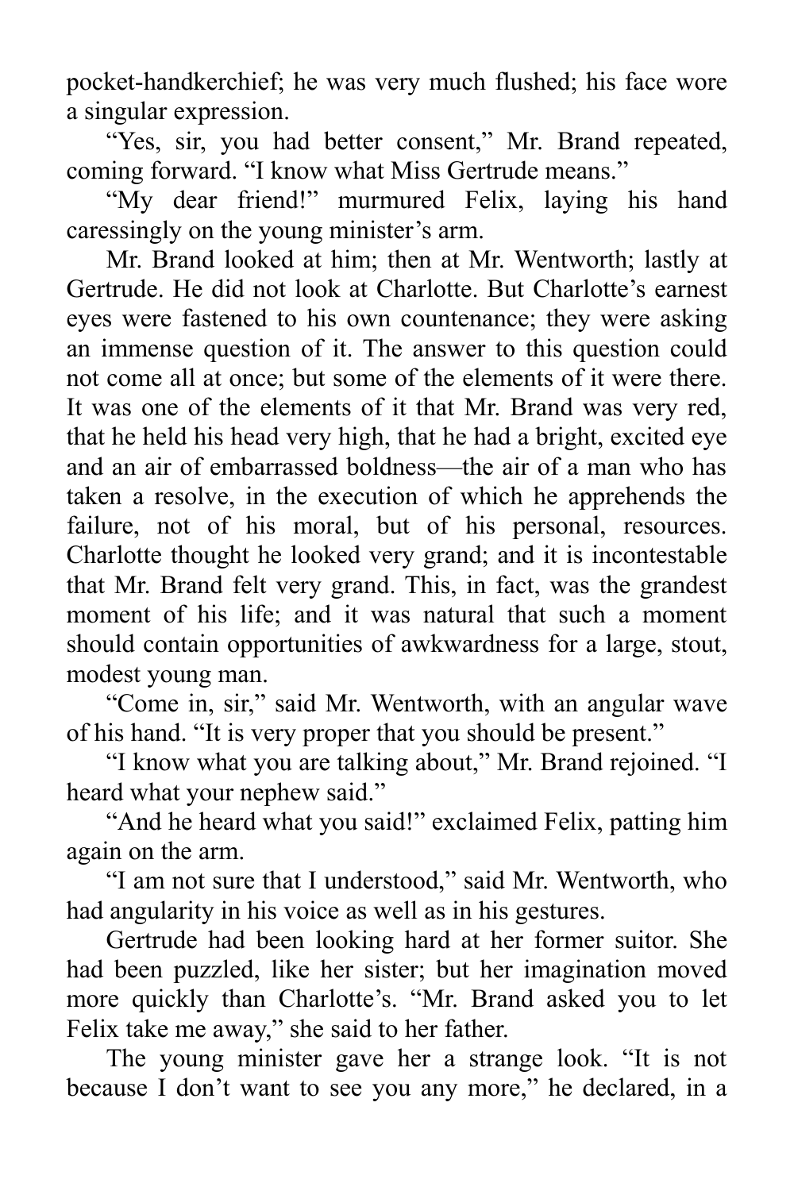pocket-handkerchief; he was very much flushed; his face wore a singular expression.

"Yes, sir, you had better consent," Mr. Brand repeated, coming forward. "I know what Miss Gertrude means."

"My dear friend!" murmured Felix, laying his hand caressingly on the young minister's arm.

Mr. Brand looked at him; then at Mr. Wentworth; lastly at Gertrude. He did not look at Charlotte. But Charlotte's earnest eyes were fastened to his own countenance; they were asking an immense question of it. The answer to this question could not come all at once; but some of the elements of it were there. It was one of the elements of it that Mr. Brand was very red, that he held his head very high, that he had a bright, excited eye and an air of embarrassed boldness—the air of a man who has taken a resolve, in the execution of which he apprehends the failure, not of his moral, but of his personal, resources. Charlotte thought he looked very grand; and it is incontestable that Mr. Brand felt very grand. This, in fact, was the grandest moment of his life; and it was natural that such a moment should contain opportunities of awkwardness for a large, stout, modest young man.

"Come in, sir," said Mr. Wentworth, with an angular wave of his hand. "It is very proper that you should be present."

"I know what you are talking about," Mr. Brand rejoined. "I heard what your nephew said."

"And he heard what you said!" exclaimed Felix, patting him again on the arm.

"I am not sure that I understood," said Mr. Wentworth, who had angularity in his voice as well as in his gestures.

Gertrude had been looking hard at her former suitor. She had been puzzled, like her sister; but her imagination moved more quickly than Charlotte's. "Mr. Brand asked you to let Felix take me away," she said to her father.

The young minister gave her a strange look. "It is not because I don't want to see you any more," he declared, in a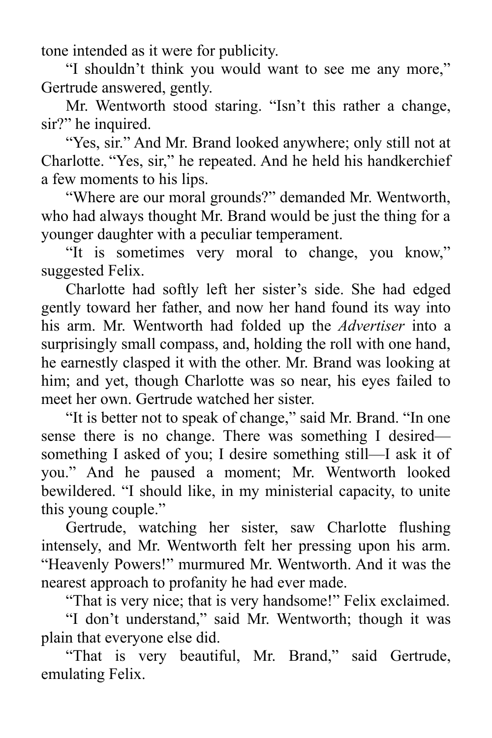tone intended as it were for publicity.

"I shouldn't think you would want to see me any more," Gertrude answered, gently.

Mr. Wentworth stood staring. "Isn't this rather a change, sir?" he inquired.

"Yes, sir." And Mr. Brand looked anywhere; only still not at Charlotte. "Yes, sir," he repeated. And he held his handkerchief a few moments to his lips.

"Where are our moral grounds?" demanded Mr. Wentworth, who had always thought Mr. Brand would be just the thing for a younger daughter with a peculiar temperament.

"It is sometimes very moral to change, you know," suggested Felix.

Charlotte had softly left her sister's side. She had edged gently toward her father, and now her hand found its way into his arm. Mr. Wentworth had folded up the *Advertiser* into a surprisingly small compass, and, holding the roll with one hand, he earnestly clasped it with the other. Mr. Brand was looking at him; and yet, though Charlotte was so near, his eyes failed to meet her own. Gertrude watched her sister.

"It is better not to speak of change," said Mr. Brand. "In one sense there is no change. There was something I desired—something I asked of you; I desire something still—I ask it of you." And he paused a moment; Mr. Wentworth looked bewildered. "I should like, in my ministerial capacity, to unite this young couple."

Gertrude, watching her sister, saw Charlotte flushing intensely, and Mr. Wentworth felt her pressing upon his arm. "Heavenly Powers!" murmured Mr. Wentworth. And it was the nearest approach to profanity he had ever made.

"That is very nice; that is very handsome!" Felix exclaimed.

"I don't understand," said Mr. Wentworth; though it was plain that everyone else did.

"That is very beautiful, Mr. Brand," said Gertrude, emulating Felix.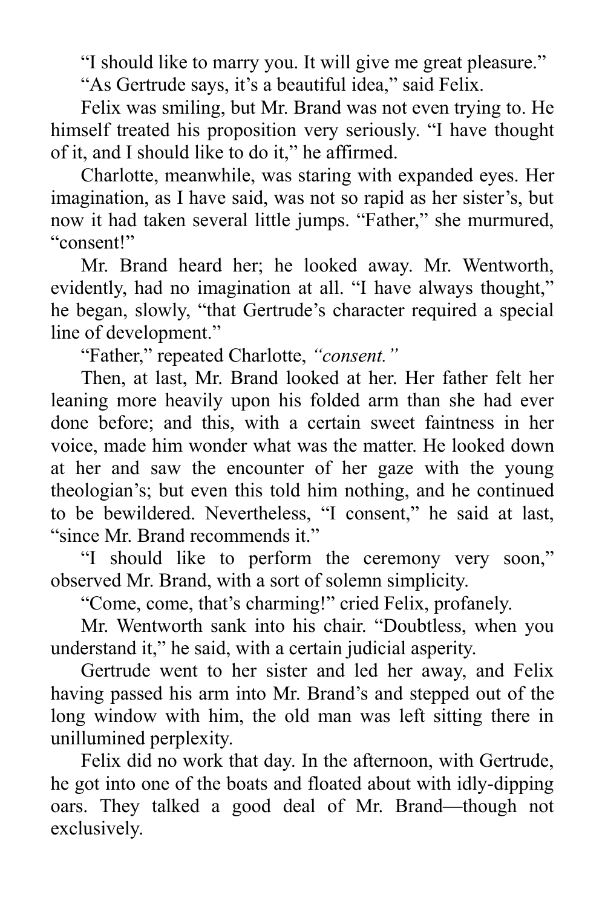"I should like to marry you. It will give me great pleasure."

"As Gertrude says, it's a beautiful idea," said Felix.

Felix was smiling, but Mr. Brand was not even trying to. He himself treated his proposition very seriously. "I have thought of it, and I should like to do it," he affirmed.

Charlotte, meanwhile, was staring with expanded eyes. Her imagination, as I have said, was not so rapid as her sister's, but now it had taken several little jumps. "Father," she murmured, "consent!"

Mr. Brand heard her; he looked away. Mr. Wentworth, evidently, had no imagination at all. "I have always thought," he began, slowly, "that Gertrude's character required a special line of development."

"Father," repeated Charlotte, *"consent."*

Then, at last, Mr. Brand looked at her. Her father felt her leaning more heavily upon his folded arm than she had ever done before; and this, with a certain sweet faintness in her voice, made him wonder what was the matter. He looked down at her and saw the encounter of her gaze with the young theologian's; but even this told him nothing, and he continued to be bewildered. Nevertheless, "I consent," he said at last, "since Mr. Brand recommends it."

"I should like to perform the ceremony very soon," observed Mr. Brand, with a sort of solemn simplicity.

"Come, come, that's charming!" cried Felix, profanely.

Mr. Wentworth sank into his chair. "Doubtless, when you understand it," he said, with a certain judicial asperity.

Gertrude went to her sister and led her away, and Felix having passed his arm into Mr. Brand's and stepped out of the long window with him, the old man was left sitting there in unillumined perplexity.

Felix did no work that day. In the afternoon, with Gertrude, he got into one of the boats and floated about with idly-dipping oars. They talked a good deal of Mr. Brand—though not exclusively.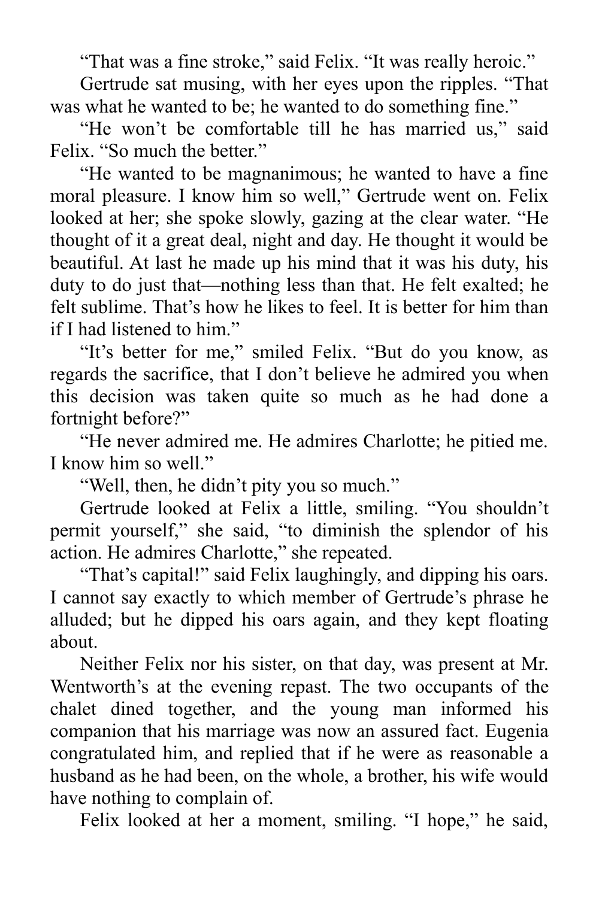"That was a fine stroke," said Felix. "It was really heroic."

Gertrude sat musing, with her eyes upon the ripples. "That was what he wanted to be; he wanted to do something fine."

"He won't be comfortable till he has married us," said Felix. "So much the better."

"He wanted to be magnanimous; he wanted to have a fine moral pleasure. I know him so well," Gertrude went on. Felix looked at her; she spoke slowly, gazing at the clear water. "He thought of it a great deal, night and day. He thought it would be beautiful. At last he made up his mind that it was his duty, his duty to do just that—nothing less than that. He felt exalted; he felt sublime. That's how he likes to feel. It is better for him than if I had listened to him."

"It's better for me," smiled Felix. "But do you know, as regards the sacrifice, that I don't believe he admired you when this decision was taken quite so much as he had done a fortnight before?"

"He never admired me. He admires Charlotte; he pitied me. I know him so well."

"Well, then, he didn't pity you so much."

Gertrude looked at Felix a little, smiling. "You shouldn't permit yourself," she said, "to diminish the splendor of his action. He admires Charlotte," she repeated.

"That's capital!" said Felix laughingly, and dipping his oars. I cannot say exactly to which member of Gertrude's phrase he alluded; but he dipped his oars again, and they kept floating about.

Neither Felix nor his sister, on that day, was present at Mr. Wentworth's at the evening repast. The two occupants of the chalet dined together, and the young man informed his companion that his marriage was now an assured fact. Eugenia congratulated him, and replied that if he were as reasonable a husband as he had been, on the whole, a brother, his wife would have nothing to complain of.

Felix looked at her a moment, smiling. "I hope," he said,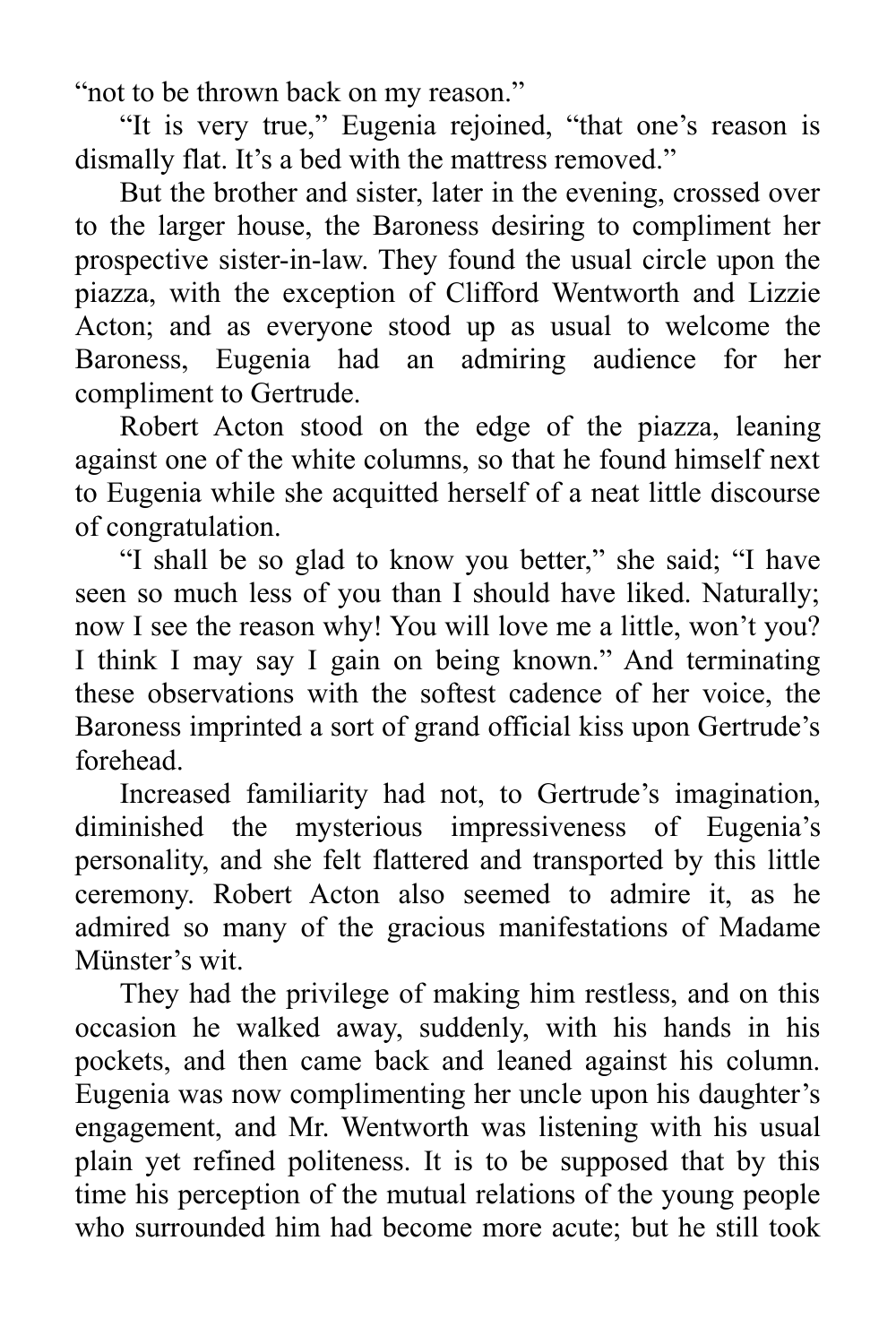"not to be thrown back on my reason."

"It is very true," Eugenia rejoined, "that one's reason is dismally flat. It's a bed with the mattress removed."

But the brother and sister, later in the evening, crossed over to the larger house, the Baroness desiring to compliment her prospective sister-in-law. They found the usual circle upon the piazza, with the exception of Clifford Wentworth and Lizzie Acton; and as everyone stood up as usual to welcome the Baroness, Eugenia had an admiring audience for her compliment to Gertrude.

Robert Acton stood on the edge of the piazza, leaning against one of the white columns, so that he found himself next to Eugenia while she acquitted herself of a neat little discourse of congratulation.

"I shall be so glad to know you better," she said; "I have seen so much less of you than I should have liked. Naturally; now I see the reason why! You will love me a little, won't you? I think I may say I gain on being known." And terminating these observations with the softest cadence of her voice, the Baroness imprinted a sort of grand official kiss upon Gertrude's forehead.

Increased familiarity had not, to Gertrude's imagination, diminished the mysterious impressiveness of Eugenia's personality, and she felt flattered and transported by this little ceremony. Robert Acton also seemed to admire it, as he admired so many of the gracious manifestations of Madame Münster's wit.

They had the privilege of making him restless, and on this occasion he walked away, suddenly, with his hands in his pockets, and then came back and leaned against his column. Eugenia was now complimenting her uncle upon his daughter's engagement, and Mr. Wentworth was listening with his usual plain yet refined politeness. It is to be supposed that by this time his perception of the mutual relations of the young people who surrounded him had become more acute; but he still took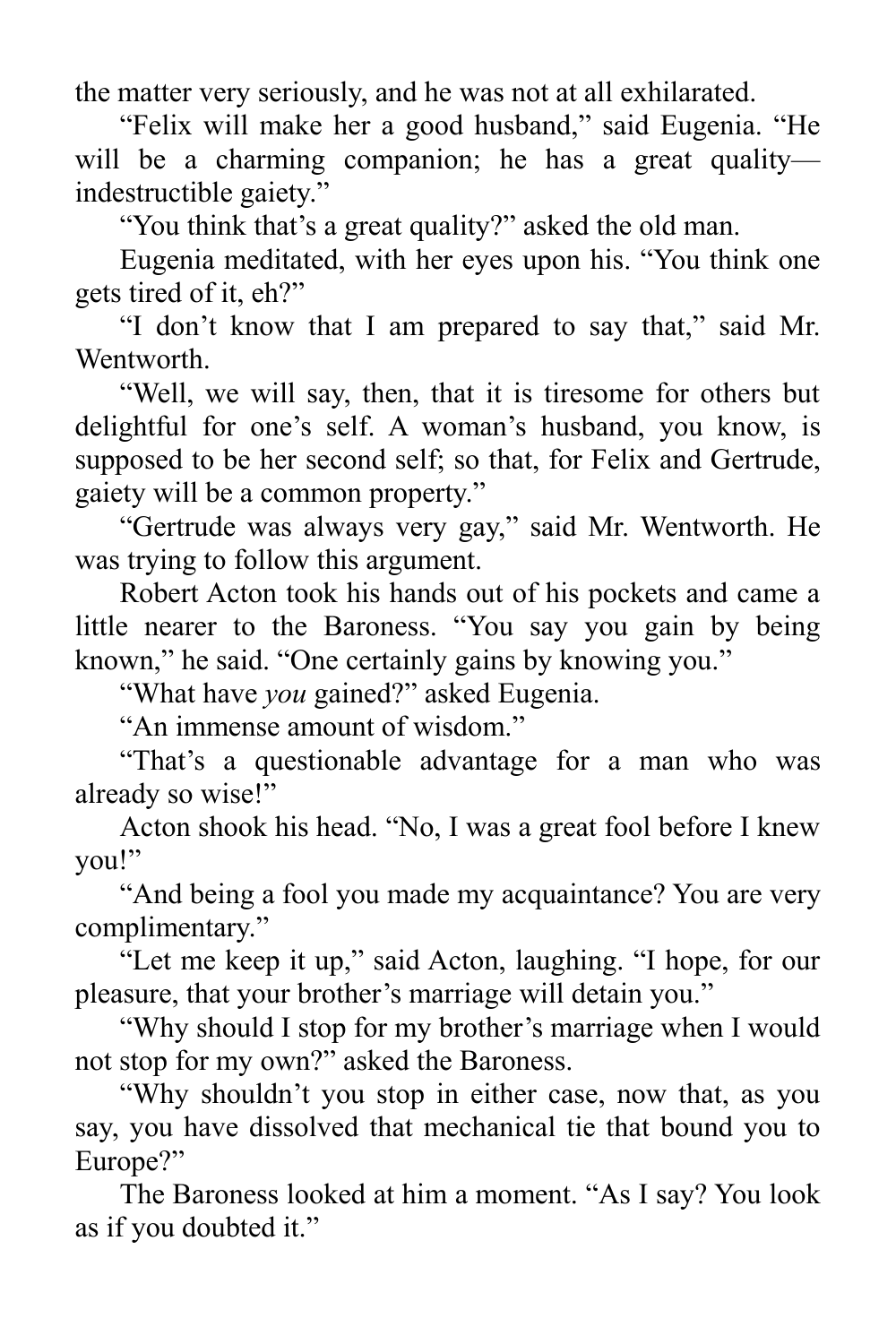the matter very seriously, and he was not at all exhilarated.

"Felix will make her a good husband," said Eugenia. "He will be a charming companion; he has a great quality—indestructible gaiety."

"You think that's a great quality?" asked the old man.

Eugenia meditated, with her eyes upon his. "You think one gets tired of it, eh?"

"I don't know that I am prepared to say that," said Mr. Wentworth.

"Well, we will say, then, that it is tiresome for others but delightful for one's self. A woman's husband, you know, is supposed to be her second self; so that, for Felix and Gertrude, gaiety will be a common property."

"Gertrude was always very gay," said Mr. Wentworth. He was trying to follow this argument.

Robert Acton took his hands out of his pockets and came a little nearer to the Baroness. "You say you gain by being known," he said. "One certainly gains by knowing you."

"What have *you* gained?" asked Eugenia.

"An immense amount of wisdom."

"That's a questionable advantage for a man who was already so wise!"

Acton shook his head. "No, I was a great fool before I knew you!"

"And being a fool you made my acquaintance? You are very complimentary."

"Let me keep it up," said Acton, laughing. "I hope, for our pleasure, that your brother's marriage will detain you."

"Why should I stop for my brother's marriage when I would not stop for my own?" asked the Baroness.

"Why shouldn't you stop in either case, now that, as you say, you have dissolved that mechanical tie that bound you to Europe?"

The Baroness looked at him a moment. "As I say? You look as if you doubted it."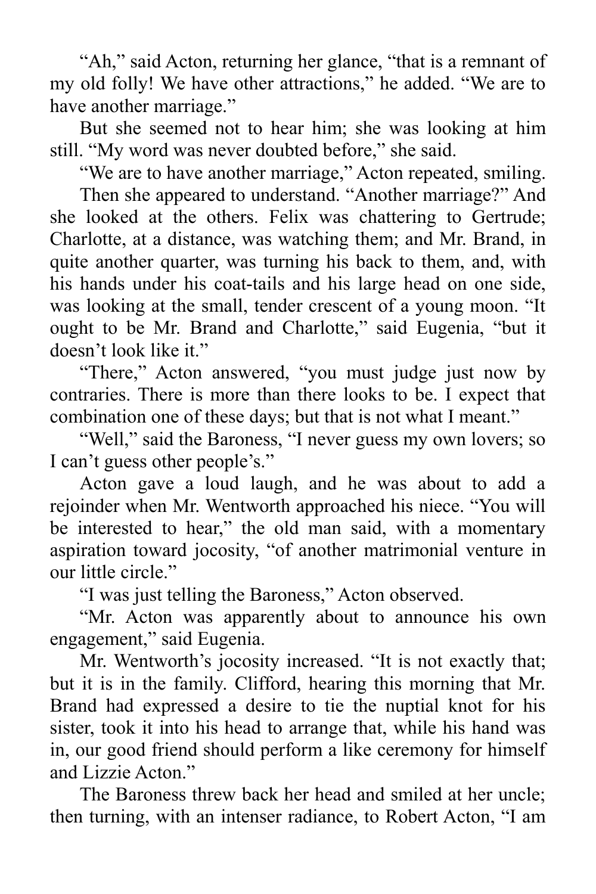"Ah," said Acton, returning her glance, "that is a remnant of my old folly! We have other attractions," he added. "We are to have another marriage."

But she seemed not to hear him; she was looking at him still. "My word was never doubted before," she said.

"We are to have another marriage," Acton repeated, smiling.

Then she appeared to understand. "Another marriage?" And she looked at the others. Felix was chattering to Gertrude; Charlotte, at a distance, was watching them; and Mr. Brand, in quite another quarter, was turning his back to them, and, with his hands under his coat-tails and his large head on one side, was looking at the small, tender crescent of a young moon. "It ought to be Mr. Brand and Charlotte," said Eugenia, "but it doesn't look like it."

"There," Acton answered, "you must judge just now by contraries. There is more than there looks to be. I expect that combination one of these days; but that is not what I meant."

"Well," said the Baroness, "I never guess my own lovers; so I can't guess other people's."

Acton gave a loud laugh, and he was about to add a rejoinder when Mr. Wentworth approached his niece. "You will be interested to hear," the old man said, with a momentary aspiration toward jocosity, "of another matrimonial venture in our little circle."

"I was just telling the Baroness," Acton observed.

"Mr. Acton was apparently about to announce his own engagement," said Eugenia.

Mr. Wentworth's jocosity increased. "It is not exactly that; but it is in the family. Clifford, hearing this morning that Mr. Brand had expressed a desire to tie the nuptial knot for his sister, took it into his head to arrange that, while his hand was in, our good friend should perform a like ceremony for himself and Lizzie Acton."

The Baroness threw back her head and smiled at her uncle; then turning, with an intenser radiance, to Robert Acton, "I am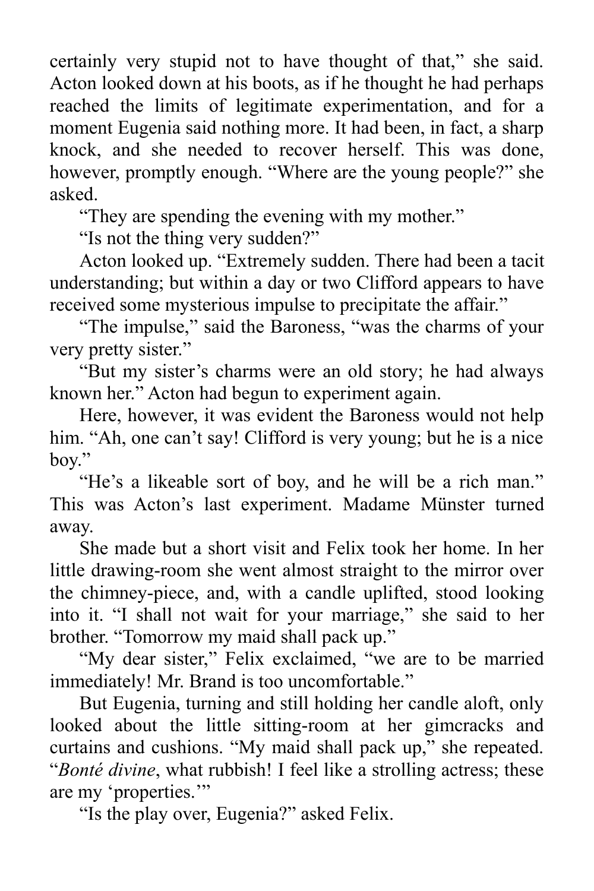certainly very stupid not to have thought of that," she said. Acton looked down at his boots, as if he thought he had perhaps reached the limits of legitimate experimentation, and for a moment Eugenia said nothing more. It had been, in fact, a sharp knock, and she needed to recover herself. This was done, however, promptly enough. "Where are the young people?" she asked.

"They are spending the evening with my mother."

"Is not the thing very sudden?"

Acton looked up. "Extremely sudden. There had been a tacit understanding; but within a day or two Clifford appears to have received some mysterious impulse to precipitate the affair."

"The impulse," said the Baroness, "was the charms of your very pretty sister."

"But my sister's charms were an old story; he had always known her." Acton had begun to experiment again.

Here, however, it was evident the Baroness would not help him. "Ah, one can't say! Clifford is very young; but he is a nice boy."

"He's a likeable sort of boy, and he will be a rich man." This was Acton's last experiment. Madame Münster turned away.

She made but a short visit and Felix took her home. In her little drawing-room she went almost straight to the mirror over the chimney-piece, and, with a candle uplifted, stood looking into it. "I shall not wait for your marriage," she said to her brother. "Tomorrow my maid shall pack up."

"My dear sister," Felix exclaimed, "we are to be married immediately! Mr. Brand is too uncomfortable."

But Eugenia, turning and still holding her candle aloft, only looked about the little sitting-room at her gimcracks and curtains and cushions. "My maid shall pack up," she repeated. "*Bonté divine*, what rubbish! I feel like a strolling actress; these are my 'properties.'"

"Is the play over, Eugenia?" asked Felix.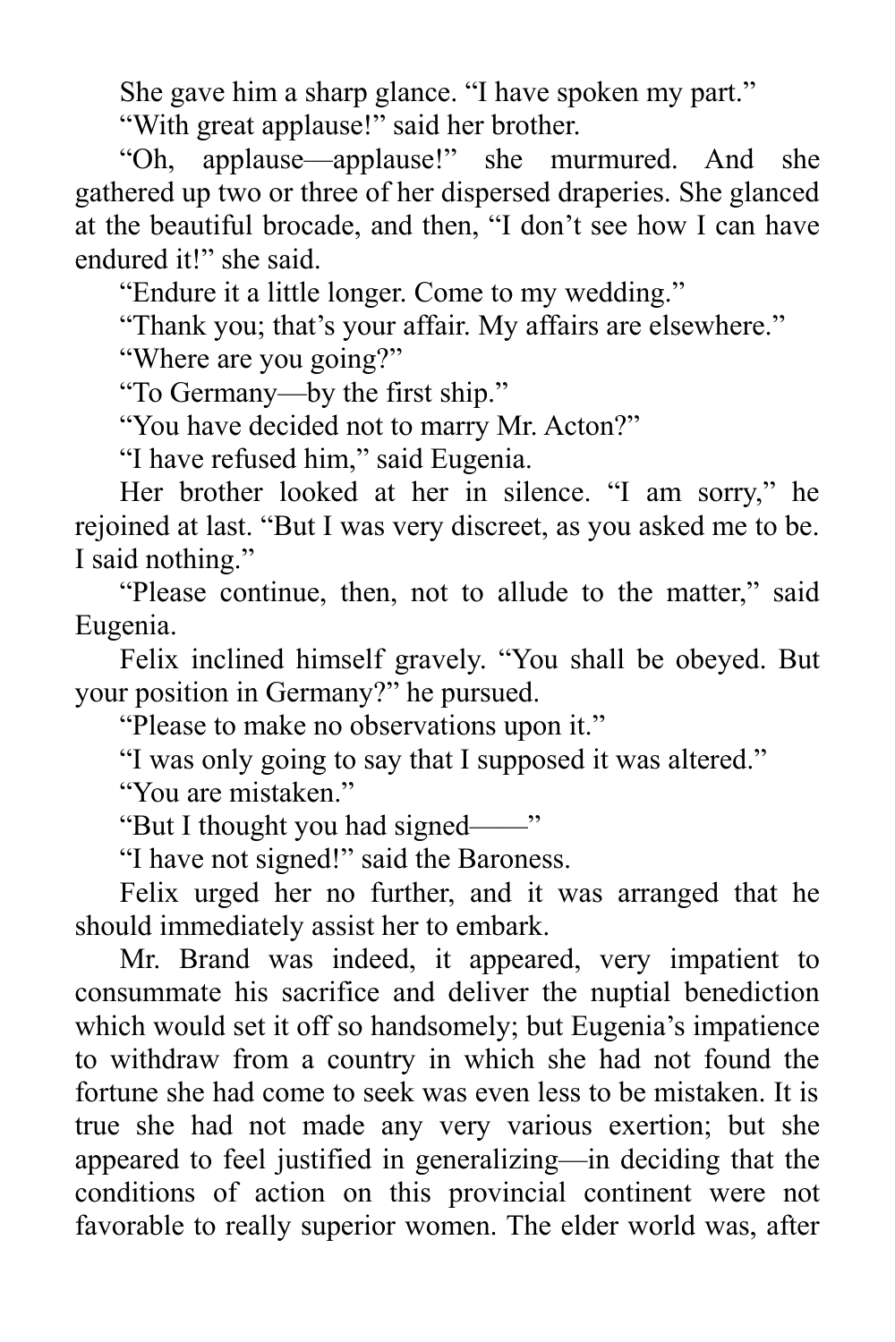She gave him a sharp glance. “I have spoken my part.”

“With great applause!” said her brother.

“Oh, applause—applause!” she murmured. And she gathered up two or three of her dispersed draperies. She glanced at the beautiful brocade, and then, “I don’t see how I can have endured it!” she said.

“Endure it a little longer. Come to my wedding.”

“Thank you; that’s your affair. My affairs are elsewhere.”

“Where are you going?”

“To Germany—by the first ship.”

“You have decided not to marry Mr. Acton?”

“I have refused him,” said Eugenia.

Her brother looked at her in silence. “I am sorry,” he rejoined at last. “But I was very discreet, as you asked me to be. I said nothing.”

“Please continue, then, not to allude to the matter,” said Eugenia.

Felix inclined himself gravely. “You shall be obeyed. But your position in Germany?” he pursued.

“Please to make no observations upon it.”

“I was only going to say that I supposed it was altered.”

“You are mistaken.”

“But I thought you had signed——”

“I have not signed!” said the Baroness.

Felix urged her no further, and it was arranged that he should immediately assist her to embark.

Mr. Brand was indeed, it appeared, very impatient to consummate his sacrifice and deliver the nuptial benediction which would set it off so handsomely; but Eugenia’s impatience to withdraw from a country in which she had not found the fortune she had come to seek was even less to be mistaken. It is true she had not made any very various exertion; but she appeared to feel justified in generalizing—in deciding that the conditions of action on this provincial continent were not favorable to really superior women. The elder world was, after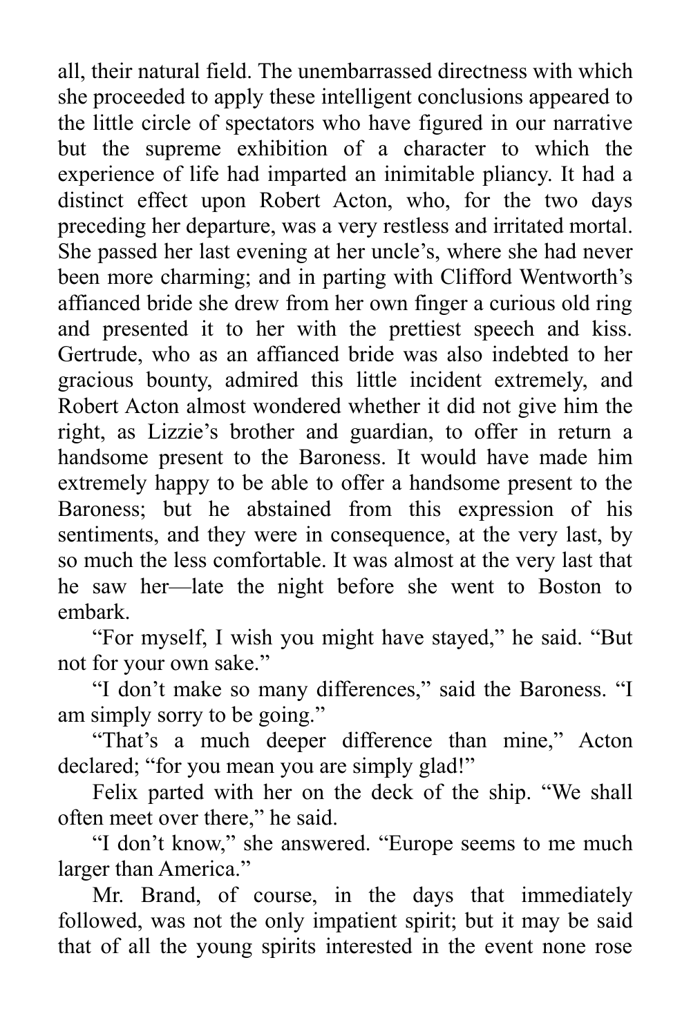all, their natural field. The unembarrassed directness with which she proceeded to apply these intelligent conclusions appeared to the little circle of spectators who have figured in our narrative but the supreme exhibition of a character to which the experience of life had imparted an inimitable pliancy. It had a distinct effect upon Robert Acton, who, for the two days preceding her departure, was a very restless and irritated mortal. She passed her last evening at her uncle's, where she had never been more charming; and in parting with Clifford Wentworth's affianced bride she drew from her own finger a curious old ring and presented it to her with the prettiest speech and kiss. Gertrude, who as an affianced bride was also indebted to her gracious bounty, admired this little incident extremely, and Robert Acton almost wondered whether it did not give him the right, as Lizzie's brother and guardian, to offer in return a handsome present to the Baroness. It would have made him extremely happy to be able to offer a handsome present to the Baroness; but he abstained from this expression of his sentiments, and they were in consequence, at the very last, by so much the less comfortable. It was almost at the very last that he saw her—late the night before she went to Boston to embark.

"For myself, I wish you might have stayed," he said. "But not for your own sake."

"I don't make so many differences," said the Baroness. "I am simply sorry to be going."

"That's a much deeper difference than mine," Acton declared; "for you mean you are simply glad!"

Felix parted with her on the deck of the ship. "We shall often meet over there," he said.

"I don't know," she answered. "Europe seems to me much larger than America."

Mr. Brand, of course, in the days that immediately followed, was not the only impatient spirit; but it may be said that of all the young spirits interested in the event none rose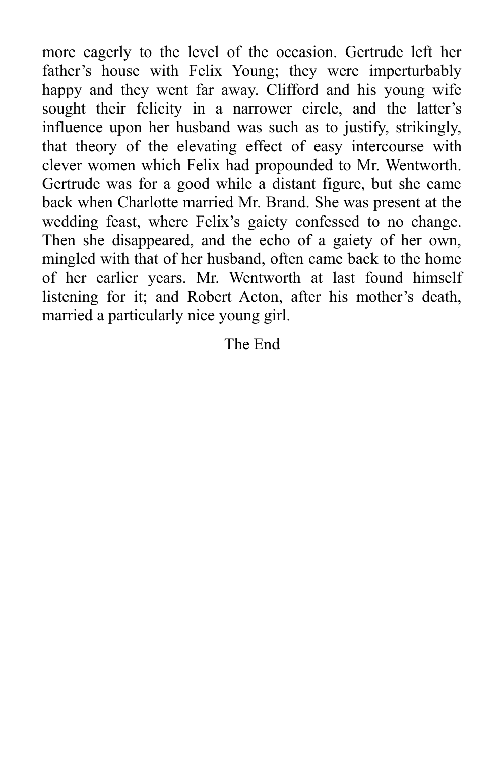more eagerly to the level of the occasion. Gertrude left her father's house with Felix Young; they were imperturbably happy and they went far away. Clifford and his young wife sought their felicity in a narrower circle, and the latter's influence upon her husband was such as to justify, strikingly, that theory of the elevating effect of easy intercourse with clever women which Felix had propounded to Mr. Wentworth. Gertrude was for a good while a distant figure, but she came back when Charlotte married Mr. Brand. She was present at the wedding feast, where Felix's gaiety confessed to no change. Then she disappeared, and the echo of a gaiety of her own, mingled with that of her husband, often came back to the home of her earlier years. Mr. Wentworth at last found himself listening for it; and Robert Acton, after his mother's death, married a particularly nice young girl.

The End